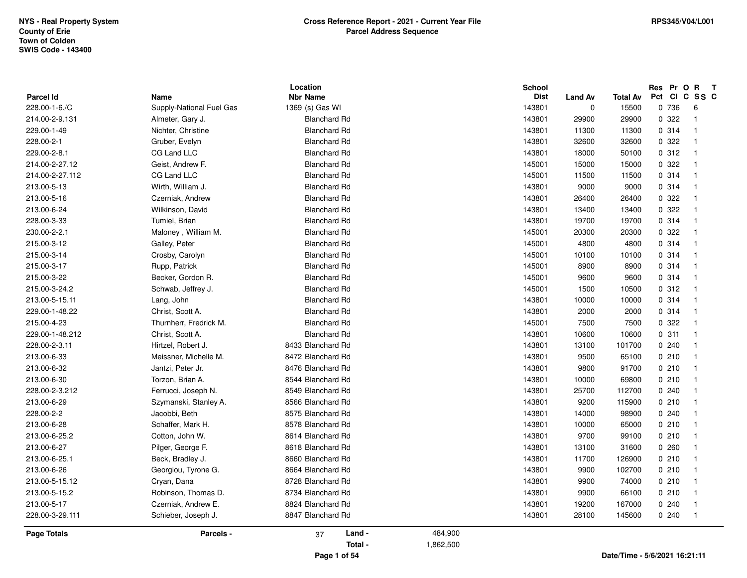NYS - Real Property System
County of Erie
Town of Colden
SWIS Code - 143400

**Cross Reference Report - 2021 - Current Year File**
**Parcel Address Sequence**

RPS345/V04/L001

| Parcel Id | Name | Location Nbr | Location Name | School Dist | Land Av | Total Av | Res Pct | Pr Cl | O C | R SS | T C |
|---|---|---|---|---|---|---|---|---|---|---|---|
| 228.00-1-6./C | Supply-National Fuel Gas | 1369 | (s) Gas Wl | 143801 | 0 | 15500 | 0 | 736 | | 6 | |
| 214.00-2-9.131 | Almeter, Gary J. | | Blanchard Rd | 143801 | 29900 | 29900 | 0 | 322 | | 1 | |
| 229.00-1-49 | Nichter, Christine | | Blanchard Rd | 143801 | 11300 | 11300 | 0 | 314 | | 1 | |
| 228.00-2-1 | Gruber, Evelyn | | Blanchard Rd | 143801 | 32600 | 32600 | 0 | 322 | | 1 | |
| 229.00-2-8.1 | CG Land LLC | | Blanchard Rd | 143801 | 18000 | 50100 | 0 | 312 | | 1 | |
| 214.00-2-27.12 | Geist, Andrew F. | | Blanchard Rd | 145001 | 15000 | 15000 | 0 | 322 | | 1 | |
| 214.00-2-27.112 | CG Land LLC | | Blanchard Rd | 145001 | 11500 | 11500 | 0 | 314 | | 1 | |
| 213.00-5-13 | Wirth, William J. | | Blanchard Rd | 143801 | 9000 | 9000 | 0 | 314 | | 1 | |
| 213.00-5-16 | Czerniak, Andrew | | Blanchard Rd | 143801 | 26400 | 26400 | 0 | 322 | | 1 | |
| 213.00-6-24 | Wilkinson, David | | Blanchard Rd | 143801 | 13400 | 13400 | 0 | 322 | | 1 | |
| 228.00-3-33 | Tumiel, Brian | | Blanchard Rd | 143801 | 19700 | 19700 | 0 | 314 | | 1 | |
| 230.00-2-2.1 | Maloney , William M. | | Blanchard Rd | 145001 | 20300 | 20300 | 0 | 322 | | 1 | |
| 215.00-3-12 | Galley, Peter | | Blanchard Rd | 145001 | 4800 | 4800 | 0 | 314 | | 1 | |
| 215.00-3-14 | Crosby, Carolyn | | Blanchard Rd | 145001 | 10100 | 10100 | 0 | 314 | | 1 | |
| 215.00-3-17 | Rupp, Patrick | | Blanchard Rd | 145001 | 8900 | 8900 | 0 | 314 | | 1 | |
| 215.00-3-22 | Becker, Gordon R. | | Blanchard Rd | 145001 | 9600 | 9600 | 0 | 314 | | 1 | |
| 215.00-3-24.2 | Schwab, Jeffrey J. | | Blanchard Rd | 145001 | 1500 | 10500 | 0 | 312 | | 1 | |
| 213.00-5-15.11 | Lang, John | | Blanchard Rd | 143801 | 10000 | 10000 | 0 | 314 | | 1 | |
| 229.00-1-48.22 | Christ, Scott A. | | Blanchard Rd | 143801 | 2000 | 2000 | 0 | 314 | | 1 | |
| 215.00-4-23 | Thurnherr, Fredrick M. | | Blanchard Rd | 145001 | 7500 | 7500 | 0 | 322 | | 1 | |
| 229.00-1-48.212 | Christ, Scott A. | | Blanchard Rd | 143801 | 10600 | 10600 | 0 | 311 | | 1 | |
| 228.00-2-3.11 | Hirtzel, Robert J. | 8433 | Blanchard Rd | 143801 | 13100 | 101700 | 0 | 240 | | 1 | |
| 213.00-6-33 | Meissner, Michelle M. | 8472 | Blanchard Rd | 143801 | 9500 | 65100 | 0 | 210 | | 1 | |
| 213.00-6-32 | Jantzi, Peter Jr. | 8476 | Blanchard Rd | 143801 | 9800 | 91700 | 0 | 210 | | 1 | |
| 213.00-6-30 | Torzon, Brian A. | 8544 | Blanchard Rd | 143801 | 10000 | 69800 | 0 | 210 | | 1 | |
| 228.00-2-3.212 | Ferrucci, Joseph N. | 8549 | Blanchard Rd | 143801 | 25700 | 112700 | 0 | 240 | | 1 | |
| 213.00-6-29 | Szymanski, Stanley A. | 8566 | Blanchard Rd | 143801 | 9200 | 115900 | 0 | 210 | | 1 | |
| 228.00-2-2 | Jacobbi, Beth | 8575 | Blanchard Rd | 143801 | 14000 | 98900 | 0 | 240 | | 1 | |
| 213.00-6-28 | Schaffer, Mark H. | 8578 | Blanchard Rd | 143801 | 10000 | 65000 | 0 | 210 | | 1 | |
| 213.00-6-25.2 | Cotton, John W. | 8614 | Blanchard Rd | 143801 | 9700 | 99100 | 0 | 210 | | 1 | |
| 213.00-6-27 | Pilger, George F. | 8618 | Blanchard Rd | 143801 | 13100 | 31600 | 0 | 260 | | 1 | |
| 213.00-6-25.1 | Beck, Bradley J. | 8660 | Blanchard Rd | 143801 | 11700 | 126900 | 0 | 210 | | 1 | |
| 213.00-6-26 | Georgiou, Tyrone G. | 8664 | Blanchard Rd | 143801 | 9900 | 102700 | 0 | 210 | | 1 | |
| 213.00-5-15.12 | Cryan, Dana | 8728 | Blanchard Rd | 143801 | 9900 | 74000 | 0 | 210 | | 1 | |
| 213.00-5-15.2 | Robinson, Thomas D. | 8734 | Blanchard Rd | 143801 | 9900 | 66100 | 0 | 210 | | 1 | |
| 213.00-5-17 | Czerniak, Andrew E. | 8824 | Blanchard Rd | 143801 | 19200 | 167000 | 0 | 240 | | 1 | |
| 228.00-3-29.111 | Schieber, Joseph J. | 8847 | Blanchard Rd | 143801 | 28100 | 145600 | 0 | 240 | | 1 | |

**Page Totals** **Parcels -** 37 **Land -** 484,900 **Total -** 1,862,500

**Date/Time - 5/6/2021 16:21:11**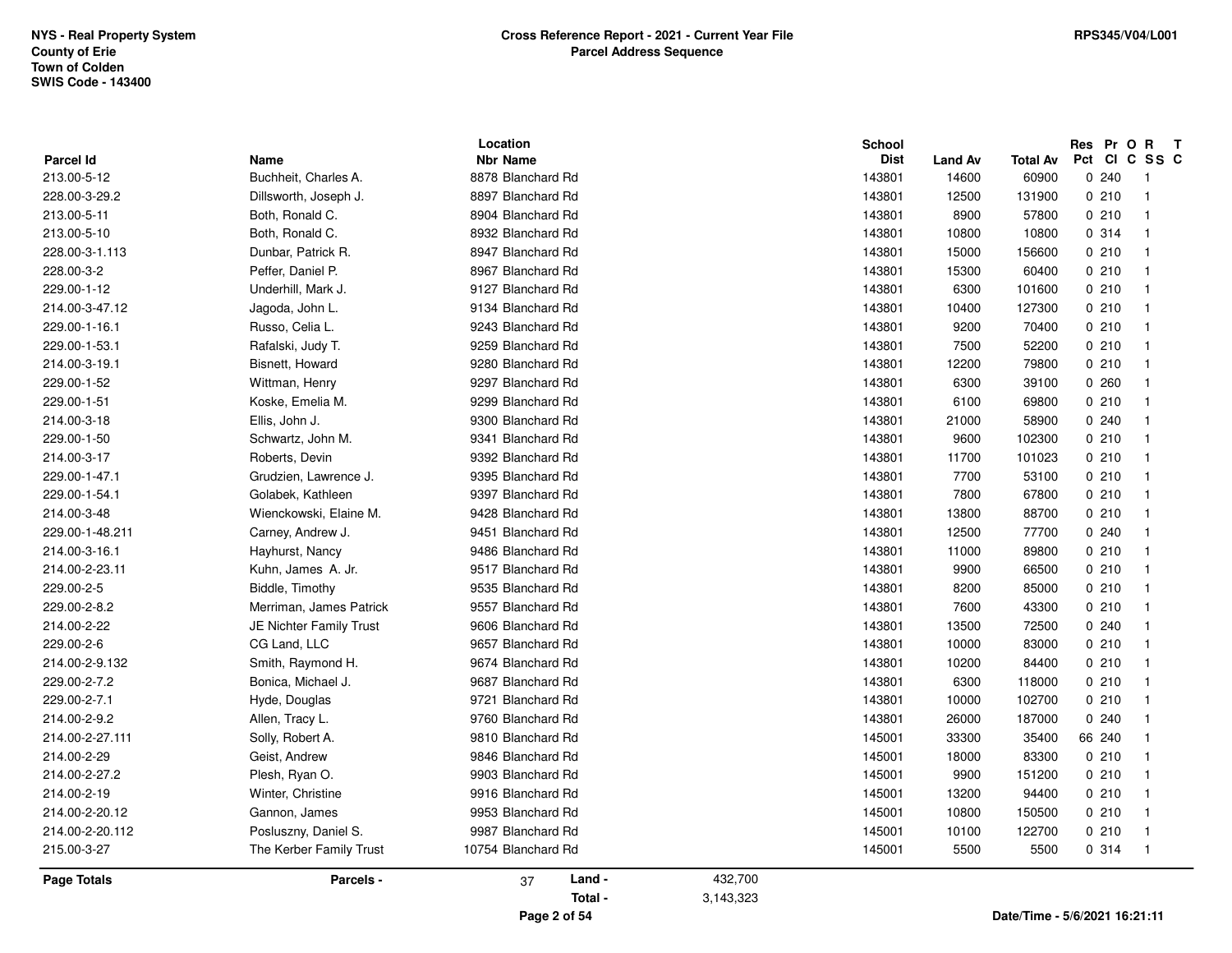NYS - Real Property System
County of Erie
Town of Colden
SWIS Code - 143400

**Cross Reference Report - 2021 - Current Year File**
**Parcel Address Sequence**

RPS345/V04/L001

| Parcel Id | Name | Location Nbr Name | School Dist | Land Av | Total Av | Res Pct | Pr Cl | O C | R SS | T C |
|---|---|---|---|---|---|---|---|---|---|---|
| 213.00-5-12 | Buchheit, Charles A. | 8878 Blanchard Rd | 143801 | 14600 | 60900 | 0 | 240 | | 1 | |
| 228.00-3-29.2 | Dillsworth, Joseph J. | 8897 Blanchard Rd | 143801 | 12500 | 131900 | 0 | 210 | | 1 | |
| 213.00-5-11 | Both, Ronald C. | 8904 Blanchard Rd | 143801 | 8900 | 57800 | 0 | 210 | | 1 | |
| 213.00-5-10 | Both, Ronald C. | 8932 Blanchard Rd | 143801 | 10800 | 10800 | 0 | 314 | | 1 | |
| 228.00-3-1.113 | Dunbar, Patrick R. | 8947 Blanchard Rd | 143801 | 15000 | 156600 | 0 | 210 | | 1 | |
| 228.00-3-2 | Peffer, Daniel P. | 8967 Blanchard Rd | 143801 | 15300 | 60400 | 0 | 210 | | 1 | |
| 229.00-1-12 | Underhill, Mark J. | 9127 Blanchard Rd | 143801 | 6300 | 101600 | 0 | 210 | | 1 | |
| 214.00-3-47.12 | Jagoda, John L. | 9134 Blanchard Rd | 143801 | 10400 | 127300 | 0 | 210 | | 1 | |
| 229.00-1-16.1 | Russo, Celia L. | 9243 Blanchard Rd | 143801 | 9200 | 70400 | 0 | 210 | | 1 | |
| 229.00-1-53.1 | Rafalski, Judy T. | 9259 Blanchard Rd | 143801 | 7500 | 52200 | 0 | 210 | | 1 | |
| 214.00-3-19.1 | Bisnett, Howard | 9280 Blanchard Rd | 143801 | 12200 | 79800 | 0 | 210 | | 1 | |
| 229.00-1-52 | Wittman, Henry | 9297 Blanchard Rd | 143801 | 6300 | 39100 | 0 | 260 | | 1 | |
| 229.00-1-51 | Koske, Emelia M. | 9299 Blanchard Rd | 143801 | 6100 | 69800 | 0 | 210 | | 1 | |
| 214.00-3-18 | Ellis, John J. | 9300 Blanchard Rd | 143801 | 21000 | 58900 | 0 | 240 | | 1 | |
| 229.00-1-50 | Schwartz, John M. | 9341 Blanchard Rd | 143801 | 9600 | 102300 | 0 | 210 | | 1 | |
| 214.00-3-17 | Roberts, Devin | 9392 Blanchard Rd | 143801 | 11700 | 101023 | 0 | 210 | | 1 | |
| 229.00-1-47.1 | Grudzien, Lawrence J. | 9395 Blanchard Rd | 143801 | 7700 | 53100 | 0 | 210 | | 1 | |
| 229.00-1-54.1 | Golabek, Kathleen | 9397 Blanchard Rd | 143801 | 7800 | 67800 | 0 | 210 | | 1 | |
| 214.00-3-48 | Wienckowski, Elaine M. | 9428 Blanchard Rd | 143801 | 13800 | 88700 | 0 | 210 | | 1 | |
| 229.00-1-48.211 | Carney, Andrew J. | 9451 Blanchard Rd | 143801 | 12500 | 77700 | 0 | 240 | | 1 | |
| 214.00-3-16.1 | Hayhurst, Nancy | 9486 Blanchard Rd | 143801 | 11000 | 89800 | 0 | 210 | | 1 | |
| 214.00-2-23.11 | Kuhn, James A. Jr. | 9517 Blanchard Rd | 143801 | 9900 | 66500 | 0 | 210 | | 1 | |
| 229.00-2-5 | Biddle, Timothy | 9535 Blanchard Rd | 143801 | 8200 | 85000 | 0 | 210 | | 1 | |
| 229.00-2-8.2 | Merriman, James Patrick | 9557 Blanchard Rd | 143801 | 7600 | 43300 | 0 | 210 | | 1 | |
| 214.00-2-22 | JE Nichter Family Trust | 9606 Blanchard Rd | 143801 | 13500 | 72500 | 0 | 240 | | 1 | |
| 229.00-2-6 | CG Land, LLC | 9657 Blanchard Rd | 143801 | 10000 | 83000 | 0 | 210 | | 1 | |
| 214.00-2-9.132 | Smith, Raymond H. | 9674 Blanchard Rd | 143801 | 10200 | 84400 | 0 | 210 | | 1 | |
| 229.00-2-7.2 | Bonica, Michael J. | 9687 Blanchard Rd | 143801 | 6300 | 118000 | 0 | 210 | | 1 | |
| 229.00-2-7.1 | Hyde, Douglas | 9721 Blanchard Rd | 143801 | 10000 | 102700 | 0 | 210 | | 1 | |
| 214.00-2-9.2 | Allen, Tracy L. | 9760 Blanchard Rd | 143801 | 26000 | 187000 | 0 | 240 | | 1 | |
| 214.00-2-27.111 | Solly, Robert A. | 9810 Blanchard Rd | 145001 | 33300 | 35400 | 66 | 240 | | 1 | |
| 214.00-2-29 | Geist, Andrew | 9846 Blanchard Rd | 145001 | 18000 | 83300 | 0 | 210 | | 1 | |
| 214.00-2-27.2 | Plesh, Ryan O. | 9903 Blanchard Rd | 145001 | 9900 | 151200 | 0 | 210 | | 1 | |
| 214.00-2-19 | Winter, Christine | 9916 Blanchard Rd | 145001 | 13200 | 94400 | 0 | 210 | | 1 | |
| 214.00-2-20.12 | Gannon, James | 9953 Blanchard Rd | 145001 | 10800 | 150500 | 0 | 210 | | 1 | |
| 214.00-2-20.112 | Posluszny, Daniel S. | 9987 Blanchard Rd | 145001 | 10100 | 122700 | 0 | 210 | | 1 | |
| 215.00-3-27 | The Kerber Family Trust | 10754 Blanchard Rd | 145001 | 5500 | 5500 | 0 | 314 | | 1 | |

**Page Totals** — **Parcels -** 37 — **Land -** 432,700 — **Total -** 3,143,323

Date/Time - 5/6/2021 16:21:11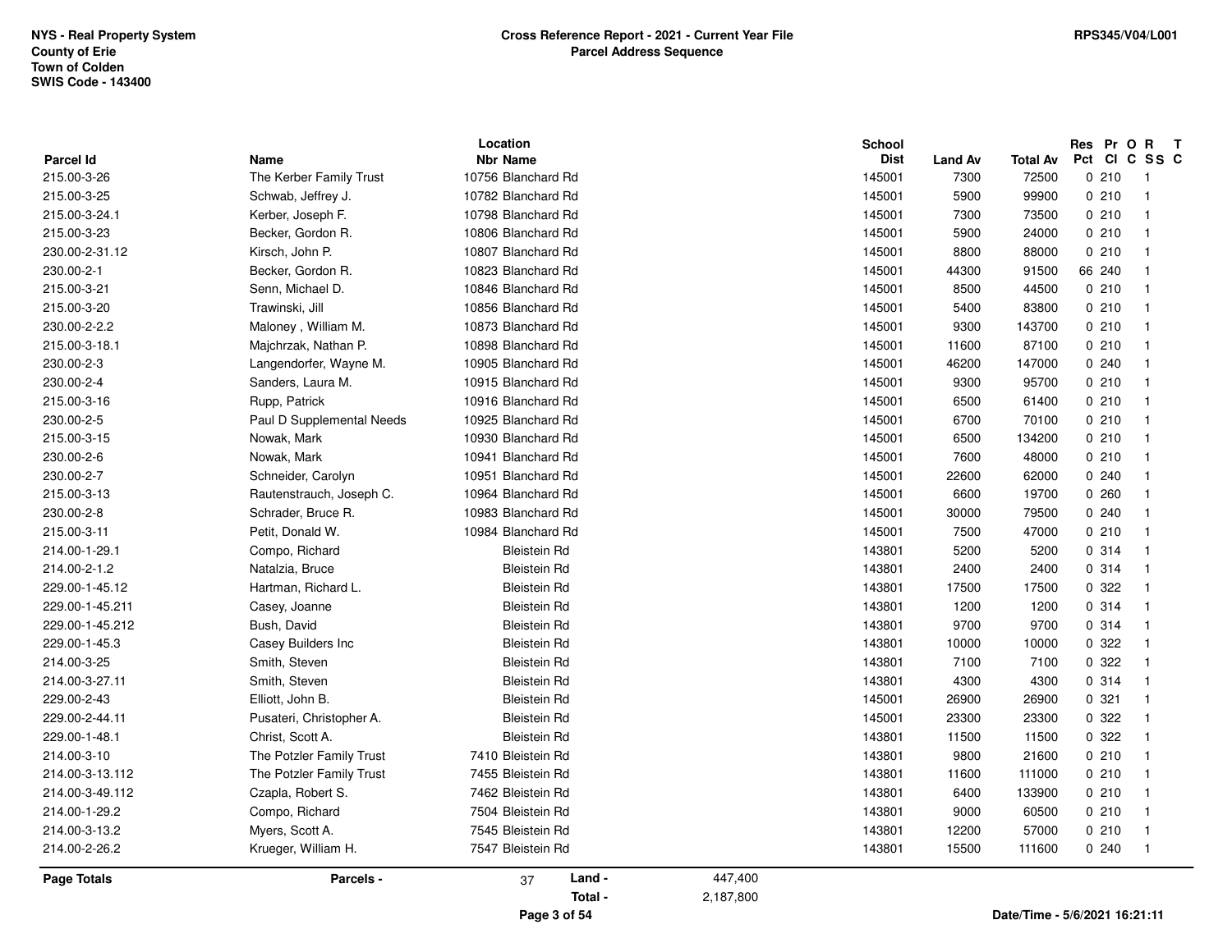**NYS - Real Property System**
**County of Erie**
**Town of Colden**
**SWIS Code - 143400**

**Cross Reference Report - 2021 - Current Year File**
**Parcel Address Sequence**

RPS345/V04/L001

| Parcel Id | Name | Location Nbr | Location Name | School Dist | Land Av | Total Av | Res Pct | Pr Cl | O C | R SS | T C |
|---|---|---|---|---|---|---|---|---|---|---|---|
| 215.00-3-26 | The Kerber Family Trust | 10756 | Blanchard Rd | 145001 | 7300 | 72500 | 0 | 210 | | 1 | |
| 215.00-3-25 | Schwab, Jeffrey J. | 10782 | Blanchard Rd | 145001 | 5900 | 99900 | 0 | 210 | | 1 | |
| 215.00-3-24.1 | Kerber, Joseph F. | 10798 | Blanchard Rd | 145001 | 7300 | 73500 | 0 | 210 | | 1 | |
| 215.00-3-23 | Becker, Gordon R. | 10806 | Blanchard Rd | 145001 | 5900 | 24000 | 0 | 210 | | 1 | |
| 230.00-2-31.12 | Kirsch, John P. | 10807 | Blanchard Rd | 145001 | 8800 | 88000 | 0 | 210 | | 1 | |
| 230.00-2-1 | Becker, Gordon R. | 10823 | Blanchard Rd | 145001 | 44300 | 91500 | 66 | 240 | | 1 | |
| 215.00-3-21 | Senn, Michael D. | 10846 | Blanchard Rd | 145001 | 8500 | 44500 | 0 | 210 | | 1 | |
| 215.00-3-20 | Trawinski, Jill | 10856 | Blanchard Rd | 145001 | 5400 | 83800 | 0 | 210 | | 1 | |
| 230.00-2-2.2 | Maloney , William M. | 10873 | Blanchard Rd | 145001 | 9300 | 143700 | 0 | 210 | | 1 | |
| 215.00-3-18.1 | Majchrzak, Nathan P. | 10898 | Blanchard Rd | 145001 | 11600 | 87100 | 0 | 210 | | 1 | |
| 230.00-2-3 | Langendorfer, Wayne M. | 10905 | Blanchard Rd | 145001 | 46200 | 147000 | 0 | 240 | | 1 | |
| 230.00-2-4 | Sanders, Laura M. | 10915 | Blanchard Rd | 145001 | 9300 | 95700 | 0 | 210 | | 1 | |
| 215.00-3-16 | Rupp, Patrick | 10916 | Blanchard Rd | 145001 | 6500 | 61400 | 0 | 210 | | 1 | |
| 230.00-2-5 | Paul D Supplemental Needs | 10925 | Blanchard Rd | 145001 | 6700 | 70100 | 0 | 210 | | 1 | |
| 215.00-3-15 | Nowak, Mark | 10930 | Blanchard Rd | 145001 | 6500 | 134200 | 0 | 210 | | 1 | |
| 230.00-2-6 | Nowak, Mark | 10941 | Blanchard Rd | 145001 | 7600 | 48000 | 0 | 210 | | 1 | |
| 230.00-2-7 | Schneider, Carolyn | 10951 | Blanchard Rd | 145001 | 22600 | 62000 | 0 | 240 | | 1 | |
| 215.00-3-13 | Rautenstrauch, Joseph C. | 10964 | Blanchard Rd | 145001 | 6600 | 19700 | 0 | 260 | | 1 | |
| 230.00-2-8 | Schrader, Bruce R. | 10983 | Blanchard Rd | 145001 | 30000 | 79500 | 0 | 240 | | 1 | |
| 215.00-3-11 | Petit, Donald W. | 10984 | Blanchard Rd | 145001 | 7500 | 47000 | 0 | 210 | | 1 | |
| 214.00-1-29.1 | Compo, Richard | | Bleistein Rd | 143801 | 5200 | 5200 | 0 | 314 | | 1 | |
| 214.00-2-1.2 | Natalzia, Bruce | | Bleistein Rd | 143801 | 2400 | 2400 | 0 | 314 | | 1 | |
| 229.00-1-45.12 | Hartman, Richard L. | | Bleistein Rd | 143801 | 17500 | 17500 | 0 | 322 | | 1 | |
| 229.00-1-45.211 | Casey, Joanne | | Bleistein Rd | 143801 | 1200 | 1200 | 0 | 314 | | 1 | |
| 229.00-1-45.212 | Bush, David | | Bleistein Rd | 143801 | 9700 | 9700 | 0 | 314 | | 1 | |
| 229.00-1-45.3 | Casey Builders Inc | | Bleistein Rd | 143801 | 10000 | 10000 | 0 | 322 | | 1 | |
| 214.00-3-25 | Smith, Steven | | Bleistein Rd | 143801 | 7100 | 7100 | 0 | 322 | | 1 | |
| 214.00-3-27.11 | Smith, Steven | | Bleistein Rd | 143801 | 4300 | 4300 | 0 | 314 | | 1 | |
| 229.00-2-43 | Elliott, John B. | | Bleistein Rd | 145001 | 26900 | 26900 | 0 | 321 | | 1 | |
| 229.00-2-44.11 | Pusateri, Christopher A. | | Bleistein Rd | 145001 | 23300 | 23300 | 0 | 322 | | 1 | |
| 229.00-1-48.1 | Christ, Scott A. | | Bleistein Rd | 143801 | 11500 | 11500 | 0 | 322 | | 1 | |
| 214.00-3-10 | The Potzler Family Trust | 7410 | Bleistein Rd | 143801 | 9800 | 21600 | 0 | 210 | | 1 | |
| 214.00-3-13.112 | The Potzler Family Trust | 7455 | Bleistein Rd | 143801 | 11600 | 111000 | 0 | 210 | | 1 | |
| 214.00-3-49.112 | Czapla, Robert S. | 7462 | Bleistein Rd | 143801 | 6400 | 133900 | 0 | 210 | | 1 | |
| 214.00-1-29.2 | Compo, Richard | 7504 | Bleistein Rd | 143801 | 9000 | 60500 | 0 | 210 | | 1 | |
| 214.00-3-13.2 | Myers, Scott A. | 7545 | Bleistein Rd | 143801 | 12200 | 57000 | 0 | 210 | | 1 | |
| 214.00-2-26.2 | Krueger, William H. | 7547 | Bleistein Rd | 143801 | 15500 | 111600 | 0 | 240 | | 1 | |

**Page Totals** — Parcels - 37 — Land - 447,400 — Total - 2,187,800

Date/Time - 5/6/2021 16:21:11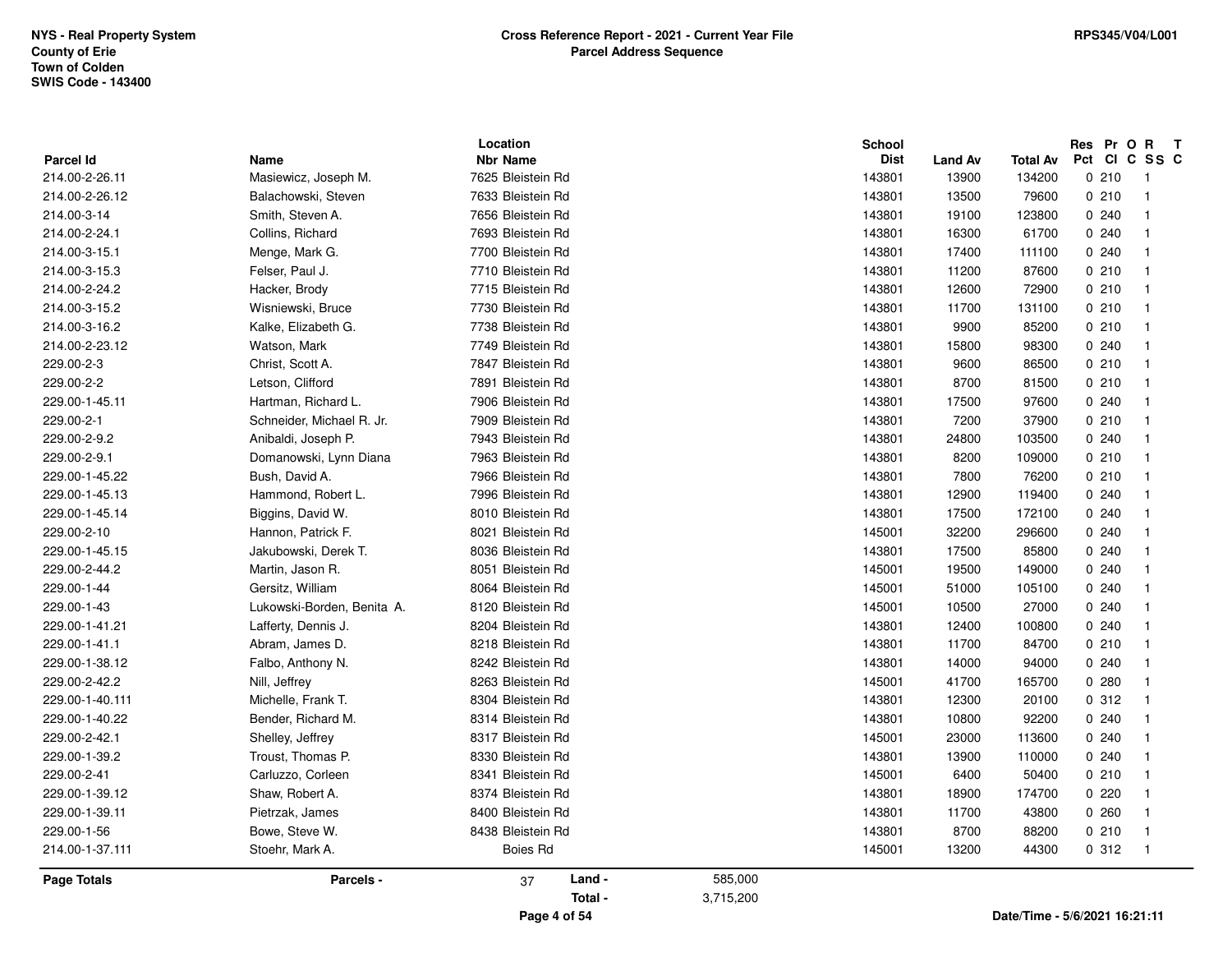NYS - Real Property System
County of Erie
Town of Colden
SWIS Code - 143400

**Cross Reference Report - 2021 - Current Year File**
**Parcel Address Sequence**

RPS345/V04/L001

| Parcel Id | Name | Location Nbr Name | School Dist | Land Av | Total Av | Res Pct | Pr Cl | O C | R SS | T C |
|---|---|---|---|---|---|---|---|---|---|---|
| 214.00-2-26.11 | Masiewicz, Joseph M. | 7625 Bleistein Rd | 143801 | 13900 | 134200 | 0 | 210 | | 1 | |
| 214.00-2-26.12 | Balachowski, Steven | 7633 Bleistein Rd | 143801 | 13500 | 79600 | 0 | 210 | | 1 | |
| 214.00-3-14 | Smith, Steven A. | 7656 Bleistein Rd | 143801 | 19100 | 123800 | 0 | 240 | | 1 | |
| 214.00-2-24.1 | Collins, Richard | 7693 Bleistein Rd | 143801 | 16300 | 61700 | 0 | 240 | | 1 | |
| 214.00-3-15.1 | Menge, Mark G. | 7700 Bleistein Rd | 143801 | 17400 | 111100 | 0 | 240 | | 1 | |
| 214.00-3-15.3 | Felser, Paul J. | 7710 Bleistein Rd | 143801 | 11200 | 87600 | 0 | 210 | | 1 | |
| 214.00-2-24.2 | Hacker, Brody | 7715 Bleistein Rd | 143801 | 12600 | 72900 | 0 | 210 | | 1 | |
| 214.00-3-15.2 | Wisniewski, Bruce | 7730 Bleistein Rd | 143801 | 11700 | 131100 | 0 | 210 | | 1 | |
| 214.00-3-16.2 | Kalke, Elizabeth G. | 7738 Bleistein Rd | 143801 | 9900 | 85200 | 0 | 210 | | 1 | |
| 214.00-2-23.12 | Watson, Mark | 7749 Bleistein Rd | 143801 | 15800 | 98300 | 0 | 240 | | 1 | |
| 229.00-2-3 | Christ, Scott A. | 7847 Bleistein Rd | 143801 | 9600 | 86500 | 0 | 210 | | 1 | |
| 229.00-2-2 | Letson, Clifford | 7891 Bleistein Rd | 143801 | 8700 | 81500 | 0 | 210 | | 1 | |
| 229.00-1-45.11 | Hartman, Richard L. | 7906 Bleistein Rd | 143801 | 17500 | 97600 | 0 | 240 | | 1 | |
| 229.00-2-1 | Schneider, Michael R. Jr. | 7909 Bleistein Rd | 143801 | 7200 | 37900 | 0 | 210 | | 1 | |
| 229.00-2-9.2 | Anibaldi, Joseph P. | 7943 Bleistein Rd | 143801 | 24800 | 103500 | 0 | 240 | | 1 | |
| 229.00-2-9.1 | Domanowski, Lynn Diana | 7963 Bleistein Rd | 143801 | 8200 | 109000 | 0 | 210 | | 1 | |
| 229.00-1-45.22 | Bush, David A. | 7966 Bleistein Rd | 143801 | 7800 | 76200 | 0 | 210 | | 1 | |
| 229.00-1-45.13 | Hammond, Robert L. | 7996 Bleistein Rd | 143801 | 12900 | 119400 | 0 | 240 | | 1 | |
| 229.00-1-45.14 | Biggins, David W. | 8010 Bleistein Rd | 143801 | 17500 | 172100 | 0 | 240 | | 1 | |
| 229.00-2-10 | Hannon, Patrick F. | 8021 Bleistein Rd | 145001 | 32200 | 296600 | 0 | 240 | | 1 | |
| 229.00-1-45.15 | Jakubowski, Derek T. | 8036 Bleistein Rd | 143801 | 17500 | 85800 | 0 | 240 | | 1 | |
| 229.00-2-44.2 | Martin, Jason R. | 8051 Bleistein Rd | 145001 | 19500 | 149000 | 0 | 240 | | 1 | |
| 229.00-1-44 | Gersitz, William | 8064 Bleistein Rd | 145001 | 51000 | 105100 | 0 | 240 | | 1 | |
| 229.00-1-43 | Lukowski-Borden, Benita A. | 8120 Bleistein Rd | 145001 | 10500 | 27000 | 0 | 240 | | 1 | |
| 229.00-1-41.21 | Lafferty, Dennis J. | 8204 Bleistein Rd | 143801 | 12400 | 100800 | 0 | 240 | | 1 | |
| 229.00-1-41.1 | Abram, James D. | 8218 Bleistein Rd | 143801 | 11700 | 84700 | 0 | 210 | | 1 | |
| 229.00-1-38.12 | Falbo, Anthony N. | 8242 Bleistein Rd | 143801 | 14000 | 94000 | 0 | 240 | | 1 | |
| 229.00-2-42.2 | Nill, Jeffrey | 8263 Bleistein Rd | 145001 | 41700 | 165700 | 0 | 280 | | 1 | |
| 229.00-1-40.111 | Michelle, Frank T. | 8304 Bleistein Rd | 143801 | 12300 | 20100 | 0 | 312 | | 1 | |
| 229.00-1-40.22 | Bender, Richard M. | 8314 Bleistein Rd | 143801 | 10800 | 92200 | 0 | 240 | | 1 | |
| 229.00-2-42.1 | Shelley, Jeffrey | 8317 Bleistein Rd | 145001 | 23000 | 113600 | 0 | 240 | | 1 | |
| 229.00-1-39.2 | Troust, Thomas P. | 8330 Bleistein Rd | 143801 | 13900 | 110000 | 0 | 240 | | 1 | |
| 229.00-2-41 | Carluzzo, Corleen | 8341 Bleistein Rd | 145001 | 6400 | 50400 | 0 | 210 | | 1 | |
| 229.00-1-39.12 | Shaw, Robert A. | 8374 Bleistein Rd | 143801 | 18900 | 174700 | 0 | 220 | | 1 | |
| 229.00-1-39.11 | Pietrzak, James | 8400 Bleistein Rd | 143801 | 11700 | 43800 | 0 | 260 | | 1 | |
| 229.00-1-56 | Bowe, Steve W. | 8438 Bleistein Rd | 143801 | 8700 | 88200 | 0 | 210 | | 1 | |
| 214.00-1-37.111 | Stoehr, Mark A. | Boies Rd | 145001 | 13200 | 44300 | 0 | 312 | | 1 | |

| Page Totals | Parcels - | 37 | Land - | 585,000 |
|---|---|---|---|---|
| | | | Total - | 3,715,200 |

Date/Time - 5/6/2021 16:21:11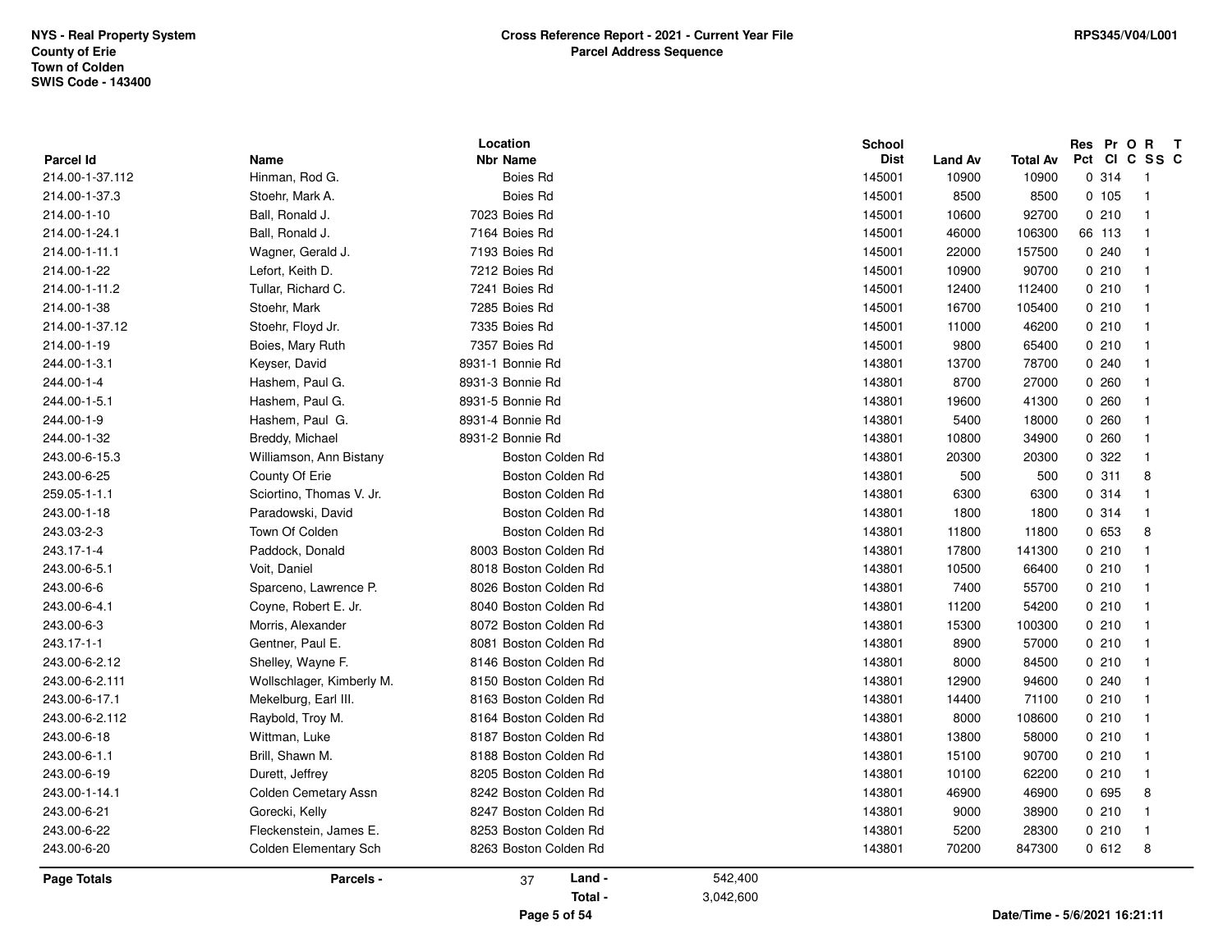NYS - Real Property System
County of Erie
Town of Colden
SWIS Code - 143400

**Cross Reference Report - 2021 - Current Year File**
**Parcel Address Sequence**

RPS345/V04/L001

| Parcel Id | Name | Location Nbr | Location Name | School Dist | Land Av | Total Av | Res Pct | Pr Cl | O C | R SS | T C |
|---|---|---|---|---|---|---|---|---|---|---|---|
| 214.00-1-37.112 | Hinman, Rod G. | | Boies Rd | 145001 | 10900 | 10900 | 0 | 314 | | 1 | |
| 214.00-1-37.3 | Stoehr, Mark A. | | Boies Rd | 145001 | 8500 | 8500 | 0 | 105 | | 1 | |
| 214.00-1-10 | Ball, Ronald J. | 7023 | Boies Rd | 145001 | 10600 | 92700 | 0 | 210 | | 1 | |
| 214.00-1-24.1 | Ball, Ronald J. | 7164 | Boies Rd | 145001 | 46000 | 106300 | 66 | 113 | | 1 | |
| 214.00-1-11.1 | Wagner, Gerald J. | 7193 | Boies Rd | 145001 | 22000 | 157500 | 0 | 240 | | 1 | |
| 214.00-1-22 | Lefort, Keith D. | 7212 | Boies Rd | 145001 | 10900 | 90700 | 0 | 210 | | 1 | |
| 214.00-1-11.2 | Tullar, Richard C. | 7241 | Boies Rd | 145001 | 12400 | 112400 | 0 | 210 | | 1 | |
| 214.00-1-38 | Stoehr, Mark | 7285 | Boies Rd | 145001 | 16700 | 105400 | 0 | 210 | | 1 | |
| 214.00-1-37.12 | Stoehr, Floyd Jr. | 7335 | Boies Rd | 145001 | 11000 | 46200 | 0 | 210 | | 1 | |
| 214.00-1-19 | Boies, Mary Ruth | 7357 | Boies Rd | 145001 | 9800 | 65400 | 0 | 210 | | 1 | |
| 244.00-1-3.1 | Keyser, David | 8931-1 | Bonnie Rd | 143801 | 13700 | 78700 | 0 | 240 | | 1 | |
| 244.00-1-4 | Hashem, Paul G. | 8931-3 | Bonnie Rd | 143801 | 8700 | 27000 | 0 | 260 | | 1 | |
| 244.00-1-5.1 | Hashem, Paul G. | 8931-5 | Bonnie Rd | 143801 | 19600 | 41300 | 0 | 260 | | 1 | |
| 244.00-1-9 | Hashem, Paul G. | 8931-4 | Bonnie Rd | 143801 | 5400 | 18000 | 0 | 260 | | 1 | |
| 244.00-1-32 | Breddy, Michael | 8931-2 | Bonnie Rd | 143801 | 10800 | 34900 | 0 | 260 | | 1 | |
| 243.00-6-15.3 | Williamson, Ann Bistany | | Boston Colden Rd | 143801 | 20300 | 20300 | 0 | 322 | | 1 | |
| 243.00-6-25 | County Of Erie | | Boston Colden Rd | 143801 | 500 | 500 | 0 | 311 | | 8 | |
| 259.05-1-1.1 | Sciortino, Thomas V. Jr. | | Boston Colden Rd | 143801 | 6300 | 6300 | 0 | 314 | | 1 | |
| 243.00-1-18 | Paradowski, David | | Boston Colden Rd | 143801 | 1800 | 1800 | 0 | 314 | | 1 | |
| 243.03-2-3 | Town Of Colden | | Boston Colden Rd | 143801 | 11800 | 11800 | 0 | 653 | | 8 | |
| 243.17-1-4 | Paddock, Donald | 8003 | Boston Colden Rd | 143801 | 17800 | 141300 | 0 | 210 | | 1 | |
| 243.00-6-5.1 | Voit, Daniel | 8018 | Boston Colden Rd | 143801 | 10500 | 66400 | 0 | 210 | | 1 | |
| 243.00-6-6 | Sparceno, Lawrence P. | 8026 | Boston Colden Rd | 143801 | 7400 | 55700 | 0 | 210 | | 1 | |
| 243.00-6-4.1 | Coyne, Robert E. Jr. | 8040 | Boston Colden Rd | 143801 | 11200 | 54200 | 0 | 210 | | 1 | |
| 243.00-6-3 | Morris, Alexander | 8072 | Boston Colden Rd | 143801 | 15300 | 100300 | 0 | 210 | | 1 | |
| 243.17-1-1 | Gentner, Paul E. | 8081 | Boston Colden Rd | 143801 | 8900 | 57000 | 0 | 210 | | 1 | |
| 243.00-6-2.12 | Shelley, Wayne F. | 8146 | Boston Colden Rd | 143801 | 8000 | 84500 | 0 | 210 | | 1 | |
| 243.00-6-2.111 | Wollschlager, Kimberly M. | 8150 | Boston Colden Rd | 143801 | 12900 | 94600 | 0 | 240 | | 1 | |
| 243.00-6-17.1 | Mekelburg, Earl III. | 8163 | Boston Colden Rd | 143801 | 14400 | 71100 | 0 | 210 | | 1 | |
| 243.00-6-2.112 | Raybold, Troy M. | 8164 | Boston Colden Rd | 143801 | 8000 | 108600 | 0 | 210 | | 1 | |
| 243.00-6-18 | Wittman, Luke | 8187 | Boston Colden Rd | 143801 | 13800 | 58000 | 0 | 210 | | 1 | |
| 243.00-6-1.1 | Brill, Shawn M. | 8188 | Boston Colden Rd | 143801 | 15100 | 90700 | 0 | 210 | | 1 | |
| 243.00-6-19 | Durett, Jeffrey | 8205 | Boston Colden Rd | 143801 | 10100 | 62200 | 0 | 210 | | 1 | |
| 243.00-1-14.1 | Colden Cemetary Assn | 8242 | Boston Colden Rd | 143801 | 46900 | 46900 | 0 | 695 | | 8 | |
| 243.00-6-21 | Gorecki, Kelly | 8247 | Boston Colden Rd | 143801 | 9000 | 38900 | 0 | 210 | | 1 | |
| 243.00-6-22 | Fleckenstein, James E. | 8253 | Boston Colden Rd | 143801 | 5200 | 28300 | 0 | 210 | | 1 | |
| 243.00-6-20 | Colden Elementary Sch | 8263 | Boston Colden Rd | 143801 | 70200 | 847300 | 0 | 612 | | 8 | |

**Page Totals** — Parcels - 37 — Land - 542,400 — Total - 3,042,600

Date/Time - 5/6/2021 16:21:11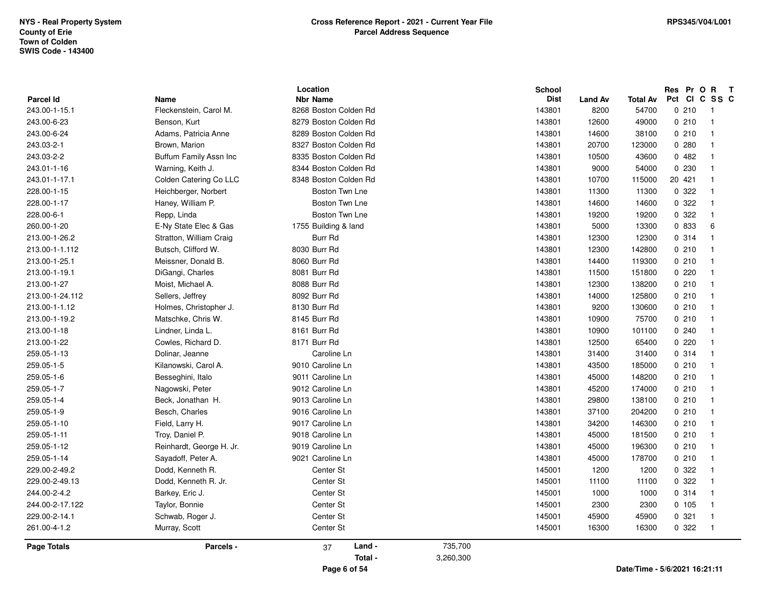NYS - Real Property System
County of Erie
Town of Colden
SWIS Code - 143400

**Cross Reference Report - 2021 - Current Year File**
**Parcel Address Sequence**

RPS345/V04/L001

| Parcel Id | Name | Location Nbr | Location Name | School Dist | Land Av | Total Av | Res Pct | Pr Cl | O C | R SS | T C |
|---|---|---|---|---|---|---|---|---|---|---|---|
| 243.00-1-15.1 | Fleckenstein, Carol M. | 8268 | Boston Colden Rd | 143801 | 8200 | 54700 | 0 | 210 | | 1 | |
| 243.00-6-23 | Benson, Kurt | 8279 | Boston Colden Rd | 143801 | 12600 | 49000 | 0 | 210 | | 1 | |
| 243.00-6-24 | Adams, Patricia Anne | 8289 | Boston Colden Rd | 143801 | 14600 | 38100 | 0 | 210 | | 1 | |
| 243.03-2-1 | Brown, Marion | 8327 | Boston Colden Rd | 143801 | 20700 | 123000 | 0 | 280 | | 1 | |
| 243.03-2-2 | Buffum Family Assn Inc | 8335 | Boston Colden Rd | 143801 | 10500 | 43600 | 0 | 482 | | 1 | |
| 243.01-1-16 | Warning, Keith J. | 8344 | Boston Colden Rd | 143801 | 9000 | 54000 | 0 | 230 | | 1 | |
| 243.01-1-17.1 | Colden Catering Co LLC | 8348 | Boston Colden Rd | 143801 | 10700 | 115000 | 20 | 421 | | 1 | |
| 228.00-1-15 | Heichberger, Norbert | | Boston Twn Lne | 143801 | 11300 | 11300 | 0 | 322 | | 1 | |
| 228.00-1-17 | Haney, William P. | | Boston Twn Lne | 143801 | 14600 | 14600 | 0 | 322 | | 1 | |
| 228.00-6-1 | Repp, Linda | | Boston Twn Lne | 143801 | 19200 | 19200 | 0 | 322 | | 1 | |
| 260.00-1-20 | E-Ny State Elec & Gas | 1755 | Building & land | 143801 | 5000 | 13300 | 0 | 833 | | 6 | |
| 213.00-1-26.2 | Stratton, William Craig | | Burr Rd | 143801 | 12300 | 12300 | 0 | 314 | | 1 | |
| 213.00-1-1.112 | Butsch, Clifford W. | 8030 | Burr Rd | 143801 | 12300 | 142800 | 0 | 210 | | 1 | |
| 213.00-1-25.1 | Meissner, Donald B. | 8060 | Burr Rd | 143801 | 14400 | 119300 | 0 | 210 | | 1 | |
| 213.00-1-19.1 | DiGangi, Charles | 8081 | Burr Rd | 143801 | 11500 | 151800 | 0 | 220 | | 1 | |
| 213.00-1-27 | Moist, Michael A. | 8088 | Burr Rd | 143801 | 12300 | 138200 | 0 | 210 | | 1 | |
| 213.00-1-24.112 | Sellers, Jeffrey | 8092 | Burr Rd | 143801 | 14000 | 125800 | 0 | 210 | | 1 | |
| 213.00-1-1.12 | Holmes, Christopher J. | 8130 | Burr Rd | 143801 | 9200 | 130600 | 0 | 210 | | 1 | |
| 213.00-1-19.2 | Matschke, Chris W. | 8145 | Burr Rd | 143801 | 10900 | 75700 | 0 | 210 | | 1 | |
| 213.00-1-18 | Lindner, Linda L. | 8161 | Burr Rd | 143801 | 10900 | 101100 | 0 | 240 | | 1 | |
| 213.00-1-22 | Cowles, Richard D. | 8171 | Burr Rd | 143801 | 12500 | 65400 | 0 | 220 | | 1 | |
| 259.05-1-13 | Dolinar, Jeanne | | Caroline Ln | 143801 | 31400 | 31400 | 0 | 314 | | 1 | |
| 259.05-1-5 | Kilanowski, Carol A. | 9010 | Caroline Ln | 143801 | 43500 | 185000 | 0 | 210 | | 1 | |
| 259.05-1-6 | Besseghini, Italo | 9011 | Caroline Ln | 143801 | 45000 | 148200 | 0 | 210 | | 1 | |
| 259.05-1-7 | Nagowski, Peter | 9012 | Caroline Ln | 143801 | 45200 | 174000 | 0 | 210 | | 1 | |
| 259.05-1-4 | Beck, Jonathan H. | 9013 | Caroline Ln | 143801 | 29800 | 138100 | 0 | 210 | | 1 | |
| 259.05-1-9 | Besch, Charles | 9016 | Caroline Ln | 143801 | 37100 | 204200 | 0 | 210 | | 1 | |
| 259.05-1-10 | Field, Larry H. | 9017 | Caroline Ln | 143801 | 34200 | 146300 | 0 | 210 | | 1 | |
| 259.05-1-11 | Troy, Daniel P. | 9018 | Caroline Ln | 143801 | 45000 | 181500 | 0 | 210 | | 1 | |
| 259.05-1-12 | Reinhardt, George H. Jr. | 9019 | Caroline Ln | 143801 | 45000 | 196300 | 0 | 210 | | 1 | |
| 259.05-1-14 | Sayadoff, Peter A. | 9021 | Caroline Ln | 143801 | 45000 | 178700 | 0 | 210 | | 1 | |
| 229.00-2-49.2 | Dodd, Kenneth R. | | Center St | 145001 | 1200 | 1200 | 0 | 322 | | 1 | |
| 229.00-2-49.13 | Dodd, Kenneth R. Jr. | | Center St | 145001 | 11100 | 11100 | 0 | 322 | | 1 | |
| 244.00-2-4.2 | Barkey, Eric J. | | Center St | 145001 | 1000 | 1000 | 0 | 314 | | 1 | |
| 244.00-2-17.122 | Taylor, Bonnie | | Center St | 145001 | 2300 | 2300 | 0 | 105 | | 1 | |
| 229.00-2-14.1 | Schwab, Roger J. | | Center St | 145001 | 45900 | 45900 | 0 | 321 | | 1 | |
| 261.00-4-1.2 | Murray, Scott | | Center St | 145001 | 16300 | 16300 | 0 | 322 | | 1 | |

| Page Totals | Parcels - | 37 | Land - | 735,700 |
|---|---|---|---|---|
| | | | Total - | 3,260,300 |

Date/Time - 5/6/2021 16:21:11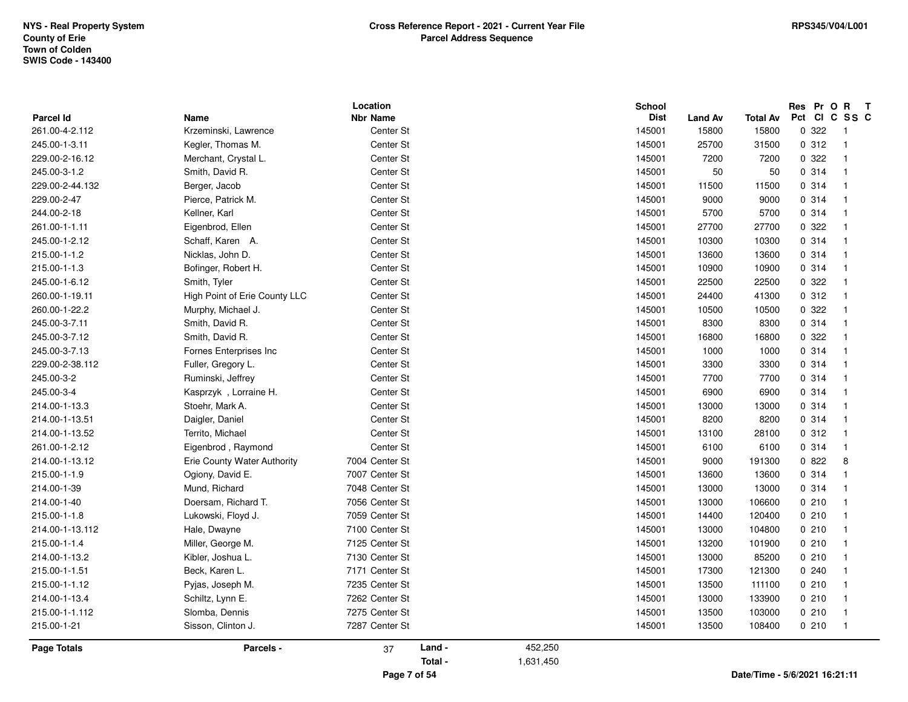**NYS - Real Property System**
**County of Erie**
**Town of Colden**
**SWIS Code - 143400**

**Cross Reference Report - 2021 - Current Year File**
**Parcel Address Sequence**

**RPS345/V04/L001**

| Parcel Id | Name | Location Nbr | Location Name | School Dist | Land Av | Total Av | Res Pct | Pr Cl | O C | R SS | T C |
|---|---|---|---|---|---|---|---|---|---|---|---|
| 261.00-4-2.112 | Krzeminski, Lawrence | | Center St | 145001 | 15800 | 15800 | 0 | 322 | | 1 | |
| 245.00-1-3.11 | Kegler, Thomas M. | | Center St | 145001 | 25700 | 31500 | 0 | 312 | | 1 | |
| 229.00-2-16.12 | Merchant, Crystal L. | | Center St | 145001 | 7200 | 7200 | 0 | 322 | | 1 | |
| 245.00-3-1.2 | Smith, David R. | | Center St | 145001 | 50 | 50 | 0 | 314 | | 1 | |
| 229.00-2-44.132 | Berger, Jacob | | Center St | 145001 | 11500 | 11500 | 0 | 314 | | 1 | |
| 229.00-2-47 | Pierce, Patrick M. | | Center St | 145001 | 9000 | 9000 | 0 | 314 | | 1 | |
| 244.00-2-18 | Kellner, Karl | | Center St | 145001 | 5700 | 5700 | 0 | 314 | | 1 | |
| 261.00-1-1.11 | Eigenbrod, Ellen | | Center St | 145001 | 27700 | 27700 | 0 | 322 | | 1 | |
| 245.00-1-2.12 | Schaff, Karen A. | | Center St | 145001 | 10300 | 10300 | 0 | 314 | | 1 | |
| 215.00-1-1.2 | Nicklas, John D. | | Center St | 145001 | 13600 | 13600 | 0 | 314 | | 1 | |
| 215.00-1-1.3 | Bofinger, Robert H. | | Center St | 145001 | 10900 | 10900 | 0 | 314 | | 1 | |
| 245.00-1-6.12 | Smith, Tyler | | Center St | 145001 | 22500 | 22500 | 0 | 322 | | 1 | |
| 260.00-1-19.11 | High Point of Erie County LLC | | Center St | 145001 | 24400 | 41300 | 0 | 312 | | 1 | |
| 260.00-1-22.2 | Murphy, Michael J. | | Center St | 145001 | 10500 | 10500 | 0 | 322 | | 1 | |
| 245.00-3-7.11 | Smith, David R. | | Center St | 145001 | 8300 | 8300 | 0 | 314 | | 1 | |
| 245.00-3-7.12 | Smith, David R. | | Center St | 145001 | 16800 | 16800 | 0 | 322 | | 1 | |
| 245.00-3-7.13 | Fornes Enterprises Inc | | Center St | 145001 | 1000 | 1000 | 0 | 314 | | 1 | |
| 229.00-2-38.112 | Fuller, Gregory L. | | Center St | 145001 | 3300 | 3300 | 0 | 314 | | 1 | |
| 245.00-3-2 | Ruminski, Jeffrey | | Center St | 145001 | 7700 | 7700 | 0 | 314 | | 1 | |
| 245.00-3-4 | Kasprzyk , Lorraine H. | | Center St | 145001 | 6900 | 6900 | 0 | 314 | | 1 | |
| 214.00-1-13.3 | Stoehr, Mark A. | | Center St | 145001 | 13000 | 13000 | 0 | 314 | | 1 | |
| 214.00-1-13.51 | Daigler, Daniel | | Center St | 145001 | 8200 | 8200 | 0 | 314 | | 1 | |
| 214.00-1-13.52 | Territo, Michael | | Center St | 145001 | 13100 | 28100 | 0 | 312 | | 1 | |
| 261.00-1-2.12 | Eigenbrod , Raymond | | Center St | 145001 | 6100 | 6100 | 0 | 314 | | 1 | |
| 214.00-1-13.12 | Erie County Water Authority | 7004 | Center St | 145001 | 9000 | 191300 | 0 | 822 | | 8 | |
| 215.00-1-1.9 | Ogiony, David E. | 7007 | Center St | 145001 | 13600 | 13600 | 0 | 314 | | 1 | |
| 214.00-1-39 | Mund, Richard | 7048 | Center St | 145001 | 13000 | 13000 | 0 | 314 | | 1 | |
| 214.00-1-40 | Doersam, Richard T. | 7056 | Center St | 145001 | 13000 | 106600 | 0 | 210 | | 1 | |
| 215.00-1-1.8 | Lukowski, Floyd J. | 7059 | Center St | 145001 | 14400 | 120400 | 0 | 210 | | 1 | |
| 214.00-1-13.112 | Hale, Dwayne | 7100 | Center St | 145001 | 13000 | 104800 | 0 | 210 | | 1 | |
| 215.00-1-1.4 | Miller, George M. | 7125 | Center St | 145001 | 13200 | 101900 | 0 | 210 | | 1 | |
| 214.00-1-13.2 | Kibler, Joshua L. | 7130 | Center St | 145001 | 13000 | 85200 | 0 | 210 | | 1 | |
| 215.00-1-1.51 | Beck, Karen L. | 7171 | Center St | 145001 | 17300 | 121300 | 0 | 240 | | 1 | |
| 215.00-1-1.12 | Pyjas, Joseph M. | 7235 | Center St | 145001 | 13500 | 111100 | 0 | 210 | | 1 | |
| 214.00-1-13.4 | Schiltz, Lynn E. | 7262 | Center St | 145001 | 13000 | 133900 | 0 | 210 | | 1 | |
| 215.00-1-1.112 | Slomba, Dennis | 7275 | Center St | 145001 | 13500 | 103000 | 0 | 210 | | 1 | |
| 215.00-1-21 | Sisson, Clinton J. | 7287 | Center St | 145001 | 13500 | 108400 | 0 | 210 | | 1 | |

**Page Totals** — **Parcels -** 37 — **Land -** 452,250 — **Total -** 1,631,450

Date/Time - 5/6/2021 16:21:11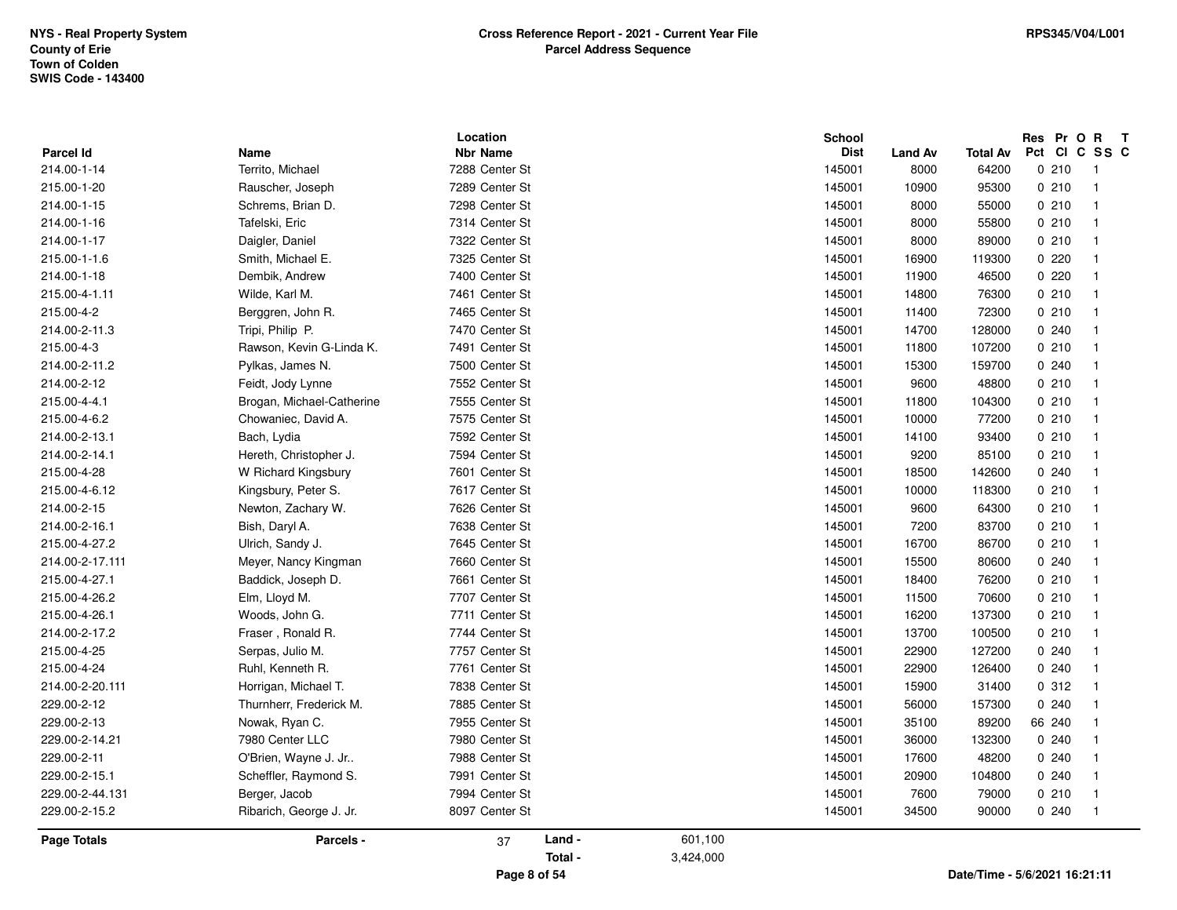NYS - Real Property System
County of Erie
Town of Colden
SWIS Code - 143400

**Cross Reference Report - 2021 - Current Year File**
**Parcel Address Sequence**

RPS345/V04/L001

| Parcel Id | Name | Location Nbr | Location Name | School Dist | Land Av | Total Av | Res Pct | Pr Cl | O C | R SS | T C |
|---|---|---|---|---|---|---|---|---|---|---|---|
| 214.00-1-14 | Territo, Michael | 7288 | Center St | 145001 | 8000 | 64200 | 0 | 210 | | 1 | |
| 215.00-1-20 | Rauscher, Joseph | 7289 | Center St | 145001 | 10900 | 95300 | 0 | 210 | | 1 | |
| 214.00-1-15 | Schrems, Brian D. | 7298 | Center St | 145001 | 8000 | 55000 | 0 | 210 | | 1 | |
| 214.00-1-16 | Tafelski, Eric | 7314 | Center St | 145001 | 8000 | 55800 | 0 | 210 | | 1 | |
| 214.00-1-17 | Daigler, Daniel | 7322 | Center St | 145001 | 8000 | 89000 | 0 | 210 | | 1 | |
| 215.00-1-1.6 | Smith, Michael E. | 7325 | Center St | 145001 | 16900 | 119300 | 0 | 220 | | 1 | |
| 214.00-1-18 | Dembik, Andrew | 7400 | Center St | 145001 | 11900 | 46500 | 0 | 220 | | 1 | |
| 215.00-4-1.11 | Wilde, Karl M. | 7461 | Center St | 145001 | 14800 | 76300 | 0 | 210 | | 1 | |
| 215.00-4-2 | Berggren, John R. | 7465 | Center St | 145001 | 11400 | 72300 | 0 | 210 | | 1 | |
| 214.00-2-11.3 | Tripi, Philip P. | 7470 | Center St | 145001 | 14700 | 128000 | 0 | 240 | | 1 | |
| 215.00-4-3 | Rawson, Kevin G-Linda K. | 7491 | Center St | 145001 | 11800 | 107200 | 0 | 210 | | 1 | |
| 214.00-2-11.2 | Pylkas, James N. | 7500 | Center St | 145001 | 15300 | 159700 | 0 | 240 | | 1 | |
| 214.00-2-12 | Feidt, Jody Lynne | 7552 | Center St | 145001 | 9600 | 48800 | 0 | 210 | | 1 | |
| 215.00-4-4.1 | Brogan, Michael-Catherine | 7555 | Center St | 145001 | 11800 | 104300 | 0 | 210 | | 1 | |
| 215.00-4-6.2 | Chowaniec, David A. | 7575 | Center St | 145001 | 10000 | 77200 | 0 | 210 | | 1 | |
| 214.00-2-13.1 | Bach, Lydia | 7592 | Center St | 145001 | 14100 | 93400 | 0 | 210 | | 1 | |
| 214.00-2-14.1 | Hereth, Christopher J. | 7594 | Center St | 145001 | 9200 | 85100 | 0 | 210 | | 1 | |
| 215.00-4-28 | W Richard Kingsbury | 7601 | Center St | 145001 | 18500 | 142600 | 0 | 240 | | 1 | |
| 215.00-4-6.12 | Kingsbury, Peter S. | 7617 | Center St | 145001 | 10000 | 118300 | 0 | 210 | | 1 | |
| 214.00-2-15 | Newton, Zachary W. | 7626 | Center St | 145001 | 9600 | 64300 | 0 | 210 | | 1 | |
| 214.00-2-16.1 | Bish, Daryl A. | 7638 | Center St | 145001 | 7200 | 83700 | 0 | 210 | | 1 | |
| 215.00-4-27.2 | Ulrich, Sandy J. | 7645 | Center St | 145001 | 16700 | 86700 | 0 | 210 | | 1 | |
| 214.00-2-17.111 | Meyer, Nancy Kingman | 7660 | Center St | 145001 | 15500 | 80600 | 0 | 240 | | 1 | |
| 215.00-4-27.1 | Baddick, Joseph D. | 7661 | Center St | 145001 | 18400 | 76200 | 0 | 210 | | 1 | |
| 215.00-4-26.2 | Elm, Lloyd M. | 7707 | Center St | 145001 | 11500 | 70600 | 0 | 210 | | 1 | |
| 215.00-4-26.1 | Woods, John G. | 7711 | Center St | 145001 | 16200 | 137300 | 0 | 210 | | 1 | |
| 214.00-2-17.2 | Fraser , Ronald R. | 7744 | Center St | 145001 | 13700 | 100500 | 0 | 210 | | 1 | |
| 215.00-4-25 | Serpas, Julio M. | 7757 | Center St | 145001 | 22900 | 127200 | 0 | 240 | | 1 | |
| 215.00-4-24 | Ruhl, Kenneth R. | 7761 | Center St | 145001 | 22900 | 126400 | 0 | 240 | | 1 | |
| 214.00-2-20.111 | Horrigan, Michael T. | 7838 | Center St | 145001 | 15900 | 31400 | 0 | 312 | | 1 | |
| 229.00-2-12 | Thurnherr, Frederick M. | 7885 | Center St | 145001 | 56000 | 157300 | 0 | 240 | | 1 | |
| 229.00-2-13 | Nowak, Ryan C. | 7955 | Center St | 145001 | 35100 | 89200 | 66 | 240 | | 1 | |
| 229.00-2-14.21 | 7980 Center LLC | 7980 | Center St | 145001 | 36000 | 132300 | 0 | 240 | | 1 | |
| 229.00-2-11 | O'Brien, Wayne J. Jr.. | 7988 | Center St | 145001 | 17600 | 48200 | 0 | 240 | | 1 | |
| 229.00-2-15.1 | Scheffler, Raymond S. | 7991 | Center St | 145001 | 20900 | 104800 | 0 | 240 | | 1 | |
| 229.00-2-44.131 | Berger, Jacob | 7994 | Center St | 145001 | 7600 | 79000 | 0 | 210 | | 1 | |
| 229.00-2-15.2 | Ribarich, George J. Jr. | 8097 | Center St | 145001 | 34500 | 90000 | 0 | 240 | | 1 | |

**Page Totals** — Parcels - 37 — Land - 601,100 — Total - 3,424,000

Date/Time - 5/6/2021 16:21:11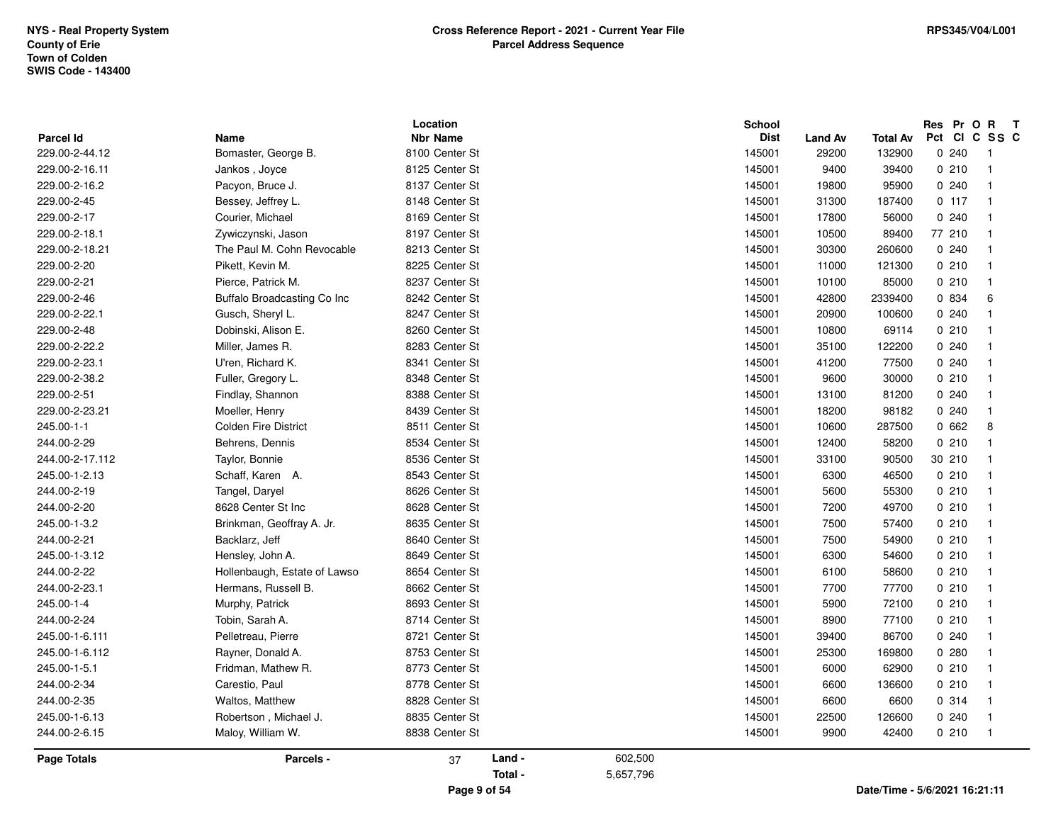NYS - Real Property System
County of Erie
Town of Colden
SWIS Code - 143400

# Cross Reference Report - 2021 - Current Year File
## Parcel Address Sequence

RPS345/V04/L001

| Parcel Id | Name | Location Nbr | Location Name | School Dist | Land Av | Total Av | Res Pct | Pr Cl | O C | R SS | T C |
|---|---|---|---|---|---|---|---|---|---|---|---|
| 229.00-2-44.12 | Bomaster, George B. | 8100 | Center St | 145001 | 29200 | 132900 | 0 | 240 | | 1 | |
| 229.00-2-16.11 | Jankos , Joyce | 8125 | Center St | 145001 | 9400 | 39400 | 0 | 210 | | 1 | |
| 229.00-2-16.2 | Pacyon, Bruce J. | 8137 | Center St | 145001 | 19800 | 95900 | 0 | 240 | | 1 | |
| 229.00-2-45 | Bessey, Jeffrey L. | 8148 | Center St | 145001 | 31300 | 187400 | 0 | 117 | | 1 | |
| 229.00-2-17 | Courier, Michael | 8169 | Center St | 145001 | 17800 | 56000 | 0 | 240 | | 1 | |
| 229.00-2-18.1 | Zywiczynski, Jason | 8197 | Center St | 145001 | 10500 | 89400 | 77 | 210 | | 1 | |
| 229.00-2-18.21 | The Paul M. Cohn Revocable | 8213 | Center St | 145001 | 30300 | 260600 | 0 | 240 | | 1 | |
| 229.00-2-20 | Pikett, Kevin M. | 8225 | Center St | 145001 | 11000 | 121300 | 0 | 210 | | 1 | |
| 229.00-2-21 | Pierce, Patrick M. | 8237 | Center St | 145001 | 10100 | 85000 | 0 | 210 | | 1 | |
| 229.00-2-46 | Buffalo Broadcasting Co Inc | 8242 | Center St | 145001 | 42800 | 2339400 | 0 | 834 | | 6 | |
| 229.00-2-22.1 | Gusch, Sheryl L. | 8247 | Center St | 145001 | 20900 | 100600 | 0 | 240 | | 1 | |
| 229.00-2-48 | Dobinski, Alison E. | 8260 | Center St | 145001 | 10800 | 69114 | 0 | 210 | | 1 | |
| 229.00-2-22.2 | Miller, James R. | 8283 | Center St | 145001 | 35100 | 122200 | 0 | 240 | | 1 | |
| 229.00-2-23.1 | U'ren, Richard K. | 8341 | Center St | 145001 | 41200 | 77500 | 0 | 240 | | 1 | |
| 229.00-2-38.2 | Fuller, Gregory L. | 8348 | Center St | 145001 | 9600 | 30000 | 0 | 210 | | 1 | |
| 229.00-2-51 | Findlay, Shannon | 8388 | Center St | 145001 | 13100 | 81200 | 0 | 240 | | 1 | |
| 229.00-2-23.21 | Moeller, Henry | 8439 | Center St | 145001 | 18200 | 98182 | 0 | 240 | | 1 | |
| 245.00-1-1 | Colden Fire District | 8511 | Center St | 145001 | 10600 | 287500 | 0 | 662 | | 8 | |
| 244.00-2-29 | Behrens, Dennis | 8534 | Center St | 145001 | 12400 | 58200 | 0 | 210 | | 1 | |
| 244.00-2-17.112 | Taylor, Bonnie | 8536 | Center St | 145001 | 33100 | 90500 | 30 | 210 | | 1 | |
| 245.00-1-2.13 | Schaff, Karen A. | 8543 | Center St | 145001 | 6300 | 46500 | 0 | 210 | | 1 | |
| 244.00-2-19 | Tangel, Daryel | 8626 | Center St | 145001 | 5600 | 55300 | 0 | 210 | | 1 | |
| 244.00-2-20 | 8628 Center St Inc | 8628 | Center St | 145001 | 7200 | 49700 | 0 | 210 | | 1 | |
| 245.00-1-3.2 | Brinkman, Geoffray A. Jr. | 8635 | Center St | 145001 | 7500 | 57400 | 0 | 210 | | 1 | |
| 244.00-2-21 | Backlarz, Jeff | 8640 | Center St | 145001 | 7500 | 54900 | 0 | 210 | | 1 | |
| 245.00-1-3.12 | Hensley, John A. | 8649 | Center St | 145001 | 6300 | 54600 | 0 | 210 | | 1 | |
| 244.00-2-22 | Hollenbaugh, Estate of Lawso | 8654 | Center St | 145001 | 6100 | 58600 | 0 | 210 | | 1 | |
| 244.00-2-23.1 | Hermans, Russell B. | 8662 | Center St | 145001 | 7700 | 77700 | 0 | 210 | | 1 | |
| 245.00-1-4 | Murphy, Patrick | 8693 | Center St | 145001 | 5900 | 72100 | 0 | 210 | | 1 | |
| 244.00-2-24 | Tobin, Sarah A. | 8714 | Center St | 145001 | 8900 | 77100 | 0 | 210 | | 1 | |
| 245.00-1-6.111 | Pelletreau, Pierre | 8721 | Center St | 145001 | 39400 | 86700 | 0 | 240 | | 1 | |
| 245.00-1-6.112 | Rayner, Donald A. | 8753 | Center St | 145001 | 25300 | 169800 | 0 | 280 | | 1 | |
| 245.00-1-5.1 | Fridman, Mathew R. | 8773 | Center St | 145001 | 6000 | 62900 | 0 | 210 | | 1 | |
| 244.00-2-34 | Carestio, Paul | 8778 | Center St | 145001 | 6600 | 136600 | 0 | 210 | | 1 | |
| 244.00-2-35 | Waltos, Matthew | 8828 | Center St | 145001 | 6600 | 6600 | 0 | 314 | | 1 | |
| 245.00-1-6.13 | Robertson , Michael J. | 8835 | Center St | 145001 | 22500 | 126600 | 0 | 240 | | 1 | |
| 244.00-2-6.15 | Maloy, William W. | 8838 | Center St | 145001 | 9900 | 42400 | 0 | 210 | | 1 | |

**Page Totals** — Parcels - 37 — Land - 602,500 — Total - 5,657,796

Date/Time - 5/6/2021 16:21:11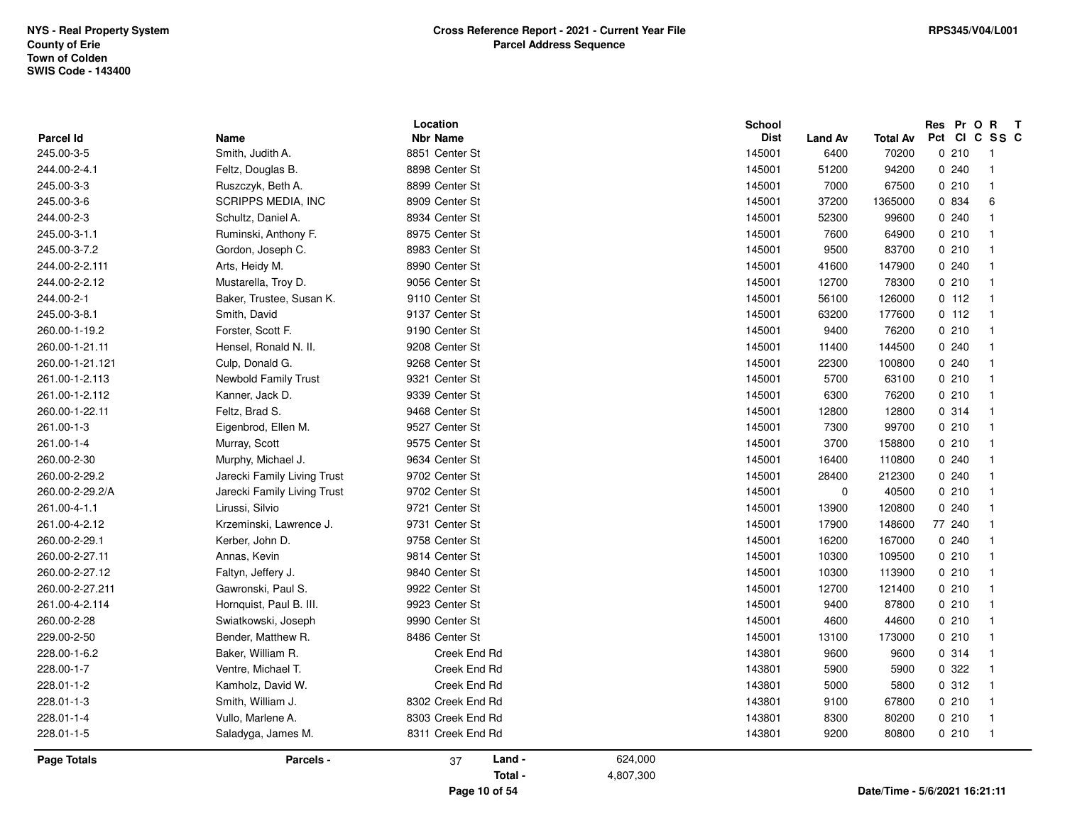NYS - Real Property System
County of Erie
Town of Colden
SWIS Code - 143400

**Cross Reference Report - 2021 - Current Year File**
**Parcel Address Sequence**

RPS345/V04/L001

| Parcel Id | Name | Location Nbr | Location Name | School Dist | Land Av | Total Av | Res Pct | Pr Cl | O C | R SS | T C |
|---|---|---|---|---|---|---|---|---|---|---|---|
| 245.00-3-5 | Smith, Judith A. | 8851 | Center St | 145001 | 6400 | 70200 | 0 | 210 | | 1 | |
| 244.00-2-4.1 | Feltz, Douglas B. | 8898 | Center St | 145001 | 51200 | 94200 | 0 | 240 | | 1 | |
| 245.00-3-3 | Ruszczyk, Beth A. | 8899 | Center St | 145001 | 7000 | 67500 | 0 | 210 | | 1 | |
| 245.00-3-6 | SCRIPPS MEDIA, INC | 8909 | Center St | 145001 | 37200 | 1365000 | 0 | 834 | | 6 | |
| 244.00-2-3 | Schultz, Daniel A. | 8934 | Center St | 145001 | 52300 | 99600 | 0 | 240 | | 1 | |
| 245.00-3-1.1 | Ruminski, Anthony F. | 8975 | Center St | 145001 | 7600 | 64900 | 0 | 210 | | 1 | |
| 245.00-3-7.2 | Gordon, Joseph C. | 8983 | Center St | 145001 | 9500 | 83700 | 0 | 210 | | 1 | |
| 244.00-2-2.111 | Arts, Heidy M. | 8990 | Center St | 145001 | 41600 | 147900 | 0 | 240 | | 1 | |
| 244.00-2-2.12 | Mustarella, Troy D. | 9056 | Center St | 145001 | 12700 | 78300 | 0 | 210 | | 1 | |
| 244.00-2-1 | Baker, Trustee, Susan K. | 9110 | Center St | 145001 | 56100 | 126000 | 0 | 112 | | 1 | |
| 245.00-3-8.1 | Smith, David | 9137 | Center St | 145001 | 63200 | 177600 | 0 | 112 | | 1 | |
| 260.00-1-19.2 | Forster, Scott F. | 9190 | Center St | 145001 | 9400 | 76200 | 0 | 210 | | 1 | |
| 260.00-1-21.11 | Hensel, Ronald N. II. | 9208 | Center St | 145001 | 11400 | 144500 | 0 | 240 | | 1 | |
| 260.00-1-21.121 | Culp, Donald G. | 9268 | Center St | 145001 | 22300 | 100800 | 0 | 240 | | 1 | |
| 261.00-1-2.113 | Newbold Family Trust | 9321 | Center St | 145001 | 5700 | 63100 | 0 | 210 | | 1 | |
| 261.00-1-2.112 | Kanner, Jack D. | 9339 | Center St | 145001 | 6300 | 76200 | 0 | 210 | | 1 | |
| 260.00-1-22.11 | Feltz, Brad S. | 9468 | Center St | 145001 | 12800 | 12800 | 0 | 314 | | 1 | |
| 261.00-1-3 | Eigenbrod, Ellen M. | 9527 | Center St | 145001 | 7300 | 99700 | 0 | 210 | | 1 | |
| 261.00-1-4 | Murray, Scott | 9575 | Center St | 145001 | 3700 | 158800 | 0 | 210 | | 1 | |
| 260.00-2-30 | Murphy, Michael J. | 9634 | Center St | 145001 | 16400 | 110800 | 0 | 240 | | 1 | |
| 260.00-2-29.2 | Jarecki Family Living Trust | 9702 | Center St | 145001 | 28400 | 212300 | 0 | 240 | | 1 | |
| 260.00-2-29.2/A | Jarecki Family Living Trust | 9702 | Center St | 145001 | 0 | 40500 | 0 | 210 | | 1 | |
| 261.00-4-1.1 | Lirussi, Silvio | 9721 | Center St | 145001 | 13900 | 120800 | 0 | 240 | | 1 | |
| 261.00-4-2.12 | Krzeminski, Lawrence J. | 9731 | Center St | 145001 | 17900 | 148600 | 77 | 240 | | 1 | |
| 260.00-2-29.1 | Kerber, John D. | 9758 | Center St | 145001 | 16200 | 167000 | 0 | 240 | | 1 | |
| 260.00-2-27.11 | Annas, Kevin | 9814 | Center St | 145001 | 10300 | 109500 | 0 | 210 | | 1 | |
| 260.00-2-27.12 | Faltyn, Jeffery J. | 9840 | Center St | 145001 | 10300 | 113900 | 0 | 210 | | 1 | |
| 260.00-2-27.211 | Gawronski, Paul S. | 9922 | Center St | 145001 | 12700 | 121400 | 0 | 210 | | 1 | |
| 261.00-4-2.114 | Hornquist, Paul B. III. | 9923 | Center St | 145001 | 9400 | 87800 | 0 | 210 | | 1 | |
| 260.00-2-28 | Swiatkowski, Joseph | 9990 | Center St | 145001 | 4600 | 44600 | 0 | 210 | | 1 | |
| 229.00-2-50 | Bender, Matthew R. | 8486 | Center St | 145001 | 13100 | 173000 | 0 | 210 | | 1 | |
| 228.00-1-6.2 | Baker, William R. | | Creek End Rd | 143801 | 9600 | 9600 | 0 | 314 | | 1 | |
| 228.00-1-7 | Ventre, Michael T. | | Creek End Rd | 143801 | 5900 | 5900 | 0 | 322 | | 1 | |
| 228.01-1-2 | Kamholz, David W. | | Creek End Rd | 143801 | 5000 | 5800 | 0 | 312 | | 1 | |
| 228.01-1-3 | Smith, William J. | 8302 | Creek End Rd | 143801 | 9100 | 67800 | 0 | 210 | | 1 | |
| 228.01-1-4 | Vullo, Marlene A. | 8303 | Creek End Rd | 143801 | 8300 | 80200 | 0 | 210 | | 1 | |
| 228.01-1-5 | Saladyga, James M. | 8311 | Creek End Rd | 143801 | 9200 | 80800 | 0 | 210 | | 1 | |

**Page Totals** — Parcels - 37 — Land - 624,000 — Total - 4,807,300

Date/Time - 5/6/2021 16:21:11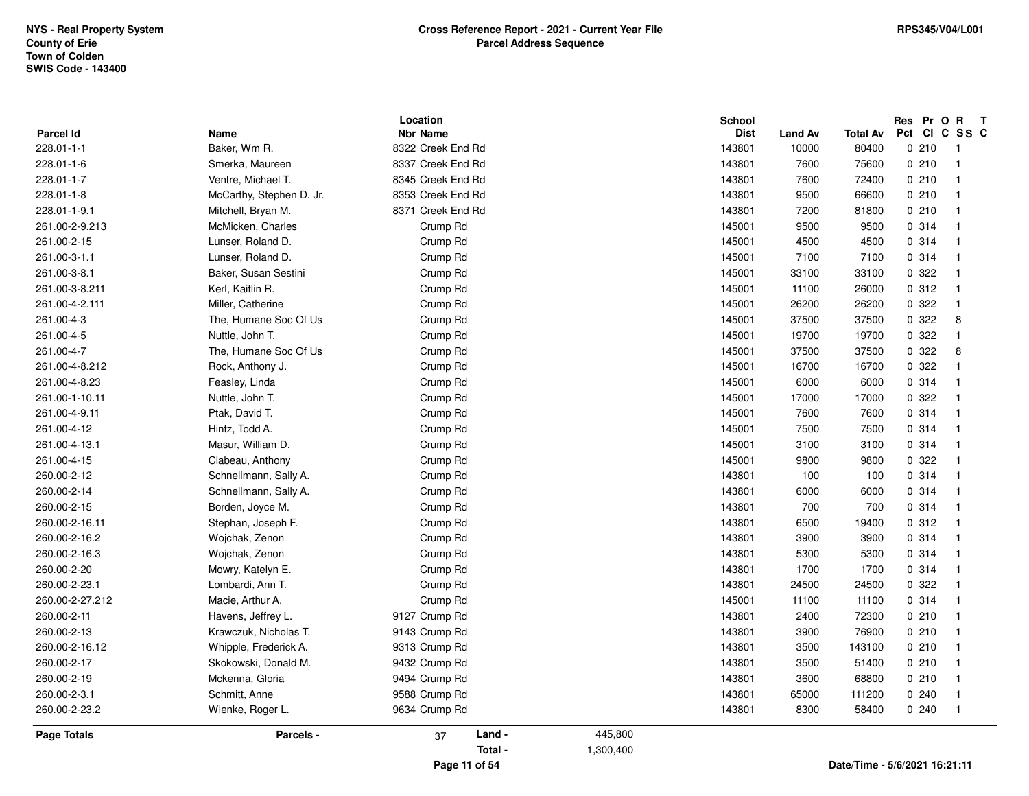NYS - Real Property System
County of Erie
Town of Colden
SWIS Code - 143400

**Cross Reference Report - 2021 - Current Year File**
**Parcel Address Sequence**

RPS345/V04/L001

| Parcel Id | Name | Location Nbr | Location Name | School Dist | Land Av | Total Av | Res Pct | Pr Cl | O C | R SS | T C |
|---|---|---|---|---|---|---|---|---|---|---|---|
| 228.01-1-1 | Baker, Wm R. | 8322 | Creek End Rd | 143801 | 10000 | 80400 | 0 | 210 | | 1 | |
| 228.01-1-6 | Smerka, Maureen | 8337 | Creek End Rd | 143801 | 7600 | 75600 | 0 | 210 | | 1 | |
| 228.01-1-7 | Ventre, Michael T. | 8345 | Creek End Rd | 143801 | 7600 | 72400 | 0 | 210 | | 1 | |
| 228.01-1-8 | McCarthy, Stephen D. Jr. | 8353 | Creek End Rd | 143801 | 9500 | 66600 | 0 | 210 | | 1 | |
| 228.01-1-9.1 | Mitchell, Bryan M. | 8371 | Creek End Rd | 143801 | 7200 | 81800 | 0 | 210 | | 1 | |
| 261.00-2-9.213 | McMicken, Charles | | Crump Rd | 145001 | 9500 | 9500 | 0 | 314 | | 1 | |
| 261.00-2-15 | Lunser, Roland D. | | Crump Rd | 145001 | 4500 | 4500 | 0 | 314 | | 1 | |
| 261.00-3-1.1 | Lunser, Roland D. | | Crump Rd | 145001 | 7100 | 7100 | 0 | 314 | | 1 | |
| 261.00-3-8.1 | Baker, Susan Sestini | | Crump Rd | 145001 | 33100 | 33100 | 0 | 322 | | 1 | |
| 261.00-3-8.211 | Kerl, Kaitlin R. | | Crump Rd | 145001 | 11100 | 26000 | 0 | 312 | | 1 | |
| 261.00-4-2.111 | Miller, Catherine | | Crump Rd | 145001 | 26200 | 26200 | 0 | 322 | | 1 | |
| 261.00-4-3 | The, Humane Soc Of Us | | Crump Rd | 145001 | 37500 | 37500 | 0 | 322 | | 8 | |
| 261.00-4-5 | Nuttle, John T. | | Crump Rd | 145001 | 19700 | 19700 | 0 | 322 | | 1 | |
| 261.00-4-7 | The, Humane Soc Of Us | | Crump Rd | 145001 | 37500 | 37500 | 0 | 322 | | 8 | |
| 261.00-4-8.212 | Rock, Anthony J. | | Crump Rd | 145001 | 16700 | 16700 | 0 | 322 | | 1 | |
| 261.00-4-8.23 | Feasley, Linda | | Crump Rd | 145001 | 6000 | 6000 | 0 | 314 | | 1 | |
| 261.00-1-10.11 | Nuttle, John T. | | Crump Rd | 145001 | 17000 | 17000 | 0 | 322 | | 1 | |
| 261.00-4-9.11 | Ptak, David T. | | Crump Rd | 145001 | 7600 | 7600 | 0 | 314 | | 1 | |
| 261.00-4-12 | Hintz, Todd A. | | Crump Rd | 145001 | 7500 | 7500 | 0 | 314 | | 1 | |
| 261.00-4-13.1 | Masur, William D. | | Crump Rd | 145001 | 3100 | 3100 | 0 | 314 | | 1 | |
| 261.00-4-15 | Clabeau, Anthony | | Crump Rd | 145001 | 9800 | 9800 | 0 | 322 | | 1 | |
| 260.00-2-12 | Schnellmann, Sally A. | | Crump Rd | 143801 | 100 | 100 | 0 | 314 | | 1 | |
| 260.00-2-14 | Schnellmann, Sally A. | | Crump Rd | 143801 | 6000 | 6000 | 0 | 314 | | 1 | |
| 260.00-2-15 | Borden, Joyce M. | | Crump Rd | 143801 | 700 | 700 | 0 | 314 | | 1 | |
| 260.00-2-16.11 | Stephan, Joseph F. | | Crump Rd | 143801 | 6500 | 19400 | 0 | 312 | | 1 | |
| 260.00-2-16.2 | Wojchak, Zenon | | Crump Rd | 143801 | 3900 | 3900 | 0 | 314 | | 1 | |
| 260.00-2-16.3 | Wojchak, Zenon | | Crump Rd | 143801 | 5300 | 5300 | 0 | 314 | | 1 | |
| 260.00-2-20 | Mowry, Katelyn E. | | Crump Rd | 143801 | 1700 | 1700 | 0 | 314 | | 1 | |
| 260.00-2-23.1 | Lombardi, Ann T. | | Crump Rd | 143801 | 24500 | 24500 | 0 | 322 | | 1 | |
| 260.00-2-27.212 | Macie, Arthur A. | | Crump Rd | 145001 | 11100 | 11100 | 0 | 314 | | 1 | |
| 260.00-2-11 | Havens, Jeffrey L. | 9127 | Crump Rd | 143801 | 2400 | 72300 | 0 | 210 | | 1 | |
| 260.00-2-13 | Krawczuk, Nicholas T. | 9143 | Crump Rd | 143801 | 3900 | 76900 | 0 | 210 | | 1 | |
| 260.00-2-16.12 | Whipple, Frederick A. | 9313 | Crump Rd | 143801 | 3500 | 143100 | 0 | 210 | | 1 | |
| 260.00-2-17 | Skokowski, Donald M. | 9432 | Crump Rd | 143801 | 3500 | 51400 | 0 | 210 | | 1 | |
| 260.00-2-19 | Mckenna, Gloria | 9494 | Crump Rd | 143801 | 3600 | 68800 | 0 | 210 | | 1 | |
| 260.00-2-3.1 | Schmitt, Anne | 9588 | Crump Rd | 143801 | 65000 | 111200 | 0 | 240 | | 1 | |
| 260.00-2-23.2 | Wienke, Roger L. | 9634 | Crump Rd | 143801 | 8300 | 58400 | 0 | 240 | | 1 | |

| Page Totals | Parcels - | 37 | Land - | 445,800 |
|---|---|---|---|---|
| | | | Total - | 1,300,400 |

Date/Time - 5/6/2021 16:21:11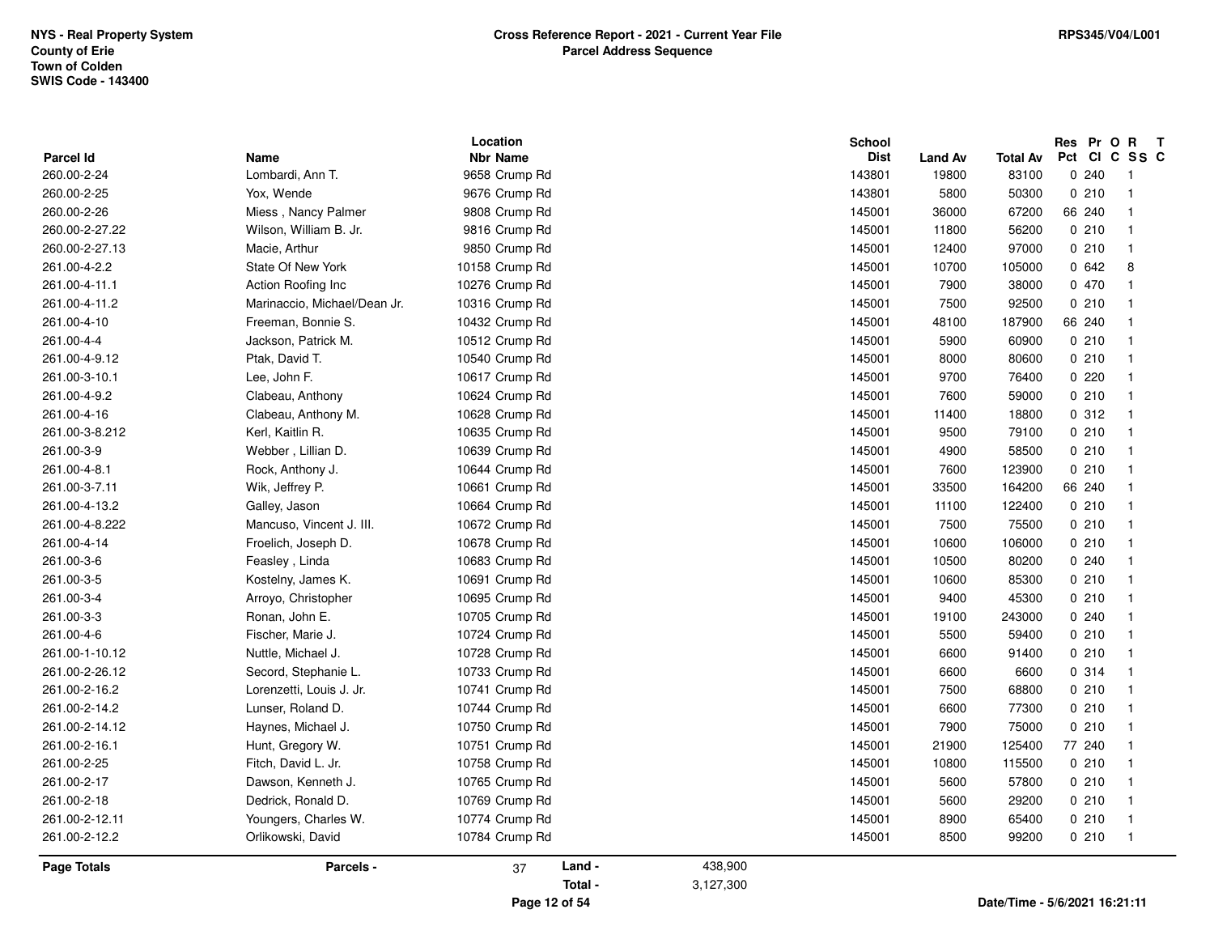NYS - Real Property System
County of Erie
Town of Colden
SWIS Code - 143400

**Cross Reference Report - 2021 - Current Year File**
**Parcel Address Sequence**

RPS345/V04/L001

| Parcel Id | Name | Location Nbr | Location Name | School Dist | Land Av | Total Av | Res Pct | Pr Cl | O C | R SS | T C |
|---|---|---|---|---|---|---|---|---|---|---|---|
| 260.00-2-24 | Lombardi, Ann T. | 9658 | Crump Rd | 143801 | 19800 | 83100 | 0 | 240 | | 1 | |
| 260.00-2-25 | Yox, Wende | 9676 | Crump Rd | 143801 | 5800 | 50300 | 0 | 210 | | 1 | |
| 260.00-2-26 | Miess , Nancy Palmer | 9808 | Crump Rd | 145001 | 36000 | 67200 | 66 | 240 | | 1 | |
| 260.00-2-27.22 | Wilson, William B. Jr. | 9816 | Crump Rd | 145001 | 11800 | 56200 | 0 | 210 | | 1 | |
| 260.00-2-27.13 | Macie, Arthur | 9850 | Crump Rd | 145001 | 12400 | 97000 | 0 | 210 | | 1 | |
| 261.00-4-2.2 | State Of New York | 10158 | Crump Rd | 145001 | 10700 | 105000 | 0 | 642 | | 8 | |
| 261.00-4-11.1 | Action Roofing Inc | 10276 | Crump Rd | 145001 | 7900 | 38000 | 0 | 470 | | 1 | |
| 261.00-4-11.2 | Marinaccio, Michael/Dean Jr. | 10316 | Crump Rd | 145001 | 7500 | 92500 | 0 | 210 | | 1 | |
| 261.00-4-10 | Freeman, Bonnie S. | 10432 | Crump Rd | 145001 | 48100 | 187900 | 66 | 240 | | 1 | |
| 261.00-4-4 | Jackson, Patrick M. | 10512 | Crump Rd | 145001 | 5900 | 60900 | 0 | 210 | | 1 | |
| 261.00-4-9.12 | Ptak, David T. | 10540 | Crump Rd | 145001 | 8000 | 80600 | 0 | 210 | | 1 | |
| 261.00-3-10.1 | Lee, John F. | 10617 | Crump Rd | 145001 | 9700 | 76400 | 0 | 220 | | 1 | |
| 261.00-4-9.2 | Clabeau, Anthony | 10624 | Crump Rd | 145001 | 7600 | 59000 | 0 | 210 | | 1 | |
| 261.00-4-16 | Clabeau, Anthony M. | 10628 | Crump Rd | 145001 | 11400 | 18800 | 0 | 312 | | 1 | |
| 261.00-3-8.212 | Kerl, Kaitlin R. | 10635 | Crump Rd | 145001 | 9500 | 79100 | 0 | 210 | | 1 | |
| 261.00-3-9 | Webber , Lillian D. | 10639 | Crump Rd | 145001 | 4900 | 58500 | 0 | 210 | | 1 | |
| 261.00-4-8.1 | Rock, Anthony J. | 10644 | Crump Rd | 145001 | 7600 | 123900 | 0 | 210 | | 1 | |
| 261.00-3-7.11 | Wik, Jeffrey P. | 10661 | Crump Rd | 145001 | 33500 | 164200 | 66 | 240 | | 1 | |
| 261.00-4-13.2 | Galley, Jason | 10664 | Crump Rd | 145001 | 11100 | 122400 | 0 | 210 | | 1 | |
| 261.00-4-8.222 | Mancuso, Vincent J. III. | 10672 | Crump Rd | 145001 | 7500 | 75500 | 0 | 210 | | 1 | |
| 261.00-4-14 | Froelich, Joseph D. | 10678 | Crump Rd | 145001 | 10600 | 106000 | 0 | 210 | | 1 | |
| 261.00-3-6 | Feasley , Linda | 10683 | Crump Rd | 145001 | 10500 | 80200 | 0 | 240 | | 1 | |
| 261.00-3-5 | Kostelny, James K. | 10691 | Crump Rd | 145001 | 10600 | 85300 | 0 | 210 | | 1 | |
| 261.00-3-4 | Arroyo, Christopher | 10695 | Crump Rd | 145001 | 9400 | 45300 | 0 | 210 | | 1 | |
| 261.00-3-3 | Ronan, John E. | 10705 | Crump Rd | 145001 | 19100 | 243000 | 0 | 240 | | 1 | |
| 261.00-4-6 | Fischer, Marie J. | 10724 | Crump Rd | 145001 | 5500 | 59400 | 0 | 210 | | 1 | |
| 261.00-1-10.12 | Nuttle, Michael J. | 10728 | Crump Rd | 145001 | 6600 | 91400 | 0 | 210 | | 1 | |
| 261.00-2-26.12 | Secord, Stephanie L. | 10733 | Crump Rd | 145001 | 6600 | 6600 | 0 | 314 | | 1 | |
| 261.00-2-16.2 | Lorenzetti, Louis J. Jr. | 10741 | Crump Rd | 145001 | 7500 | 68800 | 0 | 210 | | 1 | |
| 261.00-2-14.2 | Lunser, Roland D. | 10744 | Crump Rd | 145001 | 6600 | 77300 | 0 | 210 | | 1 | |
| 261.00-2-14.12 | Haynes, Michael J. | 10750 | Crump Rd | 145001 | 7900 | 75000 | 0 | 210 | | 1 | |
| 261.00-2-16.1 | Hunt, Gregory W. | 10751 | Crump Rd | 145001 | 21900 | 125400 | 77 | 240 | | 1 | |
| 261.00-2-25 | Fitch, David L. Jr. | 10758 | Crump Rd | 145001 | 10800 | 115500 | 0 | 210 | | 1 | |
| 261.00-2-17 | Dawson, Kenneth J. | 10765 | Crump Rd | 145001 | 5600 | 57800 | 0 | 210 | | 1 | |
| 261.00-2-18 | Dedrick, Ronald D. | 10769 | Crump Rd | 145001 | 5600 | 29200 | 0 | 210 | | 1 | |
| 261.00-2-12.11 | Youngers, Charles W. | 10774 | Crump Rd | 145001 | 8900 | 65400 | 0 | 210 | | 1 | |
| 261.00-2-12.2 | Orlikowski, David | 10784 | Crump Rd | 145001 | 8500 | 99200 | 0 | 210 | | 1 | |

**Page Totals** | **Parcels -** 37 | **Land -** 438,900 | **Total -** 3,127,300

Date/Time - 5/6/2021 16:21:11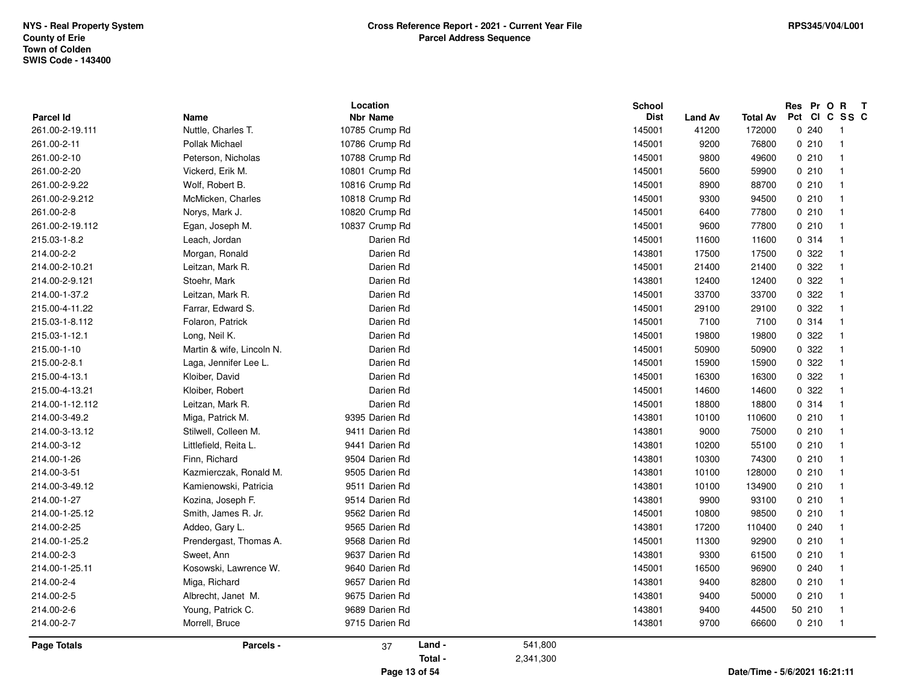NYS - Real Property System
County of Erie
Town of Colden
SWIS Code - 143400

**Cross Reference Report - 2021 - Current Year File**
**Parcel Address Sequence**

RPS345/V04/L001

| Parcel Id | Name | Location Nbr | Location Name | School Dist | Land Av | Total Av | Res Pct | Pr Cl | O C | R SS | T C |
|---|---|---|---|---|---|---|---|---|---|---|---|
| 261.00-2-19.111 | Nuttle, Charles T. | 10785 | Crump Rd | 145001 | 41200 | 172000 | 0 | 240 | | 1 | |
| 261.00-2-11 | Pollak Michael | 10786 | Crump Rd | 145001 | 9200 | 76800 | 0 | 210 | | 1 | |
| 261.00-2-10 | Peterson, Nicholas | 10788 | Crump Rd | 145001 | 9800 | 49600 | 0 | 210 | | 1 | |
| 261.00-2-20 | Vickerd, Erik M. | 10801 | Crump Rd | 145001 | 5600 | 59900 | 0 | 210 | | 1 | |
| 261.00-2-9.22 | Wolf, Robert B. | 10816 | Crump Rd | 145001 | 8900 | 88700 | 0 | 210 | | 1 | |
| 261.00-2-9.212 | McMicken, Charles | 10818 | Crump Rd | 145001 | 9300 | 94500 | 0 | 210 | | 1 | |
| 261.00-2-8 | Norys, Mark J. | 10820 | Crump Rd | 145001 | 6400 | 77800 | 0 | 210 | | 1 | |
| 261.00-2-19.112 | Egan, Joseph M. | 10837 | Crump Rd | 145001 | 9600 | 77800 | 0 | 210 | | 1 | |
| 215.03-1-8.2 | Leach, Jordan | | Darien Rd | 145001 | 11600 | 11600 | 0 | 314 | | 1 | |
| 214.00-2-2 | Morgan, Ronald | | Darien Rd | 143801 | 17500 | 17500 | 0 | 322 | | 1 | |
| 214.00-2-10.21 | Leitzan, Mark R. | | Darien Rd | 145001 | 21400 | 21400 | 0 | 322 | | 1 | |
| 214.00-2-9.121 | Stoehr, Mark | | Darien Rd | 143801 | 12400 | 12400 | 0 | 322 | | 1 | |
| 214.00-1-37.2 | Leitzan, Mark R. | | Darien Rd | 145001 | 33700 | 33700 | 0 | 322 | | 1 | |
| 215.00-4-11.22 | Farrar, Edward S. | | Darien Rd | 145001 | 29100 | 29100 | 0 | 322 | | 1 | |
| 215.03-1-8.112 | Folaron, Patrick | | Darien Rd | 145001 | 7100 | 7100 | 0 | 314 | | 1 | |
| 215.03-1-12.1 | Long, Neil K. | | Darien Rd | 145001 | 19800 | 19800 | 0 | 322 | | 1 | |
| 215.00-1-10 | Martin & wife, Lincoln N. | | Darien Rd | 145001 | 50900 | 50900 | 0 | 322 | | 1 | |
| 215.00-2-8.1 | Laga, Jennifer Lee L. | | Darien Rd | 145001 | 15900 | 15900 | 0 | 322 | | 1 | |
| 215.00-4-13.1 | Kloiber, David | | Darien Rd | 145001 | 16300 | 16300 | 0 | 322 | | 1 | |
| 215.00-4-13.21 | Kloiber, Robert | | Darien Rd | 145001 | 14600 | 14600 | 0 | 322 | | 1 | |
| 214.00-1-12.112 | Leitzan, Mark R. | | Darien Rd | 145001 | 18800 | 18800 | 0 | 314 | | 1 | |
| 214.00-3-49.2 | Miga, Patrick M. | 9395 | Darien Rd | 143801 | 10100 | 110600 | 0 | 210 | | 1 | |
| 214.00-3-13.12 | Stilwell, Colleen M. | 9411 | Darien Rd | 143801 | 9000 | 75000 | 0 | 210 | | 1 | |
| 214.00-3-12 | Littlefield, Reita L. | 9441 | Darien Rd | 143801 | 10200 | 55100 | 0 | 210 | | 1 | |
| 214.00-1-26 | Finn, Richard | 9504 | Darien Rd | 143801 | 10300 | 74300 | 0 | 210 | | 1 | |
| 214.00-3-51 | Kazmierczak, Ronald M. | 9505 | Darien Rd | 143801 | 10100 | 128000 | 0 | 210 | | 1 | |
| 214.00-3-49.12 | Kamienowski, Patricia | 9511 | Darien Rd | 143801 | 10100 | 134900 | 0 | 210 | | 1 | |
| 214.00-1-27 | Kozina, Joseph F. | 9514 | Darien Rd | 143801 | 9900 | 93100 | 0 | 210 | | 1 | |
| 214.00-1-25.12 | Smith, James R. Jr. | 9562 | Darien Rd | 145001 | 10800 | 98500 | 0 | 210 | | 1 | |
| 214.00-2-25 | Addeo, Gary L. | 9565 | Darien Rd | 143801 | 17200 | 110400 | 0 | 240 | | 1 | |
| 214.00-1-25.2 | Prendergast, Thomas A. | 9568 | Darien Rd | 145001 | 11300 | 92900 | 0 | 210 | | 1 | |
| 214.00-2-3 | Sweet, Ann | 9637 | Darien Rd | 143801 | 9300 | 61500 | 0 | 210 | | 1 | |
| 214.00-1-25.11 | Kosowski, Lawrence W. | 9640 | Darien Rd | 145001 | 16500 | 96900 | 0 | 240 | | 1 | |
| 214.00-2-4 | Miga, Richard | 9657 | Darien Rd | 143801 | 9400 | 82800 | 0 | 210 | | 1 | |
| 214.00-2-5 | Albrecht, Janet M. | 9675 | Darien Rd | 143801 | 9400 | 50000 | 0 | 210 | | 1 | |
| 214.00-2-6 | Young, Patrick C. | 9689 | Darien Rd | 143801 | 9400 | 44500 | 50 | 210 | | 1 | |
| 214.00-2-7 | Morrell, Bruce | 9715 | Darien Rd | 143801 | 9700 | 66600 | 0 | 210 | | 1 | |

**Page Totals** | **Parcels -** 37 | **Land -** 541,800 | **Total -** 2,341,300

Date/Time - 5/6/2021 16:21:11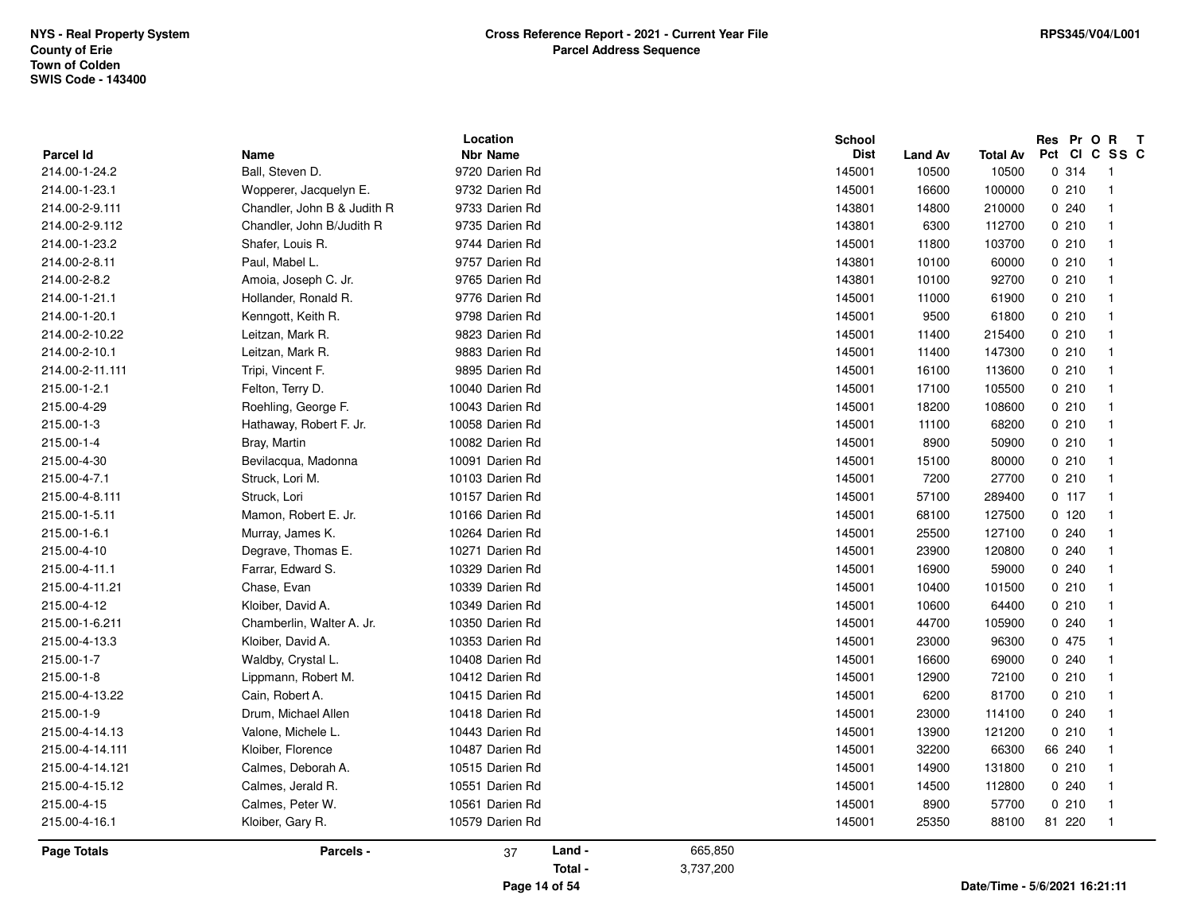NYS - Real Property System
County of Erie
Town of Colden
SWIS Code - 143400

# Cross Reference Report - 2021 - Current Year File
## Parcel Address Sequence

RPS345/V04/L001

| Parcel Id | Name | Location Nbr | Location Name | School Dist | Land Av | Total Av | Res Pct | Pr Cl | O C | R SS | T C |
|---|---|---|---|---|---|---|---|---|---|---|---|
| 214.00-1-24.2 | Ball, Steven D. | 9720 | Darien Rd | 145001 | 10500 | 10500 | 0 | 314 | | 1 | |
| 214.00-1-23.1 | Wopperer, Jacquelyn E. | 9732 | Darien Rd | 145001 | 16600 | 100000 | 0 | 210 | | 1 | |
| 214.00-2-9.111 | Chandler, John B & Judith R | 9733 | Darien Rd | 143801 | 14800 | 210000 | 0 | 240 | | 1 | |
| 214.00-2-9.112 | Chandler, John B/Judith R | 9735 | Darien Rd | 143801 | 6300 | 112700 | 0 | 210 | | 1 | |
| 214.00-1-23.2 | Shafer, Louis R. | 9744 | Darien Rd | 145001 | 11800 | 103700 | 0 | 210 | | 1 | |
| 214.00-2-8.11 | Paul, Mabel L. | 9757 | Darien Rd | 143801 | 10100 | 60000 | 0 | 210 | | 1 | |
| 214.00-2-8.2 | Amoia, Joseph C. Jr. | 9765 | Darien Rd | 143801 | 10100 | 92700 | 0 | 210 | | 1 | |
| 214.00-1-21.1 | Hollander, Ronald R. | 9776 | Darien Rd | 145001 | 11000 | 61900 | 0 | 210 | | 1 | |
| 214.00-1-20.1 | Kenngott, Keith R. | 9798 | Darien Rd | 145001 | 9500 | 61800 | 0 | 210 | | 1 | |
| 214.00-2-10.22 | Leitzan, Mark R. | 9823 | Darien Rd | 145001 | 11400 | 215400 | 0 | 210 | | 1 | |
| 214.00-2-10.1 | Leitzan, Mark R. | 9883 | Darien Rd | 145001 | 11400 | 147300 | 0 | 210 | | 1 | |
| 214.00-2-11.111 | Tripi, Vincent F. | 9895 | Darien Rd | 145001 | 16100 | 113600 | 0 | 210 | | 1 | |
| 215.00-1-2.1 | Felton, Terry D. | 10040 | Darien Rd | 145001 | 17100 | 105500 | 0 | 210 | | 1 | |
| 215.00-4-29 | Roehling, George F. | 10043 | Darien Rd | 145001 | 18200 | 108600 | 0 | 210 | | 1 | |
| 215.00-1-3 | Hathaway, Robert F. Jr. | 10058 | Darien Rd | 145001 | 11100 | 68200 | 0 | 210 | | 1 | |
| 215.00-1-4 | Bray, Martin | 10082 | Darien Rd | 145001 | 8900 | 50900 | 0 | 210 | | 1 | |
| 215.00-4-30 | Bevilacqua, Madonna | 10091 | Darien Rd | 145001 | 15100 | 80000 | 0 | 210 | | 1 | |
| 215.00-4-7.1 | Struck, Lori M. | 10103 | Darien Rd | 145001 | 7200 | 27700 | 0 | 210 | | 1 | |
| 215.00-4-8.111 | Struck, Lori | 10157 | Darien Rd | 145001 | 57100 | 289400 | 0 | 117 | | 1 | |
| 215.00-1-5.11 | Mamon, Robert E. Jr. | 10166 | Darien Rd | 145001 | 68100 | 127500 | 0 | 120 | | 1 | |
| 215.00-1-6.1 | Murray, James K. | 10264 | Darien Rd | 145001 | 25500 | 127100 | 0 | 240 | | 1 | |
| 215.00-4-10 | Degrave, Thomas E. | 10271 | Darien Rd | 145001 | 23900 | 120800 | 0 | 240 | | 1 | |
| 215.00-4-11.1 | Farrar, Edward S. | 10329 | Darien Rd | 145001 | 16900 | 59000 | 0 | 240 | | 1 | |
| 215.00-4-11.21 | Chase, Evan | 10339 | Darien Rd | 145001 | 10400 | 101500 | 0 | 210 | | 1 | |
| 215.00-4-12 | Kloiber, David A. | 10349 | Darien Rd | 145001 | 10600 | 64400 | 0 | 210 | | 1 | |
| 215.00-1-6.211 | Chamberlin, Walter A. Jr. | 10350 | Darien Rd | 145001 | 44700 | 105900 | 0 | 240 | | 1 | |
| 215.00-4-13.3 | Kloiber, David A. | 10353 | Darien Rd | 145001 | 23000 | 96300 | 0 | 475 | | 1 | |
| 215.00-1-7 | Waldby, Crystal L. | 10408 | Darien Rd | 145001 | 16600 | 69000 | 0 | 240 | | 1 | |
| 215.00-1-8 | Lippmann, Robert M. | 10412 | Darien Rd | 145001 | 12900 | 72100 | 0 | 210 | | 1 | |
| 215.00-4-13.22 | Cain, Robert A. | 10415 | Darien Rd | 145001 | 6200 | 81700 | 0 | 210 | | 1 | |
| 215.00-1-9 | Drum, Michael Allen | 10418 | Darien Rd | 145001 | 23000 | 114100 | 0 | 240 | | 1 | |
| 215.00-4-14.13 | Valone, Michele L. | 10443 | Darien Rd | 145001 | 13900 | 121200 | 0 | 210 | | 1 | |
| 215.00-4-14.111 | Kloiber, Florence | 10487 | Darien Rd | 145001 | 32200 | 66300 | 66 | 240 | | 1 | |
| 215.00-4-14.121 | Calmes, Deborah A. | 10515 | Darien Rd | 145001 | 14900 | 131800 | 0 | 210 | | 1 | |
| 215.00-4-15.12 | Calmes, Jerald R. | 10551 | Darien Rd | 145001 | 14500 | 112800 | 0 | 240 | | 1 | |
| 215.00-4-15 | Calmes, Peter W. | 10561 | Darien Rd | 145001 | 8900 | 57700 | 0 | 210 | | 1 | |
| 215.00-4-16.1 | Kloiber, Gary R. | 10579 | Darien Rd | 145001 | 25350 | 88100 | 81 | 220 | | 1 | |

**Page Totals** | **Parcels -** 37 | **Land -** 665,850 | **Total -** 3,737,200

Date/Time - 5/6/2021 16:21:11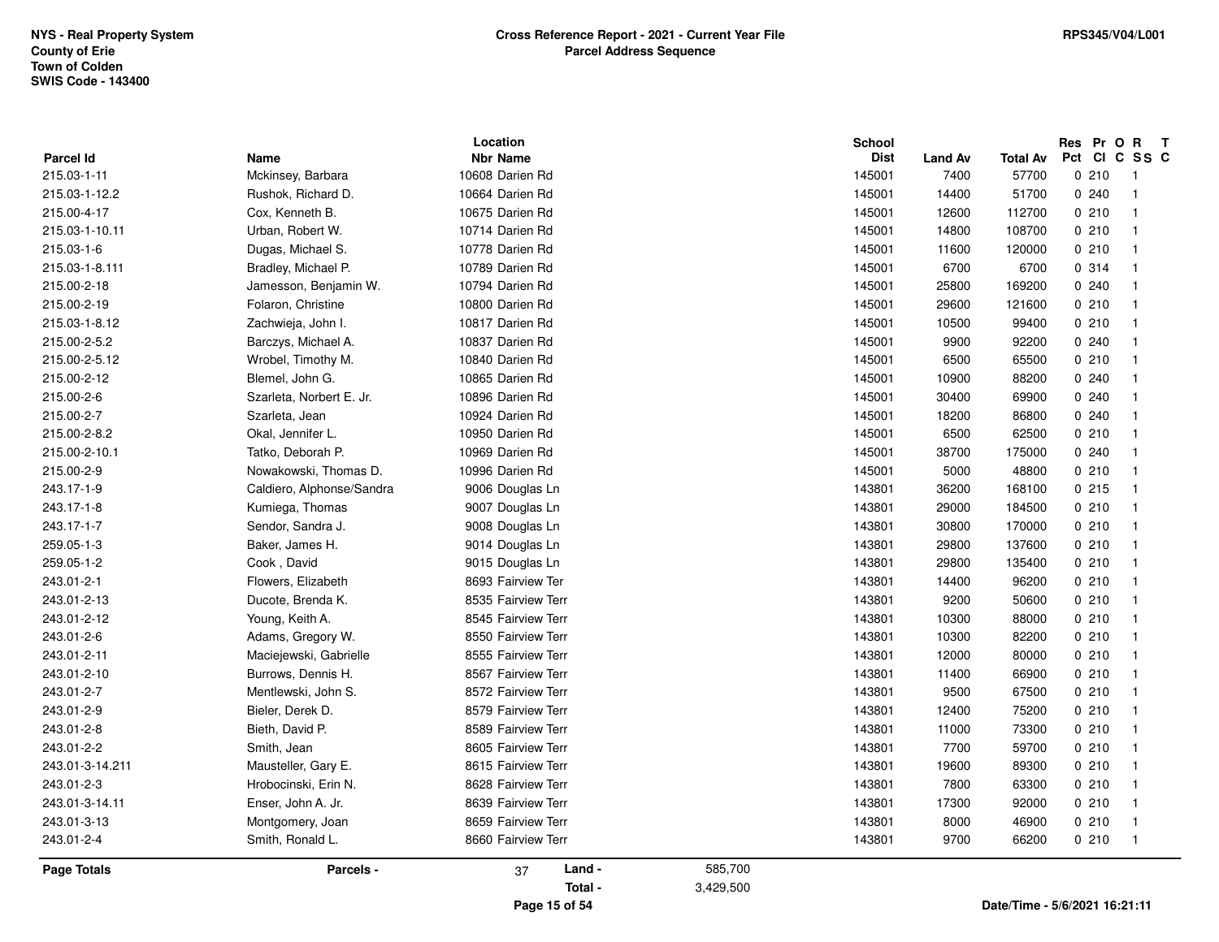NYS - Real Property System
County of Erie
Town of Colden
SWIS Code - 143400

**Cross Reference Report - 2021 - Current Year File**
**Parcel Address Sequence**

RPS345/V04/L001

| Parcel Id | Name | Location Nbr | Location Name | School Dist | Land Av | Total Av | Res Pct | Pr Cl | O C | R SS | T C |
|---|---|---|---|---|---|---|---|---|---|---|---|
| 215.03-1-11 | Mckinsey, Barbara | 10608 | Darien Rd | 145001 | 7400 | 57700 | 0 | 210 | | 1 | |
| 215.03-1-12.2 | Rushok, Richard D. | 10664 | Darien Rd | 145001 | 14400 | 51700 | 0 | 240 | | 1 | |
| 215.00-4-17 | Cox, Kenneth B. | 10675 | Darien Rd | 145001 | 12600 | 112700 | 0 | 210 | | 1 | |
| 215.03-1-10.11 | Urban, Robert W. | 10714 | Darien Rd | 145001 | 14800 | 108700 | 0 | 210 | | 1 | |
| 215.03-1-6 | Dugas, Michael S. | 10778 | Darien Rd | 145001 | 11600 | 120000 | 0 | 210 | | 1 | |
| 215.03-1-8.111 | Bradley, Michael P. | 10789 | Darien Rd | 145001 | 6700 | 6700 | 0 | 314 | | 1 | |
| 215.00-2-18 | Jamesson, Benjamin W. | 10794 | Darien Rd | 145001 | 25800 | 169200 | 0 | 240 | | 1 | |
| 215.00-2-19 | Folaron, Christine | 10800 | Darien Rd | 145001 | 29600 | 121600 | 0 | 210 | | 1 | |
| 215.03-1-8.12 | Zachwieja, John I. | 10817 | Darien Rd | 145001 | 10500 | 99400 | 0 | 210 | | 1 | |
| 215.00-2-5.2 | Barczys, Michael A. | 10837 | Darien Rd | 145001 | 9900 | 92200 | 0 | 240 | | 1 | |
| 215.00-2-5.12 | Wrobel, Timothy M. | 10840 | Darien Rd | 145001 | 6500 | 65500 | 0 | 210 | | 1 | |
| 215.00-2-12 | Blemel, John G. | 10865 | Darien Rd | 145001 | 10900 | 88200 | 0 | 240 | | 1 | |
| 215.00-2-6 | Szarleta, Norbert E. Jr. | 10896 | Darien Rd | 145001 | 30400 | 69900 | 0 | 240 | | 1 | |
| 215.00-2-7 | Szarleta, Jean | 10924 | Darien Rd | 145001 | 18200 | 86800 | 0 | 240 | | 1 | |
| 215.00-2-8.2 | Okal, Jennifer L. | 10950 | Darien Rd | 145001 | 6500 | 62500 | 0 | 210 | | 1 | |
| 215.00-2-10.1 | Tatko, Deborah P. | 10969 | Darien Rd | 145001 | 38700 | 175000 | 0 | 240 | | 1 | |
| 215.00-2-9 | Nowakowski, Thomas D. | 10996 | Darien Rd | 145001 | 5000 | 48800 | 0 | 210 | | 1 | |
| 243.17-1-9 | Caldiero, Alphonse/Sandra | 9006 | Douglas Ln | 143801 | 36200 | 168100 | 0 | 215 | | 1 | |
| 243.17-1-8 | Kumiega, Thomas | 9007 | Douglas Ln | 143801 | 29000 | 184500 | 0 | 210 | | 1 | |
| 243.17-1-7 | Sendor, Sandra J. | 9008 | Douglas Ln | 143801 | 30800 | 170000 | 0 | 210 | | 1 | |
| 259.05-1-3 | Baker, James H. | 9014 | Douglas Ln | 143801 | 29800 | 137600 | 0 | 210 | | 1 | |
| 259.05-1-2 | Cook , David | 9015 | Douglas Ln | 143801 | 29800 | 135400 | 0 | 210 | | 1 | |
| 243.01-2-1 | Flowers, Elizabeth | 8693 | Fairview Ter | 143801 | 14400 | 96200 | 0 | 210 | | 1 | |
| 243.01-2-13 | Ducote, Brenda K. | 8535 | Fairview Terr | 143801 | 9200 | 50600 | 0 | 210 | | 1 | |
| 243.01-2-12 | Young, Keith A. | 8545 | Fairview Terr | 143801 | 10300 | 88000 | 0 | 210 | | 1 | |
| 243.01-2-6 | Adams, Gregory W. | 8550 | Fairview Terr | 143801 | 10300 | 82200 | 0 | 210 | | 1 | |
| 243.01-2-11 | Maciejewski, Gabrielle | 8555 | Fairview Terr | 143801 | 12000 | 80000 | 0 | 210 | | 1 | |
| 243.01-2-10 | Burrows, Dennis H. | 8567 | Fairview Terr | 143801 | 11400 | 66900 | 0 | 210 | | 1 | |
| 243.01-2-7 | Mentlewski, John S. | 8572 | Fairview Terr | 143801 | 9500 | 67500 | 0 | 210 | | 1 | |
| 243.01-2-9 | Bieler, Derek D. | 8579 | Fairview Terr | 143801 | 12400 | 75200 | 0 | 210 | | 1 | |
| 243.01-2-8 | Bieth, David P. | 8589 | Fairview Terr | 143801 | 11000 | 73300 | 0 | 210 | | 1 | |
| 243.01-2-2 | Smith, Jean | 8605 | Fairview Terr | 143801 | 7700 | 59700 | 0 | 210 | | 1 | |
| 243.01-3-14.211 | Mausteller, Gary E. | 8615 | Fairview Terr | 143801 | 19600 | 89300 | 0 | 210 | | 1 | |
| 243.01-2-3 | Hrobocinski, Erin N. | 8628 | Fairview Terr | 143801 | 7800 | 63300 | 0 | 210 | | 1 | |
| 243.01-3-14.11 | Enser, John A. Jr. | 8639 | Fairview Terr | 143801 | 17300 | 92000 | 0 | 210 | | 1 | |
| 243.01-3-13 | Montgomery, Joan | 8659 | Fairview Terr | 143801 | 8000 | 46900 | 0 | 210 | | 1 | |
| 243.01-2-4 | Smith, Ronald L. | 8660 | Fairview Terr | 143801 | 9700 | 66200 | 0 | 210 | | 1 | |

**Page Totals** — **Parcels -** 37 — **Land -** 585,700 — **Total -** 3,429,500

Date/Time - 5/6/2021 16:21:11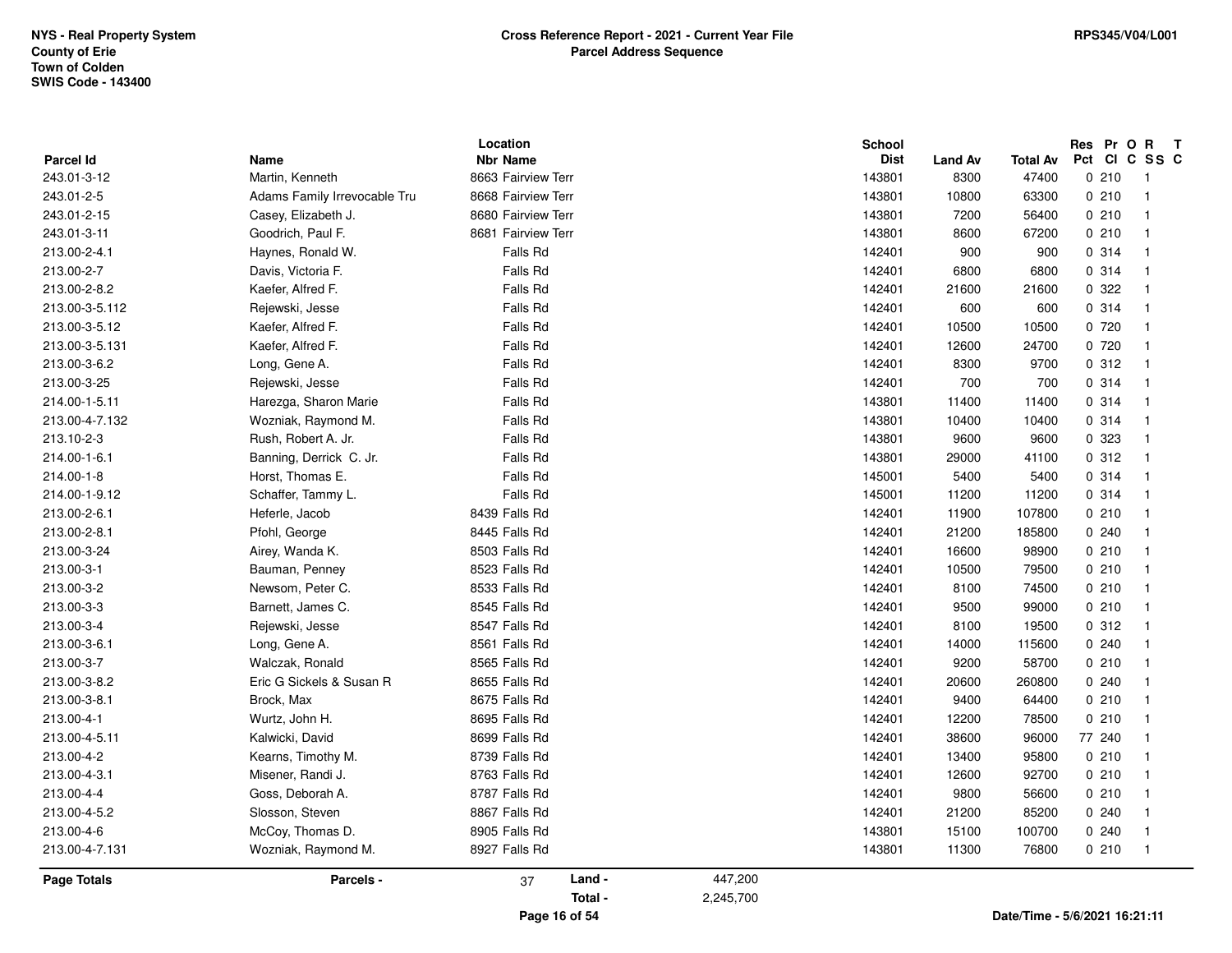NYS - Real Property System
County of Erie
Town of Colden
SWIS Code - 143400

**Cross Reference Report - 2021 - Current Year File**
**Parcel Address Sequence**

RPS345/V04/L001

| Parcel Id | Name | Location Nbr | Location Name | School Dist | Land Av | Total Av | Res Pct | Pr Cl | O C | R SS | T C |
|---|---|---|---|---|---|---|---|---|---|---|---|
| 243.01-3-12 | Martin, Kenneth | 8663 | Fairview Terr | 143801 | 8300 | 47400 | 0 | 210 | | 1 | |
| 243.01-2-5 | Adams Family Irrevocable Tru | 8668 | Fairview Terr | 143801 | 10800 | 63300 | 0 | 210 | | 1 | |
| 243.01-2-15 | Casey, Elizabeth J. | 8680 | Fairview Terr | 143801 | 7200 | 56400 | 0 | 210 | | 1 | |
| 243.01-3-11 | Goodrich, Paul F. | 8681 | Fairview Terr | 143801 | 8600 | 67200 | 0 | 210 | | 1 | |
| 213.00-2-4.1 | Haynes, Ronald W. | | Falls Rd | 142401 | 900 | 900 | 0 | 314 | | 1 | |
| 213.00-2-7 | Davis, Victoria F. | | Falls Rd | 142401 | 6800 | 6800 | 0 | 314 | | 1 | |
| 213.00-2-8.2 | Kaefer, Alfred F. | | Falls Rd | 142401 | 21600 | 21600 | 0 | 322 | | 1 | |
| 213.00-3-5.112 | Rejewski, Jesse | | Falls Rd | 142401 | 600 | 600 | 0 | 314 | | 1 | |
| 213.00-3-5.12 | Kaefer, Alfred F. | | Falls Rd | 142401 | 10500 | 10500 | 0 | 720 | | 1 | |
| 213.00-3-5.131 | Kaefer, Alfred F. | | Falls Rd | 142401 | 12600 | 24700 | 0 | 720 | | 1 | |
| 213.00-3-6.2 | Long, Gene A. | | Falls Rd | 142401 | 8300 | 9700 | 0 | 312 | | 1 | |
| 213.00-3-25 | Rejewski, Jesse | | Falls Rd | 142401 | 700 | 700 | 0 | 314 | | 1 | |
| 214.00-1-5.11 | Harezga, Sharon Marie | | Falls Rd | 143801 | 11400 | 11400 | 0 | 314 | | 1 | |
| 213.00-4-7.132 | Wozniak, Raymond M. | | Falls Rd | 143801 | 10400 | 10400 | 0 | 314 | | 1 | |
| 213.10-2-3 | Rush, Robert A. Jr. | | Falls Rd | 143801 | 9600 | 9600 | 0 | 323 | | 1 | |
| 214.00-1-6.1 | Banning, Derrick C. Jr. | | Falls Rd | 143801 | 29000 | 41100 | 0 | 312 | | 1 | |
| 214.00-1-8 | Horst, Thomas E. | | Falls Rd | 145001 | 5400 | 5400 | 0 | 314 | | 1 | |
| 214.00-1-9.12 | Schaffer, Tammy L. | | Falls Rd | 145001 | 11200 | 11200 | 0 | 314 | | 1 | |
| 213.00-2-6.1 | Heferle, Jacob | 8439 | Falls Rd | 142401 | 11900 | 107800 | 0 | 210 | | 1 | |
| 213.00-2-8.1 | Pfohl, George | 8445 | Falls Rd | 142401 | 21200 | 185800 | 0 | 240 | | 1 | |
| 213.00-3-24 | Airey, Wanda K. | 8503 | Falls Rd | 142401 | 16600 | 98900 | 0 | 210 | | 1 | |
| 213.00-3-1 | Bauman, Penney | 8523 | Falls Rd | 142401 | 10500 | 79500 | 0 | 210 | | 1 | |
| 213.00-3-2 | Newsom, Peter C. | 8533 | Falls Rd | 142401 | 8100 | 74500 | 0 | 210 | | 1 | |
| 213.00-3-3 | Barnett, James C. | 8545 | Falls Rd | 142401 | 9500 | 99000 | 0 | 210 | | 1 | |
| 213.00-3-4 | Rejewski, Jesse | 8547 | Falls Rd | 142401 | 8100 | 19500 | 0 | 312 | | 1 | |
| 213.00-3-6.1 | Long, Gene A. | 8561 | Falls Rd | 142401 | 14000 | 115600 | 0 | 240 | | 1 | |
| 213.00-3-7 | Walczak, Ronald | 8565 | Falls Rd | 142401 | 9200 | 58700 | 0 | 210 | | 1 | |
| 213.00-3-8.2 | Eric G Sickels & Susan R | 8655 | Falls Rd | 142401 | 20600 | 260800 | 0 | 240 | | 1 | |
| 213.00-3-8.1 | Brock, Max | 8675 | Falls Rd | 142401 | 9400 | 64400 | 0 | 210 | | 1 | |
| 213.00-4-1 | Wurtz, John H. | 8695 | Falls Rd | 142401 | 12200 | 78500 | 0 | 210 | | 1 | |
| 213.00-4-5.11 | Kalwicki, David | 8699 | Falls Rd | 142401 | 38600 | 96000 | 77 | 240 | | 1 | |
| 213.00-4-2 | Kearns, Timothy M. | 8739 | Falls Rd | 142401 | 13400 | 95800 | 0 | 210 | | 1 | |
| 213.00-4-3.1 | Misener, Randi J. | 8763 | Falls Rd | 142401 | 12600 | 92700 | 0 | 210 | | 1 | |
| 213.00-4-4 | Goss, Deborah A. | 8787 | Falls Rd | 142401 | 9800 | 56600 | 0 | 210 | | 1 | |
| 213.00-4-5.2 | Slosson, Steven | 8867 | Falls Rd | 142401 | 21200 | 85200 | 0 | 240 | | 1 | |
| 213.00-4-6 | McCoy, Thomas D. | 8905 | Falls Rd | 143801 | 15100 | 100700 | 0 | 240 | | 1 | |
| 213.00-4-7.131 | Wozniak, Raymond M. | 8927 | Falls Rd | 143801 | 11300 | 76800 | 0 | 210 | | 1 | |

**Page Totals** Parcels - 37 Land - 447,200 Total - 2,245,700

Date/Time - 5/6/2021 16:21:11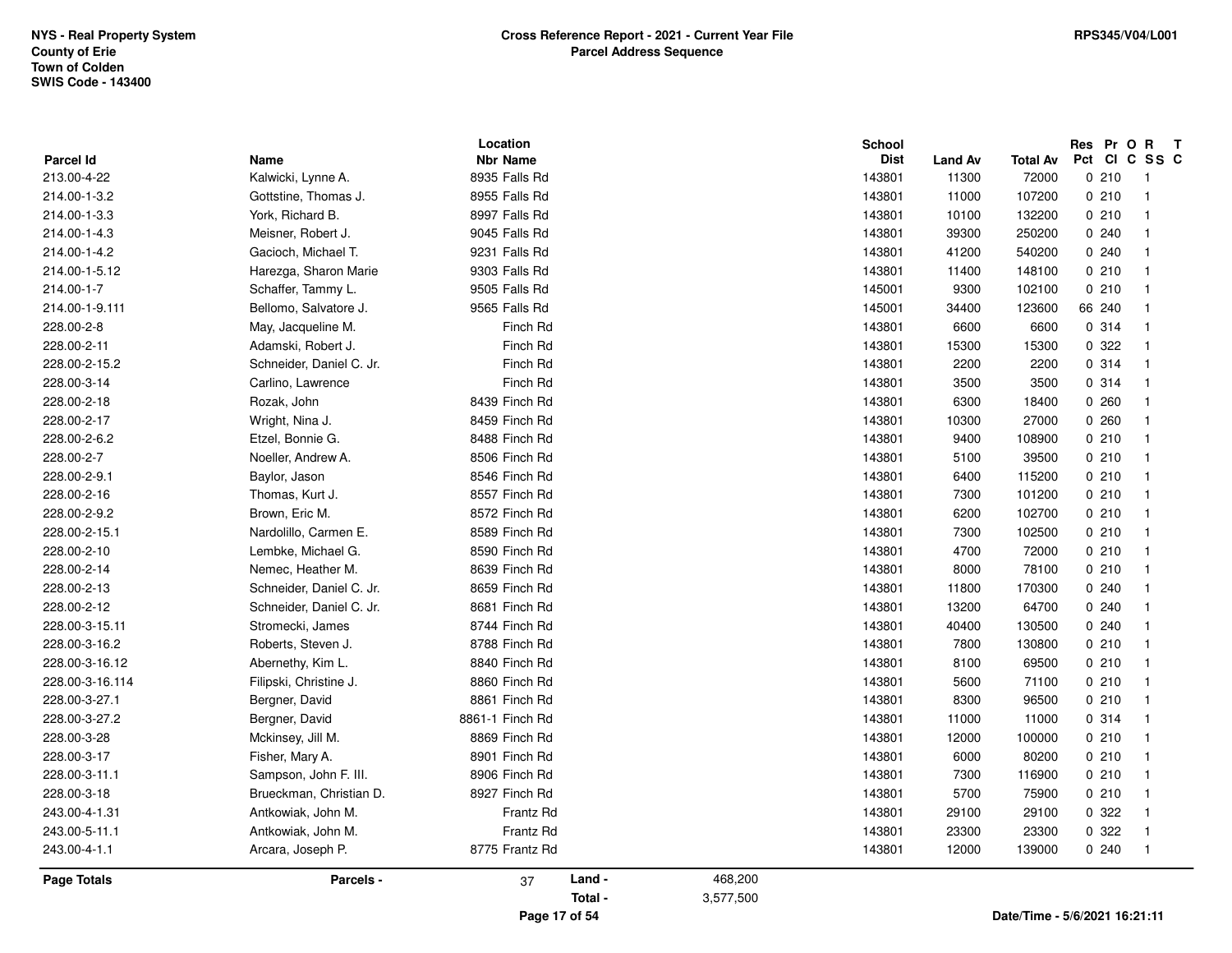NYS - Real Property System
County of Erie
Town of Colden
SWIS Code - 143400

## Cross Reference Report - 2021 - Current Year File
### Parcel Address Sequence

RPS345/V04/L001

| Parcel Id | Name | Location Nbr | Location Name | School Dist | Land Av | Total Av | Res Pct | Pr Cl | O C | R SS | T C |
|---|---|---|---|---|---|---|---|---|---|---|---|
| 213.00-4-22 | Kalwicki, Lynne A. | 8935 | Falls Rd | 143801 | 11300 | 72000 | 0 | 210 | | 1 | |
| 214.00-1-3.2 | Gottstine, Thomas J. | 8955 | Falls Rd | 143801 | 11000 | 107200 | 0 | 210 | | 1 | |
| 214.00-1-3.3 | York, Richard B. | 8997 | Falls Rd | 143801 | 10100 | 132200 | 0 | 210 | | 1 | |
| 214.00-1-4.3 | Meisner, Robert J. | 9045 | Falls Rd | 143801 | 39300 | 250200 | 0 | 240 | | 1 | |
| 214.00-1-4.2 | Gacioch, Michael T. | 9231 | Falls Rd | 143801 | 41200 | 540200 | 0 | 240 | | 1 | |
| 214.00-1-5.12 | Harezga, Sharon Marie | 9303 | Falls Rd | 143801 | 11400 | 148100 | 0 | 210 | | 1 | |
| 214.00-1-7 | Schaffer, Tammy L. | 9505 | Falls Rd | 145001 | 9300 | 102100 | 0 | 210 | | 1 | |
| 214.00-1-9.111 | Bellomo, Salvatore J. | 9565 | Falls Rd | 145001 | 34400 | 123600 | 66 | 240 | | 1 | |
| 228.00-2-8 | May, Jacqueline M. | | Finch Rd | 143801 | 6600 | 6600 | 0 | 314 | | 1 | |
| 228.00-2-11 | Adamski, Robert J. | | Finch Rd | 143801 | 15300 | 15300 | 0 | 322 | | 1 | |
| 228.00-2-15.2 | Schneider, Daniel C. Jr. | | Finch Rd | 143801 | 2200 | 2200 | 0 | 314 | | 1 | |
| 228.00-3-14 | Carlino, Lawrence | | Finch Rd | 143801 | 3500 | 3500 | 0 | 314 | | 1 | |
| 228.00-2-18 | Rozak, John | 8439 | Finch Rd | 143801 | 6300 | 18400 | 0 | 260 | | 1 | |
| 228.00-2-17 | Wright, Nina J. | 8459 | Finch Rd | 143801 | 10300 | 27000 | 0 | 260 | | 1 | |
| 228.00-2-6.2 | Etzel, Bonnie G. | 8488 | Finch Rd | 143801 | 9400 | 108900 | 0 | 210 | | 1 | |
| 228.00-2-7 | Noeller, Andrew A. | 8506 | Finch Rd | 143801 | 5100 | 39500 | 0 | 210 | | 1 | |
| 228.00-2-9.1 | Baylor, Jason | 8546 | Finch Rd | 143801 | 6400 | 115200 | 0 | 210 | | 1 | |
| 228.00-2-16 | Thomas, Kurt J. | 8557 | Finch Rd | 143801 | 7300 | 101200 | 0 | 210 | | 1 | |
| 228.00-2-9.2 | Brown, Eric M. | 8572 | Finch Rd | 143801 | 6200 | 102700 | 0 | 210 | | 1 | |
| 228.00-2-15.1 | Nardolillo, Carmen E. | 8589 | Finch Rd | 143801 | 7300 | 102500 | 0 | 210 | | 1 | |
| 228.00-2-10 | Lembke, Michael G. | 8590 | Finch Rd | 143801 | 4700 | 72000 | 0 | 210 | | 1 | |
| 228.00-2-14 | Nemec, Heather M. | 8639 | Finch Rd | 143801 | 8000 | 78100 | 0 | 210 | | 1 | |
| 228.00-2-13 | Schneider, Daniel C. Jr. | 8659 | Finch Rd | 143801 | 11800 | 170300 | 0 | 240 | | 1 | |
| 228.00-2-12 | Schneider, Daniel C. Jr. | 8681 | Finch Rd | 143801 | 13200 | 64700 | 0 | 240 | | 1 | |
| 228.00-3-15.11 | Stromecki, James | 8744 | Finch Rd | 143801 | 40400 | 130500 | 0 | 240 | | 1 | |
| 228.00-3-16.2 | Roberts, Steven J. | 8788 | Finch Rd | 143801 | 7800 | 130800 | 0 | 210 | | 1 | |
| 228.00-3-16.12 | Abernethy, Kim L. | 8840 | Finch Rd | 143801 | 8100 | 69500 | 0 | 210 | | 1 | |
| 228.00-3-16.114 | Filipski, Christine J. | 8860 | Finch Rd | 143801 | 5600 | 71100 | 0 | 210 | | 1 | |
| 228.00-3-27.1 | Bergner, David | 8861 | Finch Rd | 143801 | 8300 | 96500 | 0 | 210 | | 1 | |
| 228.00-3-27.2 | Bergner, David | 8861-1 | Finch Rd | 143801 | 11000 | 11000 | 0 | 314 | | 1 | |
| 228.00-3-28 | Mckinsey, Jill M. | 8869 | Finch Rd | 143801 | 12000 | 100000 | 0 | 210 | | 1 | |
| 228.00-3-17 | Fisher, Mary A. | 8901 | Finch Rd | 143801 | 6000 | 80200 | 0 | 210 | | 1 | |
| 228.00-3-11.1 | Sampson, John F. III. | 8906 | Finch Rd | 143801 | 7300 | 116900 | 0 | 210 | | 1 | |
| 228.00-3-18 | Brueckman, Christian D. | 8927 | Finch Rd | 143801 | 5700 | 75900 | 0 | 210 | | 1 | |
| 243.00-4-1.31 | Antkowiak, John M. | | Frantz Rd | 143801 | 29100 | 29100 | 0 | 322 | | 1 | |
| 243.00-5-11.1 | Antkowiak, John M. | | Frantz Rd | 143801 | 23300 | 23300 | 0 | 322 | | 1 | |
| 243.00-4-1.1 | Arcara, Joseph P. | 8775 | Frantz Rd | 143801 | 12000 | 139000 | 0 | 240 | | 1 | |

**Page Totals** — Parcels - 37 — Land - 468,200 — Total - 3,577,500

Date/Time - 5/6/2021 16:21:11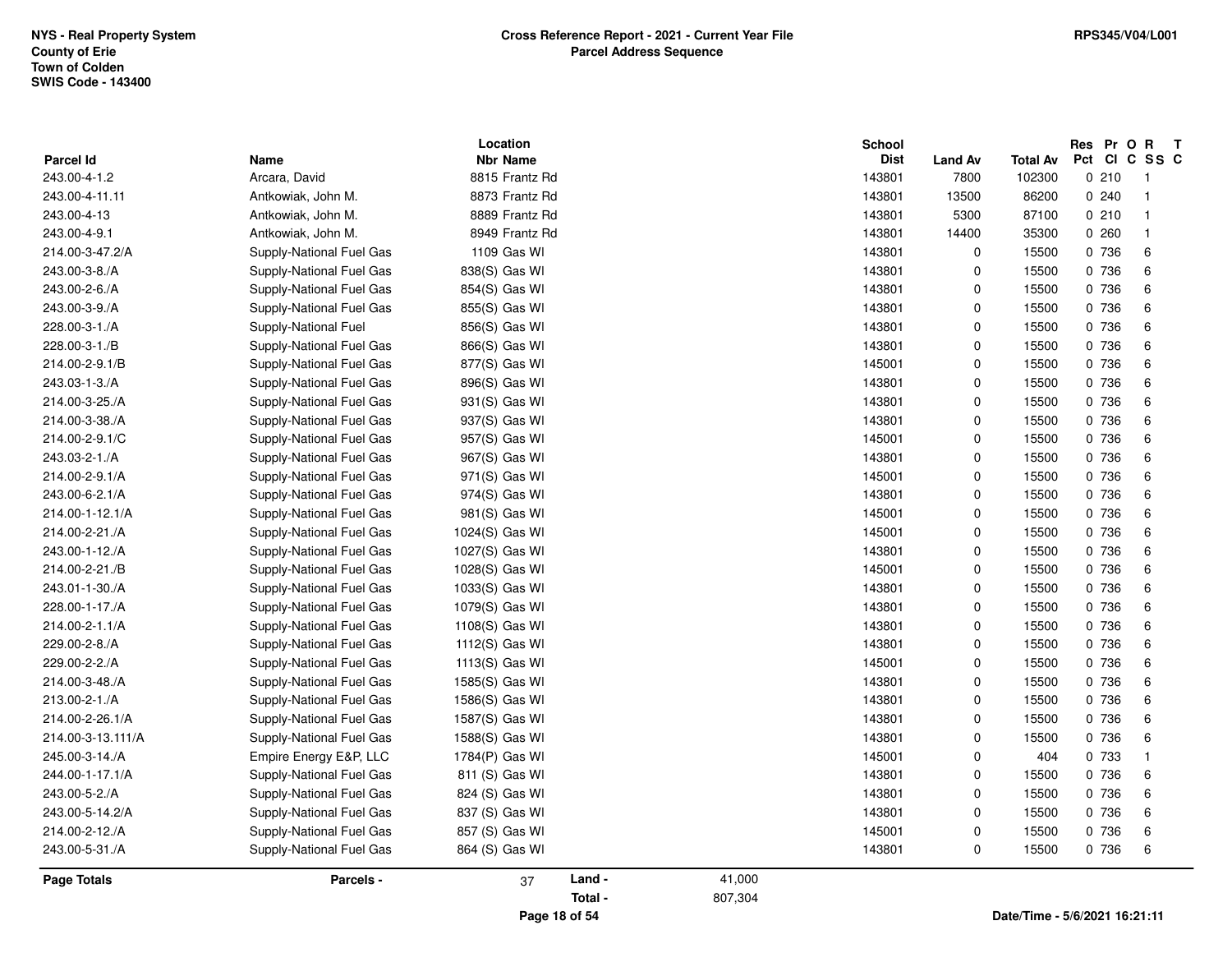**NYS - Real Property System**
**County of Erie**
**Town of Colden**
**SWIS Code - 143400**

**Cross Reference Report - 2021 - Current Year File**
**Parcel Address Sequence**

**RPS345/V04/L001**

| Parcel Id | Name | Location Nbr Name | School Dist | Land Av | Total Av | Res Pct | Pr Cl | O C | R SS | T C |
|---|---|---|---|---|---|---|---|---|---|---|
| 243.00-4-1.2 | Arcara, David | 8815 Frantz Rd | 143801 | 7800 | 102300 | 0 | 210 | | 1 | |
| 243.00-4-11.11 | Antkowiak, John M. | 8873 Frantz Rd | 143801 | 13500 | 86200 | 0 | 240 | | 1 | |
| 243.00-4-13 | Antkowiak, John M. | 8889 Frantz Rd | 143801 | 5300 | 87100 | 0 | 210 | | 1 | |
| 243.00-4-9.1 | Antkowiak, John M. | 8949 Frantz Rd | 143801 | 14400 | 35300 | 0 | 260 | | 1 | |
| 214.00-3-47.2/A | Supply-National Fuel Gas | 1109 Gas Wl | 143801 | 0 | 15500 | 0 | 736 | | 6 | |
| 243.00-3-8./A | Supply-National Fuel Gas | 838(S) Gas Wl | 143801 | 0 | 15500 | 0 | 736 | | 6 | |
| 243.00-2-6./A | Supply-National Fuel Gas | 854(S) Gas Wl | 143801 | 0 | 15500 | 0 | 736 | | 6 | |
| 243.00-3-9./A | Supply-National Fuel Gas | 855(S) Gas Wl | 143801 | 0 | 15500 | 0 | 736 | | 6 | |
| 228.00-3-1./A | Supply-National Fuel | 856(S) Gas Wl | 143801 | 0 | 15500 | 0 | 736 | | 6 | |
| 228.00-3-1./B | Supply-National Fuel Gas | 866(S) Gas Wl | 143801 | 0 | 15500 | 0 | 736 | | 6 | |
| 214.00-2-9.1/B | Supply-National Fuel Gas | 877(S) Gas Wl | 145001 | 0 | 15500 | 0 | 736 | | 6 | |
| 243.03-1-3./A | Supply-National Fuel Gas | 896(S) Gas Wl | 143801 | 0 | 15500 | 0 | 736 | | 6 | |
| 214.00-3-25./A | Supply-National Fuel Gas | 931(S) Gas Wl | 143801 | 0 | 15500 | 0 | 736 | | 6 | |
| 214.00-3-38./A | Supply-National Fuel Gas | 937(S) Gas Wl | 143801 | 0 | 15500 | 0 | 736 | | 6 | |
| 214.00-2-9.1/C | Supply-National Fuel Gas | 957(S) Gas Wl | 145001 | 0 | 15500 | 0 | 736 | | 6 | |
| 243.03-2-1./A | Supply-National Fuel Gas | 967(S) Gas Wl | 143801 | 0 | 15500 | 0 | 736 | | 6 | |
| 214.00-2-9.1/A | Supply-National Fuel Gas | 971(S) Gas Wl | 145001 | 0 | 15500 | 0 | 736 | | 6 | |
| 243.00-6-2.1/A | Supply-National Fuel Gas | 974(S) Gas Wl | 143801 | 0 | 15500 | 0 | 736 | | 6 | |
| 214.00-1-12.1/A | Supply-National Fuel Gas | 981(S) Gas Wl | 145001 | 0 | 15500 | 0 | 736 | | 6 | |
| 214.00-2-21./A | Supply-National Fuel Gas | 1024(S) Gas Wl | 145001 | 0 | 15500 | 0 | 736 | | 6 | |
| 243.00-1-12./A | Supply-National Fuel Gas | 1027(S) Gas Wl | 143801 | 0 | 15500 | 0 | 736 | | 6 | |
| 214.00-2-21./B | Supply-National Fuel Gas | 1028(S) Gas Wl | 145001 | 0 | 15500 | 0 | 736 | | 6 | |
| 243.01-1-30./A | Supply-National Fuel Gas | 1033(S) Gas Wl | 143801 | 0 | 15500 | 0 | 736 | | 6 | |
| 228.00-1-17./A | Supply-National Fuel Gas | 1079(S) Gas Wl | 143801 | 0 | 15500 | 0 | 736 | | 6 | |
| 214.00-2-1.1/A | Supply-National Fuel Gas | 1108(S) Gas Wl | 143801 | 0 | 15500 | 0 | 736 | | 6 | |
| 229.00-2-8./A | Supply-National Fuel Gas | 1112(S) Gas Wl | 143801 | 0 | 15500 | 0 | 736 | | 6 | |
| 229.00-2-2./A | Supply-National Fuel Gas | 1113(S) Gas Wl | 145001 | 0 | 15500 | 0 | 736 | | 6 | |
| 214.00-3-48./A | Supply-National Fuel Gas | 1585(S) Gas Wl | 143801 | 0 | 15500 | 0 | 736 | | 6 | |
| 213.00-2-1./A | Supply-National Fuel Gas | 1586(S) Gas Wl | 143801 | 0 | 15500 | 0 | 736 | | 6 | |
| 214.00-2-26.1/A | Supply-National Fuel Gas | 1587(S) Gas Wl | 143801 | 0 | 15500 | 0 | 736 | | 6 | |
| 214.00-3-13.111/A | Supply-National Fuel Gas | 1588(S) Gas Wl | 143801 | 0 | 15500 | 0 | 736 | | 6 | |
| 245.00-3-14./A | Empire Energy E&P, LLC | 1784(P) Gas Wl | 145001 | 0 | 404 | 0 | 733 | | 1 | |
| 244.00-1-17.1/A | Supply-National Fuel Gas | 811 (S) Gas Wl | 143801 | 0 | 15500 | 0 | 736 | | 6 | |
| 243.00-5-2./A | Supply-National Fuel Gas | 824 (S) Gas Wl | 143801 | 0 | 15500 | 0 | 736 | | 6 | |
| 243.00-5-14.2/A | Supply-National Fuel Gas | 837 (S) Gas Wl | 143801 | 0 | 15500 | 0 | 736 | | 6 | |
| 214.00-2-12./A | Supply-National Fuel Gas | 857 (S) Gas Wl | 145001 | 0 | 15500 | 0 | 736 | | 6 | |
| 243.00-5-31./A | Supply-National Fuel Gas | 864 (S) Gas Wl | 143801 | 0 | 15500 | 0 | 736 | | 6 | |

| Page Totals | Parcels - | 37 | Land - | 41,000 |
|---|---|---|---|---|
| | | | Total - | 807,304 |

Date/Time - 5/6/2021 16:21:11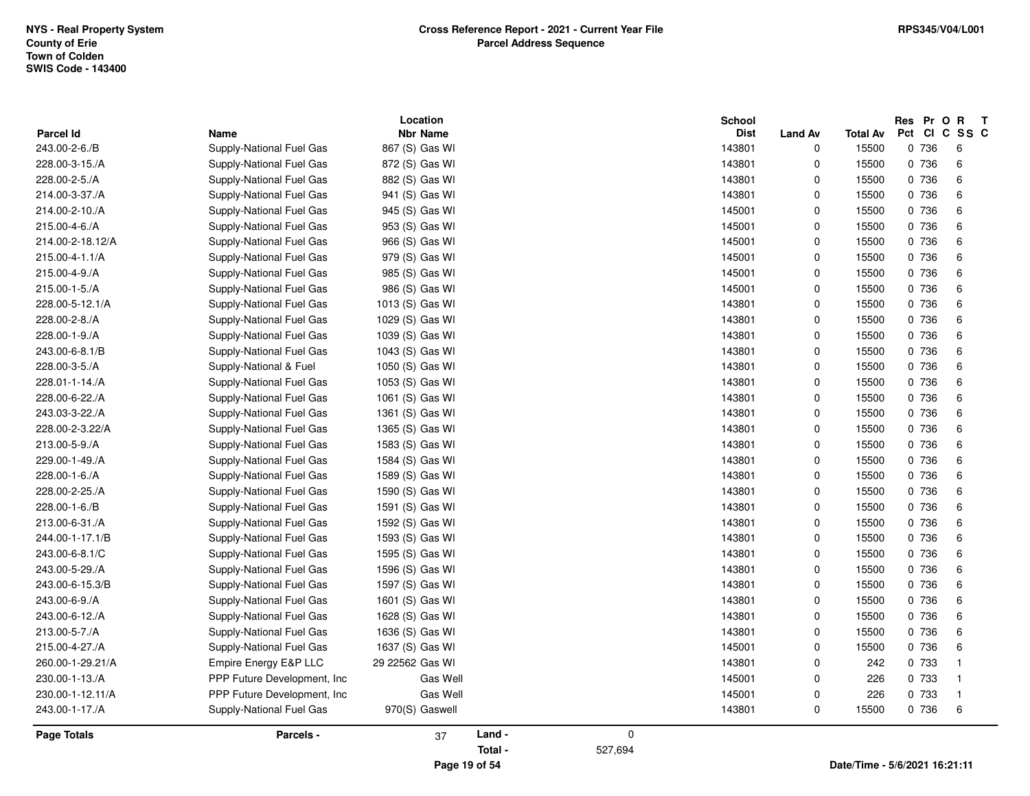**NYS - Real Property System**
**County of Erie**
**Town of Colden**
**SWIS Code - 143400**

**Cross Reference Report - 2021 - Current Year File**
**Parcel Address Sequence**

RPS345/V04/L001

| Parcel Id | Name | Location Nbr Name | School Dist | Land Av | Total Av | Res Pct | Pr Cl | O C | R SS | T C |
|---|---|---|---|---|---|---|---|---|---|---|
| 243.00-2-6./B | Supply-National Fuel Gas | 867 (S) Gas Wl | 143801 | 0 | 15500 | 0 | 736 | | 6 | |
| 228.00-3-15./A | Supply-National Fuel Gas | 872 (S) Gas Wl | 143801 | 0 | 15500 | 0 | 736 | | 6 | |
| 228.00-2-5./A | Supply-National Fuel Gas | 882 (S) Gas Wl | 143801 | 0 | 15500 | 0 | 736 | | 6 | |
| 214.00-3-37./A | Supply-National Fuel Gas | 941 (S) Gas Wl | 143801 | 0 | 15500 | 0 | 736 | | 6 | |
| 214.00-2-10./A | Supply-National Fuel Gas | 945 (S) Gas Wl | 145001 | 0 | 15500 | 0 | 736 | | 6 | |
| 215.00-4-6./A | Supply-National Fuel Gas | 953 (S) Gas Wl | 145001 | 0 | 15500 | 0 | 736 | | 6 | |
| 214.00-2-18.12/A | Supply-National Fuel Gas | 966 (S) Gas Wl | 145001 | 0 | 15500 | 0 | 736 | | 6 | |
| 215.00-4-1.1/A | Supply-National Fuel Gas | 979 (S) Gas Wl | 145001 | 0 | 15500 | 0 | 736 | | 6 | |
| 215.00-4-9./A | Supply-National Fuel Gas | 985 (S) Gas Wl | 145001 | 0 | 15500 | 0 | 736 | | 6 | |
| 215.00-1-5./A | Supply-National Fuel Gas | 986 (S) Gas Wl | 145001 | 0 | 15500 | 0 | 736 | | 6 | |
| 228.00-5-12.1/A | Supply-National Fuel Gas | 1013 (S) Gas Wl | 143801 | 0 | 15500 | 0 | 736 | | 6 | |
| 228.00-2-8./A | Supply-National Fuel Gas | 1029 (S) Gas Wl | 143801 | 0 | 15500 | 0 | 736 | | 6 | |
| 228.00-1-9./A | Supply-National Fuel Gas | 1039 (S) Gas Wl | 143801 | 0 | 15500 | 0 | 736 | | 6 | |
| 243.00-6-8.1/B | Supply-National Fuel Gas | 1043 (S) Gas Wl | 143801 | 0 | 15500 | 0 | 736 | | 6 | |
| 228.00-3-5./A | Supply-National & Fuel | 1050 (S) Gas Wl | 143801 | 0 | 15500 | 0 | 736 | | 6 | |
| 228.01-1-14./A | Supply-National Fuel Gas | 1053 (S) Gas Wl | 143801 | 0 | 15500 | 0 | 736 | | 6 | |
| 228.00-6-22./A | Supply-National Fuel Gas | 1061 (S) Gas Wl | 143801 | 0 | 15500 | 0 | 736 | | 6 | |
| 243.03-3-22./A | Supply-National Fuel Gas | 1361 (S) Gas Wl | 143801 | 0 | 15500 | 0 | 736 | | 6 | |
| 228.00-2-3.22/A | Supply-National Fuel Gas | 1365 (S) Gas Wl | 143801 | 0 | 15500 | 0 | 736 | | 6 | |
| 213.00-5-9./A | Supply-National Fuel Gas | 1583 (S) Gas Wl | 143801 | 0 | 15500 | 0 | 736 | | 6 | |
| 229.00-1-49./A | Supply-National Fuel Gas | 1584 (S) Gas Wl | 143801 | 0 | 15500 | 0 | 736 | | 6 | |
| 228.00-1-6./A | Supply-National Fuel Gas | 1589 (S) Gas Wl | 143801 | 0 | 15500 | 0 | 736 | | 6 | |
| 228.00-2-25./A | Supply-National Fuel Gas | 1590 (S) Gas Wl | 143801 | 0 | 15500 | 0 | 736 | | 6 | |
| 228.00-1-6./B | Supply-National Fuel Gas | 1591 (S) Gas Wl | 143801 | 0 | 15500 | 0 | 736 | | 6 | |
| 213.00-6-31./A | Supply-National Fuel Gas | 1592 (S) Gas Wl | 143801 | 0 | 15500 | 0 | 736 | | 6 | |
| 244.00-1-17.1/B | Supply-National Fuel Gas | 1593 (S) Gas Wl | 143801 | 0 | 15500 | 0 | 736 | | 6 | |
| 243.00-6-8.1/C | Supply-National Fuel Gas | 1595 (S) Gas Wl | 143801 | 0 | 15500 | 0 | 736 | | 6 | |
| 243.00-5-29./A | Supply-National Fuel Gas | 1596 (S) Gas Wl | 143801 | 0 | 15500 | 0 | 736 | | 6 | |
| 243.00-6-15.3/B | Supply-National Fuel Gas | 1597 (S) Gas Wl | 143801 | 0 | 15500 | 0 | 736 | | 6 | |
| 243.00-6-9./A | Supply-National Fuel Gas | 1601 (S) Gas Wl | 143801 | 0 | 15500 | 0 | 736 | | 6 | |
| 243.00-6-12./A | Supply-National Fuel Gas | 1628 (S) Gas Wl | 143801 | 0 | 15500 | 0 | 736 | | 6 | |
| 213.00-5-7./A | Supply-National Fuel Gas | 1636 (S) Gas Wl | 143801 | 0 | 15500 | 0 | 736 | | 6 | |
| 215.00-4-27./A | Supply-National Fuel Gas | 1637 (S) Gas Wl | 145001 | 0 | 15500 | 0 | 736 | | 6 | |
| 260.00-1-29.21/A | Empire Energy E&P LLC | 29 22562 Gas Wl | 143801 | 0 | 242 | 0 | 733 | | 1 | |
| 230.00-1-13./A | PPP Future Development, Inc | Gas Well | 145001 | 0 | 226 | 0 | 733 | | 1 | |
| 230.00-1-12.11/A | PPP Future Development, Inc | Gas Well | 145001 | 0 | 226 | 0 | 733 | | 1 | |
| 243.00-1-17./A | Supply-National Fuel Gas | 970(S) Gaswell | 143801 | 0 | 15500 | 0 | 736 | | 6 | |

| Page Totals | Parcels - | 37 | Land - | 0 |
|---|---|---|---|---|
| | | | Total - | 527,694 |

Date/Time - 5/6/2021 16:21:11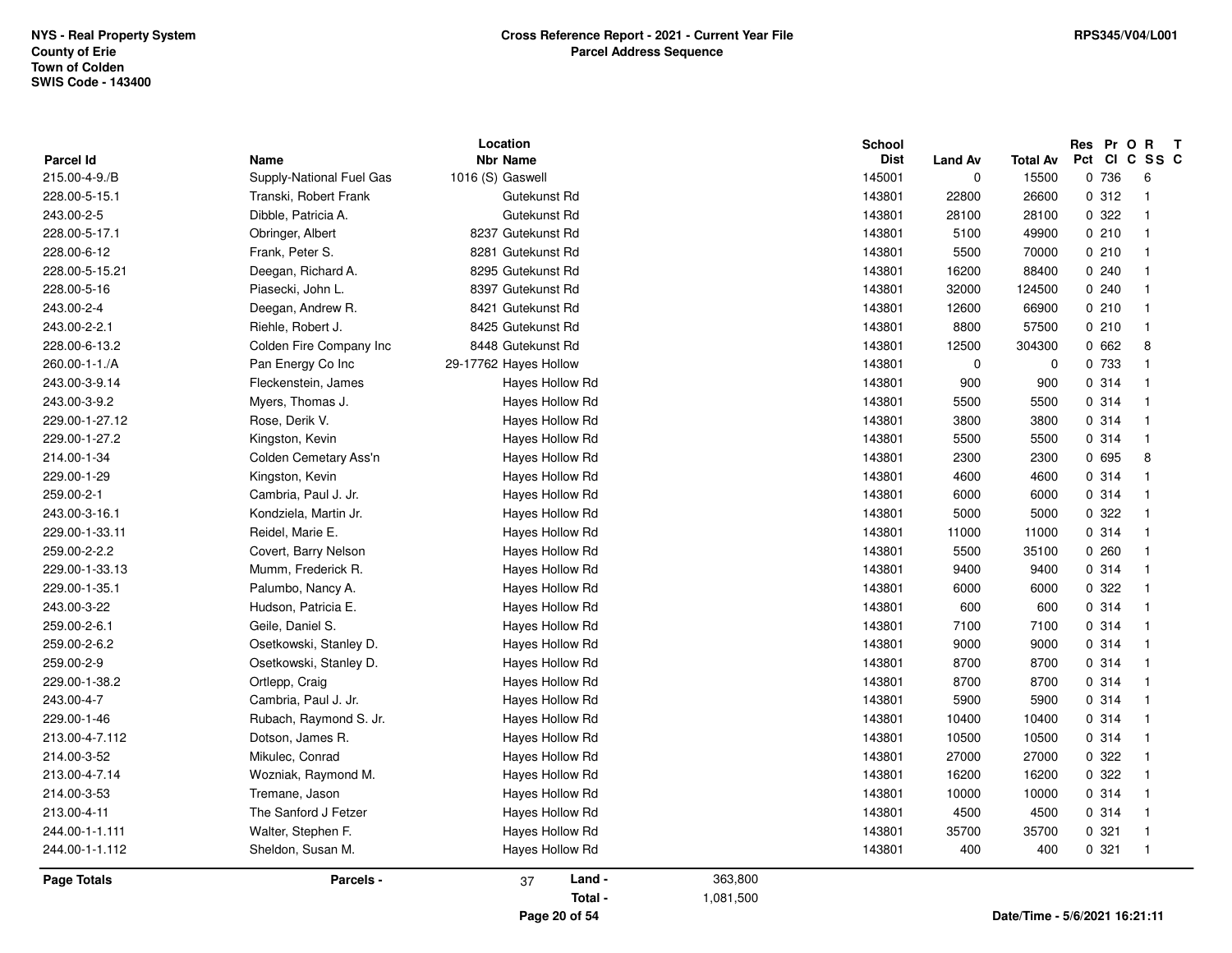NYS - Real Property System
County of Erie
Town of Colden
SWIS Code - 143400

**Cross Reference Report - 2021 - Current Year File**
**Parcel Address Sequence**

RPS345/V04/L001

| Parcel Id | Name | Location Nbr | Location Name | School Dist | Land Av | Total Av | Res Pct | Pr Cl | O C | R SS | T C |
|---|---|---|---|---|---|---|---|---|---|---|---|
| 215.00-4-9./B | Supply-National Fuel Gas | 1016 (S) | Gaswell | 145001 | 0 | 15500 | 0 | 736 | | 6 | |
| 228.00-5-15.1 | Transki, Robert Frank | | Gutekunst Rd | 143801 | 22800 | 26600 | 0 | 312 | | 1 | |
| 243.00-2-5 | Dibble, Patricia A. | | Gutekunst Rd | 143801 | 28100 | 28100 | 0 | 322 | | 1 | |
| 228.00-5-17.1 | Obringer, Albert | 8237 | Gutekunst Rd | 143801 | 5100 | 49900 | 0 | 210 | | 1 | |
| 228.00-6-12 | Frank, Peter S. | 8281 | Gutekunst Rd | 143801 | 5500 | 70000 | 0 | 210 | | 1 | |
| 228.00-5-15.21 | Deegan, Richard A. | 8295 | Gutekunst Rd | 143801 | 16200 | 88400 | 0 | 240 | | 1 | |
| 228.00-5-16 | Piasecki, John L. | 8397 | Gutekunst Rd | 143801 | 32000 | 124500 | 0 | 240 | | 1 | |
| 243.00-2-4 | Deegan, Andrew R. | 8421 | Gutekunst Rd | 143801 | 12600 | 66900 | 0 | 210 | | 1 | |
| 243.00-2-2.1 | Riehle, Robert J. | 8425 | Gutekunst Rd | 143801 | 8800 | 57500 | 0 | 210 | | 1 | |
| 228.00-6-13.2 | Colden Fire Company Inc | 8448 | Gutekunst Rd | 143801 | 12500 | 304300 | 0 | 662 | | 8 | |
| 260.00-1-1./A | Pan Energy Co Inc | 29-17762 | Hayes Hollow | 143801 | 0 | 0 | 0 | 733 | | 1 | |
| 243.00-3-9.14 | Fleckenstein, James | | Hayes Hollow Rd | 143801 | 900 | 900 | 0 | 314 | | 1 | |
| 243.00-3-9.2 | Myers, Thomas J. | | Hayes Hollow Rd | 143801 | 5500 | 5500 | 0 | 314 | | 1 | |
| 229.00-1-27.12 | Rose, Derik V. | | Hayes Hollow Rd | 143801 | 3800 | 3800 | 0 | 314 | | 1 | |
| 229.00-1-27.2 | Kingston, Kevin | | Hayes Hollow Rd | 143801 | 5500 | 5500 | 0 | 314 | | 1 | |
| 214.00-1-34 | Colden Cemetary Ass'n | | Hayes Hollow Rd | 143801 | 2300 | 2300 | 0 | 695 | | 8 | |
| 229.00-1-29 | Kingston, Kevin | | Hayes Hollow Rd | 143801 | 4600 | 4600 | 0 | 314 | | 1 | |
| 259.00-2-1 | Cambria, Paul J. Jr. | | Hayes Hollow Rd | 143801 | 6000 | 6000 | 0 | 314 | | 1 | |
| 243.00-3-16.1 | Kondziela, Martin Jr. | | Hayes Hollow Rd | 143801 | 5000 | 5000 | 0 | 322 | | 1 | |
| 229.00-1-33.11 | Reidel, Marie E. | | Hayes Hollow Rd | 143801 | 11000 | 11000 | 0 | 314 | | 1 | |
| 259.00-2-2.2 | Covert, Barry Nelson | | Hayes Hollow Rd | 143801 | 5500 | 35100 | 0 | 260 | | 1 | |
| 229.00-1-33.13 | Mumm, Frederick R. | | Hayes Hollow Rd | 143801 | 9400 | 9400 | 0 | 314 | | 1 | |
| 229.00-1-35.1 | Palumbo, Nancy A. | | Hayes Hollow Rd | 143801 | 6000 | 6000 | 0 | 322 | | 1 | |
| 243.00-3-22 | Hudson, Patricia E. | | Hayes Hollow Rd | 143801 | 600 | 600 | 0 | 314 | | 1 | |
| 259.00-2-6.1 | Geile, Daniel S. | | Hayes Hollow Rd | 143801 | 7100 | 7100 | 0 | 314 | | 1 | |
| 259.00-2-6.2 | Osetkowski, Stanley D. | | Hayes Hollow Rd | 143801 | 9000 | 9000 | 0 | 314 | | 1 | |
| 259.00-2-9 | Osetkowski, Stanley D. | | Hayes Hollow Rd | 143801 | 8700 | 8700 | 0 | 314 | | 1 | |
| 229.00-1-38.2 | Ortlepp, Craig | | Hayes Hollow Rd | 143801 | 8700 | 8700 | 0 | 314 | | 1 | |
| 243.00-4-7 | Cambria, Paul J. Jr. | | Hayes Hollow Rd | 143801 | 5900 | 5900 | 0 | 314 | | 1 | |
| 229.00-1-46 | Rubach, Raymond S. Jr. | | Hayes Hollow Rd | 143801 | 10400 | 10400 | 0 | 314 | | 1 | |
| 213.00-4-7.112 | Dotson, James R. | | Hayes Hollow Rd | 143801 | 10500 | 10500 | 0 | 314 | | 1 | |
| 214.00-3-52 | Mikulec, Conrad | | Hayes Hollow Rd | 143801 | 27000 | 27000 | 0 | 322 | | 1 | |
| 213.00-4-7.14 | Wozniak, Raymond M. | | Hayes Hollow Rd | 143801 | 16200 | 16200 | 0 | 322 | | 1 | |
| 214.00-3-53 | Tremane, Jason | | Hayes Hollow Rd | 143801 | 10000 | 10000 | 0 | 314 | | 1 | |
| 213.00-4-11 | The Sanford J Fetzer | | Hayes Hollow Rd | 143801 | 4500 | 4500 | 0 | 314 | | 1 | |
| 244.00-1-1.111 | Walter, Stephen F. | | Hayes Hollow Rd | 143801 | 35700 | 35700 | 0 | 321 | | 1 | |
| 244.00-1-1.112 | Sheldon, Susan M. | | Hayes Hollow Rd | 143801 | 400 | 400 | 0 | 321 | | 1 | |

**Page Totals** Parcels - 37 Land - 363,800 Total - 1,081,500

Date/Time - 5/6/2021 16:21:11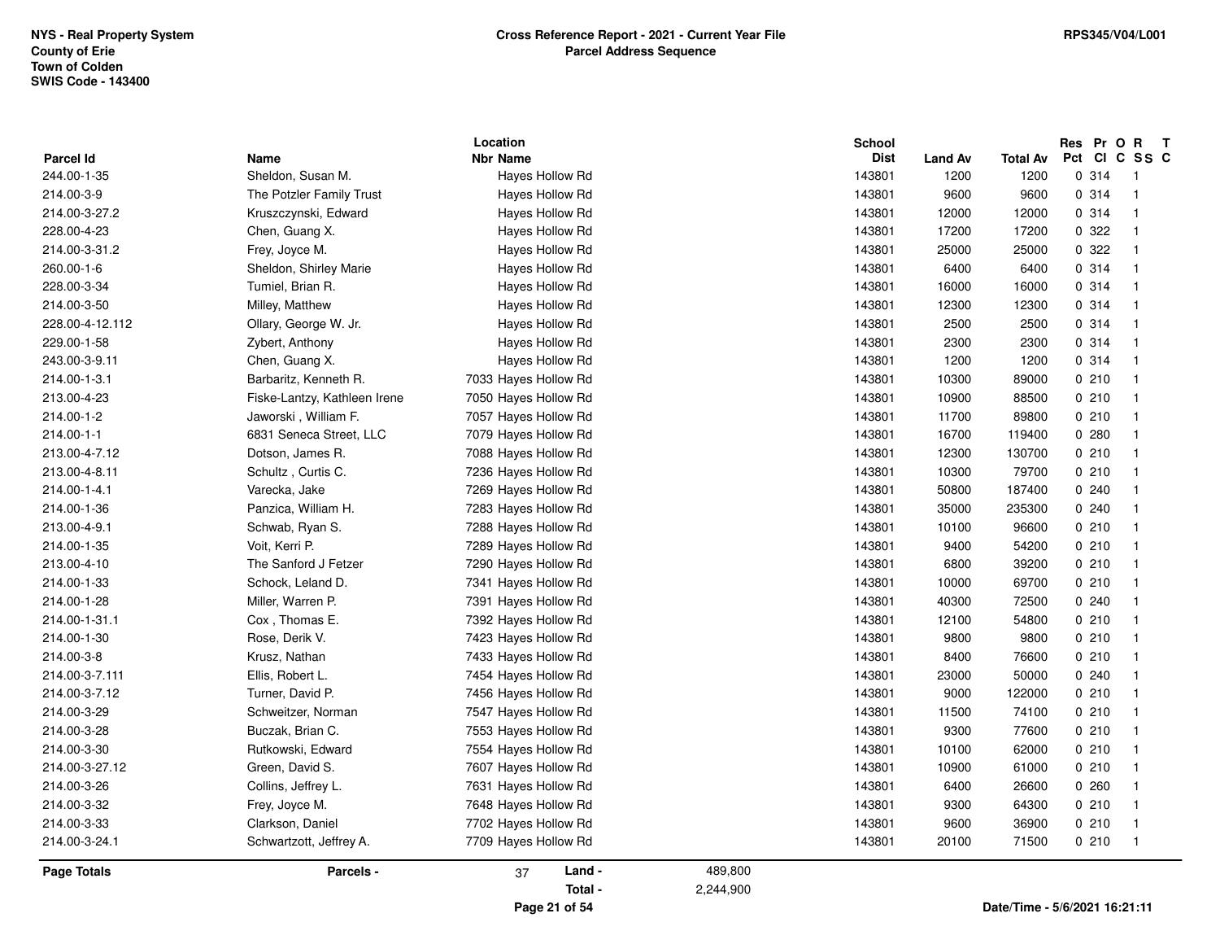NYS - Real Property System
County of Erie
Town of Colden
SWIS Code - 143400

**Cross Reference Report - 2021 - Current Year File**
**Parcel Address Sequence**

RPS345/V04/L001

| Parcel Id | Name | Location Nbr | Location Name | School Dist | Land Av | Total Av | Res Pct | Pr Cl | O C | R SS | T C |
|---|---|---|---|---|---|---|---|---|---|---|---|
| 244.00-1-35 | Sheldon, Susan M. | | Hayes Hollow Rd | 143801 | 1200 | 1200 | 0 | 314 | | 1 | |
| 214.00-3-9 | The Potzler Family Trust | | Hayes Hollow Rd | 143801 | 9600 | 9600 | 0 | 314 | | 1 | |
| 214.00-3-27.2 | Kruszczynski, Edward | | Hayes Hollow Rd | 143801 | 12000 | 12000 | 0 | 314 | | 1 | |
| 228.00-4-23 | Chen, Guang X. | | Hayes Hollow Rd | 143801 | 17200 | 17200 | 0 | 322 | | 1 | |
| 214.00-3-31.2 | Frey, Joyce M. | | Hayes Hollow Rd | 143801 | 25000 | 25000 | 0 | 322 | | 1 | |
| 260.00-1-6 | Sheldon, Shirley Marie | | Hayes Hollow Rd | 143801 | 6400 | 6400 | 0 | 314 | | 1 | |
| 228.00-3-34 | Tumiel, Brian R. | | Hayes Hollow Rd | 143801 | 16000 | 16000 | 0 | 314 | | 1 | |
| 214.00-3-50 | Milley, Matthew | | Hayes Hollow Rd | 143801 | 12300 | 12300 | 0 | 314 | | 1 | |
| 228.00-4-12.112 | Ollary, George W. Jr. | | Hayes Hollow Rd | 143801 | 2500 | 2500 | 0 | 314 | | 1 | |
| 229.00-1-58 | Zybert, Anthony | | Hayes Hollow Rd | 143801 | 2300 | 2300 | 0 | 314 | | 1 | |
| 243.00-3-9.11 | Chen, Guang X. | | Hayes Hollow Rd | 143801 | 1200 | 1200 | 0 | 314 | | 1 | |
| 214.00-1-3.1 | Barbaritz, Kenneth R. | 7033 | Hayes Hollow Rd | 143801 | 10300 | 89000 | 0 | 210 | | 1 | |
| 213.00-4-23 | Fiske-Lantzy, Kathleen Irene | 7050 | Hayes Hollow Rd | 143801 | 10900 | 88500 | 0 | 210 | | 1 | |
| 214.00-1-2 | Jaworski , William F. | 7057 | Hayes Hollow Rd | 143801 | 11700 | 89800 | 0 | 210 | | 1 | |
| 214.00-1-1 | 6831 Seneca Street, LLC | 7079 | Hayes Hollow Rd | 143801 | 16700 | 119400 | 0 | 280 | | 1 | |
| 213.00-4-7.12 | Dotson, James R. | 7088 | Hayes Hollow Rd | 143801 | 12300 | 130700 | 0 | 210 | | 1 | |
| 213.00-4-8.11 | Schultz , Curtis C. | 7236 | Hayes Hollow Rd | 143801 | 10300 | 79700 | 0 | 210 | | 1 | |
| 214.00-1-4.1 | Varecka, Jake | 7269 | Hayes Hollow Rd | 143801 | 50800 | 187400 | 0 | 240 | | 1 | |
| 214.00-1-36 | Panzica, William H. | 7283 | Hayes Hollow Rd | 143801 | 35000 | 235300 | 0 | 240 | | 1 | |
| 213.00-4-9.1 | Schwab, Ryan S. | 7288 | Hayes Hollow Rd | 143801 | 10100 | 96600 | 0 | 210 | | 1 | |
| 214.00-1-35 | Voit, Kerri P. | 7289 | Hayes Hollow Rd | 143801 | 9400 | 54200 | 0 | 210 | | 1 | |
| 213.00-4-10 | The Sanford J Fetzer | 7290 | Hayes Hollow Rd | 143801 | 6800 | 39200 | 0 | 210 | | 1 | |
| 214.00-1-33 | Schock, Leland D. | 7341 | Hayes Hollow Rd | 143801 | 10000 | 69700 | 0 | 210 | | 1 | |
| 214.00-1-28 | Miller, Warren P. | 7391 | Hayes Hollow Rd | 143801 | 40300 | 72500 | 0 | 240 | | 1 | |
| 214.00-1-31.1 | Cox , Thomas E. | 7392 | Hayes Hollow Rd | 143801 | 12100 | 54800 | 0 | 210 | | 1 | |
| 214.00-1-30 | Rose, Derik V. | 7423 | Hayes Hollow Rd | 143801 | 9800 | 9800 | 0 | 210 | | 1 | |
| 214.00-3-8 | Krusz, Nathan | 7433 | Hayes Hollow Rd | 143801 | 8400 | 76600 | 0 | 210 | | 1 | |
| 214.00-3-7.111 | Ellis, Robert L. | 7454 | Hayes Hollow Rd | 143801 | 23000 | 50000 | 0 | 240 | | 1 | |
| 214.00-3-7.12 | Turner, David P. | 7456 | Hayes Hollow Rd | 143801 | 9000 | 122000 | 0 | 210 | | 1 | |
| 214.00-3-29 | Schweitzer, Norman | 7547 | Hayes Hollow Rd | 143801 | 11500 | 74100 | 0 | 210 | | 1 | |
| 214.00-3-28 | Buczak, Brian C. | 7553 | Hayes Hollow Rd | 143801 | 9300 | 77600 | 0 | 210 | | 1 | |
| 214.00-3-30 | Rutkowski, Edward | 7554 | Hayes Hollow Rd | 143801 | 10100 | 62000 | 0 | 210 | | 1 | |
| 214.00-3-27.12 | Green, David S. | 7607 | Hayes Hollow Rd | 143801 | 10900 | 61000 | 0 | 210 | | 1 | |
| 214.00-3-26 | Collins, Jeffrey L. | 7631 | Hayes Hollow Rd | 143801 | 6400 | 26600 | 0 | 260 | | 1 | |
| 214.00-3-32 | Frey, Joyce M. | 7648 | Hayes Hollow Rd | 143801 | 9300 | 64300 | 0 | 210 | | 1 | |
| 214.00-3-33 | Clarkson, Daniel | 7702 | Hayes Hollow Rd | 143801 | 9600 | 36900 | 0 | 210 | | 1 | |
| 214.00-3-24.1 | Schwartzott, Jeffrey A. | 7709 | Hayes Hollow Rd | 143801 | 20100 | 71500 | 0 | 210 | | 1 | |

**Page Totals** | **Parcels -** 37 | **Land -** 489,800 | **Total -** 2,244,900

Date/Time - 5/6/2021 16:21:11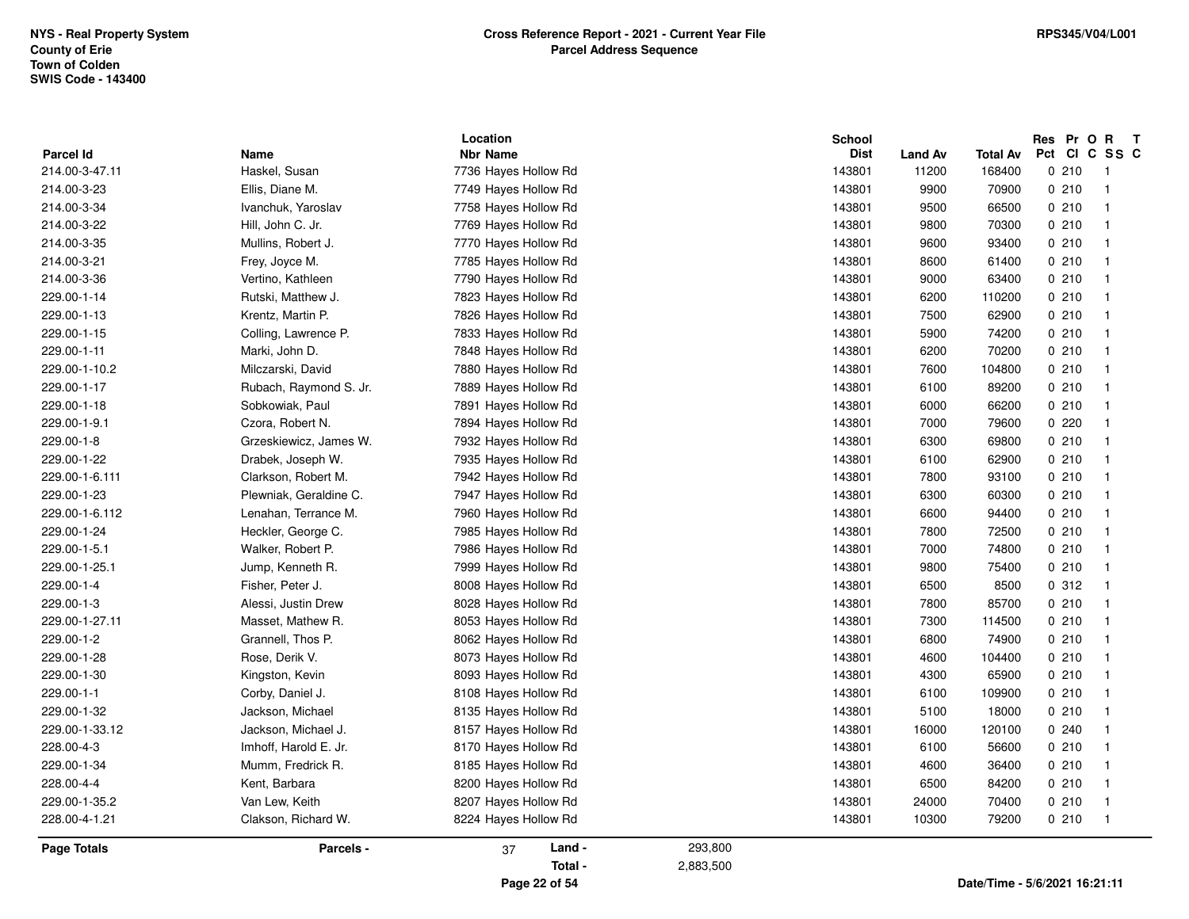NYS - Real Property System
County of Erie
Town of Colden
SWIS Code - 143400

**Cross Reference Report - 2021 - Current Year File**
**Parcel Address Sequence**

RPS345/V04/L001

| Parcel Id | Name | Location Nbr | Location Name | School Dist | Land Av | Total Av | Res Pct | Pr Cl | O C | R SS | T C |
|---|---|---|---|---|---|---|---|---|---|---|---|
| 214.00-3-47.11 | Haskel, Susan | 7736 | Hayes Hollow Rd | 143801 | 11200 | 168400 | 0 | 210 | | 1 | |
| 214.00-3-23 | Ellis, Diane M. | 7749 | Hayes Hollow Rd | 143801 | 9900 | 70900 | 0 | 210 | | 1 | |
| 214.00-3-34 | Ivanchuk, Yaroslav | 7758 | Hayes Hollow Rd | 143801 | 9500 | 66500 | 0 | 210 | | 1 | |
| 214.00-3-22 | Hill, John C. Jr. | 7769 | Hayes Hollow Rd | 143801 | 9800 | 70300 | 0 | 210 | | 1 | |
| 214.00-3-35 | Mullins, Robert J. | 7770 | Hayes Hollow Rd | 143801 | 9600 | 93400 | 0 | 210 | | 1 | |
| 214.00-3-21 | Frey, Joyce M. | 7785 | Hayes Hollow Rd | 143801 | 8600 | 61400 | 0 | 210 | | 1 | |
| 214.00-3-36 | Vertino, Kathleen | 7790 | Hayes Hollow Rd | 143801 | 9000 | 63400 | 0 | 210 | | 1 | |
| 229.00-1-14 | Rutski, Matthew J. | 7823 | Hayes Hollow Rd | 143801 | 6200 | 110200 | 0 | 210 | | 1 | |
| 229.00-1-13 | Krentz, Martin P. | 7826 | Hayes Hollow Rd | 143801 | 7500 | 62900 | 0 | 210 | | 1 | |
| 229.00-1-15 | Colling, Lawrence P. | 7833 | Hayes Hollow Rd | 143801 | 5900 | 74200 | 0 | 210 | | 1 | |
| 229.00-1-11 | Marki, John D. | 7848 | Hayes Hollow Rd | 143801 | 6200 | 70200 | 0 | 210 | | 1 | |
| 229.00-1-10.2 | Milczarski, David | 7880 | Hayes Hollow Rd | 143801 | 7600 | 104800 | 0 | 210 | | 1 | |
| 229.00-1-17 | Rubach, Raymond S. Jr. | 7889 | Hayes Hollow Rd | 143801 | 6100 | 89200 | 0 | 210 | | 1 | |
| 229.00-1-18 | Sobkowiak, Paul | 7891 | Hayes Hollow Rd | 143801 | 6000 | 66200 | 0 | 210 | | 1 | |
| 229.00-1-9.1 | Czora, Robert N. | 7894 | Hayes Hollow Rd | 143801 | 7000 | 79600 | 0 | 220 | | 1 | |
| 229.00-1-8 | Grzeskiewicz, James W. | 7932 | Hayes Hollow Rd | 143801 | 6300 | 69800 | 0 | 210 | | 1 | |
| 229.00-1-22 | Drabek, Joseph W. | 7935 | Hayes Hollow Rd | 143801 | 6100 | 62900 | 0 | 210 | | 1 | |
| 229.00-1-6.111 | Clarkson, Robert M. | 7942 | Hayes Hollow Rd | 143801 | 7800 | 93100 | 0 | 210 | | 1 | |
| 229.00-1-23 | Plewniak, Geraldine C. | 7947 | Hayes Hollow Rd | 143801 | 6300 | 60300 | 0 | 210 | | 1 | |
| 229.00-1-6.112 | Lenahan, Terrance M. | 7960 | Hayes Hollow Rd | 143801 | 6600 | 94400 | 0 | 210 | | 1 | |
| 229.00-1-24 | Heckler, George C. | 7985 | Hayes Hollow Rd | 143801 | 7800 | 72500 | 0 | 210 | | 1 | |
| 229.00-1-5.1 | Walker, Robert P. | 7986 | Hayes Hollow Rd | 143801 | 7000 | 74800 | 0 | 210 | | 1 | |
| 229.00-1-25.1 | Jump, Kenneth R. | 7999 | Hayes Hollow Rd | 143801 | 9800 | 75400 | 0 | 210 | | 1 | |
| 229.00-1-4 | Fisher, Peter J. | 8008 | Hayes Hollow Rd | 143801 | 6500 | 8500 | 0 | 312 | | 1 | |
| 229.00-1-3 | Alessi, Justin Drew | 8028 | Hayes Hollow Rd | 143801 | 7800 | 85700 | 0 | 210 | | 1 | |
| 229.00-1-27.11 | Masset, Mathew R. | 8053 | Hayes Hollow Rd | 143801 | 7300 | 114500 | 0 | 210 | | 1 | |
| 229.00-1-2 | Grannell, Thos P. | 8062 | Hayes Hollow Rd | 143801 | 6800 | 74900 | 0 | 210 | | 1 | |
| 229.00-1-28 | Rose, Derik V. | 8073 | Hayes Hollow Rd | 143801 | 4600 | 104400 | 0 | 210 | | 1 | |
| 229.00-1-30 | Kingston, Kevin | 8093 | Hayes Hollow Rd | 143801 | 4300 | 65900 | 0 | 210 | | 1 | |
| 229.00-1-1 | Corby, Daniel J. | 8108 | Hayes Hollow Rd | 143801 | 6100 | 109900 | 0 | 210 | | 1 | |
| 229.00-1-32 | Jackson, Michael | 8135 | Hayes Hollow Rd | 143801 | 5100 | 18000 | 0 | 210 | | 1 | |
| 229.00-1-33.12 | Jackson, Michael J. | 8157 | Hayes Hollow Rd | 143801 | 16000 | 120100 | 0 | 240 | | 1 | |
| 228.00-4-3 | Imhoff, Harold E. Jr. | 8170 | Hayes Hollow Rd | 143801 | 6100 | 56600 | 0 | 210 | | 1 | |
| 229.00-1-34 | Mumm, Fredrick R. | 8185 | Hayes Hollow Rd | 143801 | 4600 | 36400 | 0 | 210 | | 1 | |
| 228.00-4-4 | Kent, Barbara | 8200 | Hayes Hollow Rd | 143801 | 6500 | 84200 | 0 | 210 | | 1 | |
| 229.00-1-35.2 | Van Lew, Keith | 8207 | Hayes Hollow Rd | 143801 | 24000 | 70400 | 0 | 210 | | 1 | |
| 228.00-4-1.21 | Clakson, Richard W. | 8224 | Hayes Hollow Rd | 143801 | 10300 | 79200 | 0 | 210 | | 1 | |

**Page Totals** — Parcels - 37 — Land - 293,800 — Total - 2,883,500

Date/Time - 5/6/2021 16:21:11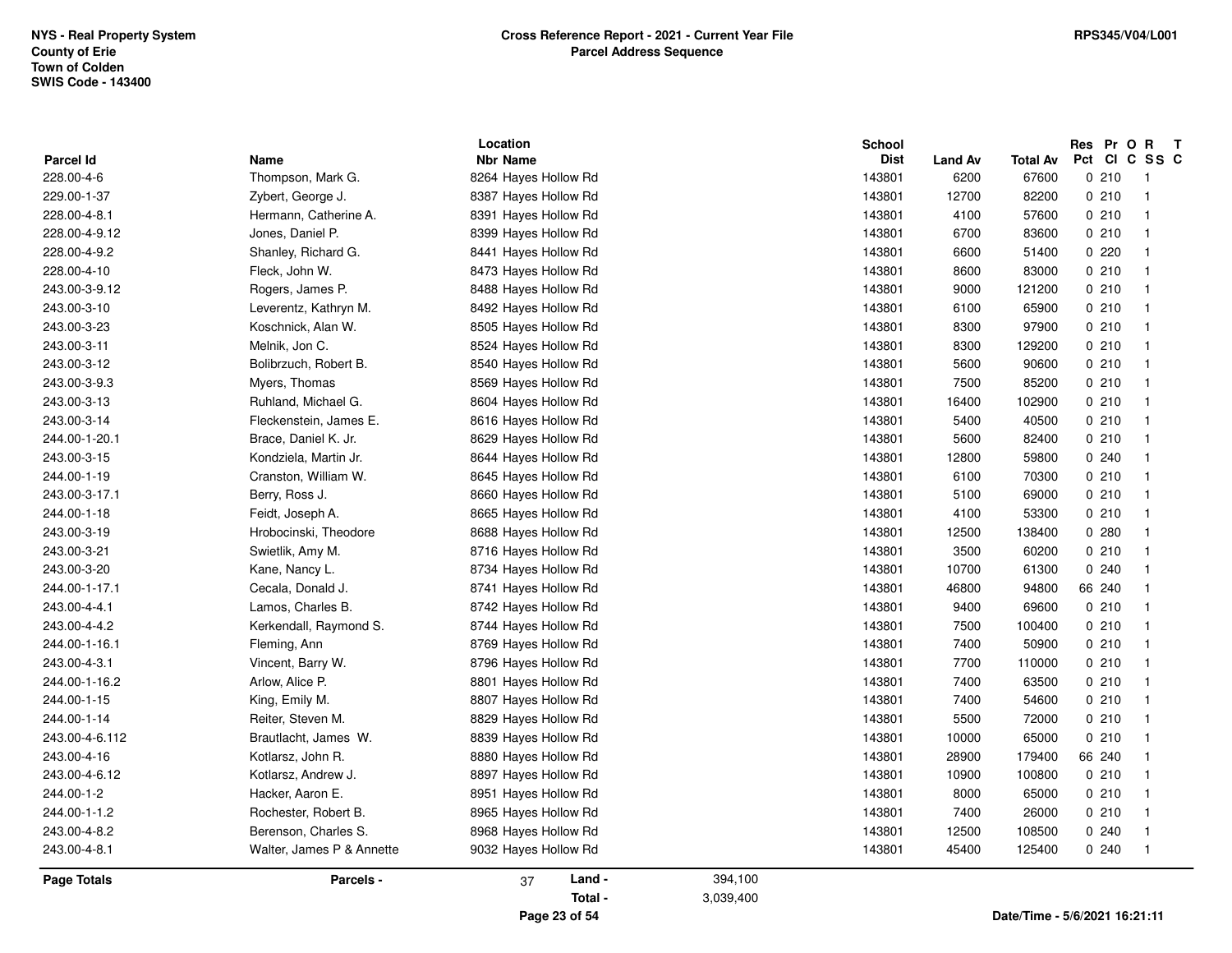NYS - Real Property System
County of Erie
Town of Colden
SWIS Code - 143400

**Cross Reference Report - 2021 - Current Year File**
**Parcel Address Sequence**

RPS345/V04/L001

| Parcel Id | Name | Location Nbr | Location Name | School Dist | Land Av | Total Av | Res Pct | Pr Cl | O C | R SS | T C |
|---|---|---|---|---|---|---|---|---|---|---|---|
| 228.00-4-6 | Thompson, Mark G. | 8264 | Hayes Hollow Rd | 143801 | 6200 | 67600 | 0 | 210 | | 1 | |
| 229.00-1-37 | Zybert, George J. | 8387 | Hayes Hollow Rd | 143801 | 12700 | 82200 | 0 | 210 | | 1 | |
| 228.00-4-8.1 | Hermann, Catherine A. | 8391 | Hayes Hollow Rd | 143801 | 4100 | 57600 | 0 | 210 | | 1 | |
| 228.00-4-9.12 | Jones, Daniel P. | 8399 | Hayes Hollow Rd | 143801 | 6700 | 83600 | 0 | 210 | | 1 | |
| 228.00-4-9.2 | Shanley, Richard G. | 8441 | Hayes Hollow Rd | 143801 | 6600 | 51400 | 0 | 220 | | 1 | |
| 228.00-4-10 | Fleck, John W. | 8473 | Hayes Hollow Rd | 143801 | 8600 | 83000 | 0 | 210 | | 1 | |
| 243.00-3-9.12 | Rogers, James P. | 8488 | Hayes Hollow Rd | 143801 | 9000 | 121200 | 0 | 210 | | 1 | |
| 243.00-3-10 | Leverentz, Kathryn M. | 8492 | Hayes Hollow Rd | 143801 | 6100 | 65900 | 0 | 210 | | 1 | |
| 243.00-3-23 | Koschnick, Alan W. | 8505 | Hayes Hollow Rd | 143801 | 8300 | 97900 | 0 | 210 | | 1 | |
| 243.00-3-11 | Melnik, Jon C. | 8524 | Hayes Hollow Rd | 143801 | 8300 | 129200 | 0 | 210 | | 1 | |
| 243.00-3-12 | Bolibrzuch, Robert B. | 8540 | Hayes Hollow Rd | 143801 | 5600 | 90600 | 0 | 210 | | 1 | |
| 243.00-3-9.3 | Myers, Thomas | 8569 | Hayes Hollow Rd | 143801 | 7500 | 85200 | 0 | 210 | | 1 | |
| 243.00-3-13 | Ruhland, Michael G. | 8604 | Hayes Hollow Rd | 143801 | 16400 | 102900 | 0 | 210 | | 1 | |
| 243.00-3-14 | Fleckenstein, James E. | 8616 | Hayes Hollow Rd | 143801 | 5400 | 40500 | 0 | 210 | | 1 | |
| 244.00-1-20.1 | Brace, Daniel K. Jr. | 8629 | Hayes Hollow Rd | 143801 | 5600 | 82400 | 0 | 210 | | 1 | |
| 243.00-3-15 | Kondziela, Martin Jr. | 8644 | Hayes Hollow Rd | 143801 | 12800 | 59800 | 0 | 240 | | 1 | |
| 244.00-1-19 | Cranston, William W. | 8645 | Hayes Hollow Rd | 143801 | 6100 | 70300 | 0 | 210 | | 1 | |
| 243.00-3-17.1 | Berry, Ross J. | 8660 | Hayes Hollow Rd | 143801 | 5100 | 69000 | 0 | 210 | | 1 | |
| 244.00-1-18 | Feidt, Joseph A. | 8665 | Hayes Hollow Rd | 143801 | 4100 | 53300 | 0 | 210 | | 1 | |
| 243.00-3-19 | Hrobocinski, Theodore | 8688 | Hayes Hollow Rd | 143801 | 12500 | 138400 | 0 | 280 | | 1 | |
| 243.00-3-21 | Swietlik, Amy M. | 8716 | Hayes Hollow Rd | 143801 | 3500 | 60200 | 0 | 210 | | 1 | |
| 243.00-3-20 | Kane, Nancy L. | 8734 | Hayes Hollow Rd | 143801 | 10700 | 61300 | 0 | 240 | | 1 | |
| 244.00-1-17.1 | Cecala, Donald J. | 8741 | Hayes Hollow Rd | 143801 | 46800 | 94800 | 66 | 240 | | 1 | |
| 243.00-4-4.1 | Lamos, Charles B. | 8742 | Hayes Hollow Rd | 143801 | 9400 | 69600 | 0 | 210 | | 1 | |
| 243.00-4-4.2 | Kerkendall, Raymond S. | 8744 | Hayes Hollow Rd | 143801 | 7500 | 100400 | 0 | 210 | | 1 | |
| 244.00-1-16.1 | Fleming, Ann | 8769 | Hayes Hollow Rd | 143801 | 7400 | 50900 | 0 | 210 | | 1 | |
| 243.00-4-3.1 | Vincent, Barry W. | 8796 | Hayes Hollow Rd | 143801 | 7700 | 110000 | 0 | 210 | | 1 | |
| 244.00-1-16.2 | Arlow, Alice P. | 8801 | Hayes Hollow Rd | 143801 | 7400 | 63500 | 0 | 210 | | 1 | |
| 244.00-1-15 | King, Emily M. | 8807 | Hayes Hollow Rd | 143801 | 7400 | 54600 | 0 | 210 | | 1 | |
| 244.00-1-14 | Reiter, Steven M. | 8829 | Hayes Hollow Rd | 143801 | 5500 | 72000 | 0 | 210 | | 1 | |
| 243.00-4-6.112 | Brautlacht, James W. | 8839 | Hayes Hollow Rd | 143801 | 10000 | 65000 | 0 | 210 | | 1 | |
| 243.00-4-16 | Kotlarsz, John R. | 8880 | Hayes Hollow Rd | 143801 | 28900 | 179400 | 66 | 240 | | 1 | |
| 243.00-4-6.12 | Kotlarsz, Andrew J. | 8897 | Hayes Hollow Rd | 143801 | 10900 | 100800 | 0 | 210 | | 1 | |
| 244.00-1-2 | Hacker, Aaron E. | 8951 | Hayes Hollow Rd | 143801 | 8000 | 65000 | 0 | 210 | | 1 | |
| 244.00-1-1.2 | Rochester, Robert B. | 8965 | Hayes Hollow Rd | 143801 | 7400 | 26000 | 0 | 210 | | 1 | |
| 243.00-4-8.2 | Berenson, Charles S. | 8968 | Hayes Hollow Rd | 143801 | 12500 | 108500 | 0 | 240 | | 1 | |
| 243.00-4-8.1 | Walter, James P & Annette | 9032 | Hayes Hollow Rd | 143801 | 45400 | 125400 | 0 | 240 | | 1 | |

**Page Totals** — Parcels - 37 — Land - 394,100 — Total - 3,039,400

Date/Time - 5/6/2021 16:21:11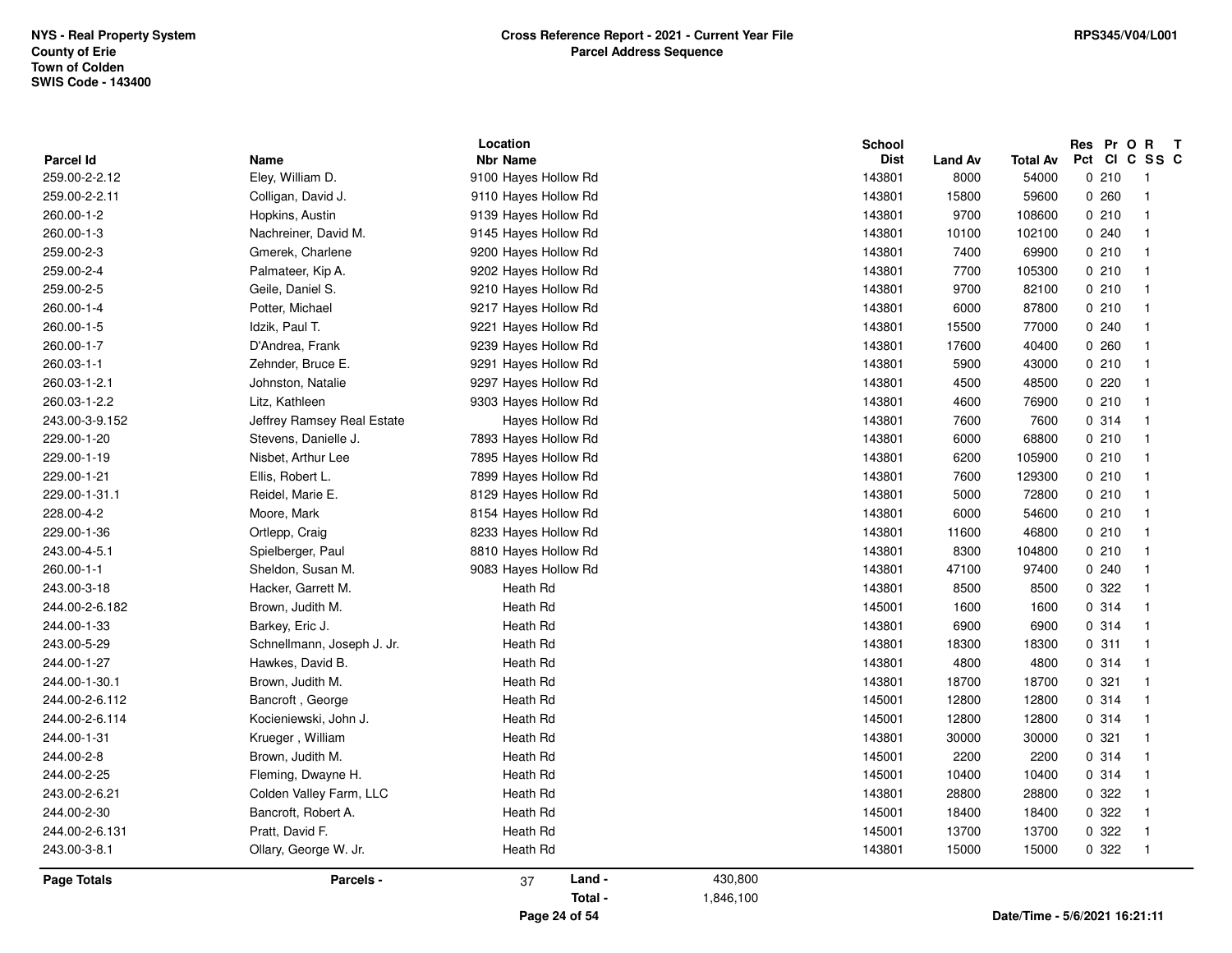NYS - Real Property System
County of Erie
Town of Colden
SWIS Code - 143400

**Cross Reference Report - 2021 - Current Year File**
**Parcel Address Sequence**

RPS345/V04/L001

| Parcel Id | Name | Location Nbr | Location Name | School Dist | Land Av | Total Av | Res Pct | Pr Cl | O C | R SS | T C |
|---|---|---|---|---|---|---|---|---|---|---|---|
| 259.00-2-2.12 | Eley, William D. | 9100 | Hayes Hollow Rd | 143801 | 8000 | 54000 | 0 | 210 | | 1 | |
| 259.00-2-2.11 | Colligan, David J. | 9110 | Hayes Hollow Rd | 143801 | 15800 | 59600 | 0 | 260 | | 1 | |
| 260.00-1-2 | Hopkins, Austin | 9139 | Hayes Hollow Rd | 143801 | 9700 | 108600 | 0 | 210 | | 1 | |
| 260.00-1-3 | Nachreiner, David M. | 9145 | Hayes Hollow Rd | 143801 | 10100 | 102100 | 0 | 240 | | 1 | |
| 259.00-2-3 | Gmerek, Charlene | 9200 | Hayes Hollow Rd | 143801 | 7400 | 69900 | 0 | 210 | | 1 | |
| 259.00-2-4 | Palmateer, Kip A. | 9202 | Hayes Hollow Rd | 143801 | 7700 | 105300 | 0 | 210 | | 1 | |
| 259.00-2-5 | Geile, Daniel S. | 9210 | Hayes Hollow Rd | 143801 | 9700 | 82100 | 0 | 210 | | 1 | |
| 260.00-1-4 | Potter, Michael | 9217 | Hayes Hollow Rd | 143801 | 6000 | 87800 | 0 | 210 | | 1 | |
| 260.00-1-5 | Idzik, Paul T. | 9221 | Hayes Hollow Rd | 143801 | 15500 | 77000 | 0 | 240 | | 1 | |
| 260.00-1-7 | D'Andrea, Frank | 9239 | Hayes Hollow Rd | 143801 | 17600 | 40400 | 0 | 260 | | 1 | |
| 260.03-1-1 | Zehnder, Bruce E. | 9291 | Hayes Hollow Rd | 143801 | 5900 | 43000 | 0 | 210 | | 1 | |
| 260.03-1-2.1 | Johnston, Natalie | 9297 | Hayes Hollow Rd | 143801 | 4500 | 48500 | 0 | 220 | | 1 | |
| 260.03-1-2.2 | Litz, Kathleen | 9303 | Hayes Hollow Rd | 143801 | 4600 | 76900 | 0 | 210 | | 1 | |
| 243.00-3-9.152 | Jeffrey Ramsey Real Estate | | Hayes Hollow Rd | 143801 | 7600 | 7600 | 0 | 314 | | 1 | |
| 229.00-1-20 | Stevens, Danielle J. | 7893 | Hayes Hollow Rd | 143801 | 6000 | 68800 | 0 | 210 | | 1 | |
| 229.00-1-19 | Nisbet, Arthur Lee | 7895 | Hayes Hollow Rd | 143801 | 6200 | 105900 | 0 | 210 | | 1 | |
| 229.00-1-21 | Ellis, Robert L. | 7899 | Hayes Hollow Rd | 143801 | 7600 | 129300 | 0 | 210 | | 1 | |
| 229.00-1-31.1 | Reidel, Marie E. | 8129 | Hayes Hollow Rd | 143801 | 5000 | 72800 | 0 | 210 | | 1 | |
| 228.00-4-2 | Moore, Mark | 8154 | Hayes Hollow Rd | 143801 | 6000 | 54600 | 0 | 210 | | 1 | |
| 229.00-1-36 | Ortlepp, Craig | 8233 | Hayes Hollow Rd | 143801 | 11600 | 46800 | 0 | 210 | | 1 | |
| 243.00-4-5.1 | Spielberger, Paul | 8810 | Hayes Hollow Rd | 143801 | 8300 | 104800 | 0 | 210 | | 1 | |
| 260.00-1-1 | Sheldon, Susan M. | 9083 | Hayes Hollow Rd | 143801 | 47100 | 97400 | 0 | 240 | | 1 | |
| 243.00-3-18 | Hacker, Garrett M. | | Heath Rd | 143801 | 8500 | 8500 | 0 | 322 | | 1 | |
| 244.00-2-6.182 | Brown, Judith M. | | Heath Rd | 145001 | 1600 | 1600 | 0 | 314 | | 1 | |
| 244.00-1-33 | Barkey, Eric J. | | Heath Rd | 143801 | 6900 | 6900 | 0 | 314 | | 1 | |
| 243.00-5-29 | Schnellmann, Joseph J. Jr. | | Heath Rd | 143801 | 18300 | 18300 | 0 | 311 | | 1 | |
| 244.00-1-27 | Hawkes, David B. | | Heath Rd | 143801 | 4800 | 4800 | 0 | 314 | | 1 | |
| 244.00-1-30.1 | Brown, Judith M. | | Heath Rd | 143801 | 18700 | 18700 | 0 | 321 | | 1 | |
| 244.00-2-6.112 | Bancroft , George | | Heath Rd | 145001 | 12800 | 12800 | 0 | 314 | | 1 | |
| 244.00-2-6.114 | Kocieniewski, John J. | | Heath Rd | 145001 | 12800 | 12800 | 0 | 314 | | 1 | |
| 244.00-1-31 | Krueger , William | | Heath Rd | 143801 | 30000 | 30000 | 0 | 321 | | 1 | |
| 244.00-2-8 | Brown, Judith M. | | Heath Rd | 145001 | 2200 | 2200 | 0 | 314 | | 1 | |
| 244.00-2-25 | Fleming, Dwayne H. | | Heath Rd | 145001 | 10400 | 10400 | 0 | 314 | | 1 | |
| 243.00-2-6.21 | Colden Valley Farm, LLC | | Heath Rd | 143801 | 28800 | 28800 | 0 | 322 | | 1 | |
| 244.00-2-30 | Bancroft, Robert A. | | Heath Rd | 145001 | 18400 | 18400 | 0 | 322 | | 1 | |
| 244.00-2-6.131 | Pratt, David F. | | Heath Rd | 145001 | 13700 | 13700 | 0 | 322 | | 1 | |
| 243.00-3-8.1 | Ollary, George W. Jr. | | Heath Rd | 143801 | 15000 | 15000 | 0 | 322 | | 1 | |

**Page Totals** | **Parcels -** 37 | **Land -** 430,800 | **Total -** 1,846,100

Date/Time - 5/6/2021 16:21:11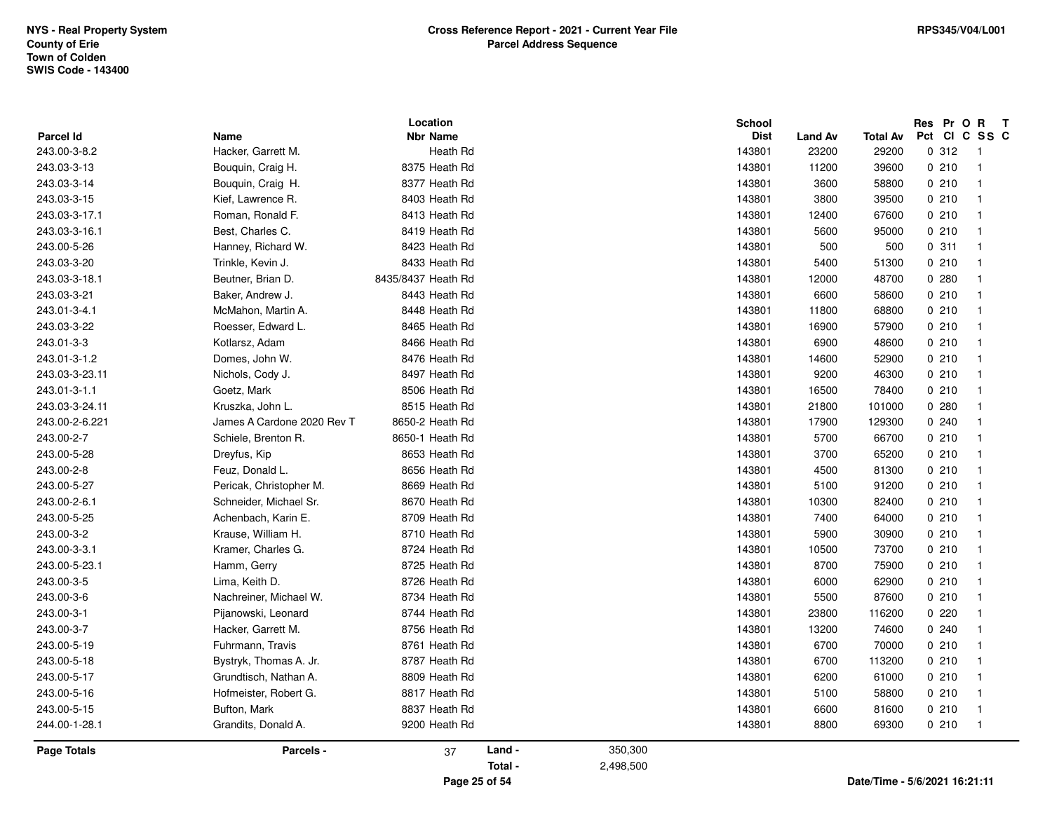NYS - Real Property System
County of Erie
Town of Colden
SWIS Code - 143400

**Cross Reference Report - 2021 - Current Year File**
**Parcel Address Sequence**

RPS345/V04/L001

| Parcel Id | Name | Location Nbr Name | School Dist | Land Av | Total Av | Res Pct | Pr Cl | O C | R SS | T C |
|---|---|---|---|---|---|---|---|---|---|---|
| 243.00-3-8.2 | Hacker, Garrett M. | Heath Rd | 143801 | 23200 | 29200 | 0 | 312 | | 1 | |
| 243.03-3-13 | Bouquin, Craig H. | 8375 Heath Rd | 143801 | 11200 | 39600 | 0 | 210 | | 1 | |
| 243.03-3-14 | Bouquin, Craig H. | 8377 Heath Rd | 143801 | 3600 | 58800 | 0 | 210 | | 1 | |
| 243.03-3-15 | Kief, Lawrence R. | 8403 Heath Rd | 143801 | 3800 | 39500 | 0 | 210 | | 1 | |
| 243.03-3-17.1 | Roman, Ronald F. | 8413 Heath Rd | 143801 | 12400 | 67600 | 0 | 210 | | 1 | |
| 243.03-3-16.1 | Best, Charles C. | 8419 Heath Rd | 143801 | 5600 | 95000 | 0 | 210 | | 1 | |
| 243.00-5-26 | Hanney, Richard W. | 8423 Heath Rd | 143801 | 500 | 500 | 0 | 311 | | 1 | |
| 243.03-3-20 | Trinkle, Kevin J. | 8433 Heath Rd | 143801 | 5400 | 51300 | 0 | 210 | | 1 | |
| 243.03-3-18.1 | Beutner, Brian D. | 8435/8437 Heath Rd | 143801 | 12000 | 48700 | 0 | 280 | | 1 | |
| 243.03-3-21 | Baker, Andrew J. | 8443 Heath Rd | 143801 | 6600 | 58600 | 0 | 210 | | 1 | |
| 243.01-3-4.1 | McMahon, Martin A. | 8448 Heath Rd | 143801 | 11800 | 68800 | 0 | 210 | | 1 | |
| 243.03-3-22 | Roesser, Edward L. | 8465 Heath Rd | 143801 | 16900 | 57900 | 0 | 210 | | 1 | |
| 243.01-3-3 | Kotlarsz, Adam | 8466 Heath Rd | 143801 | 6900 | 48600 | 0 | 210 | | 1 | |
| 243.01-3-1.2 | Domes, John W. | 8476 Heath Rd | 143801 | 14600 | 52900 | 0 | 210 | | 1 | |
| 243.03-3-23.11 | Nichols, Cody J. | 8497 Heath Rd | 143801 | 9200 | 46300 | 0 | 210 | | 1 | |
| 243.01-3-1.1 | Goetz, Mark | 8506 Heath Rd | 143801 | 16500 | 78400 | 0 | 210 | | 1 | |
| 243.03-3-24.11 | Kruszka, John L. | 8515 Heath Rd | 143801 | 21800 | 101000 | 0 | 280 | | 1 | |
| 243.00-2-6.221 | James A Cardone 2020 Rev T | 8650-2 Heath Rd | 143801 | 17900 | 129300 | 0 | 240 | | 1 | |
| 243.00-2-7 | Schiele, Brenton R. | 8650-1 Heath Rd | 143801 | 5700 | 66700 | 0 | 210 | | 1 | |
| 243.00-5-28 | Dreyfus, Kip | 8653 Heath Rd | 143801 | 3700 | 65200 | 0 | 210 | | 1 | |
| 243.00-2-8 | Feuz, Donald L. | 8656 Heath Rd | 143801 | 4500 | 81300 | 0 | 210 | | 1 | |
| 243.00-5-27 | Pericak, Christopher M. | 8669 Heath Rd | 143801 | 5100 | 91200 | 0 | 210 | | 1 | |
| 243.00-2-6.1 | Schneider, Michael Sr. | 8670 Heath Rd | 143801 | 10300 | 82400 | 0 | 210 | | 1 | |
| 243.00-5-25 | Achenbach, Karin E. | 8709 Heath Rd | 143801 | 7400 | 64000 | 0 | 210 | | 1 | |
| 243.00-3-2 | Krause, William H. | 8710 Heath Rd | 143801 | 5900 | 30900 | 0 | 210 | | 1 | |
| 243.00-3-3.1 | Kramer, Charles G. | 8724 Heath Rd | 143801 | 10500 | 73700 | 0 | 210 | | 1 | |
| 243.00-5-23.1 | Hamm, Gerry | 8725 Heath Rd | 143801 | 8700 | 75900 | 0 | 210 | | 1 | |
| 243.00-3-5 | Lima, Keith D. | 8726 Heath Rd | 143801 | 6000 | 62900 | 0 | 210 | | 1 | |
| 243.00-3-6 | Nachreiner, Michael W. | 8734 Heath Rd | 143801 | 5500 | 87600 | 0 | 210 | | 1 | |
| 243.00-3-1 | Pijanowski, Leonard | 8744 Heath Rd | 143801 | 23800 | 116200 | 0 | 220 | | 1 | |
| 243.00-3-7 | Hacker, Garrett M. | 8756 Heath Rd | 143801 | 13200 | 74600 | 0 | 240 | | 1 | |
| 243.00-5-19 | Fuhrmann, Travis | 8761 Heath Rd | 143801 | 6700 | 70000 | 0 | 210 | | 1 | |
| 243.00-5-18 | Bystryk, Thomas A. Jr. | 8787 Heath Rd | 143801 | 6700 | 113200 | 0 | 210 | | 1 | |
| 243.00-5-17 | Grundtisch, Nathan A. | 8809 Heath Rd | 143801 | 6200 | 61000 | 0 | 210 | | 1 | |
| 243.00-5-16 | Hofmeister, Robert G. | 8817 Heath Rd | 143801 | 5100 | 58800 | 0 | 210 | | 1 | |
| 243.00-5-15 | Bufton, Mark | 8837 Heath Rd | 143801 | 6600 | 81600 | 0 | 210 | | 1 | |
| 244.00-1-28.1 | Grandits, Donald A. | 9200 Heath Rd | 143801 | 8800 | 69300 | 0 | 210 | | 1 | |

| Page Totals | Parcels - | 37 | Land - | 350,300 |
|---|---|---|---|---|
| | | | Total - | 2,498,500 |

Date/Time - 5/6/2021 16:21:11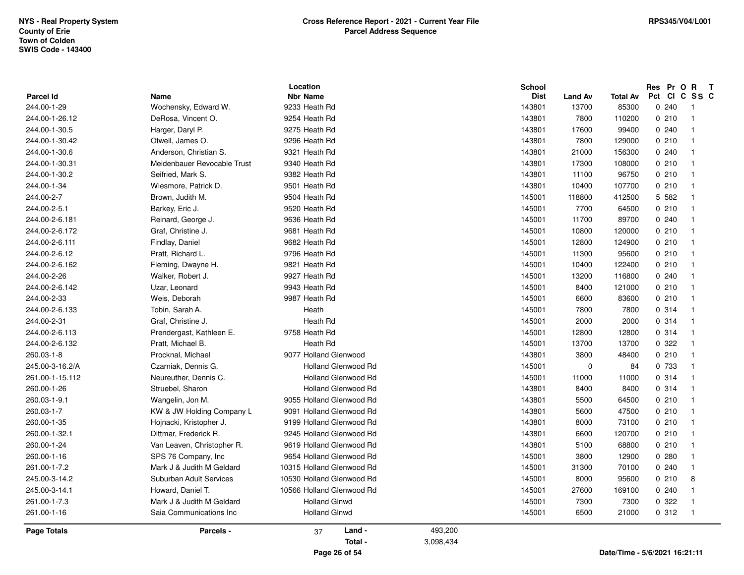NYS - Real Property System
County of Erie
Town of Colden
SWIS Code - 143400

**Cross Reference Report - 2021 - Current Year File**
**Parcel Address Sequence**

RPS345/V04/L001

| Parcel Id | Name | Location Nbr | Location Name | School Dist | Land Av | Total Av | Res Pct | Pr Cl | O C | R SS | T C |
|---|---|---|---|---|---|---|---|---|---|---|---|
| 244.00-1-29 | Wochensky, Edward W. | 9233 | Heath Rd | 143801 | 13700 | 85300 | 0 | 240 | | 1 | |
| 244.00-1-26.12 | DeRosa, Vincent O. | 9254 | Heath Rd | 143801 | 7800 | 110200 | 0 | 210 | | 1 | |
| 244.00-1-30.5 | Harger, Daryl P. | 9275 | Heath Rd | 143801 | 17600 | 99400 | 0 | 240 | | 1 | |
| 244.00-1-30.42 | Otwell, James O. | 9296 | Heath Rd | 143801 | 7800 | 129000 | 0 | 210 | | 1 | |
| 244.00-1-30.6 | Anderson, Christian S. | 9321 | Heath Rd | 143801 | 21000 | 156300 | 0 | 240 | | 1 | |
| 244.00-1-30.31 | Meidenbauer Revocable Trust | 9340 | Heath Rd | 143801 | 17300 | 108000 | 0 | 210 | | 1 | |
| 244.00-1-30.2 | Seifried, Mark S. | 9382 | Heath Rd | 143801 | 11100 | 96750 | 0 | 210 | | 1 | |
| 244.00-1-34 | Wiesmore, Patrick D. | 9501 | Heath Rd | 143801 | 10400 | 107700 | 0 | 210 | | 1 | |
| 244.00-2-7 | Brown, Judith M. | 9504 | Heath Rd | 145001 | 118800 | 412500 | 5 | 582 | | 1 | |
| 244.00-2-5.1 | Barkey, Eric J. | 9520 | Heath Rd | 145001 | 7700 | 64500 | 0 | 210 | | 1 | |
| 244.00-2-6.181 | Reinard, George J. | 9636 | Heath Rd | 145001 | 11700 | 89700 | 0 | 240 | | 1 | |
| 244.00-2-6.172 | Graf, Christine J. | 9681 | Heath Rd | 145001 | 10800 | 120000 | 0 | 210 | | 1 | |
| 244.00-2-6.111 | Findlay, Daniel | 9682 | Heath Rd | 145001 | 12800 | 124900 | 0 | 210 | | 1 | |
| 244.00-2-6.12 | Pratt, Richard L. | 9796 | Heath Rd | 145001 | 11300 | 95600 | 0 | 210 | | 1 | |
| 244.00-2-6.162 | Fleming, Dwayne H. | 9821 | Heath Rd | 145001 | 10400 | 122400 | 0 | 210 | | 1 | |
| 244.00-2-26 | Walker, Robert J. | 9927 | Heath Rd | 145001 | 13200 | 116800 | 0 | 240 | | 1 | |
| 244.00-2-6.142 | Uzar, Leonard | 9943 | Heath Rd | 145001 | 8400 | 121000 | 0 | 210 | | 1 | |
| 244.00-2-33 | Weis, Deborah | 9987 | Heath Rd | 145001 | 6600 | 83600 | 0 | 210 | | 1 | |
| 244.00-2-6.133 | Tobin, Sarah A. | | Heath | 145001 | 7800 | 7800 | 0 | 314 | | 1 | |
| 244.00-2-31 | Graf, Christine J. | | Heath Rd | 145001 | 2000 | 2000 | 0 | 314 | | 1 | |
| 244.00-2-6.113 | Prendergast, Kathleen E. | 9758 | Heath Rd | 145001 | 12800 | 12800 | 0 | 314 | | 1 | |
| 244.00-2-6.132 | Pratt, Michael B. | | Heath Rd | 145001 | 13700 | 13700 | 0 | 322 | | 1 | |
| 260.03-1-8 | Procknal, Michael | 9077 | Holland Glenwood | 143801 | 3800 | 48400 | 0 | 210 | | 1 | |
| 245.00-3-16.2/A | Czarniak, Dennis G. | | Holland Glenwood Rd | 145001 | 0 | 84 | 0 | 733 | | 1 | |
| 261.00-1-15.112 | Neureuther, Dennis C. | | Holland Glenwood Rd | 145001 | 11000 | 11000 | 0 | 314 | | 1 | |
| 260.00-1-26 | Struebel, Sharon | | Holland Glenwood Rd | 143801 | 8400 | 8400 | 0 | 314 | | 1 | |
| 260.03-1-9.1 | Wangelin, Jon M. | 9055 | Holland Glenwood Rd | 143801 | 5500 | 64500 | 0 | 210 | | 1 | |
| 260.03-1-7 | KW & JW Holding Company L | 9091 | Holland Glenwood Rd | 143801 | 5600 | 47500 | 0 | 210 | | 1 | |
| 260.00-1-35 | Hojnacki, Kristopher J. | 9199 | Holland Glenwood Rd | 143801 | 8000 | 73100 | 0 | 210 | | 1 | |
| 260.00-1-32.1 | Dittmar, Frederick R. | 9245 | Holland Glenwood Rd | 143801 | 6600 | 120700 | 0 | 210 | | 1 | |
| 260.00-1-24 | Van Leaven, Christopher R. | 9619 | Holland Glenwood Rd | 143801 | 5100 | 68800 | 0 | 210 | | 1 | |
| 260.00-1-16 | SPS 76 Company, Inc | 9654 | Holland Glenwood Rd | 145001 | 3800 | 12900 | 0 | 280 | | 1 | |
| 261.00-1-7.2 | Mark J & Judith M Geldard | 10315 | Holland Glenwood Rd | 145001 | 31300 | 70100 | 0 | 240 | | 1 | |
| 245.00-3-14.2 | Suburban Adult Services | 10530 | Holland Glenwood Rd | 145001 | 8000 | 95600 | 0 | 210 | | 8 | |
| 245.00-3-14.1 | Howard, Daniel T. | 10566 | Holland Glenwood Rd | 145001 | 27600 | 169100 | 0 | 240 | | 1 | |
| 261.00-1-7.3 | Mark J & Judith M Geldard | | Holland Glnwd | 145001 | 7300 | 7300 | 0 | 322 | | 1 | |
| 261.00-1-16 | Saia Communications Inc | | Holland Glnwd | 145001 | 6500 | 21000 | 0 | 312 | | 1 | |

**Page Totals** — Parcels - 37 — Land - 493,200 — Total - 3,098,434

Date/Time - 5/6/2021 16:21:11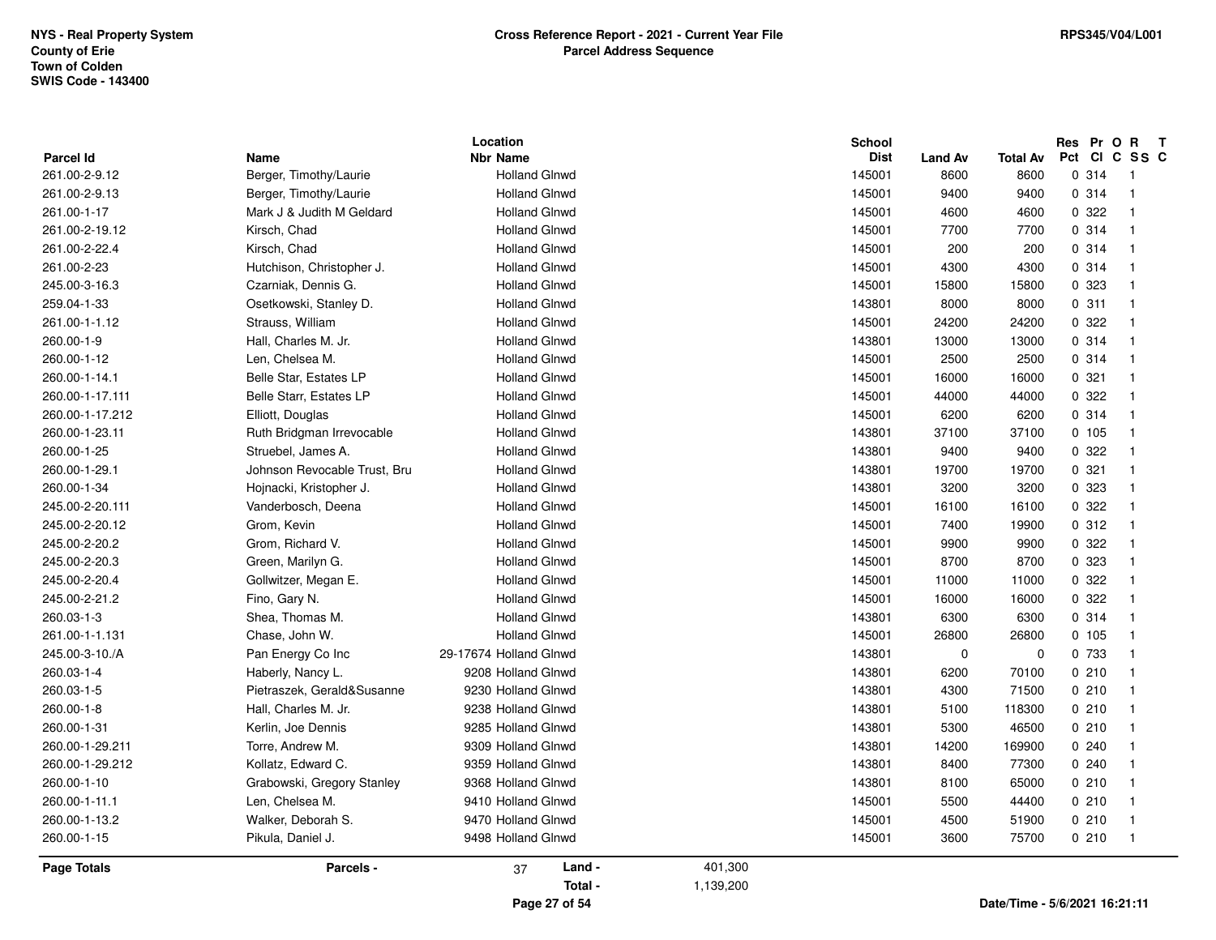NYS - Real Property System
County of Erie
Town of Colden
SWIS Code - 143400

**Cross Reference Report - 2021 - Current Year File**
**Parcel Address Sequence**

RPS345/V04/L001

| Parcel Id | Name | Location Nbr | Location Name | School Dist | Land Av | Total Av | Res Pct | Pr Cl | O C | R SS | T C |
|---|---|---|---|---|---|---|---|---|---|---|---|
| 261.00-2-9.12 | Berger, Timothy/Laurie | | Holland Glnwd | 145001 | 8600 | 8600 | 0 | 314 | | 1 | |
| 261.00-2-9.13 | Berger, Timothy/Laurie | | Holland Glnwd | 145001 | 9400 | 9400 | 0 | 314 | | 1 | |
| 261.00-1-17 | Mark J & Judith M Geldard | | Holland Glnwd | 145001 | 4600 | 4600 | 0 | 322 | | 1 | |
| 261.00-2-19.12 | Kirsch, Chad | | Holland Glnwd | 145001 | 7700 | 7700 | 0 | 314 | | 1 | |
| 261.00-2-22.4 | Kirsch, Chad | | Holland Glnwd | 145001 | 200 | 200 | 0 | 314 | | 1 | |
| 261.00-2-23 | Hutchison, Christopher J. | | Holland Glnwd | 145001 | 4300 | 4300 | 0 | 314 | | 1 | |
| 245.00-3-16.3 | Czarniak, Dennis G. | | Holland Glnwd | 145001 | 15800 | 15800 | 0 | 323 | | 1 | |
| 259.04-1-33 | Osetkowski, Stanley D. | | Holland Glnwd | 143801 | 8000 | 8000 | 0 | 311 | | 1 | |
| 261.00-1-1.12 | Strauss, William | | Holland Glnwd | 145001 | 24200 | 24200 | 0 | 322 | | 1 | |
| 260.00-1-9 | Hall, Charles M. Jr. | | Holland Glnwd | 143801 | 13000 | 13000 | 0 | 314 | | 1 | |
| 260.00-1-12 | Len, Chelsea M. | | Holland Glnwd | 145001 | 2500 | 2500 | 0 | 314 | | 1 | |
| 260.00-1-14.1 | Belle Star, Estates LP | | Holland Glnwd | 145001 | 16000 | 16000 | 0 | 321 | | 1 | |
| 260.00-1-17.111 | Belle Starr, Estates LP | | Holland Glnwd | 145001 | 44000 | 44000 | 0 | 322 | | 1 | |
| 260.00-1-17.212 | Elliott, Douglas | | Holland Glnwd | 145001 | 6200 | 6200 | 0 | 314 | | 1 | |
| 260.00-1-23.11 | Ruth Bridgman Irrevocable | | Holland Glnwd | 143801 | 37100 | 37100 | 0 | 105 | | 1 | |
| 260.00-1-25 | Struebel, James A. | | Holland Glnwd | 143801 | 9400 | 9400 | 0 | 322 | | 1 | |
| 260.00-1-29.1 | Johnson Revocable Trust, Bru | | Holland Glnwd | 143801 | 19700 | 19700 | 0 | 321 | | 1 | |
| 260.00-1-34 | Hojnacki, Kristopher J. | | Holland Glnwd | 143801 | 3200 | 3200 | 0 | 323 | | 1 | |
| 245.00-2-20.111 | Vanderbosch, Deena | | Holland Glnwd | 145001 | 16100 | 16100 | 0 | 322 | | 1 | |
| 245.00-2-20.12 | Grom, Kevin | | Holland Glnwd | 145001 | 7400 | 19900 | 0 | 312 | | 1 | |
| 245.00-2-20.2 | Grom, Richard V. | | Holland Glnwd | 145001 | 9900 | 9900 | 0 | 322 | | 1 | |
| 245.00-2-20.3 | Green, Marilyn G. | | Holland Glnwd | 145001 | 8700 | 8700 | 0 | 323 | | 1 | |
| 245.00-2-20.4 | Gollwitzer, Megan E. | | Holland Glnwd | 145001 | 11000 | 11000 | 0 | 322 | | 1 | |
| 245.00-2-21.2 | Fino, Gary N. | | Holland Glnwd | 145001 | 16000 | 16000 | 0 | 322 | | 1 | |
| 260.03-1-3 | Shea, Thomas M. | | Holland Glnwd | 143801 | 6300 | 6300 | 0 | 314 | | 1 | |
| 261.00-1-1.131 | Chase, John W. | | Holland Glnwd | 145001 | 26800 | 26800 | 0 | 105 | | 1 | |
| 245.00-3-10./A | Pan Energy Co Inc | 29-17674 | Holland Glnwd | 143801 | 0 | 0 | 0 | 733 | | 1 | |
| 260.03-1-4 | Haberly, Nancy L. | 9208 | Holland Glnwd | 143801 | 6200 | 70100 | 0 | 210 | | 1 | |
| 260.03-1-5 | Pietraszek, Gerald&Susanne | 9230 | Holland Glnwd | 143801 | 4300 | 71500 | 0 | 210 | | 1 | |
| 260.00-1-8 | Hall, Charles M. Jr. | 9238 | Holland Glnwd | 143801 | 5100 | 118300 | 0 | 210 | | 1 | |
| 260.00-1-31 | Kerlin, Joe Dennis | 9285 | Holland Glnwd | 143801 | 5300 | 46500 | 0 | 210 | | 1 | |
| 260.00-1-29.211 | Torre, Andrew M. | 9309 | Holland Glnwd | 143801 | 14200 | 169900 | 0 | 240 | | 1 | |
| 260.00-1-29.212 | Kollatz, Edward C. | 9359 | Holland Glnwd | 143801 | 8400 | 77300 | 0 | 240 | | 1 | |
| 260.00-1-10 | Grabowski, Gregory Stanley | 9368 | Holland Glnwd | 143801 | 8100 | 65000 | 0 | 210 | | 1 | |
| 260.00-1-11.1 | Len, Chelsea M. | 9410 | Holland Glnwd | 145001 | 5500 | 44400 | 0 | 210 | | 1 | |
| 260.00-1-13.2 | Walker, Deborah S. | 9470 | Holland Glnwd | 145001 | 4500 | 51900 | 0 | 210 | | 1 | |
| 260.00-1-15 | Pikula, Daniel J. | 9498 | Holland Glnwd | 145001 | 3600 | 75700 | 0 | 210 | | 1 | |

**Page Totals** — **Parcels -** 37 — **Land -** 401,300 — **Total -** 1,139,200

Date/Time - 5/6/2021 16:21:11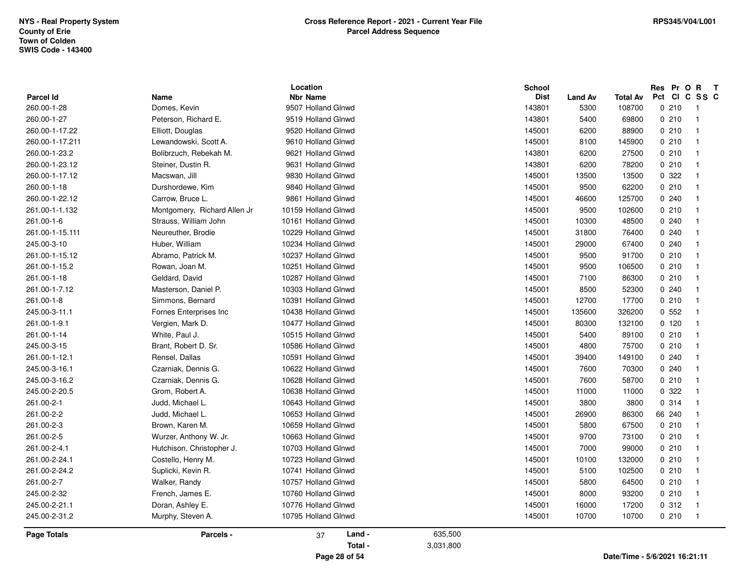NYS - Real Property System
County of Erie
Town of Colden
SWIS Code - 143400

**Cross Reference Report - 2021 - Current Year File**
**Parcel Address Sequence**

RPS345/V04/L001

| Parcel Id | Name | Location Nbr | Location Name | School Dist | Land Av | Total Av | Res Pct | Pr Cl | O C | R SS | T C |
|---|---|---|---|---|---|---|---|---|---|---|---|
| 260.00-1-28 | Domes, Kevin | 9507 | Holland Glnwd | 143801 | 5300 | 108700 | 0 | 210 | | 1 | |
| 260.00-1-27 | Peterson, Richard E. | 9519 | Holland Glnwd | 143801 | 5400 | 69800 | 0 | 210 | | 1 | |
| 260.00-1-17.22 | Elliott, Douglas | 9520 | Holland Glnwd | 145001 | 6200 | 88900 | 0 | 210 | | 1 | |
| 260.00-1-17.211 | Lewandowski, Scott A. | 9610 | Holland Glnwd | 145001 | 8100 | 145900 | 0 | 210 | | 1 | |
| 260.00-1-23.2 | Bolibrzuch, Rebekah M. | 9621 | Holland Glnwd | 143801 | 6200 | 27500 | 0 | 210 | | 1 | |
| 260.00-1-23.12 | Steiner, Dustin R. | 9631 | Holland Glnwd | 143801 | 6200 | 78200 | 0 | 210 | | 1 | |
| 260.00-1-17.12 | Macswan, Jill | 9830 | Holland Glnwd | 145001 | 13500 | 13500 | 0 | 322 | | 1 | |
| 260.00-1-18 | Durshordewe, Kim | 9840 | Holland Glnwd | 145001 | 9500 | 62200 | 0 | 210 | | 1 | |
| 260.00-1-22.12 | Carrow, Bruce L. | 9861 | Holland Glnwd | 145001 | 46600 | 125700 | 0 | 240 | | 1 | |
| 261.00-1-1.132 | Montgomery, Richard Allen Jr | 10159 | Holland Glnwd | 145001 | 9500 | 102600 | 0 | 210 | | 1 | |
| 261.00-1-6 | Strauss, William John | 10161 | Holland Glnwd | 145001 | 10300 | 48500 | 0 | 240 | | 1 | |
| 261.00-1-15.111 | Neureuther, Brodie | 10229 | Holland Glnwd | 145001 | 31800 | 76400 | 0 | 240 | | 1 | |
| 245.00-3-10 | Huber, William | 10234 | Holland Glnwd | 145001 | 29000 | 67400 | 0 | 240 | | 1 | |
| 261.00-1-15.12 | Abramo, Patrick M. | 10237 | Holland Glnwd | 145001 | 9500 | 91700 | 0 | 210 | | 1 | |
| 261.00-1-15.2 | Rowan, Joan M. | 10251 | Holland Glnwd | 145001 | 9500 | 106500 | 0 | 210 | | 1 | |
| 261.00-1-18 | Geldard, David | 10287 | Holland Glnwd | 145001 | 7100 | 86300 | 0 | 210 | | 1 | |
| 261.00-1-7.12 | Masterson, Daniel P. | 10303 | Holland Glnwd | 145001 | 8500 | 52300 | 0 | 240 | | 1 | |
| 261.00-1-8 | Simmons, Bernard | 10391 | Holland Glnwd | 145001 | 12700 | 17700 | 0 | 210 | | 1 | |
| 245.00-3-11.1 | Fornes Enterprises Inc | 10438 | Holland Glnwd | 145001 | 135600 | 326200 | 0 | 552 | | 1 | |
| 261.00-1-9.1 | Vergien, Mark D. | 10477 | Holland Glnwd | 145001 | 80300 | 132100 | 0 | 120 | | 1 | |
| 261.00-1-14 | White, Paul J. | 10515 | Holland Glnwd | 145001 | 5400 | 89100 | 0 | 210 | | 1 | |
| 245.00-3-15 | Brant, Robert D. Sr. | 10586 | Holland Glnwd | 145001 | 4800 | 75700 | 0 | 210 | | 1 | |
| 261.00-1-12.1 | Rensel, Dallas | 10591 | Holland Glnwd | 145001 | 39400 | 149100 | 0 | 240 | | 1 | |
| 245.00-3-16.1 | Czarniak, Dennis G. | 10622 | Holland Glnwd | 145001 | 7600 | 70300 | 0 | 240 | | 1 | |
| 245.00-3-16.2 | Czarniak, Dennis G. | 10628 | Holland Glnwd | 145001 | 7600 | 58700 | 0 | 210 | | 1 | |
| 245.00-2-20.5 | Grom, Robert A. | 10638 | Holland Glnwd | 145001 | 11000 | 11000 | 0 | 322 | | 1 | |
| 261.00-2-1 | Judd, Michael L. | 10643 | Holland Glnwd | 145001 | 3800 | 3800 | 0 | 314 | | 1 | |
| 261.00-2-2 | Judd, Michael L. | 10653 | Holland Glnwd | 145001 | 26900 | 86300 | 66 | 240 | | 1 | |
| 261.00-2-3 | Brown, Karen M. | 10659 | Holland Glnwd | 145001 | 5800 | 67500 | 0 | 210 | | 1 | |
| 261.00-2-5 | Wurzer, Anthony W. Jr. | 10663 | Holland Glnwd | 145001 | 9700 | 73100 | 0 | 210 | | 1 | |
| 261.00-2-4.1 | Hutchison, Christopher J. | 10703 | Holland Glnwd | 145001 | 7000 | 99000 | 0 | 210 | | 1 | |
| 261.00-2-24.1 | Costello, Henry M. | 10723 | Holland Glnwd | 145001 | 10100 | 132000 | 0 | 210 | | 1 | |
| 261.00-2-24.2 | Suplicki, Kevin R. | 10741 | Holland Glnwd | 145001 | 5100 | 102500 | 0 | 210 | | 1 | |
| 261.00-2-7 | Walker, Randy | 10757 | Holland Glnwd | 145001 | 5800 | 64500 | 0 | 210 | | 1 | |
| 245.00-2-32 | French, James E. | 10760 | Holland Glnwd | 145001 | 8000 | 93200 | 0 | 210 | | 1 | |
| 245.00-2-21.1 | Doran, Ashley E. | 10776 | Holland Glnwd | 145001 | 16000 | 17200 | 0 | 312 | | 1 | |
| 245.00-2-31.2 | Murphy, Steven A. | 10795 | Holland Glnwd | 145001 | 10700 | 10700 | 0 | 210 | | 1 | |

**Page Totals** — Parcels - 37 — Land - 635,500 — Total - 3,031,800

Date/Time - 5/6/2021 16:21:11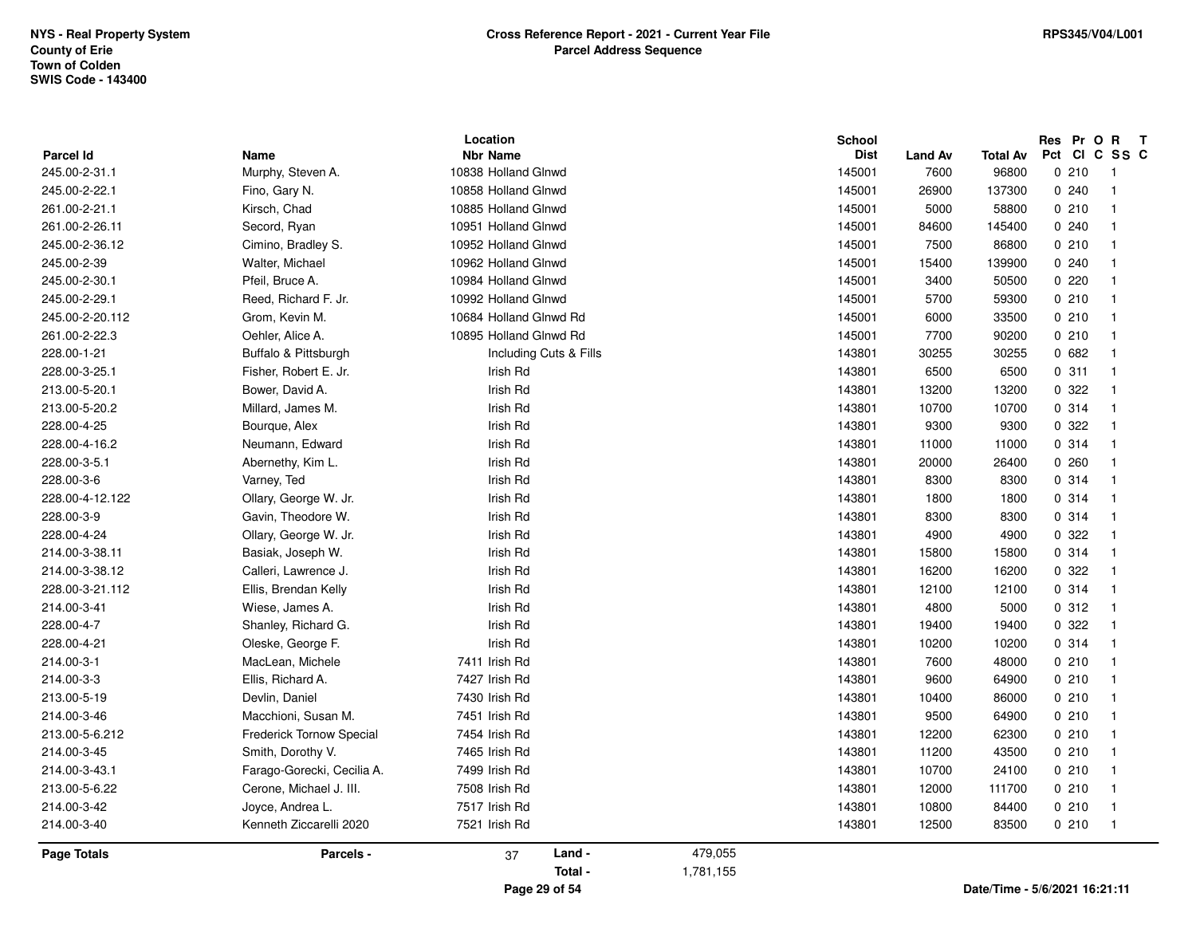NYS - Real Property System
County of Erie
Town of Colden
SWIS Code - 143400

**Cross Reference Report - 2021 - Current Year File**
**Parcel Address Sequence**

RPS345/V04/L001

| Parcel Id | Name | Location Nbr | Location Name | School Dist | Land Av | Total Av | Res Pct | Pr Cl | O C | R SS | T C |
|---|---|---|---|---|---|---|---|---|---|---|---|
| 245.00-2-31.1 | Murphy, Steven A. | 10838 | Holland Glnwd | 145001 | 7600 | 96800 | 0 | 210 | | 1 | |
| 245.00-2-22.1 | Fino, Gary N. | 10858 | Holland Glnwd | 145001 | 26900 | 137300 | 0 | 240 | | 1 | |
| 261.00-2-21.1 | Kirsch, Chad | 10885 | Holland Glnwd | 145001 | 5000 | 58800 | 0 | 210 | | 1 | |
| 261.00-2-26.11 | Secord, Ryan | 10951 | Holland Glnwd | 145001 | 84600 | 145400 | 0 | 240 | | 1 | |
| 245.00-2-36.12 | Cimino, Bradley S. | 10952 | Holland Glnwd | 145001 | 7500 | 86800 | 0 | 210 | | 1 | |
| 245.00-2-39 | Walter, Michael | 10962 | Holland Glnwd | 145001 | 15400 | 139900 | 0 | 240 | | 1 | |
| 245.00-2-30.1 | Pfeil, Bruce A. | 10984 | Holland Glnwd | 145001 | 3400 | 50500 | 0 | 220 | | 1 | |
| 245.00-2-29.1 | Reed, Richard F. Jr. | 10992 | Holland Glnwd | 145001 | 5700 | 59300 | 0 | 210 | | 1 | |
| 245.00-2-20.112 | Grom, Kevin M. | 10684 | Holland Glnwd Rd | 145001 | 6000 | 33500 | 0 | 210 | | 1 | |
| 261.00-2-22.3 | Oehler, Alice A. | 10895 | Holland Glnwd Rd | 145001 | 7700 | 90200 | 0 | 210 | | 1 | |
| 228.00-1-21 | Buffalo & Pittsburgh | | Including Cuts & Fills | 143801 | 30255 | 30255 | 0 | 682 | | 1 | |
| 228.00-3-25.1 | Fisher, Robert E. Jr. | | Irish Rd | 143801 | 6500 | 6500 | 0 | 311 | | 1 | |
| 213.00-5-20.1 | Bower, David A. | | Irish Rd | 143801 | 13200 | 13200 | 0 | 322 | | 1 | |
| 213.00-5-20.2 | Millard, James M. | | Irish Rd | 143801 | 10700 | 10700 | 0 | 314 | | 1 | |
| 228.00-4-25 | Bourque, Alex | | Irish Rd | 143801 | 9300 | 9300 | 0 | 322 | | 1 | |
| 228.00-4-16.2 | Neumann, Edward | | Irish Rd | 143801 | 11000 | 11000 | 0 | 314 | | 1 | |
| 228.00-3-5.1 | Abernethy, Kim L. | | Irish Rd | 143801 | 20000 | 26400 | 0 | 260 | | 1 | |
| 228.00-3-6 | Varney, Ted | | Irish Rd | 143801 | 8300 | 8300 | 0 | 314 | | 1 | |
| 228.00-4-12.122 | Ollary, George W. Jr. | | Irish Rd | 143801 | 1800 | 1800 | 0 | 314 | | 1 | |
| 228.00-3-9 | Gavin, Theodore W. | | Irish Rd | 143801 | 8300 | 8300 | 0 | 314 | | 1 | |
| 228.00-4-24 | Ollary, George W. Jr. | | Irish Rd | 143801 | 4900 | 4900 | 0 | 322 | | 1 | |
| 214.00-3-38.11 | Basiak, Joseph W. | | Irish Rd | 143801 | 15800 | 15800 | 0 | 314 | | 1 | |
| 214.00-3-38.12 | Calleri, Lawrence J. | | Irish Rd | 143801 | 16200 | 16200 | 0 | 322 | | 1 | |
| 228.00-3-21.112 | Ellis, Brendan Kelly | | Irish Rd | 143801 | 12100 | 12100 | 0 | 314 | | 1 | |
| 214.00-3-41 | Wiese, James A. | | Irish Rd | 143801 | 4800 | 5000 | 0 | 312 | | 1 | |
| 228.00-4-7 | Shanley, Richard G. | | Irish Rd | 143801 | 19400 | 19400 | 0 | 322 | | 1 | |
| 228.00-4-21 | Oleske, George F. | | Irish Rd | 143801 | 10200 | 10200 | 0 | 314 | | 1 | |
| 214.00-3-1 | MacLean, Michele | 7411 | Irish Rd | 143801 | 7600 | 48000 | 0 | 210 | | 1 | |
| 214.00-3-3 | Ellis, Richard A. | 7427 | Irish Rd | 143801 | 9600 | 64900 | 0 | 210 | | 1 | |
| 213.00-5-19 | Devlin, Daniel | 7430 | Irish Rd | 143801 | 10400 | 86000 | 0 | 210 | | 1 | |
| 214.00-3-46 | Macchioni, Susan M. | 7451 | Irish Rd | 143801 | 9500 | 64900 | 0 | 210 | | 1 | |
| 213.00-5-6.212 | Frederick Tornow Special | 7454 | Irish Rd | 143801 | 12200 | 62300 | 0 | 210 | | 1 | |
| 214.00-3-45 | Smith, Dorothy V. | 7465 | Irish Rd | 143801 | 11200 | 43500 | 0 | 210 | | 1 | |
| 214.00-3-43.1 | Farago-Gorecki, Cecilia A. | 7499 | Irish Rd | 143801 | 10700 | 24100 | 0 | 210 | | 1 | |
| 213.00-5-6.22 | Cerone, Michael J. III. | 7508 | Irish Rd | 143801 | 12000 | 111700 | 0 | 210 | | 1 | |
| 214.00-3-42 | Joyce, Andrea L. | 7517 | Irish Rd | 143801 | 10800 | 84400 | 0 | 210 | | 1 | |
| 214.00-3-40 | Kenneth Ziccarelli 2020 | 7521 | Irish Rd | 143801 | 12500 | 83500 | 0 | 210 | | 1 | |

**Page Totals** — Parcels - 37 — Land - 479,055 — Total - 1,781,155

Date/Time - 5/6/2021 16:21:11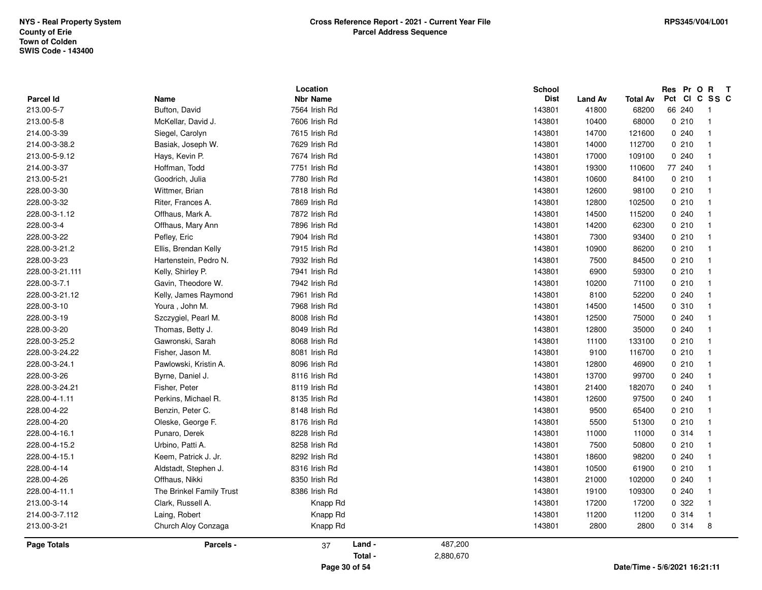NYS - Real Property System
County of Erie
Town of Colden
SWIS Code - 143400

**Cross Reference Report - 2021 - Current Year File**
**Parcel Address Sequence**

RPS345/V04/L001

| Parcel Id | Name | Location Nbr | Location Name | School Dist | Land Av | Total Av | Res Pct | Pr Cl | O C | R SS | T C |
|---|---|---|---|---|---|---|---|---|---|---|---|
| 213.00-5-7 | Bufton, David | 7564 | Irish Rd | 143801 | 41800 | 68200 | 66 | 240 | | 1 | |
| 213.00-5-8 | McKellar, David J. | 7606 | Irish Rd | 143801 | 10400 | 68000 | 0 | 210 | | 1 | |
| 214.00-3-39 | Siegel, Carolyn | 7615 | Irish Rd | 143801 | 14700 | 121600 | 0 | 240 | | 1 | |
| 214.00-3-38.2 | Basiak, Joseph W. | 7629 | Irish Rd | 143801 | 14000 | 112700 | 0 | 210 | | 1 | |
| 213.00-5-9.12 | Hays, Kevin P. | 7674 | Irish Rd | 143801 | 17000 | 109100 | 0 | 240 | | 1 | |
| 214.00-3-37 | Hoffman, Todd | 7751 | Irish Rd | 143801 | 19300 | 110600 | 77 | 240 | | 1 | |
| 213.00-5-21 | Goodrich, Julia | 7780 | Irish Rd | 143801 | 10600 | 84100 | 0 | 210 | | 1 | |
| 228.00-3-30 | Wittmer, Brian | 7818 | Irish Rd | 143801 | 12600 | 98100 | 0 | 210 | | 1 | |
| 228.00-3-32 | Riter, Frances A. | 7869 | Irish Rd | 143801 | 12800 | 102500 | 0 | 210 | | 1 | |
| 228.00-3-1.12 | Offhaus, Mark A. | 7872 | Irish Rd | 143801 | 14500 | 115200 | 0 | 240 | | 1 | |
| 228.00-3-4 | Offhaus, Mary Ann | 7896 | Irish Rd | 143801 | 14200 | 62300 | 0 | 210 | | 1 | |
| 228.00-3-22 | Pefley, Eric | 7904 | Irish Rd | 143801 | 7300 | 93400 | 0 | 210 | | 1 | |
| 228.00-3-21.2 | Ellis, Brendan Kelly | 7915 | Irish Rd | 143801 | 10900 | 86200 | 0 | 210 | | 1 | |
| 228.00-3-23 | Hartenstein, Pedro N. | 7932 | Irish Rd | 143801 | 7500 | 84500 | 0 | 210 | | 1 | |
| 228.00-3-21.111 | Kelly, Shirley P. | 7941 | Irish Rd | 143801 | 6900 | 59300 | 0 | 210 | | 1 | |
| 228.00-3-7.1 | Gavin, Theodore W. | 7942 | Irish Rd | 143801 | 10200 | 71100 | 0 | 210 | | 1 | |
| 228.00-3-21.12 | Kelly, James Raymond | 7961 | Irish Rd | 143801 | 8100 | 52200 | 0 | 240 | | 1 | |
| 228.00-3-10 | Youra , John M. | 7968 | Irish Rd | 143801 | 14500 | 14500 | 0 | 310 | | 1 | |
| 228.00-3-19 | Szczygiel, Pearl M. | 8008 | Irish Rd | 143801 | 12500 | 75000 | 0 | 240 | | 1 | |
| 228.00-3-20 | Thomas, Betty J. | 8049 | Irish Rd | 143801 | 12800 | 35000 | 0 | 240 | | 1 | |
| 228.00-3-25.2 | Gawronski, Sarah | 8068 | Irish Rd | 143801 | 11100 | 133100 | 0 | 210 | | 1 | |
| 228.00-3-24.22 | Fisher, Jason M. | 8081 | Irish Rd | 143801 | 9100 | 116700 | 0 | 210 | | 1 | |
| 228.00-3-24.1 | Pawlowski, Kristin A. | 8096 | Irish Rd | 143801 | 12800 | 46900 | 0 | 210 | | 1 | |
| 228.00-3-26 | Byrne, Daniel J. | 8116 | Irish Rd | 143801 | 13700 | 99700 | 0 | 240 | | 1 | |
| 228.00-3-24.21 | Fisher, Peter | 8119 | Irish Rd | 143801 | 21400 | 182070 | 0 | 240 | | 1 | |
| 228.00-4-1.11 | Perkins, Michael R. | 8135 | Irish Rd | 143801 | 12600 | 97500 | 0 | 240 | | 1 | |
| 228.00-4-22 | Benzin, Peter C. | 8148 | Irish Rd | 143801 | 9500 | 65400 | 0 | 210 | | 1 | |
| 228.00-4-20 | Oleske, George F. | 8176 | Irish Rd | 143801 | 5500 | 51300 | 0 | 210 | | 1 | |
| 228.00-4-16.1 | Punaro, Derek | 8228 | Irish Rd | 143801 | 11000 | 11000 | 0 | 314 | | 1 | |
| 228.00-4-15.2 | Urbino, Patti A. | 8258 | Irish Rd | 143801 | 7500 | 50800 | 0 | 210 | | 1 | |
| 228.00-4-15.1 | Keem, Patrick J. Jr. | 8292 | Irish Rd | 143801 | 18600 | 98200 | 0 | 240 | | 1 | |
| 228.00-4-14 | Aldstadt, Stephen J. | 8316 | Irish Rd | 143801 | 10500 | 61900 | 0 | 210 | | 1 | |
| 228.00-4-26 | Offhaus, Nikki | 8350 | Irish Rd | 143801 | 21000 | 102000 | 0 | 240 | | 1 | |
| 228.00-4-11.1 | The Brinkel Family Trust | 8386 | Irish Rd | 143801 | 19100 | 109300 | 0 | 240 | | 1 | |
| 213.00-3-14 | Clark, Russell A. | | Knapp Rd | 143801 | 17200 | 17200 | 0 | 322 | | 1 | |
| 214.00-3-7.112 | Laing, Robert | | Knapp Rd | 143801 | 11200 | 11200 | 0 | 314 | | 1 | |
| 213.00-3-21 | Church Aloy Conzaga | | Knapp Rd | 143801 | 2800 | 2800 | 0 | 314 | | 8 | |

| Page Totals | Parcels - | 37 | Land - | 487,200 |
|---|---|---|---|---|
| | | | Total - | 2,880,670 |

Date/Time - 5/6/2021 16:21:11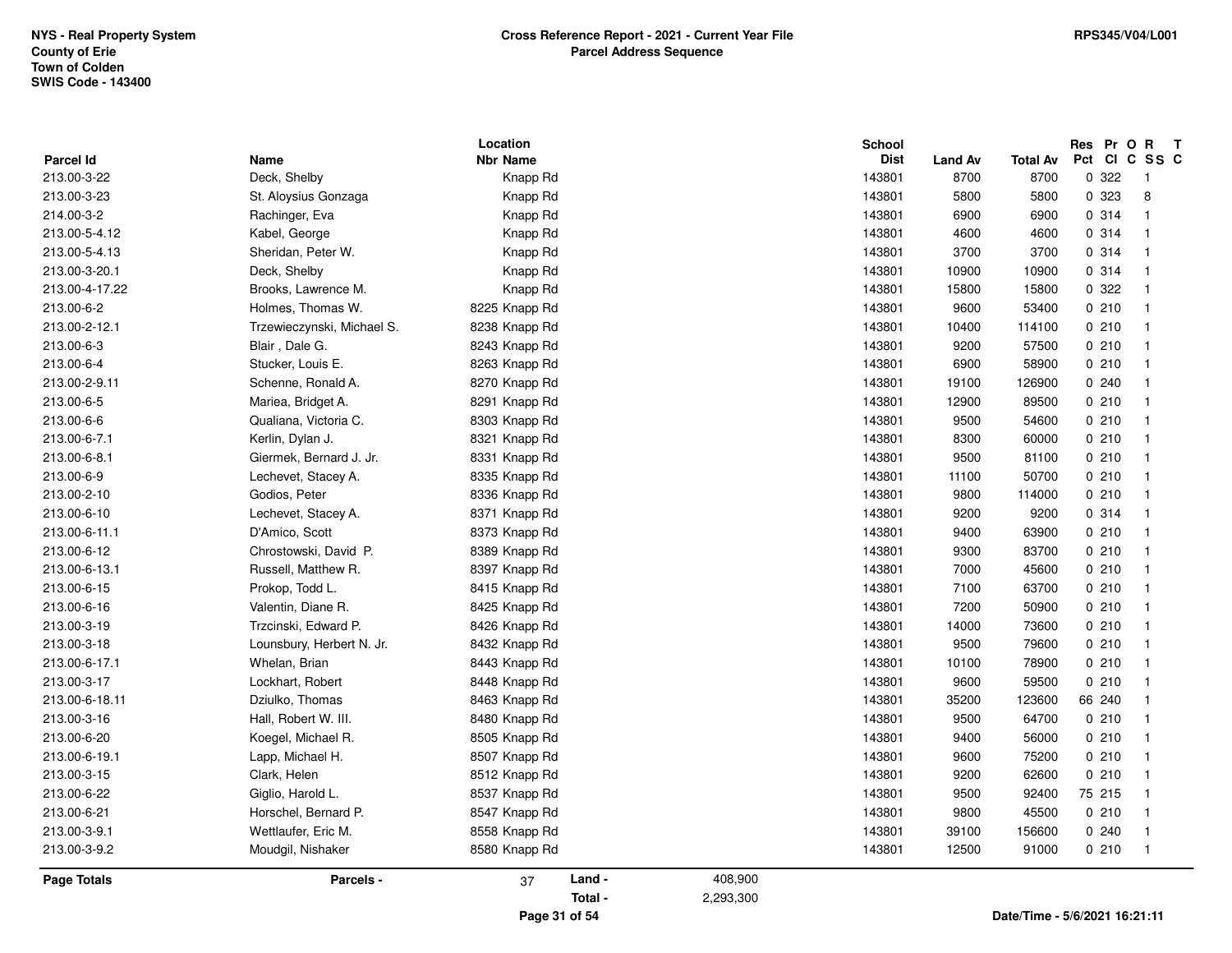NYS - Real Property System
County of Erie
Town of Colden
SWIS Code - 143400

**Cross Reference Report - 2021 - Current Year File**
**Parcel Address Sequence**

RPS345/V04/L001

| Parcel Id | Name | Location Nbr | Location Name | School Dist | Land Av | Total Av | Res Pct | Pr Cl | O C | R SS | T C |
|---|---|---|---|---|---|---|---|---|---|---|---|
| 213.00-3-22 | Deck, Shelby | | Knapp Rd | 143801 | 8700 | 8700 | 0 | 322 | | 1 | |
| 213.00-3-23 | St. Aloysius Gonzaga | | Knapp Rd | 143801 | 5800 | 5800 | 0 | 323 | | 8 | |
| 214.00-3-2 | Rachinger, Eva | | Knapp Rd | 143801 | 6900 | 6900 | 0 | 314 | | 1 | |
| 213.00-5-4.12 | Kabel, George | | Knapp Rd | 143801 | 4600 | 4600 | 0 | 314 | | 1 | |
| 213.00-5-4.13 | Sheridan, Peter W. | | Knapp Rd | 143801 | 3700 | 3700 | 0 | 314 | | 1 | |
| 213.00-3-20.1 | Deck, Shelby | | Knapp Rd | 143801 | 10900 | 10900 | 0 | 314 | | 1 | |
| 213.00-4-17.22 | Brooks, Lawrence M. | | Knapp Rd | 143801 | 15800 | 15800 | 0 | 322 | | 1 | |
| 213.00-6-2 | Holmes, Thomas W. | 8225 | Knapp Rd | 143801 | 9600 | 53400 | 0 | 210 | | 1 | |
| 213.00-2-12.1 | Trzewieczynski, Michael S. | 8238 | Knapp Rd | 143801 | 10400 | 114100 | 0 | 210 | | 1 | |
| 213.00-6-3 | Blair , Dale G. | 8243 | Knapp Rd | 143801 | 9200 | 57500 | 0 | 210 | | 1 | |
| 213.00-6-4 | Stucker, Louis E. | 8263 | Knapp Rd | 143801 | 6900 | 58900 | 0 | 210 | | 1 | |
| 213.00-2-9.11 | Schenne, Ronald A. | 8270 | Knapp Rd | 143801 | 19100 | 126900 | 0 | 240 | | 1 | |
| 213.00-6-5 | Mariea, Bridget A. | 8291 | Knapp Rd | 143801 | 12900 | 89500 | 0 | 210 | | 1 | |
| 213.00-6-6 | Qualiana, Victoria C. | 8303 | Knapp Rd | 143801 | 9500 | 54600 | 0 | 210 | | 1 | |
| 213.00-6-7.1 | Kerlin, Dylan J. | 8321 | Knapp Rd | 143801 | 8300 | 60000 | 0 | 210 | | 1 | |
| 213.00-6-8.1 | Giermek, Bernard J. Jr. | 8331 | Knapp Rd | 143801 | 9500 | 81100 | 0 | 210 | | 1 | |
| 213.00-6-9 | Lechevet, Stacey A. | 8335 | Knapp Rd | 143801 | 11100 | 50700 | 0 | 210 | | 1 | |
| 213.00-2-10 | Godios, Peter | 8336 | Knapp Rd | 143801 | 9800 | 114000 | 0 | 210 | | 1 | |
| 213.00-6-10 | Lechevet, Stacey A. | 8371 | Knapp Rd | 143801 | 9200 | 9200 | 0 | 314 | | 1 | |
| 213.00-6-11.1 | D'Amico, Scott | 8373 | Knapp Rd | 143801 | 9400 | 63900 | 0 | 210 | | 1 | |
| 213.00-6-12 | Chrostowski, David P. | 8389 | Knapp Rd | 143801 | 9300 | 83700 | 0 | 210 | | 1 | |
| 213.00-6-13.1 | Russell, Matthew R. | 8397 | Knapp Rd | 143801 | 7000 | 45600 | 0 | 210 | | 1 | |
| 213.00-6-15 | Prokop, Todd L. | 8415 | Knapp Rd | 143801 | 7100 | 63700 | 0 | 210 | | 1 | |
| 213.00-6-16 | Valentin, Diane R. | 8425 | Knapp Rd | 143801 | 7200 | 50900 | 0 | 210 | | 1 | |
| 213.00-3-19 | Trzcinski, Edward P. | 8426 | Knapp Rd | 143801 | 14000 | 73600 | 0 | 210 | | 1 | |
| 213.00-3-18 | Lounsbury, Herbert N. Jr. | 8432 | Knapp Rd | 143801 | 9500 | 79600 | 0 | 210 | | 1 | |
| 213.00-6-17.1 | Whelan, Brian | 8443 | Knapp Rd | 143801 | 10100 | 78900 | 0 | 210 | | 1 | |
| 213.00-3-17 | Lockhart, Robert | 8448 | Knapp Rd | 143801 | 9600 | 59500 | 0 | 210 | | 1 | |
| 213.00-6-18.11 | Dziulko, Thomas | 8463 | Knapp Rd | 143801 | 35200 | 123600 | 66 | 240 | | 1 | |
| 213.00-3-16 | Hall, Robert W. III. | 8480 | Knapp Rd | 143801 | 9500 | 64700 | 0 | 210 | | 1 | |
| 213.00-6-20 | Koegel, Michael R. | 8505 | Knapp Rd | 143801 | 9400 | 56000 | 0 | 210 | | 1 | |
| 213.00-6-19.1 | Lapp, Michael H. | 8507 | Knapp Rd | 143801 | 9600 | 75200 | 0 | 210 | | 1 | |
| 213.00-3-15 | Clark, Helen | 8512 | Knapp Rd | 143801 | 9200 | 62600 | 0 | 210 | | 1 | |
| 213.00-6-22 | Giglio, Harold L. | 8537 | Knapp Rd | 143801 | 9500 | 92400 | 75 | 215 | | 1 | |
| 213.00-6-21 | Horschel, Bernard P. | 8547 | Knapp Rd | 143801 | 9800 | 45500 | 0 | 210 | | 1 | |
| 213.00-3-9.1 | Wettlaufer, Eric M. | 8558 | Knapp Rd | 143801 | 39100 | 156600 | 0 | 240 | | 1 | |
| 213.00-3-9.2 | Moudgil, Nishaker | 8580 | Knapp Rd | 143801 | 12500 | 91000 | 0 | 210 | | 1 | |

**Page Totals** — Parcels - 37 — Land - 408,900 — Total - 2,293,300

Date/Time - 5/6/2021 16:21:11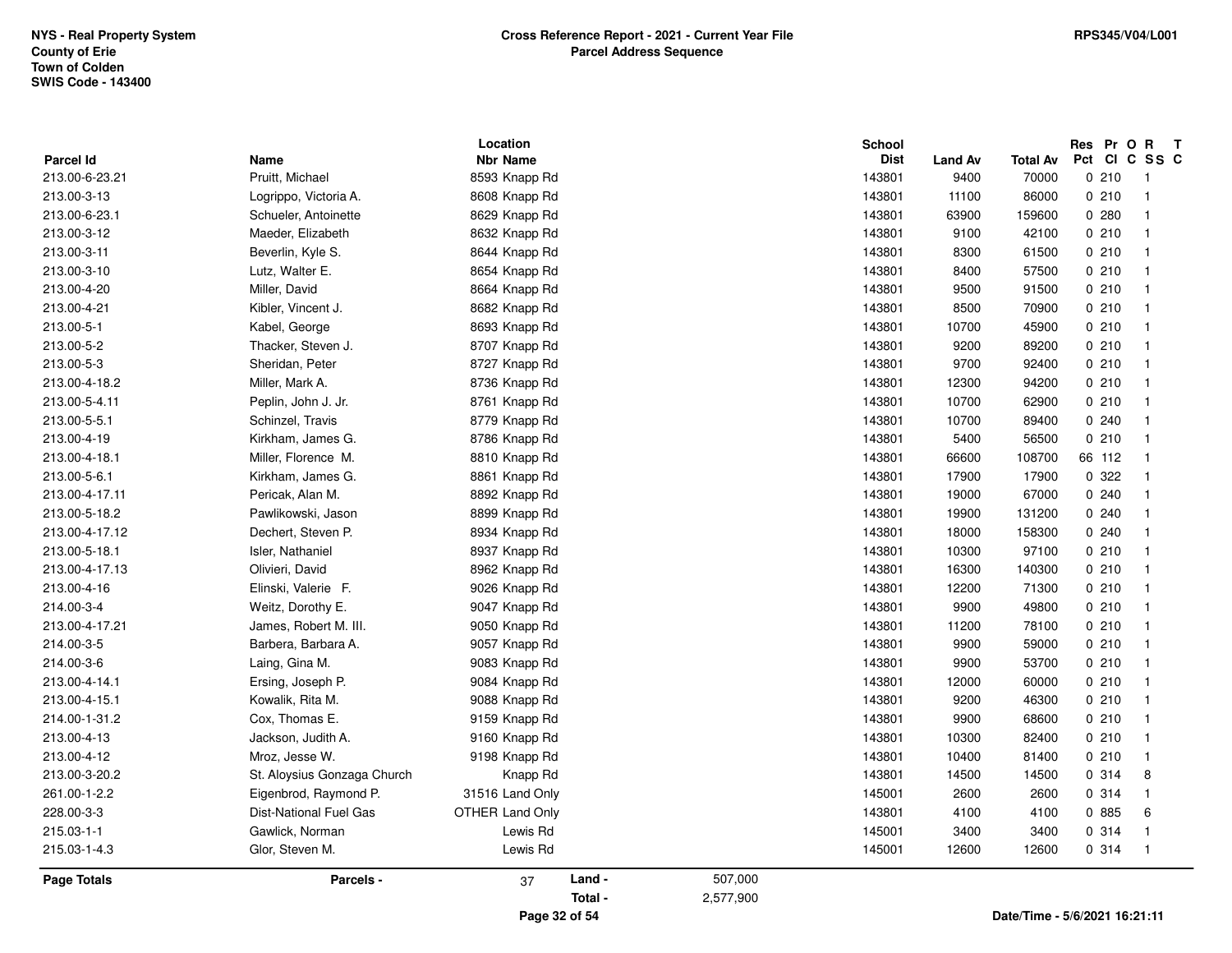NYS - Real Property System
County of Erie
Town of Colden
SWIS Code - 143400

**Cross Reference Report - 2021 - Current Year File**
**Parcel Address Sequence**

RPS345/V04/L001

| Parcel Id | Name | Location Nbr Name | School Dist | Land Av | Total Av | Res Pct | Pr Cl | O C | R SS | T C |
|---|---|---|---|---|---|---|---|---|---|---|
| 213.00-6-23.21 | Pruitt, Michael | 8593 Knapp Rd | 143801 | 9400 | 70000 | 0 | 210 | | 1 | |
| 213.00-3-13 | Logrippo, Victoria A. | 8608 Knapp Rd | 143801 | 11100 | 86000 | 0 | 210 | | 1 | |
| 213.00-6-23.1 | Schueler, Antoinette | 8629 Knapp Rd | 143801 | 63900 | 159600 | 0 | 280 | | 1 | |
| 213.00-3-12 | Maeder, Elizabeth | 8632 Knapp Rd | 143801 | 9100 | 42100 | 0 | 210 | | 1 | |
| 213.00-3-11 | Beverlin, Kyle S. | 8644 Knapp Rd | 143801 | 8300 | 61500 | 0 | 210 | | 1 | |
| 213.00-3-10 | Lutz, Walter E. | 8654 Knapp Rd | 143801 | 8400 | 57500 | 0 | 210 | | 1 | |
| 213.00-4-20 | Miller, David | 8664 Knapp Rd | 143801 | 9500 | 91500 | 0 | 210 | | 1 | |
| 213.00-4-21 | Kibler, Vincent J. | 8682 Knapp Rd | 143801 | 8500 | 70900 | 0 | 210 | | 1 | |
| 213.00-5-1 | Kabel, George | 8693 Knapp Rd | 143801 | 10700 | 45900 | 0 | 210 | | 1 | |
| 213.00-5-2 | Thacker, Steven J. | 8707 Knapp Rd | 143801 | 9200 | 89200 | 0 | 210 | | 1 | |
| 213.00-5-3 | Sheridan, Peter | 8727 Knapp Rd | 143801 | 9700 | 92400 | 0 | 210 | | 1 | |
| 213.00-4-18.2 | Miller, Mark A. | 8736 Knapp Rd | 143801 | 12300 | 94200 | 0 | 210 | | 1 | |
| 213.00-5-4.11 | Peplin, John J. Jr. | 8761 Knapp Rd | 143801 | 10700 | 62900 | 0 | 210 | | 1 | |
| 213.00-5-5.1 | Schinzel, Travis | 8779 Knapp Rd | 143801 | 10700 | 89400 | 0 | 240 | | 1 | |
| 213.00-4-19 | Kirkham, James G. | 8786 Knapp Rd | 143801 | 5400 | 56500 | 0 | 210 | | 1 | |
| 213.00-4-18.1 | Miller, Florence M. | 8810 Knapp Rd | 143801 | 66600 | 108700 | 66 | 112 | | 1 | |
| 213.00-5-6.1 | Kirkham, James G. | 8861 Knapp Rd | 143801 | 17900 | 17900 | 0 | 322 | | 1 | |
| 213.00-4-17.11 | Pericak, Alan M. | 8892 Knapp Rd | 143801 | 19000 | 67000 | 0 | 240 | | 1 | |
| 213.00-5-18.2 | Pawlikowski, Jason | 8899 Knapp Rd | 143801 | 19900 | 131200 | 0 | 240 | | 1 | |
| 213.00-4-17.12 | Dechert, Steven P. | 8934 Knapp Rd | 143801 | 18000 | 158300 | 0 | 240 | | 1 | |
| 213.00-5-18.1 | Isler, Nathaniel | 8937 Knapp Rd | 143801 | 10300 | 97100 | 0 | 210 | | 1 | |
| 213.00-4-17.13 | Olivieri, David | 8962 Knapp Rd | 143801 | 16300 | 140300 | 0 | 210 | | 1 | |
| 213.00-4-16 | Elinski, Valerie F. | 9026 Knapp Rd | 143801 | 12200 | 71300 | 0 | 210 | | 1 | |
| 214.00-3-4 | Weitz, Dorothy E. | 9047 Knapp Rd | 143801 | 9900 | 49800 | 0 | 210 | | 1 | |
| 213.00-4-17.21 | James, Robert M. III. | 9050 Knapp Rd | 143801 | 11200 | 78100 | 0 | 210 | | 1 | |
| 214.00-3-5 | Barbera, Barbara A. | 9057 Knapp Rd | 143801 | 9900 | 59000 | 0 | 210 | | 1 | |
| 214.00-3-6 | Laing, Gina M. | 9083 Knapp Rd | 143801 | 9900 | 53700 | 0 | 210 | | 1 | |
| 213.00-4-14.1 | Ersing, Joseph P. | 9084 Knapp Rd | 143801 | 12000 | 60000 | 0 | 210 | | 1 | |
| 213.00-4-15.1 | Kowalik, Rita M. | 9088 Knapp Rd | 143801 | 9200 | 46300 | 0 | 210 | | 1 | |
| 214.00-1-31.2 | Cox, Thomas E. | 9159 Knapp Rd | 143801 | 9900 | 68600 | 0 | 210 | | 1 | |
| 213.00-4-13 | Jackson, Judith A. | 9160 Knapp Rd | 143801 | 10300 | 82400 | 0 | 210 | | 1 | |
| 213.00-4-12 | Mroz, Jesse W. | 9198 Knapp Rd | 143801 | 10400 | 81400 | 0 | 210 | | 1 | |
| 213.00-3-20.2 | St. Aloysius Gonzaga Church | Knapp Rd | 143801 | 14500 | 14500 | 0 | 314 | | 8 | |
| 261.00-1-2.2 | Eigenbrod, Raymond P. | 31516 Land Only | 145001 | 2600 | 2600 | 0 | 314 | | 1 | |
| 228.00-3-3 | Dist-National Fuel Gas | OTHER Land Only | 143801 | 4100 | 4100 | 0 | 885 | | 6 | |
| 215.03-1-1 | Gawlick, Norman | Lewis Rd | 145001 | 3400 | 3400 | 0 | 314 | | 1 | |
| 215.03-1-4.3 | Glor, Steven M. | Lewis Rd | 145001 | 12600 | 12600 | 0 | 314 | | 1 | |

| Page Totals | Parcels - | 37 | Land - | 507,000 |
|---|---|---|---|---|
| | | | Total - | 2,577,900 |

Date/Time - 5/6/2021 16:21:11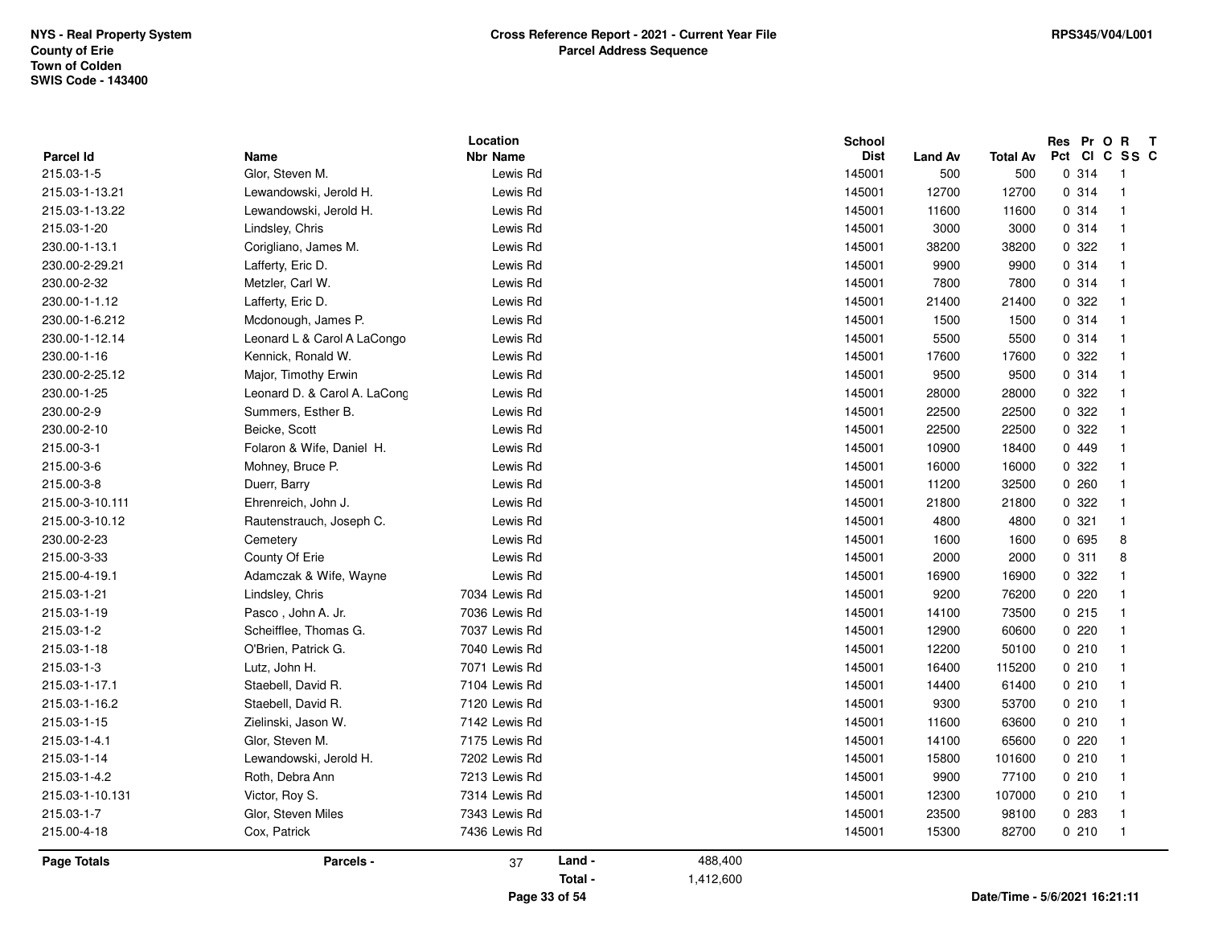NYS - Real Property System
County of Erie
Town of Colden
SWIS Code - 143400

**Cross Reference Report - 2021 - Current Year File**
**Parcel Address Sequence**

RPS345/V04/L001

| Parcel Id | Name | Location Nbr Name | School Dist | Land Av | Total Av | Res Pct | Pr Cl | O C | R SS | T C |
|---|---|---|---|---|---|---|---|---|---|---|
| 215.03-1-5 | Glor, Steven M. | Lewis Rd | 145001 | 500 | 500 | 0 | 314 | | 1 | |
| 215.03-1-13.21 | Lewandowski, Jerold H. | Lewis Rd | 145001 | 12700 | 12700 | 0 | 314 | | 1 | |
| 215.03-1-13.22 | Lewandowski, Jerold H. | Lewis Rd | 145001 | 11600 | 11600 | 0 | 314 | | 1 | |
| 215.03-1-20 | Lindsley, Chris | Lewis Rd | 145001 | 3000 | 3000 | 0 | 314 | | 1 | |
| 230.00-1-13.1 | Corigliano, James M. | Lewis Rd | 145001 | 38200 | 38200 | 0 | 322 | | 1 | |
| 230.00-2-29.21 | Lafferty, Eric D. | Lewis Rd | 145001 | 9900 | 9900 | 0 | 314 | | 1 | |
| 230.00-2-32 | Metzler, Carl W. | Lewis Rd | 145001 | 7800 | 7800 | 0 | 314 | | 1 | |
| 230.00-1-1.12 | Lafferty, Eric D. | Lewis Rd | 145001 | 21400 | 21400 | 0 | 322 | | 1 | |
| 230.00-1-6.212 | Mcdonough, James P. | Lewis Rd | 145001 | 1500 | 1500 | 0 | 314 | | 1 | |
| 230.00-1-12.14 | Leonard L & Carol A LaCongo | Lewis Rd | 145001 | 5500 | 5500 | 0 | 314 | | 1 | |
| 230.00-1-16 | Kennick, Ronald W. | Lewis Rd | 145001 | 17600 | 17600 | 0 | 322 | | 1 | |
| 230.00-2-25.12 | Major, Timothy Erwin | Lewis Rd | 145001 | 9500 | 9500 | 0 | 314 | | 1 | |
| 230.00-1-25 | Leonard D. & Carol A. LaCong | Lewis Rd | 145001 | 28000 | 28000 | 0 | 322 | | 1 | |
| 230.00-2-9 | Summers, Esther B. | Lewis Rd | 145001 | 22500 | 22500 | 0 | 322 | | 1 | |
| 230.00-2-10 | Beicke, Scott | Lewis Rd | 145001 | 22500 | 22500 | 0 | 322 | | 1 | |
| 215.00-3-1 | Folaron & Wife, Daniel H. | Lewis Rd | 145001 | 10900 | 18400 | 0 | 449 | | 1 | |
| 215.00-3-6 | Mohney, Bruce P. | Lewis Rd | 145001 | 16000 | 16000 | 0 | 322 | | 1 | |
| 215.00-3-8 | Duerr, Barry | Lewis Rd | 145001 | 11200 | 32500 | 0 | 260 | | 1 | |
| 215.00-3-10.111 | Ehrenreich, John J. | Lewis Rd | 145001 | 21800 | 21800 | 0 | 322 | | 1 | |
| 215.00-3-10.12 | Rautenstrauch, Joseph C. | Lewis Rd | 145001 | 4800 | 4800 | 0 | 321 | | 1 | |
| 230.00-2-23 | Cemetery | Lewis Rd | 145001 | 1600 | 1600 | 0 | 695 | | 8 | |
| 215.00-3-33 | County Of Erie | Lewis Rd | 145001 | 2000 | 2000 | 0 | 311 | | 8 | |
| 215.00-4-19.1 | Adamczak & Wife, Wayne | Lewis Rd | 145001 | 16900 | 16900 | 0 | 322 | | 1 | |
| 215.03-1-21 | Lindsley, Chris | 7034 Lewis Rd | 145001 | 9200 | 76200 | 0 | 220 | | 1 | |
| 215.03-1-19 | Pasco , John A. Jr. | 7036 Lewis Rd | 145001 | 14100 | 73500 | 0 | 215 | | 1 | |
| 215.03-1-2 | Scheifflee, Thomas G. | 7037 Lewis Rd | 145001 | 12900 | 60600 | 0 | 220 | | 1 | |
| 215.03-1-18 | O'Brien, Patrick G. | 7040 Lewis Rd | 145001 | 12200 | 50100 | 0 | 210 | | 1 | |
| 215.03-1-3 | Lutz, John H. | 7071 Lewis Rd | 145001 | 16400 | 115200 | 0 | 210 | | 1 | |
| 215.03-1-17.1 | Staebell, David R. | 7104 Lewis Rd | 145001 | 14400 | 61400 | 0 | 210 | | 1 | |
| 215.03-1-16.2 | Staebell, David R. | 7120 Lewis Rd | 145001 | 9300 | 53700 | 0 | 210 | | 1 | |
| 215.03-1-15 | Zielinski, Jason W. | 7142 Lewis Rd | 145001 | 11600 | 63600 | 0 | 210 | | 1 | |
| 215.03-1-4.1 | Glor, Steven M. | 7175 Lewis Rd | 145001 | 14100 | 65600 | 0 | 220 | | 1 | |
| 215.03-1-14 | Lewandowski, Jerold H. | 7202 Lewis Rd | 145001 | 15800 | 101600 | 0 | 210 | | 1 | |
| 215.03-1-4.2 | Roth, Debra Ann | 7213 Lewis Rd | 145001 | 9900 | 77100 | 0 | 210 | | 1 | |
| 215.03-1-10.131 | Victor, Roy S. | 7314 Lewis Rd | 145001 | 12300 | 107000 | 0 | 210 | | 1 | |
| 215.03-1-7 | Glor, Steven Miles | 7343 Lewis Rd | 145001 | 23500 | 98100 | 0 | 283 | | 1 | |
| 215.00-4-18 | Cox, Patrick | 7436 Lewis Rd | 145001 | 15300 | 82700 | 0 | 210 | | 1 | |

**Page Totals** — Parcels - 37 — Land - 488,400 — Total - 1,412,600

Date/Time - 5/6/2021 16:21:11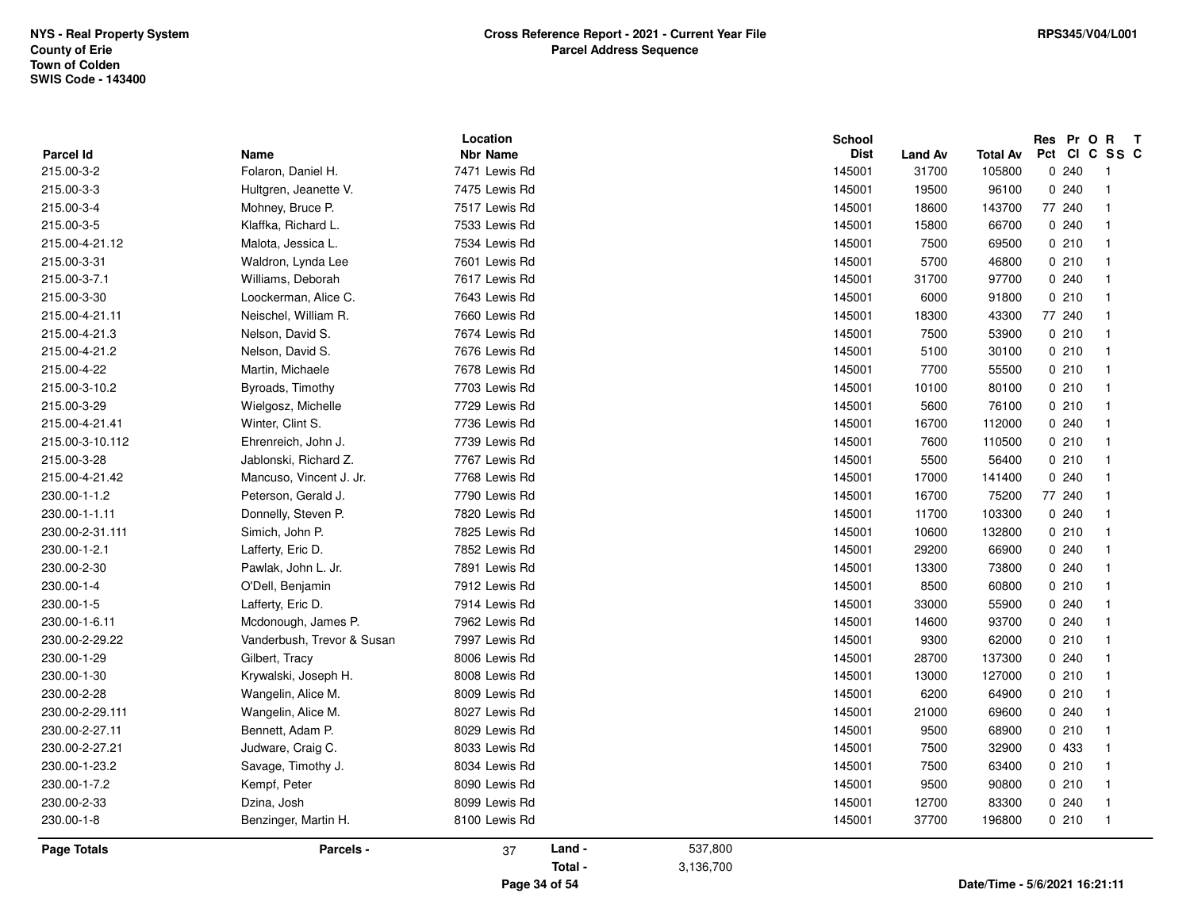NYS - Real Property System
County of Erie
Town of Colden
SWIS Code - 143400

## Cross Reference Report - 2021 - Current Year File
## Parcel Address Sequence

RPS345/V04/L001

| Parcel Id | Name | Location Nbr Name | School Dist | Land Av | Total Av | Res Pct | Pr Cl | O C | R SS | T C |
|---|---|---|---|---|---|---|---|---|---|---|
| 215.00-3-2 | Folaron, Daniel H. | 7471 Lewis Rd | 145001 | 31700 | 105800 | 0 | 240 | | 1 | |
| 215.00-3-3 | Hultgren, Jeanette V. | 7475 Lewis Rd | 145001 | 19500 | 96100 | 0 | 240 | | 1 | |
| 215.00-3-4 | Mohney, Bruce P. | 7517 Lewis Rd | 145001 | 18600 | 143700 | 77 | 240 | | 1 | |
| 215.00-3-5 | Klaffka, Richard L. | 7533 Lewis Rd | 145001 | 15800 | 66700 | 0 | 240 | | 1 | |
| 215.00-4-21.12 | Malota, Jessica L. | 7534 Lewis Rd | 145001 | 7500 | 69500 | 0 | 210 | | 1 | |
| 215.00-3-31 | Waldron, Lynda Lee | 7601 Lewis Rd | 145001 | 5700 | 46800 | 0 | 210 | | 1 | |
| 215.00-3-7.1 | Williams, Deborah | 7617 Lewis Rd | 145001 | 31700 | 97700 | 0 | 240 | | 1 | |
| 215.00-3-30 | Loockerman, Alice C. | 7643 Lewis Rd | 145001 | 6000 | 91800 | 0 | 210 | | 1 | |
| 215.00-4-21.11 | Neischel, William R. | 7660 Lewis Rd | 145001 | 18300 | 43300 | 77 | 240 | | 1 | |
| 215.00-4-21.3 | Nelson, David S. | 7674 Lewis Rd | 145001 | 7500 | 53900 | 0 | 210 | | 1 | |
| 215.00-4-21.2 | Nelson, David S. | 7676 Lewis Rd | 145001 | 5100 | 30100 | 0 | 210 | | 1 | |
| 215.00-4-22 | Martin, Michaele | 7678 Lewis Rd | 145001 | 7700 | 55500 | 0 | 210 | | 1 | |
| 215.00-3-10.2 | Byroads, Timothy | 7703 Lewis Rd | 145001 | 10100 | 80100 | 0 | 210 | | 1 | |
| 215.00-3-29 | Wielgosz, Michelle | 7729 Lewis Rd | 145001 | 5600 | 76100 | 0 | 210 | | 1 | |
| 215.00-4-21.41 | Winter, Clint S. | 7736 Lewis Rd | 145001 | 16700 | 112000 | 0 | 240 | | 1 | |
| 215.00-3-10.112 | Ehrenreich, John J. | 7739 Lewis Rd | 145001 | 7600 | 110500 | 0 | 210 | | 1 | |
| 215.00-3-28 | Jablonski, Richard Z. | 7767 Lewis Rd | 145001 | 5500 | 56400 | 0 | 210 | | 1 | |
| 215.00-4-21.42 | Mancuso, Vincent J. Jr. | 7768 Lewis Rd | 145001 | 17000 | 141400 | 0 | 240 | | 1 | |
| 230.00-1-1.2 | Peterson, Gerald J. | 7790 Lewis Rd | 145001 | 16700 | 75200 | 77 | 240 | | 1 | |
| 230.00-1-1.11 | Donnelly, Steven P. | 7820 Lewis Rd | 145001 | 11700 | 103300 | 0 | 240 | | 1 | |
| 230.00-2-31.111 | Simich, John P. | 7825 Lewis Rd | 145001 | 10600 | 132800 | 0 | 210 | | 1 | |
| 230.00-1-2.1 | Lafferty, Eric D. | 7852 Lewis Rd | 145001 | 29200 | 66900 | 0 | 240 | | 1 | |
| 230.00-2-30 | Pawlak, John L. Jr. | 7891 Lewis Rd | 145001 | 13300 | 73800 | 0 | 240 | | 1 | |
| 230.00-1-4 | O'Dell, Benjamin | 7912 Lewis Rd | 145001 | 8500 | 60800 | 0 | 210 | | 1 | |
| 230.00-1-5 | Lafferty, Eric D. | 7914 Lewis Rd | 145001 | 33000 | 55900 | 0 | 240 | | 1 | |
| 230.00-1-6.11 | Mcdonough, James P. | 7962 Lewis Rd | 145001 | 14600 | 93700 | 0 | 240 | | 1 | |
| 230.00-2-29.22 | Vanderbush, Trevor & Susan | 7997 Lewis Rd | 145001 | 9300 | 62000 | 0 | 210 | | 1 | |
| 230.00-1-29 | Gilbert, Tracy | 8006 Lewis Rd | 145001 | 28700 | 137300 | 0 | 240 | | 1 | |
| 230.00-1-30 | Krywalski, Joseph H. | 8008 Lewis Rd | 145001 | 13000 | 127000 | 0 | 210 | | 1 | |
| 230.00-2-28 | Wangelin, Alice M. | 8009 Lewis Rd | 145001 | 6200 | 64900 | 0 | 210 | | 1 | |
| 230.00-2-29.111 | Wangelin, Alice M. | 8027 Lewis Rd | 145001 | 21000 | 69600 | 0 | 240 | | 1 | |
| 230.00-2-27.11 | Bennett, Adam P. | 8029 Lewis Rd | 145001 | 9500 | 68900 | 0 | 210 | | 1 | |
| 230.00-2-27.21 | Judware, Craig C. | 8033 Lewis Rd | 145001 | 7500 | 32900 | 0 | 433 | | 1 | |
| 230.00-1-23.2 | Savage, Timothy J. | 8034 Lewis Rd | 145001 | 7500 | 63400 | 0 | 210 | | 1 | |
| 230.00-1-7.2 | Kempf, Peter | 8090 Lewis Rd | 145001 | 9500 | 90800 | 0 | 210 | | 1 | |
| 230.00-2-33 | Dzina, Josh | 8099 Lewis Rd | 145001 | 12700 | 83300 | 0 | 240 | | 1 | |
| 230.00-1-8 | Benzinger, Martin H. | 8100 Lewis Rd | 145001 | 37700 | 196800 | 0 | 210 | | 1 | |

**Page Totals** Parcels - 37 Land - 537,800 Total - 3,136,700

Date/Time - 5/6/2021 16:21:11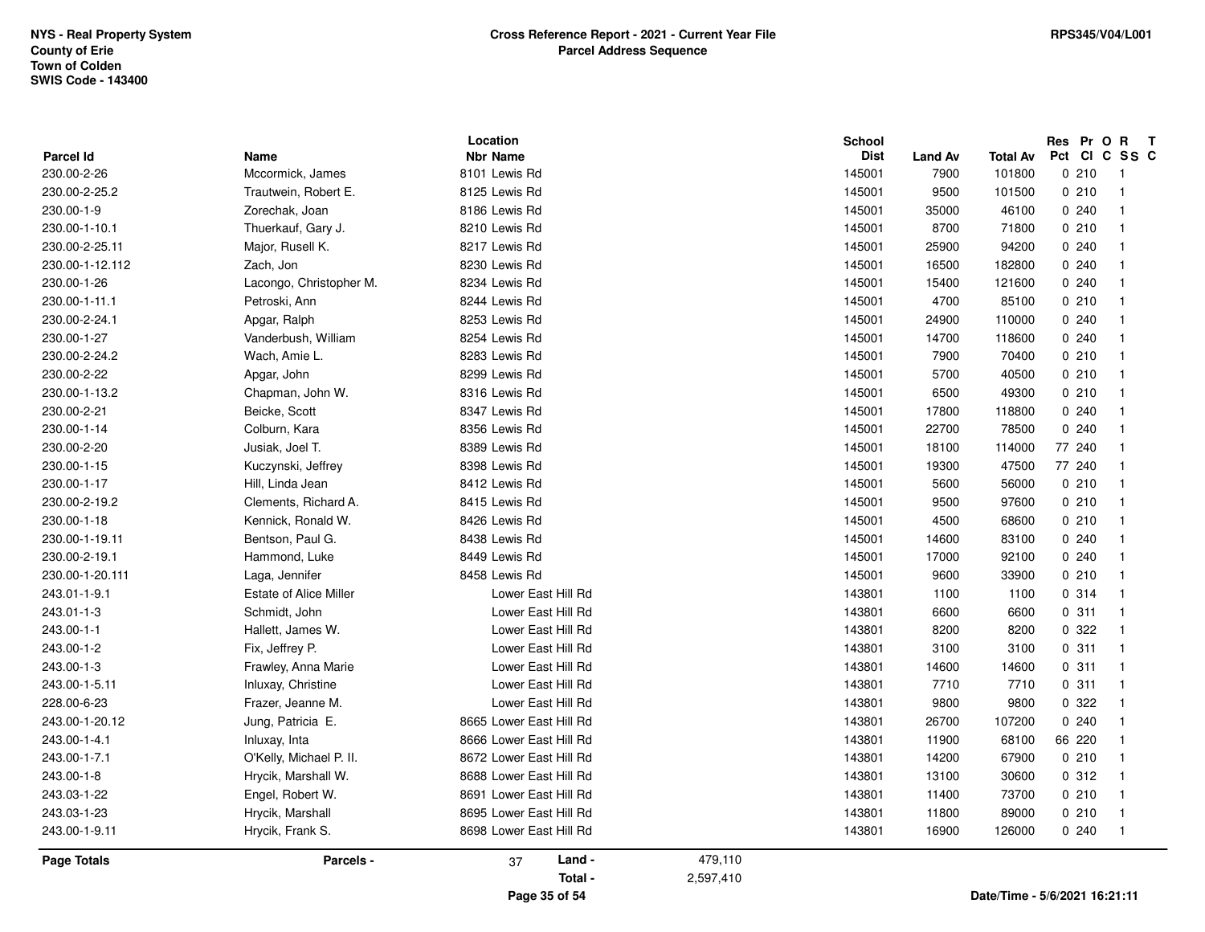NYS - Real Property System
County of Erie
Town of Colden
SWIS Code - 143400

## Cross Reference Report - 2021 - Current Year File
### Parcel Address Sequence

RPS345/V04/L001

| Parcel Id | Name | Location Nbr Name | School Dist | Land Av | Total Av | Res Pct | Pr Cl | O C | R SS | T C |
|---|---|---|---|---|---|---|---|---|---|---|
| 230.00-2-26 | Mccormick, James | 8101 Lewis Rd | 145001 | 7900 | 101800 | 0 | 210 | | 1 | |
| 230.00-2-25.2 | Trautwein, Robert E. | 8125 Lewis Rd | 145001 | 9500 | 101500 | 0 | 210 | | 1 | |
| 230.00-1-9 | Zorechak, Joan | 8186 Lewis Rd | 145001 | 35000 | 46100 | 0 | 240 | | 1 | |
| 230.00-1-10.1 | Thuerkauf, Gary J. | 8210 Lewis Rd | 145001 | 8700 | 71800 | 0 | 210 | | 1 | |
| 230.00-2-25.11 | Major, Rusell K. | 8217 Lewis Rd | 145001 | 25900 | 94200 | 0 | 240 | | 1 | |
| 230.00-1-12.112 | Zach, Jon | 8230 Lewis Rd | 145001 | 16500 | 182800 | 0 | 240 | | 1 | |
| 230.00-1-26 | Lacongo, Christopher M. | 8234 Lewis Rd | 145001 | 15400 | 121600 | 0 | 240 | | 1 | |
| 230.00-1-11.1 | Petroski, Ann | 8244 Lewis Rd | 145001 | 4700 | 85100 | 0 | 210 | | 1 | |
| 230.00-2-24.1 | Apgar, Ralph | 8253 Lewis Rd | 145001 | 24900 | 110000 | 0 | 240 | | 1 | |
| 230.00-1-27 | Vanderbush, William | 8254 Lewis Rd | 145001 | 14700 | 118600 | 0 | 240 | | 1 | |
| 230.00-2-24.2 | Wach, Amie L. | 8283 Lewis Rd | 145001 | 7900 | 70400 | 0 | 210 | | 1 | |
| 230.00-2-22 | Apgar, John | 8299 Lewis Rd | 145001 | 5700 | 40500 | 0 | 210 | | 1 | |
| 230.00-1-13.2 | Chapman, John W. | 8316 Lewis Rd | 145001 | 6500 | 49300 | 0 | 210 | | 1 | |
| 230.00-2-21 | Beicke, Scott | 8347 Lewis Rd | 145001 | 17800 | 118800 | 0 | 240 | | 1 | |
| 230.00-1-14 | Colburn, Kara | 8356 Lewis Rd | 145001 | 22700 | 78500 | 0 | 240 | | 1 | |
| 230.00-2-20 | Jusiak, Joel T. | 8389 Lewis Rd | 145001 | 18100 | 114000 | 77 | 240 | | 1 | |
| 230.00-1-15 | Kuczynski, Jeffrey | 8398 Lewis Rd | 145001 | 19300 | 47500 | 77 | 240 | | 1 | |
| 230.00-1-17 | Hill, Linda Jean | 8412 Lewis Rd | 145001 | 5600 | 56000 | 0 | 210 | | 1 | |
| 230.00-2-19.2 | Clements, Richard A. | 8415 Lewis Rd | 145001 | 9500 | 97600 | 0 | 210 | | 1 | |
| 230.00-1-18 | Kennick, Ronald W. | 8426 Lewis Rd | 145001 | 4500 | 68600 | 0 | 210 | | 1 | |
| 230.00-1-19.11 | Bentson, Paul G. | 8438 Lewis Rd | 145001 | 14600 | 83100 | 0 | 240 | | 1 | |
| 230.00-2-19.1 | Hammond, Luke | 8449 Lewis Rd | 145001 | 17000 | 92100 | 0 | 240 | | 1 | |
| 230.00-1-20.111 | Laga, Jennifer | 8458 Lewis Rd | 145001 | 9600 | 33900 | 0 | 210 | | 1 | |
| 243.01-1-9.1 | Estate of Alice Miller | Lower East Hill Rd | 143801 | 1100 | 1100 | 0 | 314 | | 1 | |
| 243.01-1-3 | Schmidt, John | Lower East Hill Rd | 143801 | 6600 | 6600 | 0 | 311 | | 1 | |
| 243.00-1-1 | Hallett, James W. | Lower East Hill Rd | 143801 | 8200 | 8200 | 0 | 322 | | 1 | |
| 243.00-1-2 | Fix, Jeffrey P. | Lower East Hill Rd | 143801 | 3100 | 3100 | 0 | 311 | | 1 | |
| 243.00-1-3 | Frawley, Anna Marie | Lower East Hill Rd | 143801 | 14600 | 14600 | 0 | 311 | | 1 | |
| 243.00-1-5.11 | Inluxay, Christine | Lower East Hill Rd | 143801 | 7710 | 7710 | 0 | 311 | | 1 | |
| 228.00-6-23 | Frazer, Jeanne M. | Lower East Hill Rd | 143801 | 9800 | 9800 | 0 | 322 | | 1 | |
| 243.00-1-20.12 | Jung, Patricia E. | 8665 Lower East Hill Rd | 143801 | 26700 | 107200 | 0 | 240 | | 1 | |
| 243.00-1-4.1 | Inluxay, Inta | 8666 Lower East Hill Rd | 143801 | 11900 | 68100 | 66 | 220 | | 1 | |
| 243.00-1-7.1 | O'Kelly, Michael P. II. | 8672 Lower East Hill Rd | 143801 | 14200 | 67900 | 0 | 210 | | 1 | |
| 243.00-1-8 | Hrycik, Marshall W. | 8688 Lower East Hill Rd | 143801 | 13100 | 30600 | 0 | 312 | | 1 | |
| 243.03-1-22 | Engel, Robert W. | 8691 Lower East Hill Rd | 143801 | 11400 | 73700 | 0 | 210 | | 1 | |
| 243.03-1-23 | Hrycik, Marshall | 8695 Lower East Hill Rd | 143801 | 11800 | 89000 | 0 | 210 | | 1 | |
| 243.00-1-9.11 | Hrycik, Frank S. | 8698 Lower East Hill Rd | 143801 | 16900 | 126000 | 0 | 240 | | 1 | |

**Page Totals** — Parcels - 37 — Land - 479,110 — Total - 2,597,410

Date/Time - 5/6/2021 16:21:11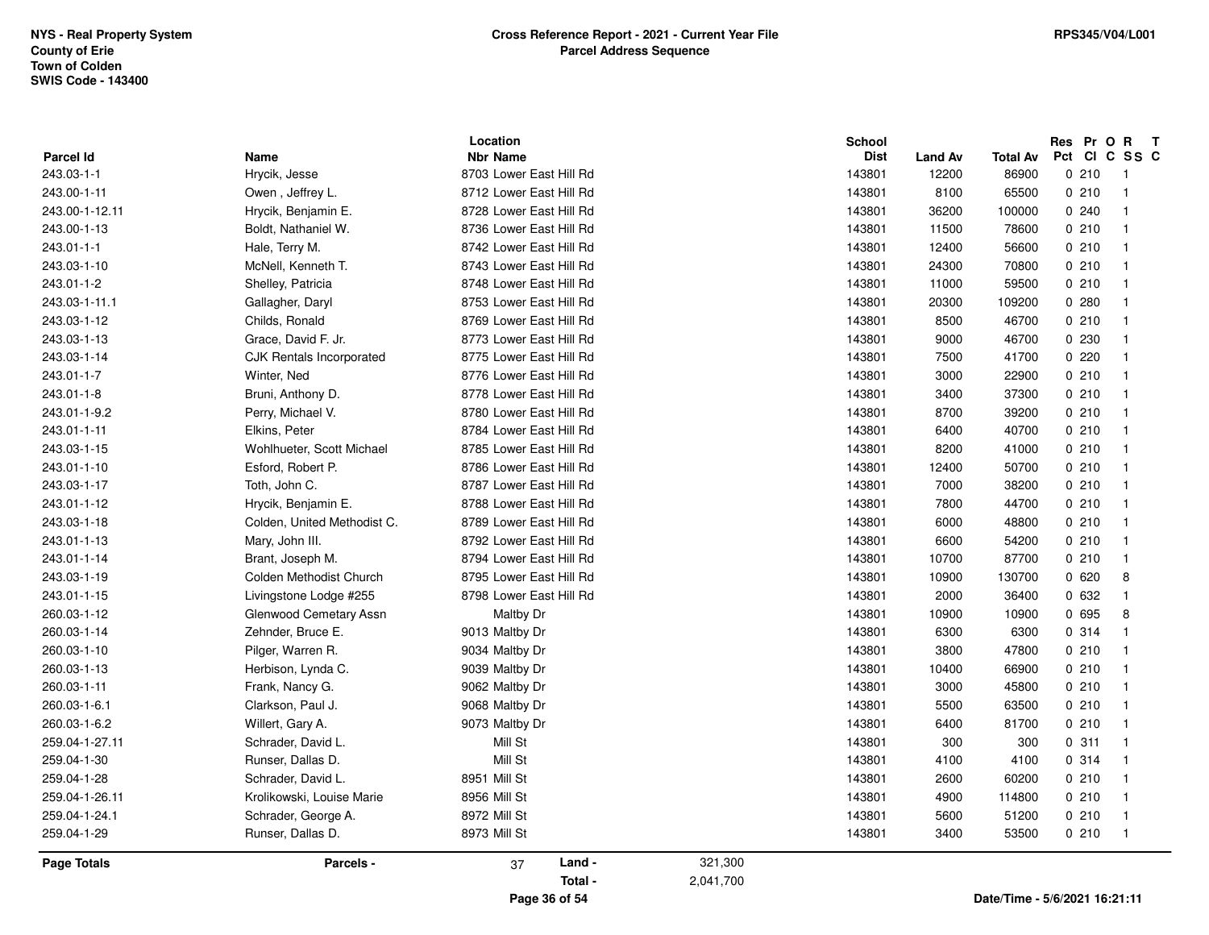**NYS - Real Property System**
**County of Erie**
**Town of Colden**
**SWIS Code - 143400**

**Cross Reference Report - 2021 - Current Year File**
**Parcel Address Sequence**

RPS345/V04/L001

| Parcel Id | Name | Location Nbr | Location Name | School Dist | Land Av | Total Av | Res Pct | Pr Cl | O C | R SS | T C |
|---|---|---|---|---|---|---|---|---|---|---|---|
| 243.03-1-1 | Hrycik, Jesse | 8703 | Lower East Hill Rd | 143801 | 12200 | 86900 | 0 | 210 | | 1 | |
| 243.00-1-11 | Owen , Jeffrey L. | 8712 | Lower East Hill Rd | 143801 | 8100 | 65500 | 0 | 210 | | 1 | |
| 243.00-1-12.11 | Hrycik, Benjamin E. | 8728 | Lower East Hill Rd | 143801 | 36200 | 100000 | 0 | 240 | | 1 | |
| 243.00-1-13 | Boldt, Nathaniel W. | 8736 | Lower East Hill Rd | 143801 | 11500 | 78600 | 0 | 210 | | 1 | |
| 243.01-1-1 | Hale, Terry M. | 8742 | Lower East Hill Rd | 143801 | 12400 | 56600 | 0 | 210 | | 1 | |
| 243.03-1-10 | McNell, Kenneth T. | 8743 | Lower East Hill Rd | 143801 | 24300 | 70800 | 0 | 210 | | 1 | |
| 243.01-1-2 | Shelley, Patricia | 8748 | Lower East Hill Rd | 143801 | 11000 | 59500 | 0 | 210 | | 1 | |
| 243.03-1-11.1 | Gallagher, Daryl | 8753 | Lower East Hill Rd | 143801 | 20300 | 109200 | 0 | 280 | | 1 | |
| 243.03-1-12 | Childs, Ronald | 8769 | Lower East Hill Rd | 143801 | 8500 | 46700 | 0 | 210 | | 1 | |
| 243.03-1-13 | Grace, David F. Jr. | 8773 | Lower East Hill Rd | 143801 | 9000 | 46700 | 0 | 230 | | 1 | |
| 243.03-1-14 | CJK Rentals Incorporated | 8775 | Lower East Hill Rd | 143801 | 7500 | 41700 | 0 | 220 | | 1 | |
| 243.01-1-7 | Winter, Ned | 8776 | Lower East Hill Rd | 143801 | 3000 | 22900 | 0 | 210 | | 1 | |
| 243.01-1-8 | Bruni, Anthony D. | 8778 | Lower East Hill Rd | 143801 | 3400 | 37300 | 0 | 210 | | 1 | |
| 243.01-1-9.2 | Perry, Michael V. | 8780 | Lower East Hill Rd | 143801 | 8700 | 39200 | 0 | 210 | | 1 | |
| 243.01-1-11 | Elkins, Peter | 8784 | Lower East Hill Rd | 143801 | 6400 | 40700 | 0 | 210 | | 1 | |
| 243.03-1-15 | Wohlhueter, Scott Michael | 8785 | Lower East Hill Rd | 143801 | 8200 | 41000 | 0 | 210 | | 1 | |
| 243.01-1-10 | Esford, Robert P. | 8786 | Lower East Hill Rd | 143801 | 12400 | 50700 | 0 | 210 | | 1 | |
| 243.03-1-17 | Toth, John C. | 8787 | Lower East Hill Rd | 143801 | 7000 | 38200 | 0 | 210 | | 1 | |
| 243.01-1-12 | Hrycik, Benjamin E. | 8788 | Lower East Hill Rd | 143801 | 7800 | 44700 | 0 | 210 | | 1 | |
| 243.03-1-18 | Colden, United Methodist C. | 8789 | Lower East Hill Rd | 143801 | 6000 | 48800 | 0 | 210 | | 1 | |
| 243.01-1-13 | Mary, John III. | 8792 | Lower East Hill Rd | 143801 | 6600 | 54200 | 0 | 210 | | 1 | |
| 243.01-1-14 | Brant, Joseph M. | 8794 | Lower East Hill Rd | 143801 | 10700 | 87700 | 0 | 210 | | 1 | |
| 243.03-1-19 | Colden Methodist Church | 8795 | Lower East Hill Rd | 143801 | 10900 | 130700 | 0 | 620 | | 8 | |
| 243.01-1-15 | Livingstone Lodge #255 | 8798 | Lower East Hill Rd | 143801 | 2000 | 36400 | 0 | 632 | | 1 | |
| 260.03-1-12 | Glenwood Cemetary Assn | | Maltby Dr | 143801 | 10900 | 10900 | 0 | 695 | | 8 | |
| 260.03-1-14 | Zehnder, Bruce E. | 9013 | Maltby Dr | 143801 | 6300 | 6300 | 0 | 314 | | 1 | |
| 260.03-1-10 | Pilger, Warren R. | 9034 | Maltby Dr | 143801 | 3800 | 47800 | 0 | 210 | | 1 | |
| 260.03-1-13 | Herbison, Lynda C. | 9039 | Maltby Dr | 143801 | 10400 | 66900 | 0 | 210 | | 1 | |
| 260.03-1-11 | Frank, Nancy G. | 9062 | Maltby Dr | 143801 | 3000 | 45800 | 0 | 210 | | 1 | |
| 260.03-1-6.1 | Clarkson, Paul J. | 9068 | Maltby Dr | 143801 | 5500 | 63500 | 0 | 210 | | 1 | |
| 260.03-1-6.2 | Willert, Gary A. | 9073 | Maltby Dr | 143801 | 6400 | 81700 | 0 | 210 | | 1 | |
| 259.04-1-27.11 | Schrader, David L. | | Mill St | 143801 | 300 | 300 | 0 | 311 | | 1 | |
| 259.04-1-30 | Runser, Dallas D. | | Mill St | 143801 | 4100 | 4100 | 0 | 314 | | 1 | |
| 259.04-1-28 | Schrader, David L. | 8951 | Mill St | 143801 | 2600 | 60200 | 0 | 210 | | 1 | |
| 259.04-1-26.11 | Krolikowski, Louise Marie | 8956 | Mill St | 143801 | 4900 | 114800 | 0 | 210 | | 1 | |
| 259.04-1-24.1 | Schrader, George A. | 8972 | Mill St | 143801 | 5600 | 51200 | 0 | 210 | | 1 | |
| 259.04-1-29 | Runser, Dallas D. | 8973 | Mill St | 143801 | 3400 | 53500 | 0 | 210 | | 1 | |

**Page Totals** **Parcels -** 37 **Land -** 321,300 **Total -** 2,041,700

Date/Time - 5/6/2021 16:21:11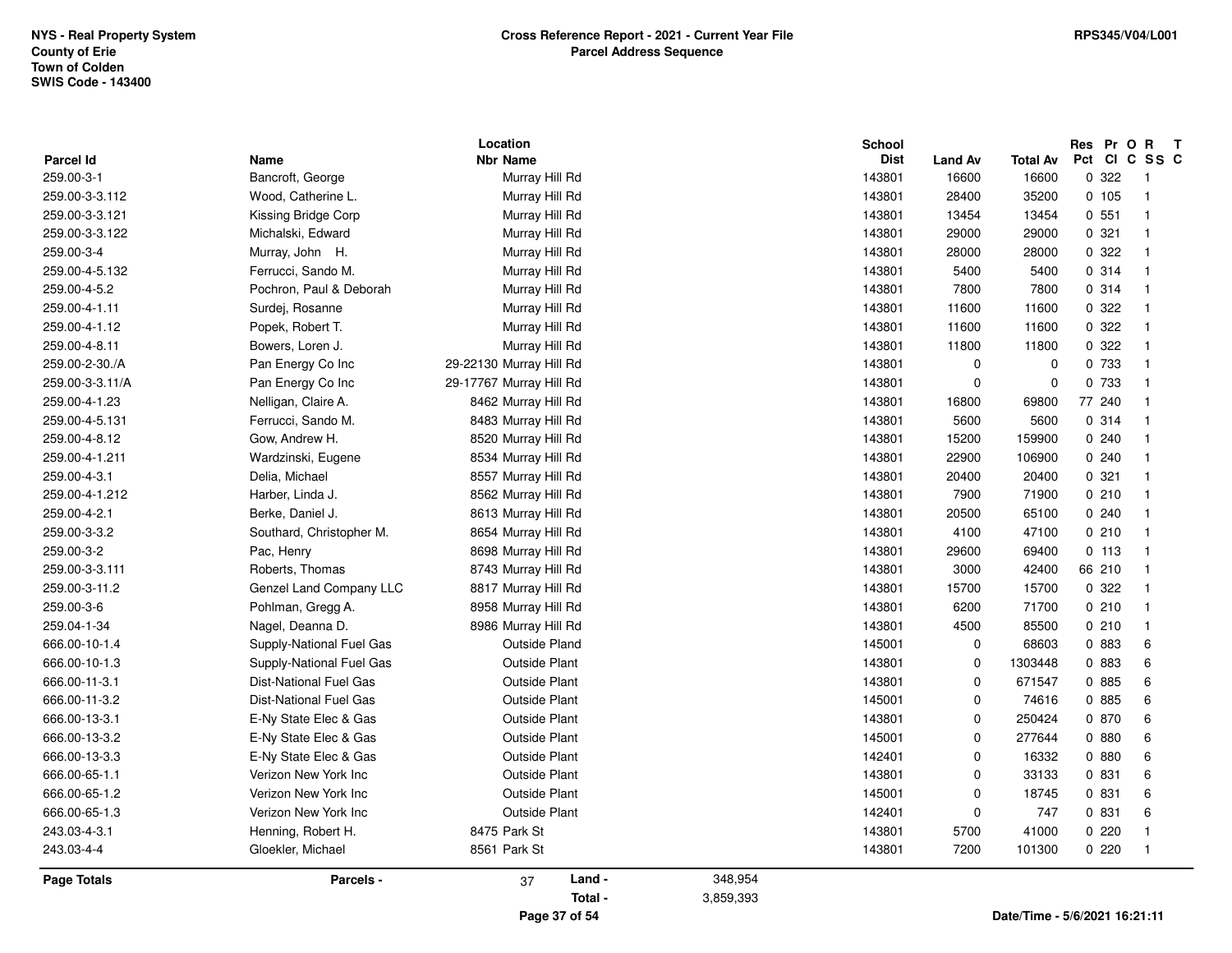NYS - Real Property System
County of Erie
Town of Colden
SWIS Code - 143400

**Cross Reference Report - 2021 - Current Year File**
**Parcel Address Sequence**

RPS345/V04/L001

| Parcel Id | Name | Location Nbr Name | School Dist | Land Av | Total Av | Res Pct | Pr Cl | O C | R SS | T C |
|---|---|---|---|---|---|---|---|---|---|---|
| 259.00-3-1 | Bancroft, George | Murray Hill Rd | 143801 | 16600 | 16600 | 0 | 322 | | 1 | |
| 259.00-3-3.112 | Wood, Catherine L. | Murray Hill Rd | 143801 | 28400 | 35200 | 0 | 105 | | 1 | |
| 259.00-3-3.121 | Kissing Bridge Corp | Murray Hill Rd | 143801 | 13454 | 13454 | 0 | 551 | | 1 | |
| 259.00-3-3.122 | Michalski, Edward | Murray Hill Rd | 143801 | 29000 | 29000 | 0 | 321 | | 1 | |
| 259.00-3-4 | Murray, John H. | Murray Hill Rd | 143801 | 28000 | 28000 | 0 | 322 | | 1 | |
| 259.00-4-5.132 | Ferrucci, Sando M. | Murray Hill Rd | 143801 | 5400 | 5400 | 0 | 314 | | 1 | |
| 259.00-4-5.2 | Pochron, Paul & Deborah | Murray Hill Rd | 143801 | 7800 | 7800 | 0 | 314 | | 1 | |
| 259.00-4-1.11 | Surdej, Rosanne | Murray Hill Rd | 143801 | 11600 | 11600 | 0 | 322 | | 1 | |
| 259.00-4-1.12 | Popek, Robert T. | Murray Hill Rd | 143801 | 11600 | 11600 | 0 | 322 | | 1 | |
| 259.00-4-8.11 | Bowers, Loren J. | Murray Hill Rd | 143801 | 11800 | 11800 | 0 | 322 | | 1 | |
| 259.00-2-30./A | Pan Energy Co Inc | 29-22130 Murray Hill Rd | 143801 | 0 | 0 | 0 | 733 | | 1 | |
| 259.00-3-3.11/A | Pan Energy Co Inc | 29-17767 Murray Hill Rd | 143801 | 0 | 0 | 0 | 733 | | 1 | |
| 259.00-4-1.23 | Nelligan, Claire A. | 8462 Murray Hill Rd | 143801 | 16800 | 69800 | 77 | 240 | | 1 | |
| 259.00-4-5.131 | Ferrucci, Sando M. | 8483 Murray Hill Rd | 143801 | 5600 | 5600 | 0 | 314 | | 1 | |
| 259.00-4-8.12 | Gow, Andrew H. | 8520 Murray Hill Rd | 143801 | 15200 | 159900 | 0 | 240 | | 1 | |
| 259.00-4-1.211 | Wardzinski, Eugene | 8534 Murray Hill Rd | 143801 | 22900 | 106900 | 0 | 240 | | 1 | |
| 259.00-4-3.1 | Delia, Michael | 8557 Murray Hill Rd | 143801 | 20400 | 20400 | 0 | 321 | | 1 | |
| 259.00-4-1.212 | Harber, Linda J. | 8562 Murray Hill Rd | 143801 | 7900 | 71900 | 0 | 210 | | 1 | |
| 259.00-4-2.1 | Berke, Daniel J. | 8613 Murray Hill Rd | 143801 | 20500 | 65100 | 0 | 240 | | 1 | |
| 259.00-3-3.2 | Southard, Christopher M. | 8654 Murray Hill Rd | 143801 | 4100 | 47100 | 0 | 210 | | 1 | |
| 259.00-3-2 | Pac, Henry | 8698 Murray Hill Rd | 143801 | 29600 | 69400 | 0 | 113 | | 1 | |
| 259.00-3-3.111 | Roberts, Thomas | 8743 Murray Hill Rd | 143801 | 3000 | 42400 | 66 | 210 | | 1 | |
| 259.00-3-11.2 | Genzel Land Company LLC | 8817 Murray Hill Rd | 143801 | 15700 | 15700 | 0 | 322 | | 1 | |
| 259.00-3-6 | Pohlman, Gregg A. | 8958 Murray Hill Rd | 143801 | 6200 | 71700 | 0 | 210 | | 1 | |
| 259.04-1-34 | Nagel, Deanna D. | 8986 Murray Hill Rd | 143801 | 4500 | 85500 | 0 | 210 | | 1 | |
| 666.00-10-1.4 | Supply-National Fuel Gas | Outside Pland | 145001 | 0 | 68603 | 0 | 883 | | 6 | |
| 666.00-10-1.3 | Supply-National Fuel Gas | Outside Plant | 143801 | 0 | 1303448 | 0 | 883 | | 6 | |
| 666.00-11-3.1 | Dist-National Fuel Gas | Outside Plant | 143801 | 0 | 671547 | 0 | 885 | | 6 | |
| 666.00-11-3.2 | Dist-National Fuel Gas | Outside Plant | 145001 | 0 | 74616 | 0 | 885 | | 6 | |
| 666.00-13-3.1 | E-Ny State Elec & Gas | Outside Plant | 143801 | 0 | 250424 | 0 | 870 | | 6 | |
| 666.00-13-3.2 | E-Ny State Elec & Gas | Outside Plant | 145001 | 0 | 277644 | 0 | 880 | | 6 | |
| 666.00-13-3.3 | E-Ny State Elec & Gas | Outside Plant | 142401 | 0 | 16332 | 0 | 880 | | 6 | |
| 666.00-65-1.1 | Verizon New York Inc | Outside Plant | 143801 | 0 | 33133 | 0 | 831 | | 6 | |
| 666.00-65-1.2 | Verizon New York Inc | Outside Plant | 145001 | 0 | 18745 | 0 | 831 | | 6 | |
| 666.00-65-1.3 | Verizon New York Inc | Outside Plant | 142401 | 0 | 747 | 0 | 831 | | 6 | |
| 243.03-4-3.1 | Henning, Robert H. | 8475 Park St | 143801 | 5700 | 41000 | 0 | 220 | | 1 | |
| 243.03-4-4 | Gloekler, Michael | 8561 Park St | 143801 | 7200 | 101300 | 0 | 220 | | 1 | |

**Page Totals** Parcels - 37 Land - 348,954 Total - 3,859,393

Date/Time - 5/6/2021 16:21:11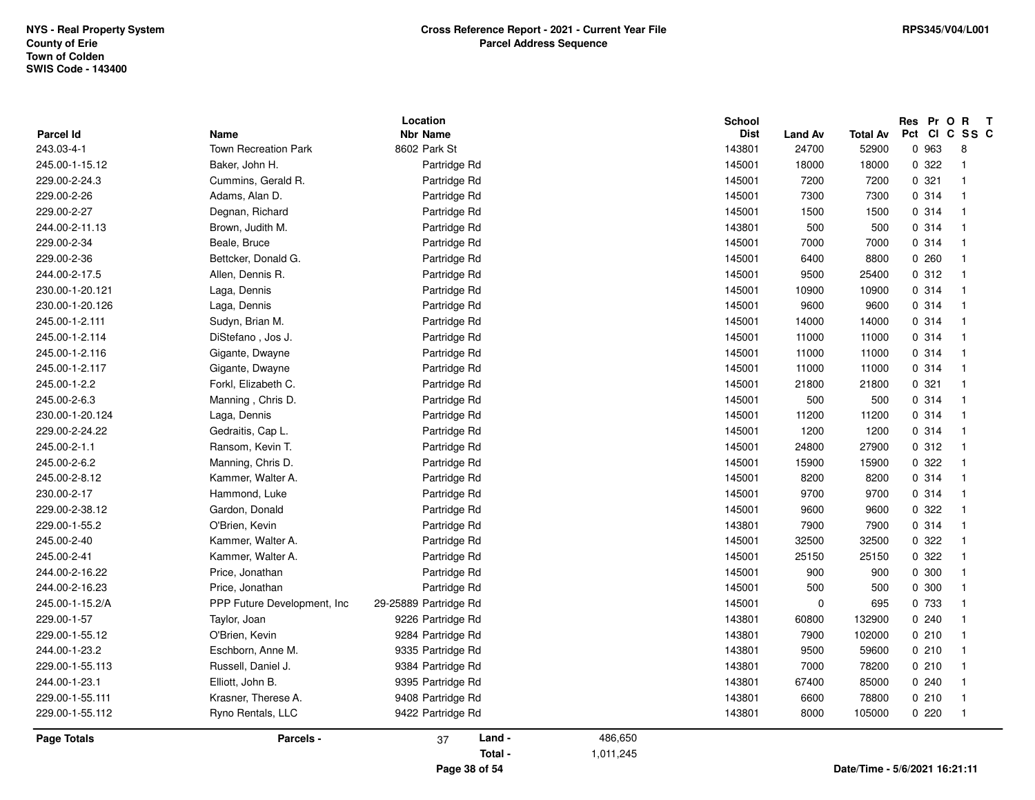NYS - Real Property System
County of Erie
Town of Colden
SWIS Code - 143400

**Cross Reference Report - 2021 - Current Year File**
**Parcel Address Sequence**

RPS345/V04/L001

| Parcel Id | Name | Location Nbr | Location Name | School Dist | Land Av | Total Av | Res Pct | Pr Cl | O C | R SS | T C |
|---|---|---|---|---|---|---|---|---|---|---|---|
| 243.03-4-1 | Town Recreation Park | 8602 | Park St | 143801 | 24700 | 52900 | 0 | 963 | | 8 | |
| 245.00-1-15.12 | Baker, John H. | | Partridge Rd | 145001 | 18000 | 18000 | 0 | 322 | | 1 | |
| 229.00-2-24.3 | Cummins, Gerald R. | | Partridge Rd | 145001 | 7200 | 7200 | 0 | 321 | | 1 | |
| 229.00-2-26 | Adams, Alan D. | | Partridge Rd | 145001 | 7300 | 7300 | 0 | 314 | | 1 | |
| 229.00-2-27 | Degnan, Richard | | Partridge Rd | 145001 | 1500 | 1500 | 0 | 314 | | 1 | |
| 244.00-2-11.13 | Brown, Judith M. | | Partridge Rd | 143801 | 500 | 500 | 0 | 314 | | 1 | |
| 229.00-2-34 | Beale, Bruce | | Partridge Rd | 145001 | 7000 | 7000 | 0 | 314 | | 1 | |
| 229.00-2-36 | Bettcker, Donald G. | | Partridge Rd | 145001 | 6400 | 8800 | 0 | 260 | | 1 | |
| 244.00-2-17.5 | Allen, Dennis R. | | Partridge Rd | 145001 | 9500 | 25400 | 0 | 312 | | 1 | |
| 230.00-1-20.121 | Laga, Dennis | | Partridge Rd | 145001 | 10900 | 10900 | 0 | 314 | | 1 | |
| 230.00-1-20.126 | Laga, Dennis | | Partridge Rd | 145001 | 9600 | 9600 | 0 | 314 | | 1 | |
| 245.00-1-2.111 | Sudyn, Brian M. | | Partridge Rd | 145001 | 14000 | 14000 | 0 | 314 | | 1 | |
| 245.00-1-2.114 | DiStefano , Jos J. | | Partridge Rd | 145001 | 11000 | 11000 | 0 | 314 | | 1 | |
| 245.00-1-2.116 | Gigante, Dwayne | | Partridge Rd | 145001 | 11000 | 11000 | 0 | 314 | | 1 | |
| 245.00-1-2.117 | Gigante, Dwayne | | Partridge Rd | 145001 | 11000 | 11000 | 0 | 314 | | 1 | |
| 245.00-1-2.2 | Forkl, Elizabeth C. | | Partridge Rd | 145001 | 21800 | 21800 | 0 | 321 | | 1 | |
| 245.00-2-6.3 | Manning , Chris D. | | Partridge Rd | 145001 | 500 | 500 | 0 | 314 | | 1 | |
| 230.00-1-20.124 | Laga, Dennis | | Partridge Rd | 145001 | 11200 | 11200 | 0 | 314 | | 1 | |
| 229.00-2-24.22 | Gedraitis, Cap L. | | Partridge Rd | 145001 | 1200 | 1200 | 0 | 314 | | 1 | |
| 245.00-2-1.1 | Ransom, Kevin T. | | Partridge Rd | 145001 | 24800 | 27900 | 0 | 312 | | 1 | |
| 245.00-2-6.2 | Manning, Chris D. | | Partridge Rd | 145001 | 15900 | 15900 | 0 | 322 | | 1 | |
| 245.00-2-8.12 | Kammer, Walter A. | | Partridge Rd | 145001 | 8200 | 8200 | 0 | 314 | | 1 | |
| 230.00-2-17 | Hammond, Luke | | Partridge Rd | 145001 | 9700 | 9700 | 0 | 314 | | 1 | |
| 229.00-2-38.12 | Gardon, Donald | | Partridge Rd | 145001 | 9600 | 9600 | 0 | 322 | | 1 | |
| 229.00-1-55.2 | O'Brien, Kevin | | Partridge Rd | 143801 | 7900 | 7900 | 0 | 314 | | 1 | |
| 245.00-2-40 | Kammer, Walter A. | | Partridge Rd | 145001 | 32500 | 32500 | 0 | 322 | | 1 | |
| 245.00-2-41 | Kammer, Walter A. | | Partridge Rd | 145001 | 25150 | 25150 | 0 | 322 | | 1 | |
| 244.00-2-16.22 | Price, Jonathan | | Partridge Rd | 145001 | 900 | 900 | 0 | 300 | | 1 | |
| 244.00-2-16.23 | Price, Jonathan | | Partridge Rd | 145001 | 500 | 500 | 0 | 300 | | 1 | |
| 245.00-1-15.2/A | PPP Future Development, Inc | 29-25889 | Partridge Rd | 145001 | 0 | 695 | 0 | 733 | | 1 | |
| 229.00-1-57 | Taylor, Joan | 9226 | Partridge Rd | 143801 | 60800 | 132900 | 0 | 240 | | 1 | |
| 229.00-1-55.12 | O'Brien, Kevin | 9284 | Partridge Rd | 143801 | 7900 | 102000 | 0 | 210 | | 1 | |
| 244.00-1-23.2 | Eschborn, Anne M. | 9335 | Partridge Rd | 143801 | 9500 | 59600 | 0 | 210 | | 1 | |
| 229.00-1-55.113 | Russell, Daniel J. | 9384 | Partridge Rd | 143801 | 7000 | 78200 | 0 | 210 | | 1 | |
| 244.00-1-23.1 | Elliott, John B. | 9395 | Partridge Rd | 143801 | 67400 | 85000 | 0 | 240 | | 1 | |
| 229.00-1-55.111 | Krasner, Therese A. | 9408 | Partridge Rd | 143801 | 6600 | 78800 | 0 | 210 | | 1 | |
| 229.00-1-55.112 | Ryno Rentals, LLC | 9422 | Partridge Rd | 143801 | 8000 | 105000 | 0 | 220 | | 1 | |

**Page Totals** Parcels - 37 Land - 486,650 Total - 1,011,245

Date/Time - 5/6/2021 16:21:11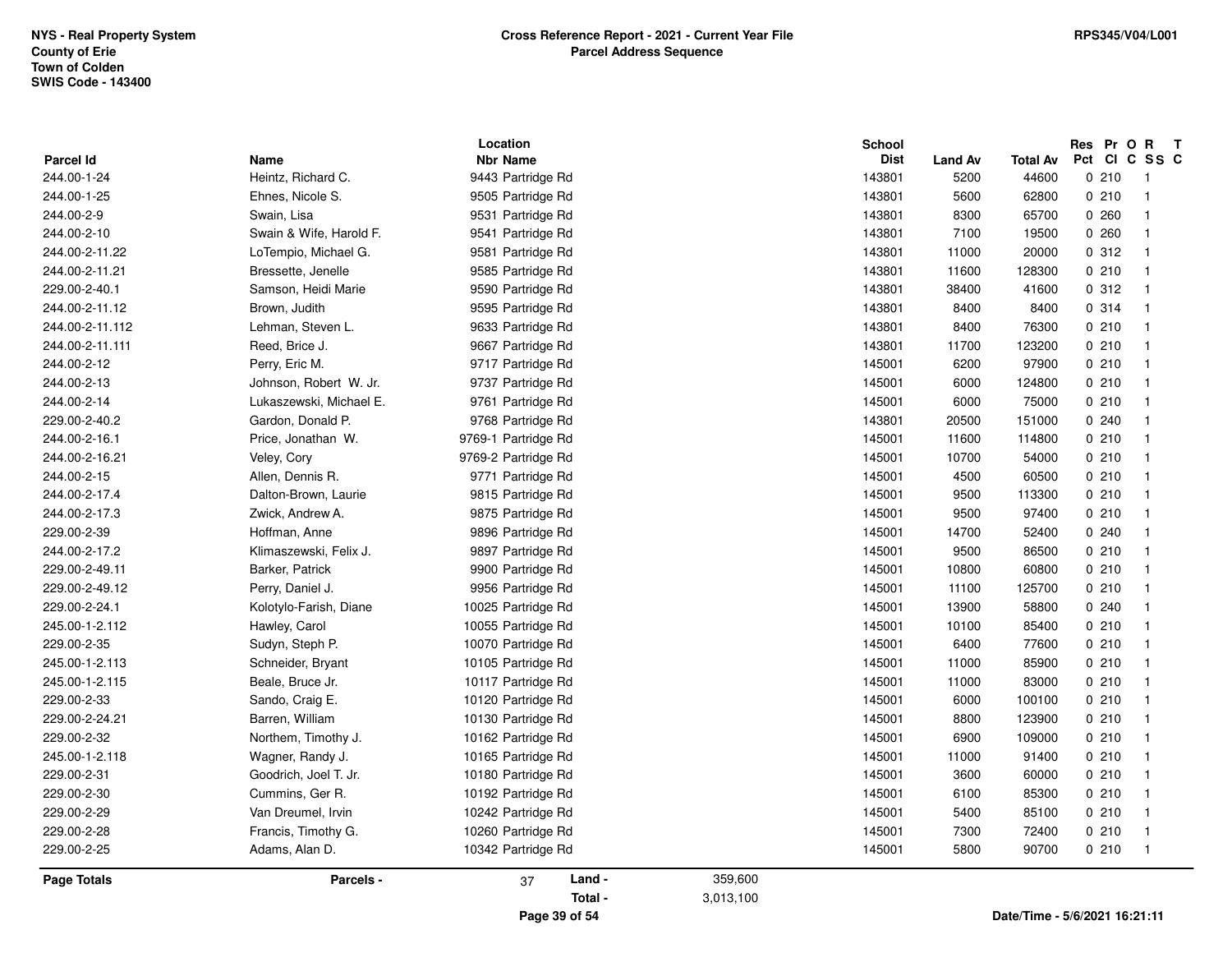NYS - Real Property System
County of Erie
Town of Colden
SWIS Code - 143400

**Cross Reference Report - 2021 - Current Year File**
**Parcel Address Sequence**

RPS345/V04/L001

| Parcel Id | Name | Location Nbr Name | School Dist | Land Av | Total Av | Res Pct | Pr Cl | O C | R SS | T C |
|---|---|---|---|---|---|---|---|---|---|---|
| 244.00-1-24 | Heintz, Richard C. | 9443 Partridge Rd | 143801 | 5200 | 44600 | 0 | 210 | | 1 | |
| 244.00-1-25 | Ehnes, Nicole S. | 9505 Partridge Rd | 143801 | 5600 | 62800 | 0 | 210 | | 1 | |
| 244.00-2-9 | Swain, Lisa | 9531 Partridge Rd | 143801 | 8300 | 65700 | 0 | 260 | | 1 | |
| 244.00-2-10 | Swain & Wife, Harold F. | 9541 Partridge Rd | 143801 | 7100 | 19500 | 0 | 260 | | 1 | |
| 244.00-2-11.22 | LoTempio, Michael G. | 9581 Partridge Rd | 143801 | 11000 | 20000 | 0 | 312 | | 1 | |
| 244.00-2-11.21 | Bressette, Jenelle | 9585 Partridge Rd | 143801 | 11600 | 128300 | 0 | 210 | | 1 | |
| 229.00-2-40.1 | Samson, Heidi Marie | 9590 Partridge Rd | 143801 | 38400 | 41600 | 0 | 312 | | 1 | |
| 244.00-2-11.12 | Brown, Judith | 9595 Partridge Rd | 143801 | 8400 | 8400 | 0 | 314 | | 1 | |
| 244.00-2-11.112 | Lehman, Steven L. | 9633 Partridge Rd | 143801 | 8400 | 76300 | 0 | 210 | | 1 | |
| 244.00-2-11.111 | Reed, Brice J. | 9667 Partridge Rd | 143801 | 11700 | 123200 | 0 | 210 | | 1 | |
| 244.00-2-12 | Perry, Eric M. | 9717 Partridge Rd | 145001 | 6200 | 97900 | 0 | 210 | | 1 | |
| 244.00-2-13 | Johnson, Robert W. Jr. | 9737 Partridge Rd | 145001 | 6000 | 124800 | 0 | 210 | | 1 | |
| 244.00-2-14 | Lukaszewski, Michael E. | 9761 Partridge Rd | 145001 | 6000 | 75000 | 0 | 210 | | 1 | |
| 229.00-2-40.2 | Gardon, Donald P. | 9768 Partridge Rd | 143801 | 20500 | 151000 | 0 | 240 | | 1 | |
| 244.00-2-16.1 | Price, Jonathan W. | 9769-1 Partridge Rd | 145001 | 11600 | 114800 | 0 | 210 | | 1 | |
| 244.00-2-16.21 | Veley, Cory | 9769-2 Partridge Rd | 145001 | 10700 | 54000 | 0 | 210 | | 1 | |
| 244.00-2-15 | Allen, Dennis R. | 9771 Partridge Rd | 145001 | 4500 | 60500 | 0 | 210 | | 1 | |
| 244.00-2-17.4 | Dalton-Brown, Laurie | 9815 Partridge Rd | 145001 | 9500 | 113300 | 0 | 210 | | 1 | |
| 244.00-2-17.3 | Zwick, Andrew A. | 9875 Partridge Rd | 145001 | 9500 | 97400 | 0 | 210 | | 1 | |
| 229.00-2-39 | Hoffman, Anne | 9896 Partridge Rd | 145001 | 14700 | 52400 | 0 | 240 | | 1 | |
| 244.00-2-17.2 | Klimaszewski, Felix J. | 9897 Partridge Rd | 145001 | 9500 | 86500 | 0 | 210 | | 1 | |
| 229.00-2-49.11 | Barker, Patrick | 9900 Partridge Rd | 145001 | 10800 | 60800 | 0 | 210 | | 1 | |
| 229.00-2-49.12 | Perry, Daniel J. | 9956 Partridge Rd | 145001 | 11100 | 125700 | 0 | 210 | | 1 | |
| 229.00-2-24.1 | Kolotylo-Farish, Diane | 10025 Partridge Rd | 145001 | 13900 | 58800 | 0 | 240 | | 1 | |
| 245.00-1-2.112 | Hawley, Carol | 10055 Partridge Rd | 145001 | 10100 | 85400 | 0 | 210 | | 1 | |
| 229.00-2-35 | Sudyn, Steph P. | 10070 Partridge Rd | 145001 | 6400 | 77600 | 0 | 210 | | 1 | |
| 245.00-1-2.113 | Schneider, Bryant | 10105 Partridge Rd | 145001 | 11000 | 85900 | 0 | 210 | | 1 | |
| 245.00-1-2.115 | Beale, Bruce Jr. | 10117 Partridge Rd | 145001 | 11000 | 83000 | 0 | 210 | | 1 | |
| 229.00-2-33 | Sando, Craig E. | 10120 Partridge Rd | 145001 | 6000 | 100100 | 0 | 210 | | 1 | |
| 229.00-2-24.21 | Barren, William | 10130 Partridge Rd | 145001 | 8800 | 123900 | 0 | 210 | | 1 | |
| 229.00-2-32 | Northem, Timothy J. | 10162 Partridge Rd | 145001 | 6900 | 109000 | 0 | 210 | | 1 | |
| 245.00-1-2.118 | Wagner, Randy J. | 10165 Partridge Rd | 145001 | 11000 | 91400 | 0 | 210 | | 1 | |
| 229.00-2-31 | Goodrich, Joel T. Jr. | 10180 Partridge Rd | 145001 | 3600 | 60000 | 0 | 210 | | 1 | |
| 229.00-2-30 | Cummins, Ger R. | 10192 Partridge Rd | 145001 | 6100 | 85300 | 0 | 210 | | 1 | |
| 229.00-2-29 | Van Dreumel, Irvin | 10242 Partridge Rd | 145001 | 5400 | 85100 | 0 | 210 | | 1 | |
| 229.00-2-28 | Francis, Timothy G. | 10260 Partridge Rd | 145001 | 7300 | 72400 | 0 | 210 | | 1 | |
| 229.00-2-25 | Adams, Alan D. | 10342 Partridge Rd | 145001 | 5800 | 90700 | 0 | 210 | | 1 | |

**Page Totals** Parcels - 37 Land - 359,600 Total - 3,013,100

Date/Time - 5/6/2021 16:21:11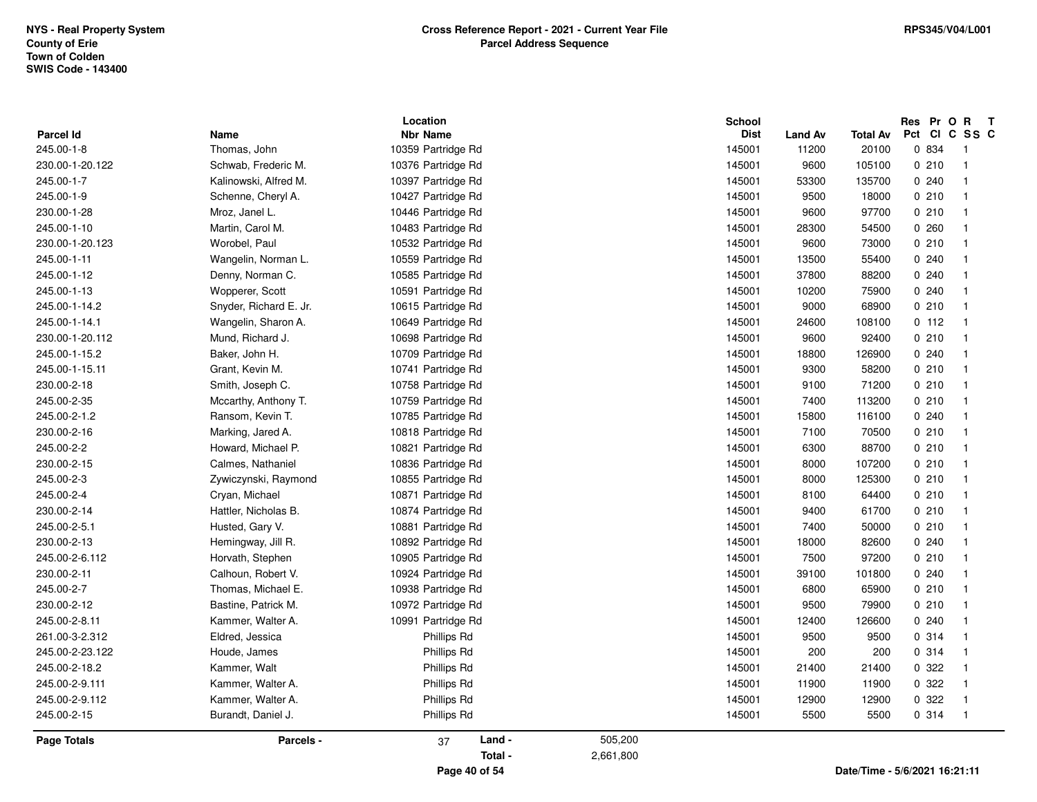NYS - Real Property System
County of Erie
Town of Colden
SWIS Code - 143400

**Cross Reference Report - 2021 - Current Year File**
**Parcel Address Sequence**

RPS345/V04/L001

| Parcel Id | Name | Location Nbr | Location Name | School Dist | Land Av | Total Av | Res Pct | Pr Cl | O C | R SS | T C |
|---|---|---|---|---|---|---|---|---|---|---|---|
| 245.00-1-8 | Thomas, John | 10359 | Partridge Rd | 145001 | 11200 | 20100 | 0 | 834 | | 1 | |
| 230.00-1-20.122 | Schwab, Frederic M. | 10376 | Partridge Rd | 145001 | 9600 | 105100 | 0 | 210 | | 1 | |
| 245.00-1-7 | Kalinowski, Alfred M. | 10397 | Partridge Rd | 145001 | 53300 | 135700 | 0 | 240 | | 1 | |
| 245.00-1-9 | Schenne, Cheryl A. | 10427 | Partridge Rd | 145001 | 9500 | 18000 | 0 | 210 | | 1 | |
| 230.00-1-28 | Mroz, Janel L. | 10446 | Partridge Rd | 145001 | 9600 | 97700 | 0 | 210 | | 1 | |
| 245.00-1-10 | Martin, Carol M. | 10483 | Partridge Rd | 145001 | 28300 | 54500 | 0 | 260 | | 1 | |
| 230.00-1-20.123 | Worobel, Paul | 10532 | Partridge Rd | 145001 | 9600 | 73000 | 0 | 210 | | 1 | |
| 245.00-1-11 | Wangelin, Norman L. | 10559 | Partridge Rd | 145001 | 13500 | 55400 | 0 | 240 | | 1 | |
| 245.00-1-12 | Denny, Norman C. | 10585 | Partridge Rd | 145001 | 37800 | 88200 | 0 | 240 | | 1 | |
| 245.00-1-13 | Wopperer, Scott | 10591 | Partridge Rd | 145001 | 10200 | 75900 | 0 | 240 | | 1 | |
| 245.00-1-14.2 | Snyder, Richard E. Jr. | 10615 | Partridge Rd | 145001 | 9000 | 68900 | 0 | 210 | | 1 | |
| 245.00-1-14.1 | Wangelin, Sharon A. | 10649 | Partridge Rd | 145001 | 24600 | 108100 | 0 | 112 | | 1 | |
| 230.00-1-20.112 | Mund, Richard J. | 10698 | Partridge Rd | 145001 | 9600 | 92400 | 0 | 210 | | 1 | |
| 245.00-1-15.2 | Baker, John H. | 10709 | Partridge Rd | 145001 | 18800 | 126900 | 0 | 240 | | 1 | |
| 245.00-1-15.11 | Grant, Kevin M. | 10741 | Partridge Rd | 145001 | 9300 | 58200 | 0 | 210 | | 1 | |
| 230.00-2-18 | Smith, Joseph C. | 10758 | Partridge Rd | 145001 | 9100 | 71200 | 0 | 210 | | 1 | |
| 245.00-2-35 | Mccarthy, Anthony T. | 10759 | Partridge Rd | 145001 | 7400 | 113200 | 0 | 210 | | 1 | |
| 245.00-2-1.2 | Ransom, Kevin T. | 10785 | Partridge Rd | 145001 | 15800 | 116100 | 0 | 240 | | 1 | |
| 230.00-2-16 | Marking, Jared A. | 10818 | Partridge Rd | 145001 | 7100 | 70500 | 0 | 210 | | 1 | |
| 245.00-2-2 | Howard, Michael P. | 10821 | Partridge Rd | 145001 | 6300 | 88700 | 0 | 210 | | 1 | |
| 230.00-2-15 | Calmes, Nathaniel | 10836 | Partridge Rd | 145001 | 8000 | 107200 | 0 | 210 | | 1 | |
| 245.00-2-3 | Zywiczynski, Raymond | 10855 | Partridge Rd | 145001 | 8000 | 125300 | 0 | 210 | | 1 | |
| 245.00-2-4 | Cryan, Michael | 10871 | Partridge Rd | 145001 | 8100 | 64400 | 0 | 210 | | 1 | |
| 230.00-2-14 | Hattler, Nicholas B. | 10874 | Partridge Rd | 145001 | 9400 | 61700 | 0 | 210 | | 1 | |
| 245.00-2-5.1 | Husted, Gary V. | 10881 | Partridge Rd | 145001 | 7400 | 50000 | 0 | 210 | | 1 | |
| 230.00-2-13 | Hemingway, Jill R. | 10892 | Partridge Rd | 145001 | 18000 | 82600 | 0 | 240 | | 1 | |
| 245.00-2-6.112 | Horvath, Stephen | 10905 | Partridge Rd | 145001 | 7500 | 97200 | 0 | 210 | | 1 | |
| 230.00-2-11 | Calhoun, Robert V. | 10924 | Partridge Rd | 145001 | 39100 | 101800 | 0 | 240 | | 1 | |
| 245.00-2-7 | Thomas, Michael E. | 10938 | Partridge Rd | 145001 | 6800 | 65900 | 0 | 210 | | 1 | |
| 230.00-2-12 | Bastine, Patrick M. | 10972 | Partridge Rd | 145001 | 9500 | 79900 | 0 | 210 | | 1 | |
| 245.00-2-8.11 | Kammer, Walter A. | 10991 | Partridge Rd | 145001 | 12400 | 126600 | 0 | 240 | | 1 | |
| 261.00-3-2.312 | Eldred, Jessica | | Phillips Rd | 145001 | 9500 | 9500 | 0 | 314 | | 1 | |
| 245.00-2-23.122 | Houde, James | | Phillips Rd | 145001 | 200 | 200 | 0 | 314 | | 1 | |
| 245.00-2-18.2 | Kammer, Walt | | Phillips Rd | 145001 | 21400 | 21400 | 0 | 322 | | 1 | |
| 245.00-2-9.111 | Kammer, Walter A. | | Phillips Rd | 145001 | 11900 | 11900 | 0 | 322 | | 1 | |
| 245.00-2-9.112 | Kammer, Walter A. | | Phillips Rd | 145001 | 12900 | 12900 | 0 | 322 | | 1 | |
| 245.00-2-15 | Burandt, Daniel J. | | Phillips Rd | 145001 | 5500 | 5500 | 0 | 314 | | 1 | |

**Page Totals** Parcels - 37 Land - 505,200 Total - 2,661,800

Date/Time - 5/6/2021 16:21:11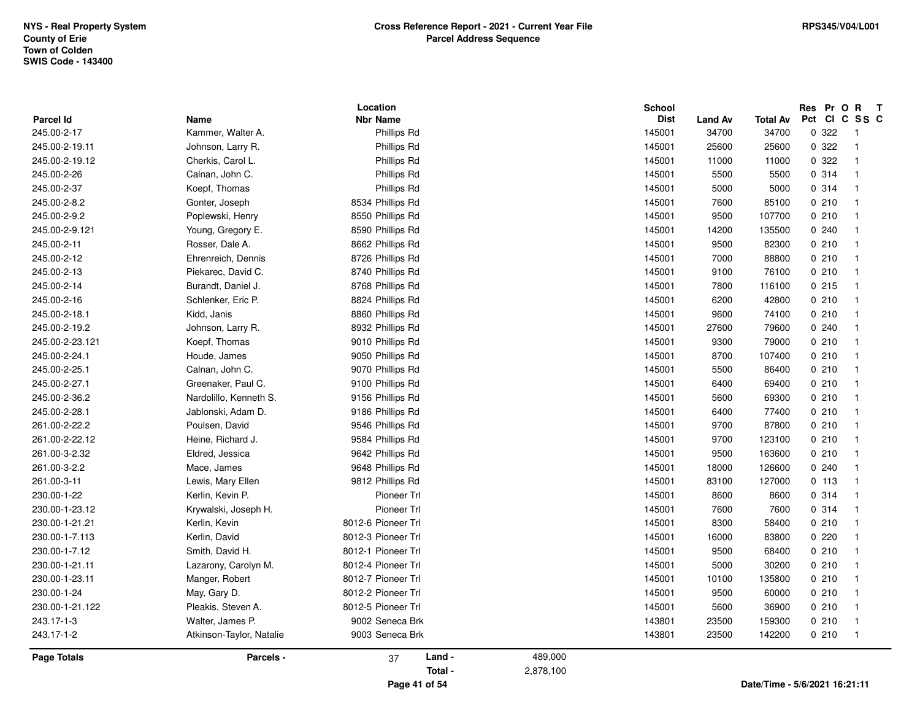**NYS - Real Property System**
**County of Erie**
**Town of Colden**
**SWIS Code - 143400**

**Cross Reference Report - 2021 - Current Year File**
**Parcel Address Sequence**

**RPS345/V04/L001**

| Parcel Id | Name | Location Nbr | Location Name | School Dist | Land Av | Total Av | Res Pct | Pr Cl | O C | R SS | T C |
|---|---|---|---|---|---|---|---|---|---|---|---|
| 245.00-2-17 | Kammer, Walter A. | | Phillips Rd | 145001 | 34700 | 34700 | 0 | 322 | | 1 | |
| 245.00-2-19.11 | Johnson, Larry R. | | Phillips Rd | 145001 | 25600 | 25600 | 0 | 322 | | 1 | |
| 245.00-2-19.12 | Cherkis, Carol L. | | Phillips Rd | 145001 | 11000 | 11000 | 0 | 322 | | 1 | |
| 245.00-2-26 | Calnan, John C. | | Phillips Rd | 145001 | 5500 | 5500 | 0 | 314 | | 1 | |
| 245.00-2-37 | Koepf, Thomas | | Phillips Rd | 145001 | 5000 | 5000 | 0 | 314 | | 1 | |
| 245.00-2-8.2 | Gonter, Joseph | 8534 | Phillips Rd | 145001 | 7600 | 85100 | 0 | 210 | | 1 | |
| 245.00-2-9.2 | Poplewski, Henry | 8550 | Phillips Rd | 145001 | 9500 | 107700 | 0 | 210 | | 1 | |
| 245.00-2-9.121 | Young, Gregory E. | 8590 | Phillips Rd | 145001 | 14200 | 135500 | 0 | 240 | | 1 | |
| 245.00-2-11 | Rosser, Dale A. | 8662 | Phillips Rd | 145001 | 9500 | 82300 | 0 | 210 | | 1 | |
| 245.00-2-12 | Ehrenreich, Dennis | 8726 | Phillips Rd | 145001 | 7000 | 88800 | 0 | 210 | | 1 | |
| 245.00-2-13 | Piekarec, David C. | 8740 | Phillips Rd | 145001 | 9100 | 76100 | 0 | 210 | | 1 | |
| 245.00-2-14 | Burandt, Daniel J. | 8768 | Phillips Rd | 145001 | 7800 | 116100 | 0 | 215 | | 1 | |
| 245.00-2-16 | Schlenker, Eric P. | 8824 | Phillips Rd | 145001 | 6200 | 42800 | 0 | 210 | | 1 | |
| 245.00-2-18.1 | Kidd, Janis | 8860 | Phillips Rd | 145001 | 9600 | 74100 | 0 | 210 | | 1 | |
| 245.00-2-19.2 | Johnson, Larry R. | 8932 | Phillips Rd | 145001 | 27600 | 79600 | 0 | 240 | | 1 | |
| 245.00-2-23.121 | Koepf, Thomas | 9010 | Phillips Rd | 145001 | 9300 | 79000 | 0 | 210 | | 1 | |
| 245.00-2-24.1 | Houde, James | 9050 | Phillips Rd | 145001 | 8700 | 107400 | 0 | 210 | | 1 | |
| 245.00-2-25.1 | Calnan, John C. | 9070 | Phillips Rd | 145001 | 5500 | 86400 | 0 | 210 | | 1 | |
| 245.00-2-27.1 | Greenaker, Paul C. | 9100 | Phillips Rd | 145001 | 6400 | 69400 | 0 | 210 | | 1 | |
| 245.00-2-36.2 | Nardolillo, Kenneth S. | 9156 | Phillips Rd | 145001 | 5600 | 69300 | 0 | 210 | | 1 | |
| 245.00-2-28.1 | Jablonski, Adam D. | 9186 | Phillips Rd | 145001 | 6400 | 77400 | 0 | 210 | | 1 | |
| 261.00-2-22.2 | Poulsen, David | 9546 | Phillips Rd | 145001 | 9700 | 87800 | 0 | 210 | | 1 | |
| 261.00-2-22.12 | Heine, Richard J. | 9584 | Phillips Rd | 145001 | 9700 | 123100 | 0 | 210 | | 1 | |
| 261.00-3-2.32 | Eldred, Jessica | 9642 | Phillips Rd | 145001 | 9500 | 163600 | 0 | 210 | | 1 | |
| 261.00-3-2.2 | Mace, James | 9648 | Phillips Rd | 145001 | 18000 | 126600 | 0 | 240 | | 1 | |
| 261.00-3-11 | Lewis, Mary Ellen | 9812 | Phillips Rd | 145001 | 83100 | 127000 | 0 | 113 | | 1 | |
| 230.00-1-22 | Kerlin, Kevin P. | | Pioneer Trl | 145001 | 8600 | 8600 | 0 | 314 | | 1 | |
| 230.00-1-23.12 | Krywalski, Joseph H. | | Pioneer Trl | 145001 | 7600 | 7600 | 0 | 314 | | 1 | |
| 230.00-1-21.21 | Kerlin, Kevin | 8012-6 | Pioneer Trl | 145001 | 8300 | 58400 | 0 | 210 | | 1 | |
| 230.00-1-7.113 | Kerlin, David | 8012-3 | Pioneer Trl | 145001 | 16000 | 83800 | 0 | 220 | | 1 | |
| 230.00-1-7.12 | Smith, David H. | 8012-1 | Pioneer Trl | 145001 | 9500 | 68400 | 0 | 210 | | 1 | |
| 230.00-1-21.11 | Lazarony, Carolyn M. | 8012-4 | Pioneer Trl | 145001 | 5000 | 30200 | 0 | 210 | | 1 | |
| 230.00-1-23.11 | Manger, Robert | 8012-7 | Pioneer Trl | 145001 | 10100 | 135800 | 0 | 210 | | 1 | |
| 230.00-1-24 | May, Gary D. | 8012-2 | Pioneer Trl | 145001 | 9500 | 60000 | 0 | 210 | | 1 | |
| 230.00-1-21.122 | Pleakis, Steven A. | 8012-5 | Pioneer Trl | 145001 | 5600 | 36900 | 0 | 210 | | 1 | |
| 243.17-1-3 | Walter, James P. | 9002 | Seneca Brk | 143801 | 23500 | 159300 | 0 | 210 | | 1 | |
| 243.17-1-2 | Atkinson-Taylor, Natalie | 9003 | Seneca Brk | 143801 | 23500 | 142200 | 0 | 210 | | 1 | |

**Page Totals** Parcels - 37 Land - 489,000 Total - 2,878,100

Date/Time - 5/6/2021 16:21:11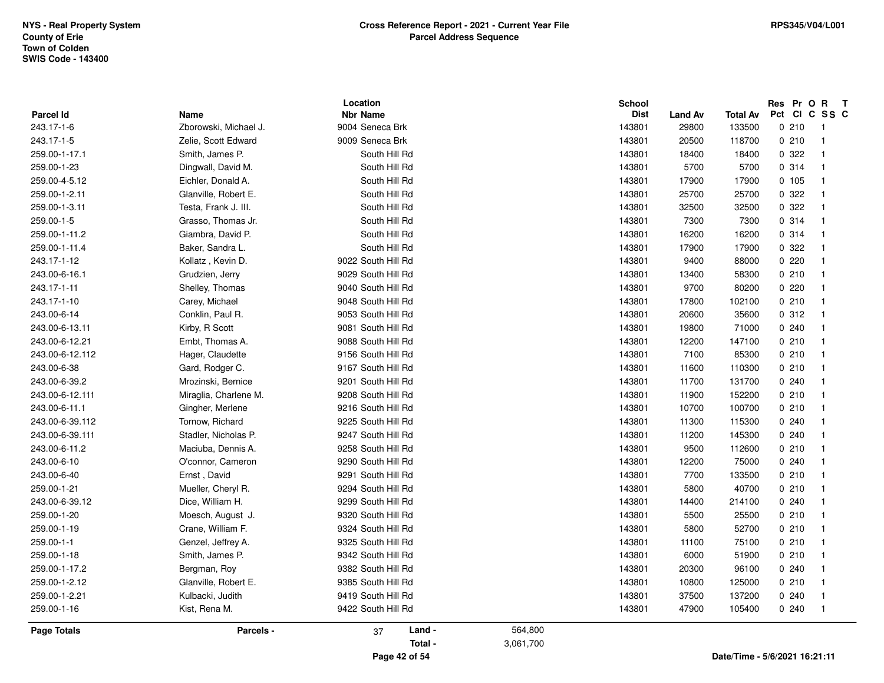NYS - Real Property System
County of Erie
Town of Colden
SWIS Code - 143400

**Cross Reference Report - 2021 - Current Year File**
**Parcel Address Sequence**

RPS345/V04/L001

| Parcel Id | Name | Location Nbr | Location Name | School Dist | Land Av | Total Av | Res Pct | Pr Cl | O C | R SS | T C |
|---|---|---|---|---|---|---|---|---|---|---|---|
| 243.17-1-6 | Zborowski, Michael J. | 9004 | Seneca Brk | 143801 | 29800 | 133500 | 0 | 210 | | 1 | |
| 243.17-1-5 | Zelie, Scott Edward | 9009 | Seneca Brk | 143801 | 20500 | 118700 | 0 | 210 | | 1 | |
| 259.00-1-17.1 | Smith, James P. | | South Hill Rd | 143801 | 18400 | 18400 | 0 | 322 | | 1 | |
| 259.00-1-23 | Dingwall, David M. | | South Hill Rd | 143801 | 5700 | 5700 | 0 | 314 | | 1 | |
| 259.00-4-5.12 | Eichler, Donald A. | | South Hill Rd | 143801 | 17900 | 17900 | 0 | 105 | | 1 | |
| 259.00-1-2.11 | Glanville, Robert E. | | South Hill Rd | 143801 | 25700 | 25700 | 0 | 322 | | 1 | |
| 259.00-1-3.11 | Testa, Frank J. III. | | South Hill Rd | 143801 | 32500 | 32500 | 0 | 322 | | 1 | |
| 259.00-1-5 | Grasso, Thomas Jr. | | South Hill Rd | 143801 | 7300 | 7300 | 0 | 314 | | 1 | |
| 259.00-1-11.2 | Giambra, David P. | | South Hill Rd | 143801 | 16200 | 16200 | 0 | 314 | | 1 | |
| 259.00-1-11.4 | Baker, Sandra L. | | South Hill Rd | 143801 | 17900 | 17900 | 0 | 322 | | 1 | |
| 243.17-1-12 | Kollatz , Kevin D. | 9022 | South Hill Rd | 143801 | 9400 | 88000 | 0 | 220 | | 1 | |
| 243.00-6-16.1 | Grudzien, Jerry | 9029 | South Hill Rd | 143801 | 13400 | 58300 | 0 | 210 | | 1 | |
| 243.17-1-11 | Shelley, Thomas | 9040 | South Hill Rd | 143801 | 9700 | 80200 | 0 | 220 | | 1 | |
| 243.17-1-10 | Carey, Michael | 9048 | South Hill Rd | 143801 | 17800 | 102100 | 0 | 210 | | 1 | |
| 243.00-6-14 | Conklin, Paul R. | 9053 | South Hill Rd | 143801 | 20600 | 35600 | 0 | 312 | | 1 | |
| 243.00-6-13.11 | Kirby, R Scott | 9081 | South Hill Rd | 143801 | 19800 | 71000 | 0 | 240 | | 1 | |
| 243.00-6-12.21 | Embt, Thomas A. | 9088 | South Hill Rd | 143801 | 12200 | 147100 | 0 | 210 | | 1 | |
| 243.00-6-12.112 | Hager, Claudette | 9156 | South Hill Rd | 143801 | 7100 | 85300 | 0 | 210 | | 1 | |
| 243.00-6-38 | Gard, Rodger C. | 9167 | South Hill Rd | 143801 | 11600 | 110300 | 0 | 210 | | 1 | |
| 243.00-6-39.2 | Mrozinski, Bernice | 9201 | South Hill Rd | 143801 | 11700 | 131700 | 0 | 240 | | 1 | |
| 243.00-6-12.111 | Miraglia, Charlene M. | 9208 | South Hill Rd | 143801 | 11900 | 152200 | 0 | 210 | | 1 | |
| 243.00-6-11.1 | Gingher, Merlene | 9216 | South Hill Rd | 143801 | 10700 | 100700 | 0 | 210 | | 1 | |
| 243.00-6-39.112 | Tornow, Richard | 9225 | South Hill Rd | 143801 | 11300 | 115300 | 0 | 240 | | 1 | |
| 243.00-6-39.111 | Stadler, Nicholas P. | 9247 | South Hill Rd | 143801 | 11200 | 145300 | 0 | 240 | | 1 | |
| 243.00-6-11.2 | Maciuba, Dennis A. | 9258 | South Hill Rd | 143801 | 9500 | 112600 | 0 | 210 | | 1 | |
| 243.00-6-10 | O'connor, Cameron | 9290 | South Hill Rd | 143801 | 12200 | 75000 | 0 | 240 | | 1 | |
| 243.00-6-40 | Ernst , David | 9291 | South Hill Rd | 143801 | 7700 | 133500 | 0 | 210 | | 1 | |
| 259.00-1-21 | Mueller, Cheryl R. | 9294 | South Hill Rd | 143801 | 5800 | 40700 | 0 | 210 | | 1 | |
| 243.00-6-39.12 | Dice, William H. | 9299 | South Hill Rd | 143801 | 14400 | 214100 | 0 | 240 | | 1 | |
| 259.00-1-20 | Moesch, August J. | 9320 | South Hill Rd | 143801 | 5500 | 25500 | 0 | 210 | | 1 | |
| 259.00-1-19 | Crane, William F. | 9324 | South Hill Rd | 143801 | 5800 | 52700 | 0 | 210 | | 1 | |
| 259.00-1-1 | Genzel, Jeffrey A. | 9325 | South Hill Rd | 143801 | 11100 | 75100 | 0 | 210 | | 1 | |
| 259.00-1-18 | Smith, James P. | 9342 | South Hill Rd | 143801 | 6000 | 51900 | 0 | 210 | | 1 | |
| 259.00-1-17.2 | Bergman, Roy | 9382 | South Hill Rd | 143801 | 20300 | 96100 | 0 | 240 | | 1 | |
| 259.00-1-2.12 | Glanville, Robert E. | 9385 | South Hill Rd | 143801 | 10800 | 125000 | 0 | 210 | | 1 | |
| 259.00-1-2.21 | Kulbacki, Judith | 9419 | South Hill Rd | 143801 | 37500 | 137200 | 0 | 240 | | 1 | |
| 259.00-1-16 | Kist, Rena M. | 9422 | South Hill Rd | 143801 | 47900 | 105400 | 0 | 240 | | 1 | |

**Page Totals** — **Parcels -** 37 — **Land -** 564,800 — **Total -** 3,061,700

Date/Time - 5/6/2021 16:21:11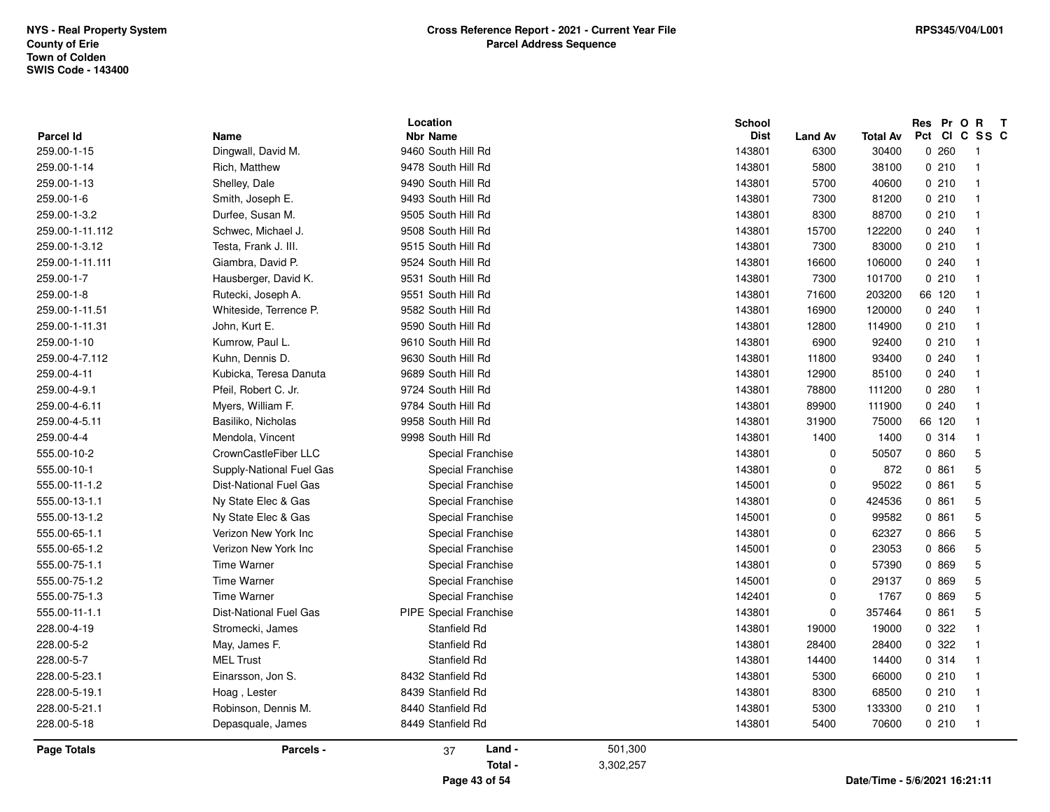NYS - Real Property System
County of Erie
Town of Colden
SWIS Code - 143400

**Cross Reference Report - 2021 - Current Year File**
**Parcel Address Sequence**

RPS345/V04/L001

| Parcel Id | Name | Location Nbr | Location Name | School Dist | Land Av | Total Av | Res Pct | Pr Cl | O C | R SS | T C |
|---|---|---|---|---|---|---|---|---|---|---|---|
| 259.00-1-15 | Dingwall, David M. | 9460 | South Hill Rd | 143801 | 6300 | 30400 | 0 | 260 | | 1 | |
| 259.00-1-14 | Rich, Matthew | 9478 | South Hill Rd | 143801 | 5800 | 38100 | 0 | 210 | | 1 | |
| 259.00-1-13 | Shelley, Dale | 9490 | South Hill Rd | 143801 | 5700 | 40600 | 0 | 210 | | 1 | |
| 259.00-1-6 | Smith, Joseph E. | 9493 | South Hill Rd | 143801 | 7300 | 81200 | 0 | 210 | | 1 | |
| 259.00-1-3.2 | Durfee, Susan M. | 9505 | South Hill Rd | 143801 | 8300 | 88700 | 0 | 210 | | 1 | |
| 259.00-1-11.112 | Schwec, Michael J. | 9508 | South Hill Rd | 143801 | 15700 | 122200 | 0 | 240 | | 1 | |
| 259.00-1-3.12 | Testa, Frank J. III. | 9515 | South Hill Rd | 143801 | 7300 | 83000 | 0 | 210 | | 1 | |
| 259.00-1-11.111 | Giambra, David P. | 9524 | South Hill Rd | 143801 | 16600 | 106000 | 0 | 240 | | 1 | |
| 259.00-1-7 | Hausberger, David K. | 9531 | South Hill Rd | 143801 | 7300 | 101700 | 0 | 210 | | 1 | |
| 259.00-1-8 | Rutecki, Joseph A. | 9551 | South Hill Rd | 143801 | 71600 | 203200 | 66 | 120 | | 1 | |
| 259.00-1-11.51 | Whiteside, Terrence P. | 9582 | South Hill Rd | 143801 | 16900 | 120000 | 0 | 240 | | 1 | |
| 259.00-1-11.31 | John, Kurt E. | 9590 | South Hill Rd | 143801 | 12800 | 114900 | 0 | 210 | | 1 | |
| 259.00-1-10 | Kumrow, Paul L. | 9610 | South Hill Rd | 143801 | 6900 | 92400 | 0 | 210 | | 1 | |
| 259.00-4-7.112 | Kuhn, Dennis D. | 9630 | South Hill Rd | 143801 | 11800 | 93400 | 0 | 240 | | 1 | |
| 259.00-4-11 | Kubicka, Teresa Danuta | 9689 | South Hill Rd | 143801 | 12900 | 85100 | 0 | 240 | | 1 | |
| 259.00-4-9.1 | Pfeil, Robert C. Jr. | 9724 | South Hill Rd | 143801 | 78800 | 111200 | 0 | 280 | | 1 | |
| 259.00-4-6.11 | Myers, William F. | 9784 | South Hill Rd | 143801 | 89900 | 111900 | 0 | 240 | | 1 | |
| 259.00-4-5.11 | Basiliko, Nicholas | 9958 | South Hill Rd | 143801 | 31900 | 75000 | 66 | 120 | | 1 | |
| 259.00-4-4 | Mendola, Vincent | 9998 | South Hill Rd | 143801 | 1400 | 1400 | 0 | 314 | | 1 | |
| 555.00-10-2 | CrownCastleFiber LLC | | Special Franchise | 143801 | 0 | 50507 | 0 | 860 | | 5 | |
| 555.00-10-1 | Supply-National Fuel Gas | | Special Franchise | 143801 | 0 | 872 | 0 | 861 | | 5 | |
| 555.00-11-1.2 | Dist-National Fuel Gas | | Special Franchise | 145001 | 0 | 95022 | 0 | 861 | | 5 | |
| 555.00-13-1.1 | Ny State Elec & Gas | | Special Franchise | 143801 | 0 | 424536 | 0 | 861 | | 5 | |
| 555.00-13-1.2 | Ny State Elec & Gas | | Special Franchise | 145001 | 0 | 99582 | 0 | 861 | | 5 | |
| 555.00-65-1.1 | Verizon New York Inc | | Special Franchise | 143801 | 0 | 62327 | 0 | 866 | | 5 | |
| 555.00-65-1.2 | Verizon New York Inc | | Special Franchise | 145001 | 0 | 23053 | 0 | 866 | | 5 | |
| 555.00-75-1.1 | Time Warner | | Special Franchise | 143801 | 0 | 57390 | 0 | 869 | | 5 | |
| 555.00-75-1.2 | Time Warner | | Special Franchise | 145001 | 0 | 29137 | 0 | 869 | | 5 | |
| 555.00-75-1.3 | Time Warner | | Special Franchise | 142401 | 0 | 1767 | 0 | 869 | | 5 | |
| 555.00-11-1.1 | Dist-National Fuel Gas | PIPE | Special Franchise | 143801 | 0 | 357464 | 0 | 861 | | 5 | |
| 228.00-4-19 | Stromecki, James | | Stanfield Rd | 143801 | 19000 | 19000 | 0 | 322 | | 1 | |
| 228.00-5-2 | May, James F. | | Stanfield Rd | 143801 | 28400 | 28400 | 0 | 322 | | 1 | |
| 228.00-5-7 | MEL Trust | | Stanfield Rd | 143801 | 14400 | 14400 | 0 | 314 | | 1 | |
| 228.00-5-23.1 | Einarsson, Jon S. | 8432 | Stanfield Rd | 143801 | 5300 | 66000 | 0 | 210 | | 1 | |
| 228.00-5-19.1 | Hoag , Lester | 8439 | Stanfield Rd | 143801 | 8300 | 68500 | 0 | 210 | | 1 | |
| 228.00-5-21.1 | Robinson, Dennis M. | 8440 | Stanfield Rd | 143801 | 5300 | 133300 | 0 | 210 | | 1 | |
| 228.00-5-18 | Depasquale, James | 8449 | Stanfield Rd | 143801 | 5400 | 70600 | 0 | 210 | | 1 | |

**Page Totals** | **Parcels -** 37 | **Land -** 501,300 | **Total -** 3,302,257

Date/Time - 5/6/2021 16:21:11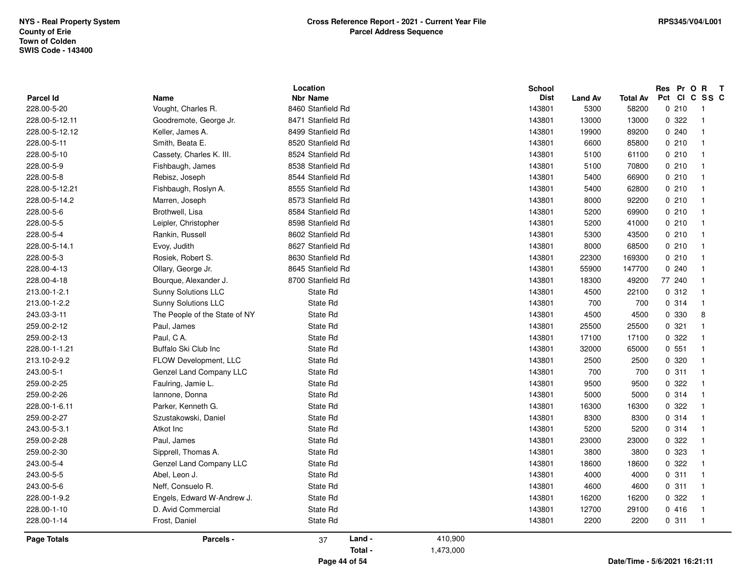NYS - Real Property System
County of Erie
Town of Colden
SWIS Code - 143400

**Cross Reference Report - 2021 - Current Year File**
**Parcel Address Sequence**

RPS345/V04/L001

| Parcel Id | Name | Location Nbr | Location Name | School Dist | Land Av | Total Av | Res Pct | Pr Cl | O C | R SS | T C |
|---|---|---|---|---|---|---|---|---|---|---|---|
| 228.00-5-20 | Vought, Charles R. | 8460 | Stanfield Rd | 143801 | 5300 | 58200 | 0 | 210 | | 1 | |
| 228.00-5-12.11 | Goodremote, George Jr. | 8471 | Stanfield Rd | 143801 | 13000 | 13000 | 0 | 322 | | 1 | |
| 228.00-5-12.12 | Keller, James A. | 8499 | Stanfield Rd | 143801 | 19900 | 89200 | 0 | 240 | | 1 | |
| 228.00-5-11 | Smith, Beata E. | 8520 | Stanfield Rd | 143801 | 6600 | 85800 | 0 | 210 | | 1 | |
| 228.00-5-10 | Cassety, Charles K. III. | 8524 | Stanfield Rd | 143801 | 5100 | 61100 | 0 | 210 | | 1 | |
| 228.00-5-9 | Fishbaugh, James | 8538 | Stanfield Rd | 143801 | 5100 | 70800 | 0 | 210 | | 1 | |
| 228.00-5-8 | Rebisz, Joseph | 8544 | Stanfield Rd | 143801 | 5400 | 66900 | 0 | 210 | | 1 | |
| 228.00-5-12.21 | Fishbaugh, Roslyn A. | 8555 | Stanfield Rd | 143801 | 5400 | 62800 | 0 | 210 | | 1 | |
| 228.00-5-14.2 | Marren, Joseph | 8573 | Stanfield Rd | 143801 | 8000 | 92200 | 0 | 210 | | 1 | |
| 228.00-5-6 | Brothwell, Lisa | 8584 | Stanfield Rd | 143801 | 5200 | 69900 | 0 | 210 | | 1 | |
| 228.00-5-5 | Leipler, Christopher | 8598 | Stanfield Rd | 143801 | 5200 | 41000 | 0 | 210 | | 1 | |
| 228.00-5-4 | Rankin, Russell | 8602 | Stanfield Rd | 143801 | 5300 | 43500 | 0 | 210 | | 1 | |
| 228.00-5-14.1 | Evoy, Judith | 8627 | Stanfield Rd | 143801 | 8000 | 68500 | 0 | 210 | | 1 | |
| 228.00-5-3 | Rosiek, Robert S. | 8630 | Stanfield Rd | 143801 | 22300 | 169300 | 0 | 210 | | 1 | |
| 228.00-4-13 | Ollary, George Jr. | 8645 | Stanfield Rd | 143801 | 55900 | 147700 | 0 | 240 | | 1 | |
| 228.00-4-18 | Bourque, Alexander J. | 8700 | Stanfield Rd | 143801 | 18300 | 49200 | 77 | 240 | | 1 | |
| 213.00-1-2.1 | Sunny Solutions LLC | | State Rd | 143801 | 4500 | 22100 | 0 | 312 | | 1 | |
| 213.00-1-2.2 | Sunny Solutions LLC | | State Rd | 143801 | 700 | 700 | 0 | 314 | | 1 | |
| 243.03-3-11 | The People of the State of NY | | State Rd | 143801 | 4500 | 4500 | 0 | 330 | | 8 | |
| 259.00-2-12 | Paul, James | | State Rd | 143801 | 25500 | 25500 | 0 | 321 | | 1 | |
| 259.00-2-13 | Paul, C A. | | State Rd | 143801 | 17100 | 17100 | 0 | 322 | | 1 | |
| 228.00-1-1.21 | Buffalo Ski Club Inc | | State Rd | 143801 | 32000 | 65000 | 0 | 551 | | 1 | |
| 213.10-2-9.2 | FLOW Development, LLC | | State Rd | 143801 | 2500 | 2500 | 0 | 320 | | 1 | |
| 243.00-5-1 | Genzel Land Company LLC | | State Rd | 143801 | 700 | 700 | 0 | 311 | | 1 | |
| 259.00-2-25 | Faulring, Jamie L. | | State Rd | 143801 | 9500 | 9500 | 0 | 322 | | 1 | |
| 259.00-2-26 | Iannone, Donna | | State Rd | 143801 | 5000 | 5000 | 0 | 314 | | 1 | |
| 228.00-1-6.11 | Parker, Kenneth G. | | State Rd | 143801 | 16300 | 16300 | 0 | 322 | | 1 | |
| 259.00-2-27 | Szustakowski, Daniel | | State Rd | 143801 | 8300 | 8300 | 0 | 314 | | 1 | |
| 243.00-5-3.1 | Atkot Inc | | State Rd | 143801 | 5200 | 5200 | 0 | 314 | | 1 | |
| 259.00-2-28 | Paul, James | | State Rd | 143801 | 23000 | 23000 | 0 | 322 | | 1 | |
| 259.00-2-30 | Sipprell, Thomas A. | | State Rd | 143801 | 3800 | 3800 | 0 | 323 | | 1 | |
| 243.00-5-4 | Genzel Land Company LLC | | State Rd | 143801 | 18600 | 18600 | 0 | 322 | | 1 | |
| 243.00-5-5 | Abel, Leon J. | | State Rd | 143801 | 4000 | 4000 | 0 | 311 | | 1 | |
| 243.00-5-6 | Neff, Consuelo R. | | State Rd | 143801 | 4600 | 4600 | 0 | 311 | | 1 | |
| 228.00-1-9.2 | Engels, Edward W-Andrew J. | | State Rd | 143801 | 16200 | 16200 | 0 | 322 | | 1 | |
| 228.00-1-10 | D. Avid Commercial | | State Rd | 143801 | 12700 | 29100 | 0 | 416 | | 1 | |
| 228.00-1-14 | Frost, Daniel | | State Rd | 143801 | 2200 | 2200 | 0 | 311 | | 1 | |

**Page Totals** Parcels - 37 Land - 410,900 Total - 1,473,000

Date/Time - 5/6/2021 16:21:11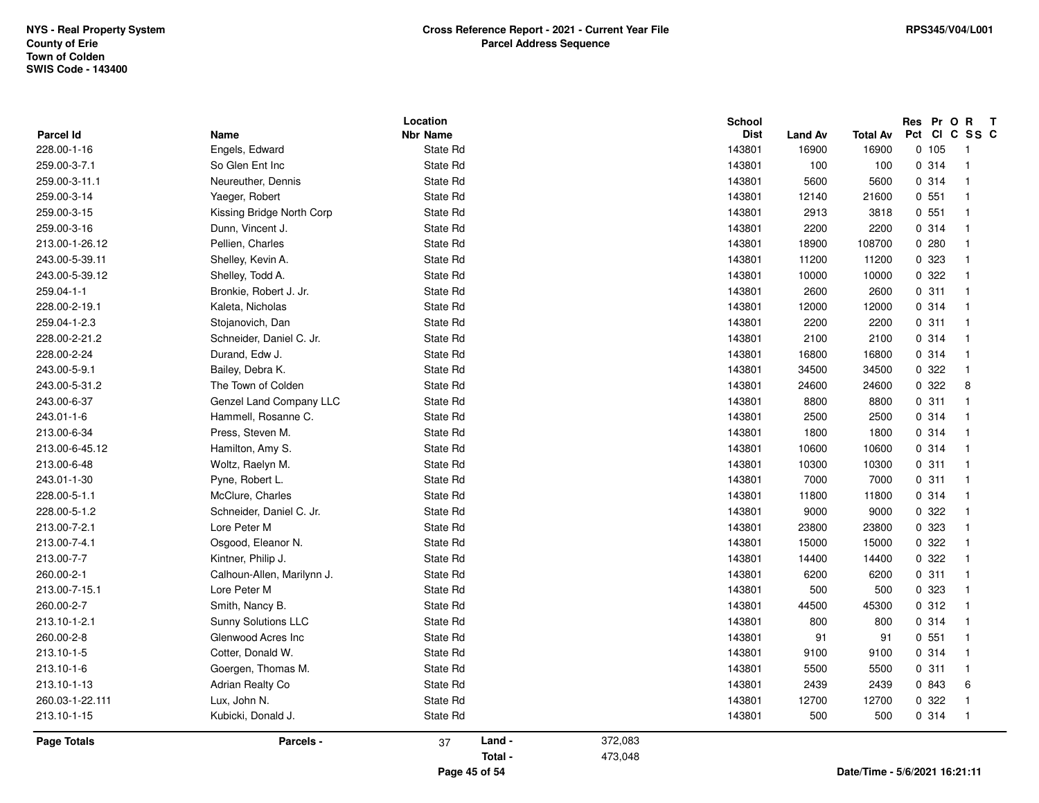NYS - Real Property System
County of Erie
Town of Colden
SWIS Code - 143400

**Cross Reference Report - 2021 - Current Year File**
**Parcel Address Sequence**

RPS345/V04/L001

| Parcel Id | Name | Location Nbr | Location Name | School Dist | Land Av | Total Av | Res Pct | Pr Cl | O C | R SS | T C |
|---|---|---|---|---|---|---|---|---|---|---|---|
| 228.00-1-16 | Engels, Edward | | State Rd | 143801 | 16900 | 16900 | 0 | 105 | | 1 | |
| 259.00-3-7.1 | So Glen Ent Inc | | State Rd | 143801 | 100 | 100 | 0 | 314 | | 1 | |
| 259.00-3-11.1 | Neureuther, Dennis | | State Rd | 143801 | 5600 | 5600 | 0 | 314 | | 1 | |
| 259.00-3-14 | Yaeger, Robert | | State Rd | 143801 | 12140 | 21600 | 0 | 551 | | 1 | |
| 259.00-3-15 | Kissing Bridge North Corp | | State Rd | 143801 | 2913 | 3818 | 0 | 551 | | 1 | |
| 259.00-3-16 | Dunn, Vincent J. | | State Rd | 143801 | 2200 | 2200 | 0 | 314 | | 1 | |
| 213.00-1-26.12 | Pellien, Charles | | State Rd | 143801 | 18900 | 108700 | 0 | 280 | | 1 | |
| 243.00-5-39.11 | Shelley, Kevin A. | | State Rd | 143801 | 11200 | 11200 | 0 | 323 | | 1 | |
| 243.00-5-39.12 | Shelley, Todd A. | | State Rd | 143801 | 10000 | 10000 | 0 | 322 | | 1 | |
| 259.04-1-1 | Bronkie, Robert J. Jr. | | State Rd | 143801 | 2600 | 2600 | 0 | 311 | | 1 | |
| 228.00-2-19.1 | Kaleta, Nicholas | | State Rd | 143801 | 12000 | 12000 | 0 | 314 | | 1 | |
| 259.04-1-2.3 | Stojanovich, Dan | | State Rd | 143801 | 2200 | 2200 | 0 | 311 | | 1 | |
| 228.00-2-21.2 | Schneider, Daniel C. Jr. | | State Rd | 143801 | 2100 | 2100 | 0 | 314 | | 1 | |
| 228.00-2-24 | Durand, Edw J. | | State Rd | 143801 | 16800 | 16800 | 0 | 314 | | 1 | |
| 243.00-5-9.1 | Bailey, Debra K. | | State Rd | 143801 | 34500 | 34500 | 0 | 322 | | 1 | |
| 243.00-5-31.2 | The Town of Colden | | State Rd | 143801 | 24600 | 24600 | 0 | 322 | | 8 | |
| 243.00-6-37 | Genzel Land Company LLC | | State Rd | 143801 | 8800 | 8800 | 0 | 311 | | 1 | |
| 243.01-1-6 | Hammell, Rosanne C. | | State Rd | 143801 | 2500 | 2500 | 0 | 314 | | 1 | |
| 213.00-6-34 | Press, Steven M. | | State Rd | 143801 | 1800 | 1800 | 0 | 314 | | 1 | |
| 213.00-6-45.12 | Hamilton, Amy S. | | State Rd | 143801 | 10600 | 10600 | 0 | 314 | | 1 | |
| 213.00-6-48 | Woltz, Raelyn M. | | State Rd | 143801 | 10300 | 10300 | 0 | 311 | | 1 | |
| 243.01-1-30 | Pyne, Robert L. | | State Rd | 143801 | 7000 | 7000 | 0 | 311 | | 1 | |
| 228.00-5-1.1 | McClure, Charles | | State Rd | 143801 | 11800 | 11800 | 0 | 314 | | 1 | |
| 228.00-5-1.2 | Schneider, Daniel C. Jr. | | State Rd | 143801 | 9000 | 9000 | 0 | 322 | | 1 | |
| 213.00-7-2.1 | Lore Peter M | | State Rd | 143801 | 23800 | 23800 | 0 | 323 | | 1 | |
| 213.00-7-4.1 | Osgood, Eleanor N. | | State Rd | 143801 | 15000 | 15000 | 0 | 322 | | 1 | |
| 213.00-7-7 | Kintner, Philip J. | | State Rd | 143801 | 14400 | 14400 | 0 | 322 | | 1 | |
| 260.00-2-1 | Calhoun-Allen, Marilynn J. | | State Rd | 143801 | 6200 | 6200 | 0 | 311 | | 1 | |
| 213.00-7-15.1 | Lore Peter M | | State Rd | 143801 | 500 | 500 | 0 | 323 | | 1 | |
| 260.00-2-7 | Smith, Nancy B. | | State Rd | 143801 | 44500 | 45300 | 0 | 312 | | 1 | |
| 213.10-1-2.1 | Sunny Solutions LLC | | State Rd | 143801 | 800 | 800 | 0 | 314 | | 1 | |
| 260.00-2-8 | Glenwood Acres Inc | | State Rd | 143801 | 91 | 91 | 0 | 551 | | 1 | |
| 213.10-1-5 | Cotter, Donald W. | | State Rd | 143801 | 9100 | 9100 | 0 | 314 | | 1 | |
| 213.10-1-6 | Goergen, Thomas M. | | State Rd | 143801 | 5500 | 5500 | 0 | 311 | | 1 | |
| 213.10-1-13 | Adrian Realty Co | | State Rd | 143801 | 2439 | 2439 | 0 | 843 | | 6 | |
| 260.03-1-22.111 | Lux, John N. | | State Rd | 143801 | 12700 | 12700 | 0 | 322 | | 1 | |
| 213.10-1-15 | Kubicki, Donald J. | | State Rd | 143801 | 500 | 500 | 0 | 314 | | 1 | |

**Page Totals** — Parcels - 37 — Land - 372,083 — Total - 473,048

Date/Time - 5/6/2021 16:21:11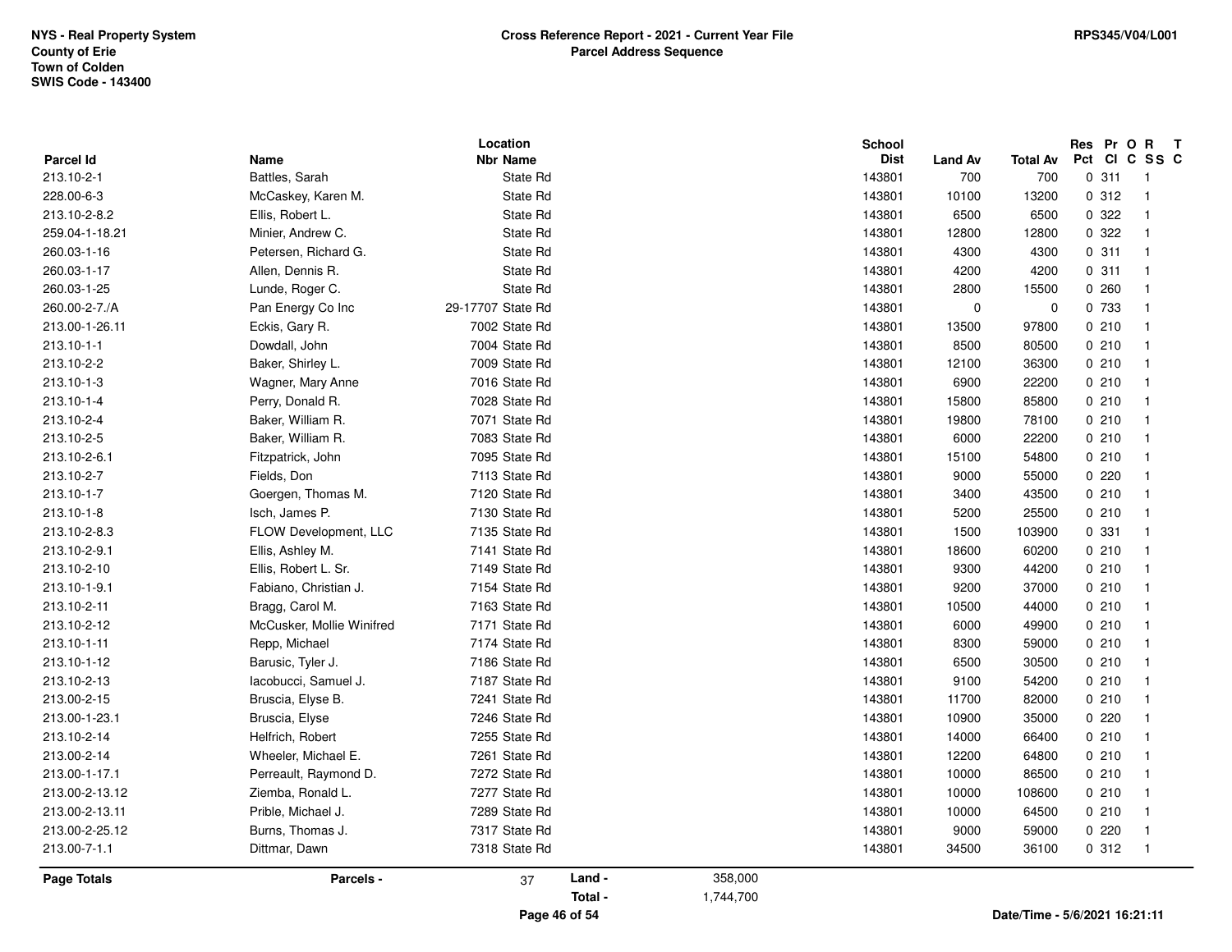NYS - Real Property System
County of Erie
Town of Colden
SWIS Code - 143400

**Cross Reference Report - 2021 - Current Year File**
**Parcel Address Sequence**

RPS345/V04/L001

| Parcel Id | Name | Location Nbr | Name | School Dist | Land Av | Total Av | Res Pct | Pr Cl | O C | R SS | T C |
|---|---|---|---|---|---|---|---|---|---|---|---|
| 213.10-2-1 | Battles, Sarah | | State Rd | 143801 | 700 | 700 | 0 | 311 | | 1 | |
| 228.00-6-3 | McCaskey, Karen M. | | State Rd | 143801 | 10100 | 13200 | 0 | 312 | | 1 | |
| 213.10-2-8.2 | Ellis, Robert L. | | State Rd | 143801 | 6500 | 6500 | 0 | 322 | | 1 | |
| 259.04-1-18.21 | Minier, Andrew C. | | State Rd | 143801 | 12800 | 12800 | 0 | 322 | | 1 | |
| 260.03-1-16 | Petersen, Richard G. | | State Rd | 143801 | 4300 | 4300 | 0 | 311 | | 1 | |
| 260.03-1-17 | Allen, Dennis R. | | State Rd | 143801 | 4200 | 4200 | 0 | 311 | | 1 | |
| 260.03-1-25 | Lunde, Roger C. | | State Rd | 143801 | 2800 | 15500 | 0 | 260 | | 1 | |
| 260.00-2-7./A | Pan Energy Co Inc | 29-17707 | State Rd | 143801 | 0 | 0 | 0 | 733 | | 1 | |
| 213.00-1-26.11 | Eckis, Gary R. | 7002 | State Rd | 143801 | 13500 | 97800 | 0 | 210 | | 1 | |
| 213.10-1-1 | Dowdall, John | 7004 | State Rd | 143801 | 8500 | 80500 | 0 | 210 | | 1 | |
| 213.10-2-2 | Baker, Shirley L. | 7009 | State Rd | 143801 | 12100 | 36300 | 0 | 210 | | 1 | |
| 213.10-1-3 | Wagner, Mary Anne | 7016 | State Rd | 143801 | 6900 | 22200 | 0 | 210 | | 1 | |
| 213.10-1-4 | Perry, Donald R. | 7028 | State Rd | 143801 | 15800 | 85800 | 0 | 210 | | 1 | |
| 213.10-2-4 | Baker, William R. | 7071 | State Rd | 143801 | 19800 | 78100 | 0 | 210 | | 1 | |
| 213.10-2-5 | Baker, William R. | 7083 | State Rd | 143801 | 6000 | 22200 | 0 | 210 | | 1 | |
| 213.10-2-6.1 | Fitzpatrick, John | 7095 | State Rd | 143801 | 15100 | 54800 | 0 | 210 | | 1 | |
| 213.10-2-7 | Fields, Don | 7113 | State Rd | 143801 | 9000 | 55000 | 0 | 220 | | 1 | |
| 213.10-1-7 | Goergen, Thomas M. | 7120 | State Rd | 143801 | 3400 | 43500 | 0 | 210 | | 1 | |
| 213.10-1-8 | Isch, James P. | 7130 | State Rd | 143801 | 5200 | 25500 | 0 | 210 | | 1 | |
| 213.10-2-8.3 | FLOW Development, LLC | 7135 | State Rd | 143801 | 1500 | 103900 | 0 | 331 | | 1 | |
| 213.10-2-9.1 | Ellis, Ashley M. | 7141 | State Rd | 143801 | 18600 | 60200 | 0 | 210 | | 1 | |
| 213.10-2-10 | Ellis, Robert L. Sr. | 7149 | State Rd | 143801 | 9300 | 44200 | 0 | 210 | | 1 | |
| 213.10-1-9.1 | Fabiano, Christian J. | 7154 | State Rd | 143801 | 9200 | 37000 | 0 | 210 | | 1 | |
| 213.10-2-11 | Bragg, Carol M. | 7163 | State Rd | 143801 | 10500 | 44000 | 0 | 210 | | 1 | |
| 213.10-2-12 | McCusker, Mollie Winifred | 7171 | State Rd | 143801 | 6000 | 49900 | 0 | 210 | | 1 | |
| 213.10-1-11 | Repp, Michael | 7174 | State Rd | 143801 | 8300 | 59000 | 0 | 210 | | 1 | |
| 213.10-1-12 | Barusic, Tyler J. | 7186 | State Rd | 143801 | 6500 | 30500 | 0 | 210 | | 1 | |
| 213.10-2-13 | Iacobucci, Samuel J. | 7187 | State Rd | 143801 | 9100 | 54200 | 0 | 210 | | 1 | |
| 213.00-2-15 | Bruscia, Elyse B. | 7241 | State Rd | 143801 | 11700 | 82000 | 0 | 210 | | 1 | |
| 213.00-1-23.1 | Bruscia, Elyse | 7246 | State Rd | 143801 | 10900 | 35000 | 0 | 220 | | 1 | |
| 213.10-2-14 | Helfrich, Robert | 7255 | State Rd | 143801 | 14000 | 66400 | 0 | 210 | | 1 | |
| 213.00-2-14 | Wheeler, Michael E. | 7261 | State Rd | 143801 | 12200 | 64800 | 0 | 210 | | 1 | |
| 213.00-1-17.1 | Perreault, Raymond D. | 7272 | State Rd | 143801 | 10000 | 86500 | 0 | 210 | | 1 | |
| 213.00-2-13.12 | Ziemba, Ronald L. | 7277 | State Rd | 143801 | 10000 | 108600 | 0 | 210 | | 1 | |
| 213.00-2-13.11 | Prible, Michael J. | 7289 | State Rd | 143801 | 10000 | 64500 | 0 | 210 | | 1 | |
| 213.00-2-25.12 | Burns, Thomas J. | 7317 | State Rd | 143801 | 9000 | 59000 | 0 | 220 | | 1 | |
| 213.00-7-1.1 | Dittmar, Dawn | 7318 | State Rd | 143801 | 34500 | 36100 | 0 | 312 | | 1 | |

**Page Totals** — Parcels - 37 — Land - 358,000 — Total - 1,744,700

Date/Time - 5/6/2021 16:21:11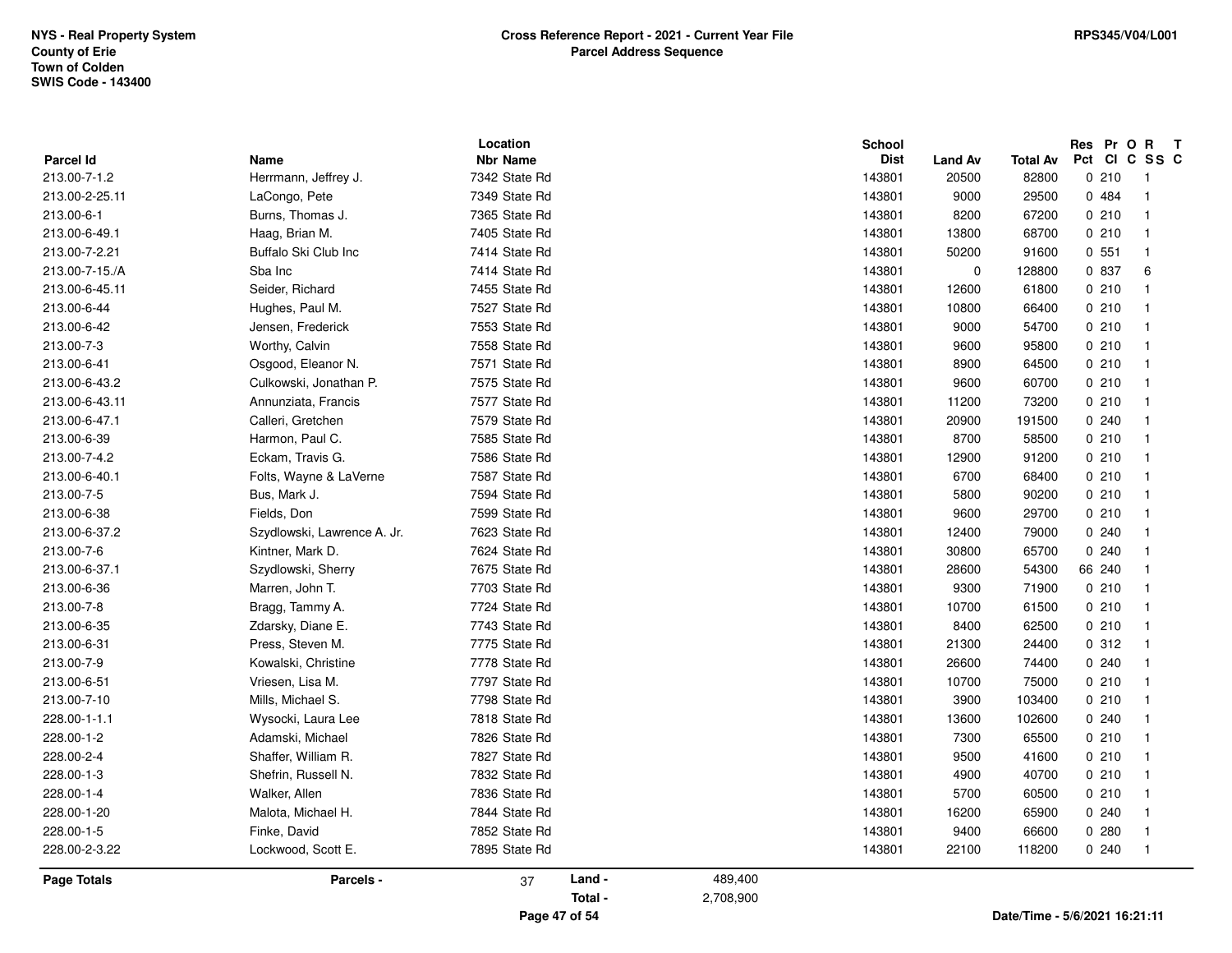NYS - Real Property System
County of Erie
Town of Colden
SWIS Code - 143400

**Cross Reference Report - 2021 - Current Year File**
**Parcel Address Sequence**

RPS345/V04/L001

| Parcel Id | Name | Location Nbr Name | School Dist | Land Av | Total Av | Res Pct | Pr Cl | O C | R SS | T C |
|---|---|---|---|---|---|---|---|---|---|---|
| 213.00-7-1.2 | Herrmann, Jeffrey J. | 7342 State Rd | 143801 | 20500 | 82800 | 0 | 210 | | 1 | |
| 213.00-2-25.11 | LaCongo, Pete | 7349 State Rd | 143801 | 9000 | 29500 | 0 | 484 | | 1 | |
| 213.00-6-1 | Burns, Thomas J. | 7365 State Rd | 143801 | 8200 | 67200 | 0 | 210 | | 1 | |
| 213.00-6-49.1 | Haag, Brian M. | 7405 State Rd | 143801 | 13800 | 68700 | 0 | 210 | | 1 | |
| 213.00-7-2.21 | Buffalo Ski Club Inc | 7414 State Rd | 143801 | 50200 | 91600 | 0 | 551 | | 1 | |
| 213.00-7-15./A | Sba Inc | 7414 State Rd | 143801 | 0 | 128800 | 0 | 837 | | 6 | |
| 213.00-6-45.11 | Seider, Richard | 7455 State Rd | 143801 | 12600 | 61800 | 0 | 210 | | 1 | |
| 213.00-6-44 | Hughes, Paul M. | 7527 State Rd | 143801 | 10800 | 66400 | 0 | 210 | | 1 | |
| 213.00-6-42 | Jensen, Frederick | 7553 State Rd | 143801 | 9000 | 54700 | 0 | 210 | | 1 | |
| 213.00-7-3 | Worthy, Calvin | 7558 State Rd | 143801 | 9600 | 95800 | 0 | 210 | | 1 | |
| 213.00-6-41 | Osgood, Eleanor N. | 7571 State Rd | 143801 | 8900 | 64500 | 0 | 210 | | 1 | |
| 213.00-6-43.2 | Culkowski, Jonathan P. | 7575 State Rd | 143801 | 9600 | 60700 | 0 | 210 | | 1 | |
| 213.00-6-43.11 | Annunziata, Francis | 7577 State Rd | 143801 | 11200 | 73200 | 0 | 210 | | 1 | |
| 213.00-6-47.1 | Calleri, Gretchen | 7579 State Rd | 143801 | 20900 | 191500 | 0 | 240 | | 1 | |
| 213.00-6-39 | Harmon, Paul C. | 7585 State Rd | 143801 | 8700 | 58500 | 0 | 210 | | 1 | |
| 213.00-7-4.2 | Eckam, Travis G. | 7586 State Rd | 143801 | 12900 | 91200 | 0 | 210 | | 1 | |
| 213.00-6-40.1 | Folts, Wayne & LaVerne | 7587 State Rd | 143801 | 6700 | 68400 | 0 | 210 | | 1 | |
| 213.00-7-5 | Bus, Mark J. | 7594 State Rd | 143801 | 5800 | 90200 | 0 | 210 | | 1 | |
| 213.00-6-38 | Fields, Don | 7599 State Rd | 143801 | 9600 | 29700 | 0 | 210 | | 1 | |
| 213.00-6-37.2 | Szydlowski, Lawrence A. Jr. | 7623 State Rd | 143801 | 12400 | 79000 | 0 | 240 | | 1 | |
| 213.00-7-6 | Kintner, Mark D. | 7624 State Rd | 143801 | 30800 | 65700 | 0 | 240 | | 1 | |
| 213.00-6-37.1 | Szydlowski, Sherry | 7675 State Rd | 143801 | 28600 | 54300 | 66 | 240 | | 1 | |
| 213.00-6-36 | Marren, John T. | 7703 State Rd | 143801 | 9300 | 71900 | 0 | 210 | | 1 | |
| 213.00-7-8 | Bragg, Tammy A. | 7724 State Rd | 143801 | 10700 | 61500 | 0 | 210 | | 1 | |
| 213.00-6-35 | Zdarsky, Diane E. | 7743 State Rd | 143801 | 8400 | 62500 | 0 | 210 | | 1 | |
| 213.00-6-31 | Press, Steven M. | 7775 State Rd | 143801 | 21300 | 24400 | 0 | 312 | | 1 | |
| 213.00-7-9 | Kowalski, Christine | 7778 State Rd | 143801 | 26600 | 74400 | 0 | 240 | | 1 | |
| 213.00-6-51 | Vriesen, Lisa M. | 7797 State Rd | 143801 | 10700 | 75000 | 0 | 210 | | 1 | |
| 213.00-7-10 | Mills, Michael S. | 7798 State Rd | 143801 | 3900 | 103400 | 0 | 210 | | 1 | |
| 228.00-1-1.1 | Wysocki, Laura Lee | 7818 State Rd | 143801 | 13600 | 102600 | 0 | 240 | | 1 | |
| 228.00-1-2 | Adamski, Michael | 7826 State Rd | 143801 | 7300 | 65500 | 0 | 210 | | 1 | |
| 228.00-2-4 | Shaffer, William R. | 7827 State Rd | 143801 | 9500 | 41600 | 0 | 210 | | 1 | |
| 228.00-1-3 | Shefrin, Russell N. | 7832 State Rd | 143801 | 4900 | 40700 | 0 | 210 | | 1 | |
| 228.00-1-4 | Walker, Allen | 7836 State Rd | 143801 | 5700 | 60500 | 0 | 210 | | 1 | |
| 228.00-1-20 | Malota, Michael H. | 7844 State Rd | 143801 | 16200 | 65900 | 0 | 240 | | 1 | |
| 228.00-1-5 | Finke, David | 7852 State Rd | 143801 | 9400 | 66600 | 0 | 280 | | 1 | |
| 228.00-2-3.22 | Lockwood, Scott E. | 7895 State Rd | 143801 | 22100 | 118200 | 0 | 240 | | 1 | |

| Page Totals | Parcels - | 37 | Land - | 489,400 |
|---|---|---|---|---|
| | | | Total - | 2,708,900 |

Date/Time - 5/6/2021 16:21:11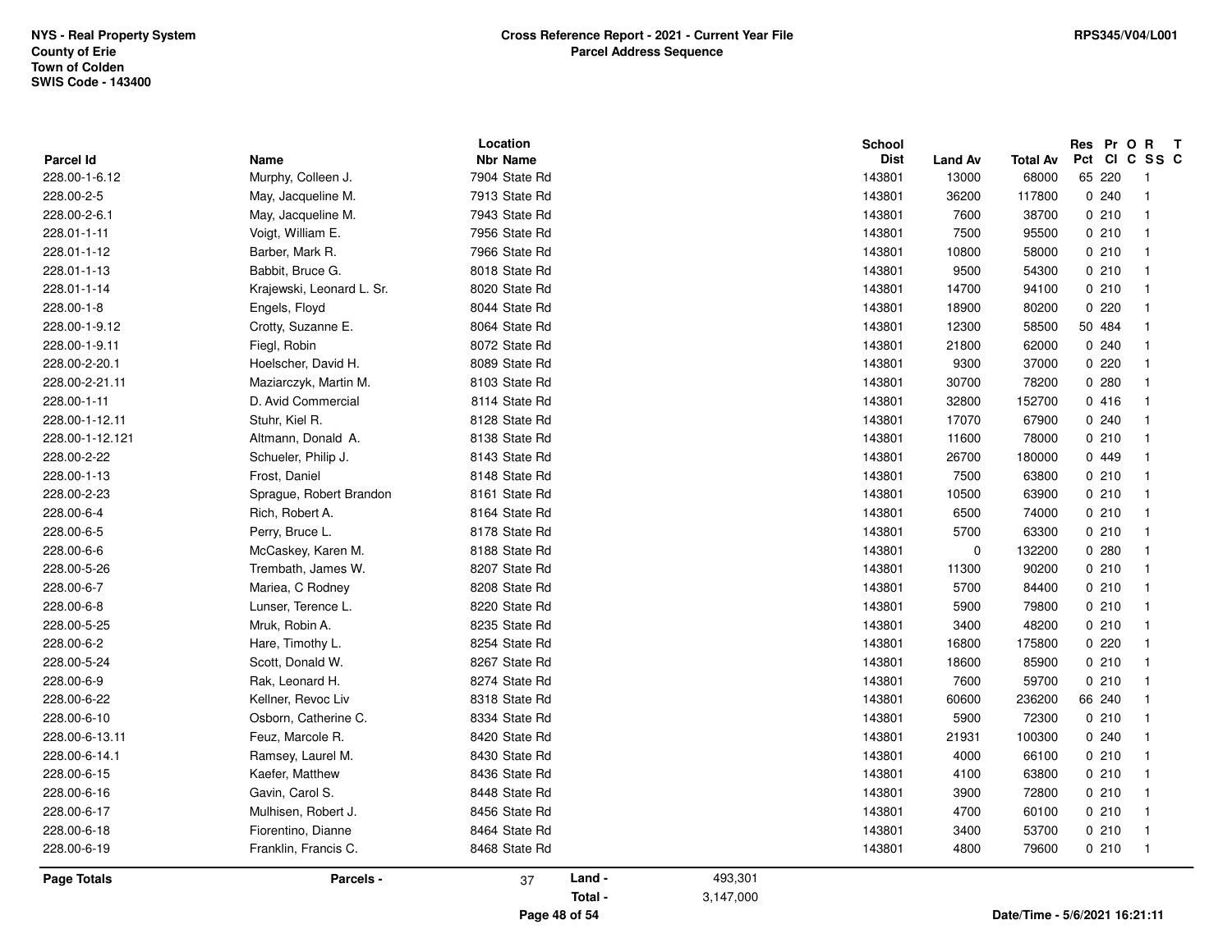NYS - Real Property System
County of Erie
Town of Colden
SWIS Code - 143400

**Cross Reference Report - 2021 - Current Year File**
**Parcel Address Sequence**

RPS345/V04/L001

| Parcel Id | Name | Location Nbr Name | School Dist | Land Av | Total Av | Res Pct | Pr Cl | O C | R SS | T C |
|---|---|---|---|---|---|---|---|---|---|---|
| 228.00-1-6.12 | Murphy, Colleen J. | 7904 State Rd | 143801 | 13000 | 68000 | 65 | 220 | | 1 | |
| 228.00-2-5 | May, Jacqueline M. | 7913 State Rd | 143801 | 36200 | 117800 | 0 | 240 | | 1 | |
| 228.00-2-6.1 | May, Jacqueline M. | 7943 State Rd | 143801 | 7600 | 38700 | 0 | 210 | | 1 | |
| 228.01-1-11 | Voigt, William E. | 7956 State Rd | 143801 | 7500 | 95500 | 0 | 210 | | 1 | |
| 228.01-1-12 | Barber, Mark R. | 7966 State Rd | 143801 | 10800 | 58000 | 0 | 210 | | 1 | |
| 228.01-1-13 | Babbit, Bruce G. | 8018 State Rd | 143801 | 9500 | 54300 | 0 | 210 | | 1 | |
| 228.01-1-14 | Krajewski, Leonard L. Sr. | 8020 State Rd | 143801 | 14700 | 94100 | 0 | 210 | | 1 | |
| 228.00-1-8 | Engels, Floyd | 8044 State Rd | 143801 | 18900 | 80200 | 0 | 220 | | 1 | |
| 228.00-1-9.12 | Crotty, Suzanne E. | 8064 State Rd | 143801 | 12300 | 58500 | 50 | 484 | | 1 | |
| 228.00-1-9.11 | Fiegl, Robin | 8072 State Rd | 143801 | 21800 | 62000 | 0 | 240 | | 1 | |
| 228.00-2-20.1 | Hoelscher, David H. | 8089 State Rd | 143801 | 9300 | 37000 | 0 | 220 | | 1 | |
| 228.00-2-21.11 | Maziarczyk, Martin M. | 8103 State Rd | 143801 | 30700 | 78200 | 0 | 280 | | 1 | |
| 228.00-1-11 | D. Avid Commercial | 8114 State Rd | 143801 | 32800 | 152700 | 0 | 416 | | 1 | |
| 228.00-1-12.11 | Stuhr, Kiel R. | 8128 State Rd | 143801 | 17070 | 67900 | 0 | 240 | | 1 | |
| 228.00-1-12.121 | Altmann, Donald A. | 8138 State Rd | 143801 | 11600 | 78000 | 0 | 210 | | 1 | |
| 228.00-2-22 | Schueler, Philip J. | 8143 State Rd | 143801 | 26700 | 180000 | 0 | 449 | | 1 | |
| 228.00-1-13 | Frost, Daniel | 8148 State Rd | 143801 | 7500 | 63800 | 0 | 210 | | 1 | |
| 228.00-2-23 | Sprague, Robert Brandon | 8161 State Rd | 143801 | 10500 | 63900 | 0 | 210 | | 1 | |
| 228.00-6-4 | Rich, Robert A. | 8164 State Rd | 143801 | 6500 | 74000 | 0 | 210 | | 1 | |
| 228.00-6-5 | Perry, Bruce L. | 8178 State Rd | 143801 | 5700 | 63300 | 0 | 210 | | 1 | |
| 228.00-6-6 | McCaskey, Karen M. | 8188 State Rd | 143801 | 0 | 132200 | 0 | 280 | | 1 | |
| 228.00-5-26 | Trembath, James W. | 8207 State Rd | 143801 | 11300 | 90200 | 0 | 210 | | 1 | |
| 228.00-6-7 | Mariea, C Rodney | 8208 State Rd | 143801 | 5700 | 84400 | 0 | 210 | | 1 | |
| 228.00-6-8 | Lunser, Terence L. | 8220 State Rd | 143801 | 5900 | 79800 | 0 | 210 | | 1 | |
| 228.00-5-25 | Mruk, Robin A. | 8235 State Rd | 143801 | 3400 | 48200 | 0 | 210 | | 1 | |
| 228.00-6-2 | Hare, Timothy L. | 8254 State Rd | 143801 | 16800 | 175800 | 0 | 220 | | 1 | |
| 228.00-5-24 | Scott, Donald W. | 8267 State Rd | 143801 | 18600 | 85900 | 0 | 210 | | 1 | |
| 228.00-6-9 | Rak, Leonard H. | 8274 State Rd | 143801 | 7600 | 59700 | 0 | 210 | | 1 | |
| 228.00-6-22 | Kellner, Revoc Liv | 8318 State Rd | 143801 | 60600 | 236200 | 66 | 240 | | 1 | |
| 228.00-6-10 | Osborn, Catherine C. | 8334 State Rd | 143801 | 5900 | 72300 | 0 | 210 | | 1 | |
| 228.00-6-13.11 | Feuz, Marcole R. | 8420 State Rd | 143801 | 21931 | 100300 | 0 | 240 | | 1 | |
| 228.00-6-14.1 | Ramsey, Laurel M. | 8430 State Rd | 143801 | 4000 | 66100 | 0 | 210 | | 1 | |
| 228.00-6-15 | Kaefer, Matthew | 8436 State Rd | 143801 | 4100 | 63800 | 0 | 210 | | 1 | |
| 228.00-6-16 | Gavin, Carol S. | 8448 State Rd | 143801 | 3900 | 72800 | 0 | 210 | | 1 | |
| 228.00-6-17 | Mulhisen, Robert J. | 8456 State Rd | 143801 | 4700 | 60100 | 0 | 210 | | 1 | |
| 228.00-6-18 | Fiorentino, Dianne | 8464 State Rd | 143801 | 3400 | 53700 | 0 | 210 | | 1 | |
| 228.00-6-19 | Franklin, Francis C. | 8468 State Rd | 143801 | 4800 | 79600 | 0 | 210 | | 1 | |

**Page Totals** — **Parcels -** 37 — **Land -** 493,301 — **Total -** 3,147,000

Date/Time - 5/6/2021 16:21:11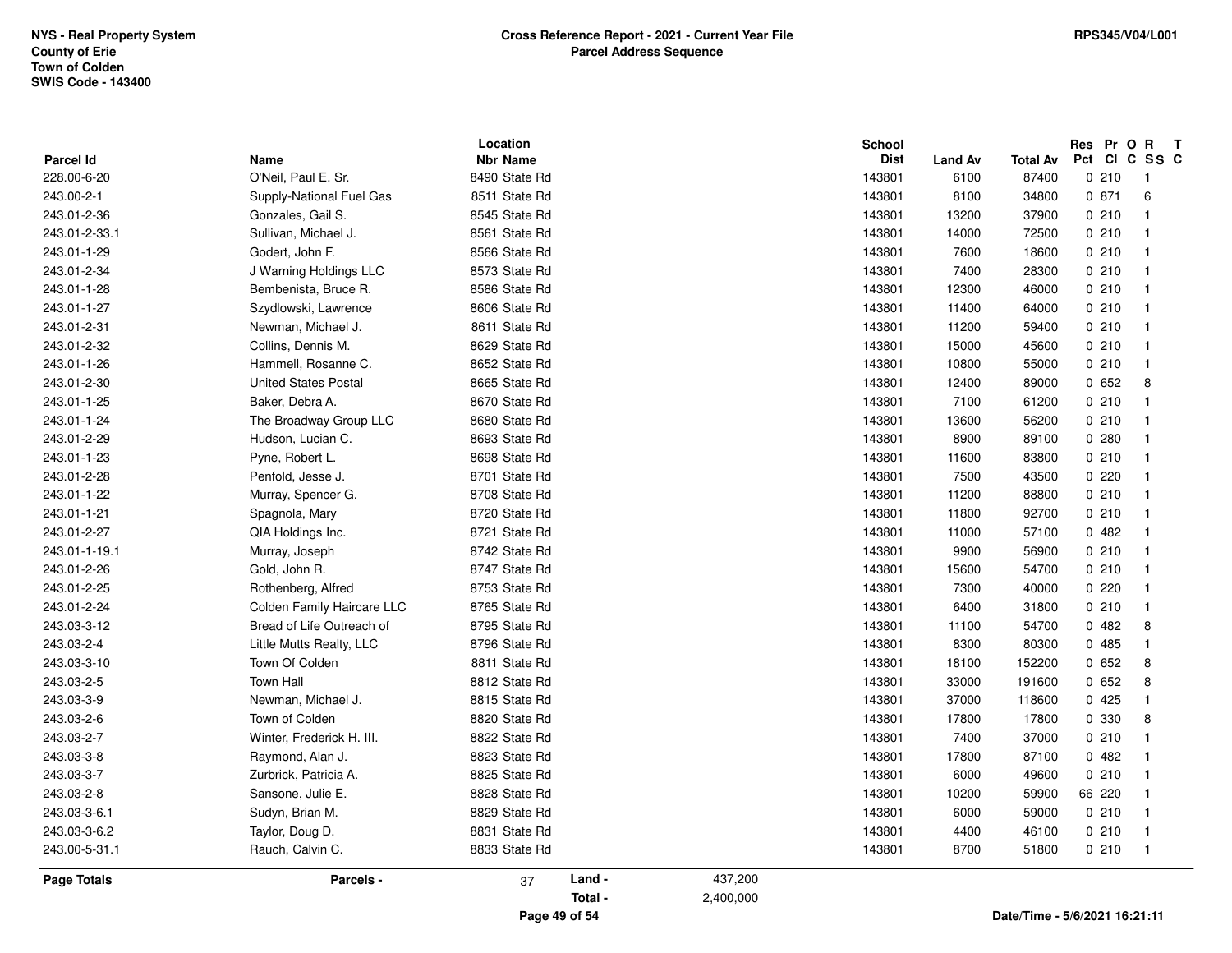NYS - Real Property System
County of Erie
Town of Colden
SWIS Code - 143400

**Cross Reference Report - 2021 - Current Year File**
**Parcel Address Sequence**

RPS345/V04/L001

| Parcel Id | Name | Location Nbr | Location Name | School Dist | Land Av | Total Av | Res Pct | Pr Cl | O C | R SS | T C |
|---|---|---|---|---|---|---|---|---|---|---|---|
| 228.00-6-20 | O'Neil, Paul E. Sr. | 8490 | State Rd | 143801 | 6100 | 87400 | 0 | 210 | | 1 | |
| 243.00-2-1 | Supply-National Fuel Gas | 8511 | State Rd | 143801 | 8100 | 34800 | 0 | 871 | | 6 | |
| 243.01-2-36 | Gonzales, Gail S. | 8545 | State Rd | 143801 | 13200 | 37900 | 0 | 210 | | 1 | |
| 243.01-2-33.1 | Sullivan, Michael J. | 8561 | State Rd | 143801 | 14000 | 72500 | 0 | 210 | | 1 | |
| 243.01-1-29 | Godert, John F. | 8566 | State Rd | 143801 | 7600 | 18600 | 0 | 210 | | 1 | |
| 243.01-2-34 | J Warning Holdings LLC | 8573 | State Rd | 143801 | 7400 | 28300 | 0 | 210 | | 1 | |
| 243.01-1-28 | Bembenista, Bruce R. | 8586 | State Rd | 143801 | 12300 | 46000 | 0 | 210 | | 1 | |
| 243.01-1-27 | Szydlowski, Lawrence | 8606 | State Rd | 143801 | 11400 | 64000 | 0 | 210 | | 1 | |
| 243.01-2-31 | Newman, Michael J. | 8611 | State Rd | 143801 | 11200 | 59400 | 0 | 210 | | 1 | |
| 243.01-2-32 | Collins, Dennis M. | 8629 | State Rd | 143801 | 15000 | 45600 | 0 | 210 | | 1 | |
| 243.01-1-26 | Hammell, Rosanne C. | 8652 | State Rd | 143801 | 10800 | 55000 | 0 | 210 | | 1 | |
| 243.01-2-30 | United States Postal | 8665 | State Rd | 143801 | 12400 | 89000 | 0 | 652 | | 8 | |
| 243.01-1-25 | Baker, Debra A. | 8670 | State Rd | 143801 | 7100 | 61200 | 0 | 210 | | 1 | |
| 243.01-1-24 | The Broadway Group LLC | 8680 | State Rd | 143801 | 13600 | 56200 | 0 | 210 | | 1 | |
| 243.01-2-29 | Hudson, Lucian C. | 8693 | State Rd | 143801 | 8900 | 89100 | 0 | 280 | | 1 | |
| 243.01-1-23 | Pyne, Robert L. | 8698 | State Rd | 143801 | 11600 | 83800 | 0 | 210 | | 1 | |
| 243.01-2-28 | Penfold, Jesse J. | 8701 | State Rd | 143801 | 7500 | 43500 | 0 | 220 | | 1 | |
| 243.01-1-22 | Murray, Spencer G. | 8708 | State Rd | 143801 | 11200 | 88800 | 0 | 210 | | 1 | |
| 243.01-1-21 | Spagnola, Mary | 8720 | State Rd | 143801 | 11800 | 92700 | 0 | 210 | | 1 | |
| 243.01-2-27 | QIA Holdings Inc. | 8721 | State Rd | 143801 | 11000 | 57100 | 0 | 482 | | 1 | |
| 243.01-1-19.1 | Murray, Joseph | 8742 | State Rd | 143801 | 9900 | 56900 | 0 | 210 | | 1 | |
| 243.01-2-26 | Gold, John R. | 8747 | State Rd | 143801 | 15600 | 54700 | 0 | 210 | | 1 | |
| 243.01-2-25 | Rothenberg, Alfred | 8753 | State Rd | 143801 | 7300 | 40000 | 0 | 220 | | 1 | |
| 243.01-2-24 | Colden Family Haircare LLC | 8765 | State Rd | 143801 | 6400 | 31800 | 0 | 210 | | 1 | |
| 243.03-3-12 | Bread of Life Outreach of | 8795 | State Rd | 143801 | 11100 | 54700 | 0 | 482 | | 8 | |
| 243.03-2-4 | Little Mutts Realty, LLC | 8796 | State Rd | 143801 | 8300 | 80300 | 0 | 485 | | 1 | |
| 243.03-3-10 | Town Of Colden | 8811 | State Rd | 143801 | 18100 | 152200 | 0 | 652 | | 8 | |
| 243.03-2-5 | Town Hall | 8812 | State Rd | 143801 | 33000 | 191600 | 0 | 652 | | 8 | |
| 243.03-3-9 | Newman, Michael J. | 8815 | State Rd | 143801 | 37000 | 118600 | 0 | 425 | | 1 | |
| 243.03-2-6 | Town of Colden | 8820 | State Rd | 143801 | 17800 | 17800 | 0 | 330 | | 8 | |
| 243.03-2-7 | Winter, Frederick H. III. | 8822 | State Rd | 143801 | 7400 | 37000 | 0 | 210 | | 1 | |
| 243.03-3-8 | Raymond, Alan J. | 8823 | State Rd | 143801 | 17800 | 87100 | 0 | 482 | | 1 | |
| 243.03-3-7 | Zurbrick, Patricia A. | 8825 | State Rd | 143801 | 6000 | 49600 | 0 | 210 | | 1 | |
| 243.03-2-8 | Sansone, Julie E. | 8828 | State Rd | 143801 | 10200 | 59900 | 66 | 220 | | 1 | |
| 243.03-3-6.1 | Sudyn, Brian M. | 8829 | State Rd | 143801 | 6000 | 59000 | 0 | 210 | | 1 | |
| 243.03-3-6.2 | Taylor, Doug D. | 8831 | State Rd | 143801 | 4400 | 46100 | 0 | 210 | | 1 | |
| 243.00-5-31.1 | Rauch, Calvin C. | 8833 | State Rd | 143801 | 8700 | 51800 | 0 | 210 | | 1 | |

| Page Totals | Parcels - | 37 | Land - | 437,200 |
|---|---|---|---|---|
| | | | Total - | 2,400,000 |

Date/Time - 5/6/2021 16:21:11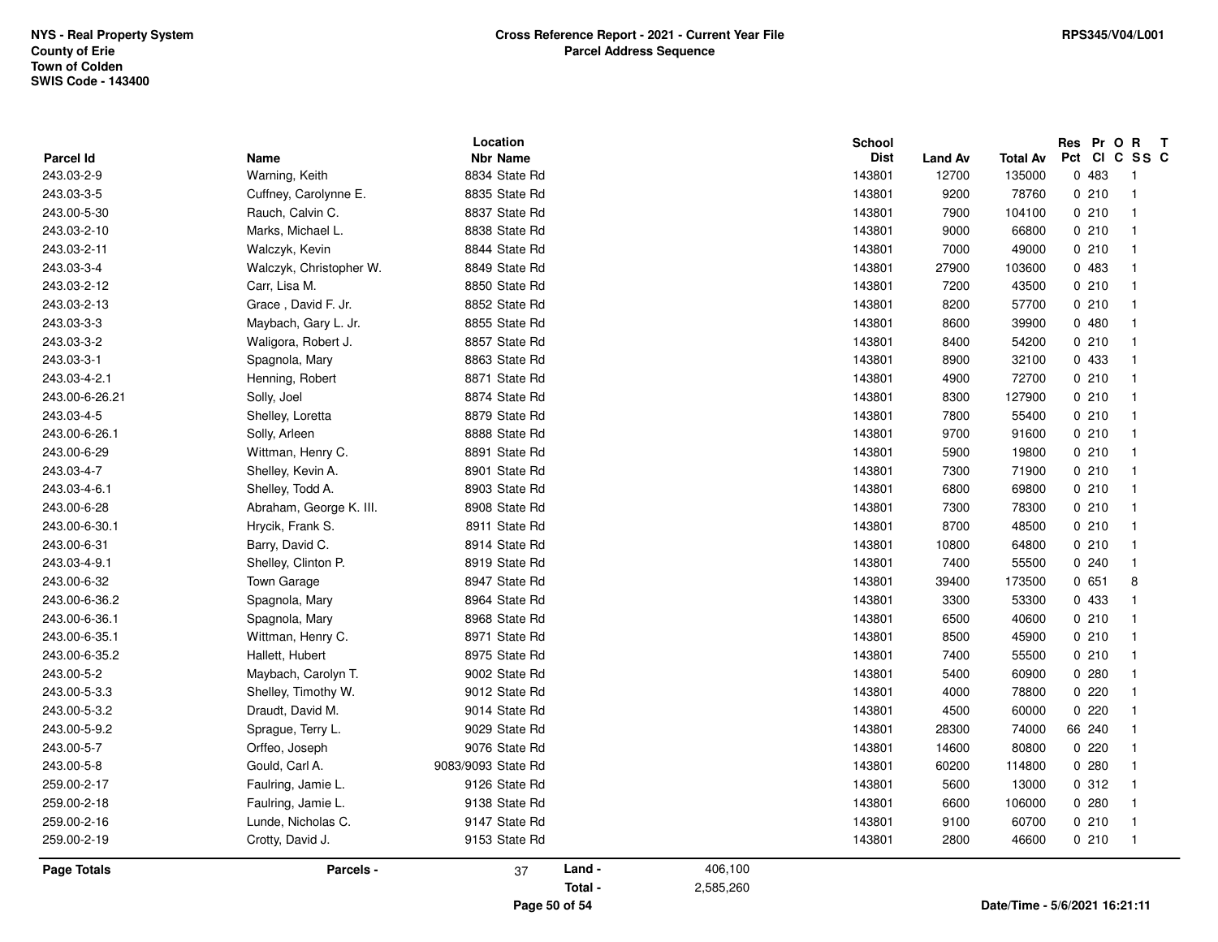NYS - Real Property System
County of Erie
Town of Colden
SWIS Code - 143400

**Cross Reference Report - 2021 - Current Year File**
**Parcel Address Sequence**

RPS345/V04/L001

| Parcel Id | Name | Location Nbr Name | School Dist | Land Av | Total Av | Res Pct | Pr Cl | O C | R SS | T C |
|---|---|---|---|---|---|---|---|---|---|---|
| 243.03-2-9 | Warning, Keith | 8834 State Rd | 143801 | 12700 | 135000 | 0 | 483 | | 1 | |
| 243.03-3-5 | Cuffney, Carolynne E. | 8835 State Rd | 143801 | 9200 | 78760 | 0 | 210 | | 1 | |
| 243.00-5-30 | Rauch, Calvin C. | 8837 State Rd | 143801 | 7900 | 104100 | 0 | 210 | | 1 | |
| 243.03-2-10 | Marks, Michael L. | 8838 State Rd | 143801 | 9000 | 66800 | 0 | 210 | | 1 | |
| 243.03-2-11 | Walczyk, Kevin | 8844 State Rd | 143801 | 7000 | 49000 | 0 | 210 | | 1 | |
| 243.03-3-4 | Walczyk, Christopher W. | 8849 State Rd | 143801 | 27900 | 103600 | 0 | 483 | | 1 | |
| 243.03-2-12 | Carr, Lisa M. | 8850 State Rd | 143801 | 7200 | 43500 | 0 | 210 | | 1 | |
| 243.03-2-13 | Grace , David F. Jr. | 8852 State Rd | 143801 | 8200 | 57700 | 0 | 210 | | 1 | |
| 243.03-3-3 | Maybach, Gary L. Jr. | 8855 State Rd | 143801 | 8600 | 39900 | 0 | 480 | | 1 | |
| 243.03-3-2 | Waligora, Robert J. | 8857 State Rd | 143801 | 8400 | 54200 | 0 | 210 | | 1 | |
| 243.03-3-1 | Spagnola, Mary | 8863 State Rd | 143801 | 8900 | 32100 | 0 | 433 | | 1 | |
| 243.03-4-2.1 | Henning, Robert | 8871 State Rd | 143801 | 4900 | 72700 | 0 | 210 | | 1 | |
| 243.00-6-26.21 | Solly, Joel | 8874 State Rd | 143801 | 8300 | 127900 | 0 | 210 | | 1 | |
| 243.03-4-5 | Shelley, Loretta | 8879 State Rd | 143801 | 7800 | 55400 | 0 | 210 | | 1 | |
| 243.00-6-26.1 | Solly, Arleen | 8888 State Rd | 143801 | 9700 | 91600 | 0 | 210 | | 1 | |
| 243.00-6-29 | Wittman, Henry C. | 8891 State Rd | 143801 | 5900 | 19800 | 0 | 210 | | 1 | |
| 243.03-4-7 | Shelley, Kevin A. | 8901 State Rd | 143801 | 7300 | 71900 | 0 | 210 | | 1 | |
| 243.03-4-6.1 | Shelley, Todd A. | 8903 State Rd | 143801 | 6800 | 69800 | 0 | 210 | | 1 | |
| 243.00-6-28 | Abraham, George K. III. | 8908 State Rd | 143801 | 7300 | 78300 | 0 | 210 | | 1 | |
| 243.00-6-30.1 | Hrycik, Frank S. | 8911 State Rd | 143801 | 8700 | 48500 | 0 | 210 | | 1 | |
| 243.00-6-31 | Barry, David C. | 8914 State Rd | 143801 | 10800 | 64800 | 0 | 210 | | 1 | |
| 243.03-4-9.1 | Shelley, Clinton P. | 8919 State Rd | 143801 | 7400 | 55500 | 0 | 240 | | 1 | |
| 243.00-6-32 | Town Garage | 8947 State Rd | 143801 | 39400 | 173500 | 0 | 651 | | 8 | |
| 243.00-6-36.2 | Spagnola, Mary | 8964 State Rd | 143801 | 3300 | 53300 | 0 | 433 | | 1 | |
| 243.00-6-36.1 | Spagnola, Mary | 8968 State Rd | 143801 | 6500 | 40600 | 0 | 210 | | 1 | |
| 243.00-6-35.1 | Wittman, Henry C. | 8971 State Rd | 143801 | 8500 | 45900 | 0 | 210 | | 1 | |
| 243.00-6-35.2 | Hallett, Hubert | 8975 State Rd | 143801 | 7400 | 55500 | 0 | 210 | | 1 | |
| 243.00-5-2 | Maybach, Carolyn T. | 9002 State Rd | 143801 | 5400 | 60900 | 0 | 280 | | 1 | |
| 243.00-5-3.3 | Shelley, Timothy W. | 9012 State Rd | 143801 | 4000 | 78800 | 0 | 220 | | 1 | |
| 243.00-5-3.2 | Draudt, David M. | 9014 State Rd | 143801 | 4500 | 60000 | 0 | 220 | | 1 | |
| 243.00-5-9.2 | Sprague, Terry L. | 9029 State Rd | 143801 | 28300 | 74000 | 66 | 240 | | 1 | |
| 243.00-5-7 | Orffeo, Joseph | 9076 State Rd | 143801 | 14600 | 80800 | 0 | 220 | | 1 | |
| 243.00-5-8 | Gould, Carl A. | 9083/9093 State Rd | 143801 | 60200 | 114800 | 0 | 280 | | 1 | |
| 259.00-2-17 | Faulring, Jamie L. | 9126 State Rd | 143801 | 5600 | 13000 | 0 | 312 | | 1 | |
| 259.00-2-18 | Faulring, Jamie L. | 9138 State Rd | 143801 | 6600 | 106000 | 0 | 280 | | 1 | |
| 259.00-2-16 | Lunde, Nicholas C. | 9147 State Rd | 143801 | 9100 | 60700 | 0 | 210 | | 1 | |
| 259.00-2-19 | Crotty, David J. | 9153 State Rd | 143801 | 2800 | 46600 | 0 | 210 | | 1 | |

**Page Totals** | Parcels - 37 | Land - 406,100 | Total - 2,585,260

Date/Time - 5/6/2021 16:21:11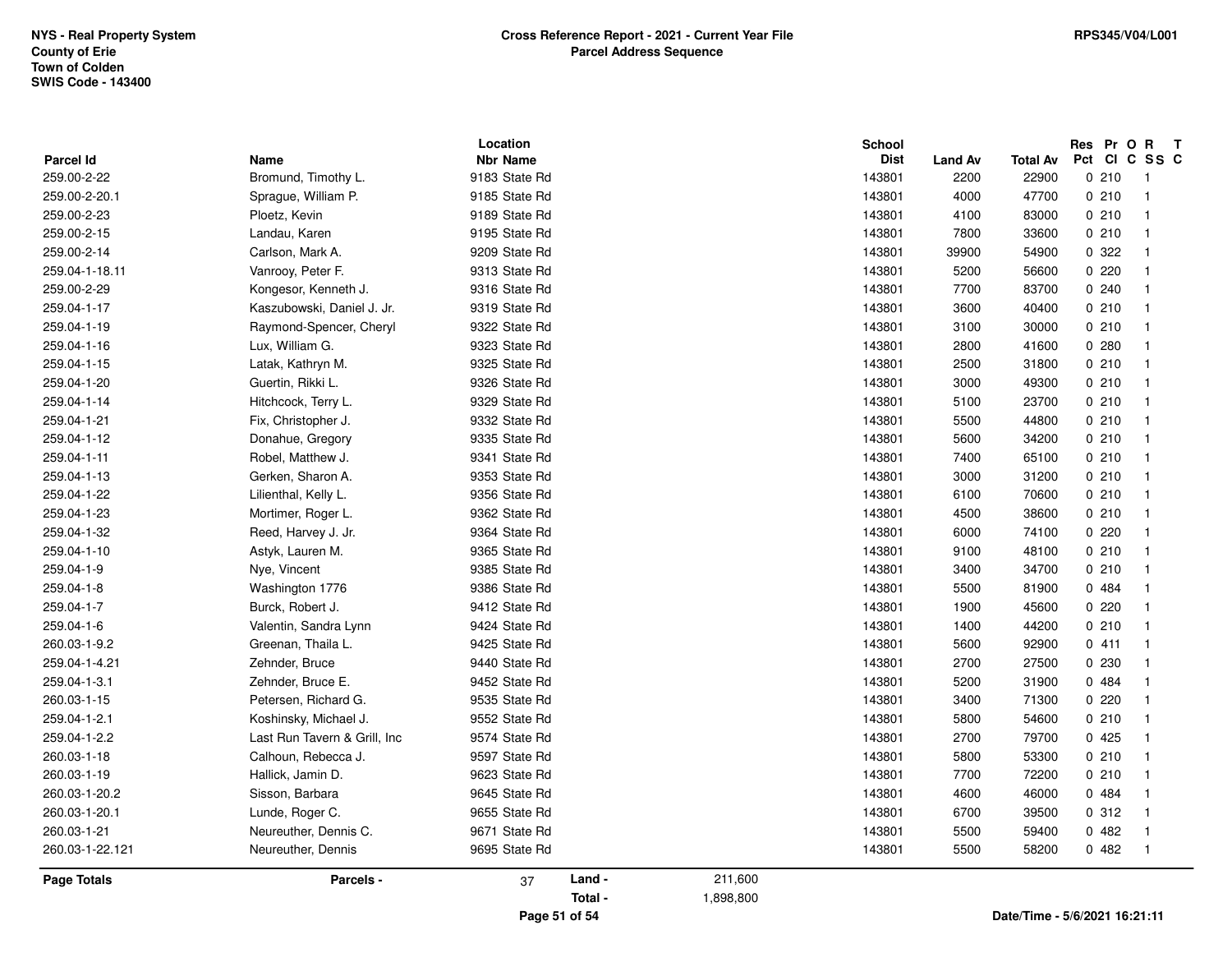NYS - Real Property System
County of Erie
Town of Colden
SWIS Code - 143400

**Cross Reference Report - 2021 - Current Year File**
**Parcel Address Sequence**

RPS345/V04/L001

| Parcel Id | Name | Location Nbr | Location Name | School Dist | Land Av | Total Av | Res Pct | Pr Cl | O C | R SS | T C |
|---|---|---|---|---|---|---|---|---|---|---|---|
| 259.00-2-22 | Bromund, Timothy L. | 9183 | State Rd | 143801 | 2200 | 22900 | 0 | 210 | | 1 | |
| 259.00-2-20.1 | Sprague, William P. | 9185 | State Rd | 143801 | 4000 | 47700 | 0 | 210 | | 1 | |
| 259.00-2-23 | Ploetz, Kevin | 9189 | State Rd | 143801 | 4100 | 83000 | 0 | 210 | | 1 | |
| 259.00-2-15 | Landau, Karen | 9195 | State Rd | 143801 | 7800 | 33600 | 0 | 210 | | 1 | |
| 259.00-2-14 | Carlson, Mark A. | 9209 | State Rd | 143801 | 39900 | 54900 | 0 | 322 | | 1 | |
| 259.04-1-18.11 | Vanrooy, Peter F. | 9313 | State Rd | 143801 | 5200 | 56600 | 0 | 220 | | 1 | |
| 259.00-2-29 | Kongesor, Kenneth J. | 9316 | State Rd | 143801 | 7700 | 83700 | 0 | 240 | | 1 | |
| 259.04-1-17 | Kaszubowski, Daniel J. Jr. | 9319 | State Rd | 143801 | 3600 | 40400 | 0 | 210 | | 1 | |
| 259.04-1-19 | Raymond-Spencer, Cheryl | 9322 | State Rd | 143801 | 3100 | 30000 | 0 | 210 | | 1 | |
| 259.04-1-16 | Lux, William G. | 9323 | State Rd | 143801 | 2800 | 41600 | 0 | 280 | | 1 | |
| 259.04-1-15 | Latak, Kathryn M. | 9325 | State Rd | 143801 | 2500 | 31800 | 0 | 210 | | 1 | |
| 259.04-1-20 | Guertin, Rikki L. | 9326 | State Rd | 143801 | 3000 | 49300 | 0 | 210 | | 1 | |
| 259.04-1-14 | Hitchcock, Terry L. | 9329 | State Rd | 143801 | 5100 | 23700 | 0 | 210 | | 1 | |
| 259.04-1-21 | Fix, Christopher J. | 9332 | State Rd | 143801 | 5500 | 44800 | 0 | 210 | | 1 | |
| 259.04-1-12 | Donahue, Gregory | 9335 | State Rd | 143801 | 5600 | 34200 | 0 | 210 | | 1 | |
| 259.04-1-11 | Robel, Matthew J. | 9341 | State Rd | 143801 | 7400 | 65100 | 0 | 210 | | 1 | |
| 259.04-1-13 | Gerken, Sharon A. | 9353 | State Rd | 143801 | 3000 | 31200 | 0 | 210 | | 1 | |
| 259.04-1-22 | Lilienthal, Kelly L. | 9356 | State Rd | 143801 | 6100 | 70600 | 0 | 210 | | 1 | |
| 259.04-1-23 | Mortimer, Roger L. | 9362 | State Rd | 143801 | 4500 | 38600 | 0 | 210 | | 1 | |
| 259.04-1-32 | Reed, Harvey J. Jr. | 9364 | State Rd | 143801 | 6000 | 74100 | 0 | 220 | | 1 | |
| 259.04-1-10 | Astyk, Lauren M. | 9365 | State Rd | 143801 | 9100 | 48100 | 0 | 210 | | 1 | |
| 259.04-1-9 | Nye, Vincent | 9385 | State Rd | 143801 | 3400 | 34700 | 0 | 210 | | 1 | |
| 259.04-1-8 | Washington 1776 | 9386 | State Rd | 143801 | 5500 | 81900 | 0 | 484 | | 1 | |
| 259.04-1-7 | Burck, Robert J. | 9412 | State Rd | 143801 | 1900 | 45600 | 0 | 220 | | 1 | |
| 259.04-1-6 | Valentin, Sandra Lynn | 9424 | State Rd | 143801 | 1400 | 44200 | 0 | 210 | | 1 | |
| 260.03-1-9.2 | Greenan, Thaila L. | 9425 | State Rd | 143801 | 5600 | 92900 | 0 | 411 | | 1 | |
| 259.04-1-4.21 | Zehnder, Bruce | 9440 | State Rd | 143801 | 2700 | 27500 | 0 | 230 | | 1 | |
| 259.04-1-3.1 | Zehnder, Bruce E. | 9452 | State Rd | 143801 | 5200 | 31900 | 0 | 484 | | 1 | |
| 260.03-1-15 | Petersen, Richard G. | 9535 | State Rd | 143801 | 3400 | 71300 | 0 | 220 | | 1 | |
| 259.04-1-2.1 | Koshinsky, Michael J. | 9552 | State Rd | 143801 | 5800 | 54600 | 0 | 210 | | 1 | |
| 259.04-1-2.2 | Last Run Tavern & Grill, Inc | 9574 | State Rd | 143801 | 2700 | 79700 | 0 | 425 | | 1 | |
| 260.03-1-18 | Calhoun, Rebecca J. | 9597 | State Rd | 143801 | 5800 | 53300 | 0 | 210 | | 1 | |
| 260.03-1-19 | Hallick, Jamin D. | 9623 | State Rd | 143801 | 7700 | 72200 | 0 | 210 | | 1 | |
| 260.03-1-20.2 | Sisson, Barbara | 9645 | State Rd | 143801 | 4600 | 46000 | 0 | 484 | | 1 | |
| 260.03-1-20.1 | Lunde, Roger C. | 9655 | State Rd | 143801 | 6700 | 39500 | 0 | 312 | | 1 | |
| 260.03-1-21 | Neureuther, Dennis C. | 9671 | State Rd | 143801 | 5500 | 59400 | 0 | 482 | | 1 | |
| 260.03-1-22.121 | Neureuther, Dennis | 9695 | State Rd | 143801 | 5500 | 58200 | 0 | 482 | | 1 | |

**Page Totals** — **Parcels -** 37 — **Land -** 211,600 — **Total -** 1,898,800

Date/Time - 5/6/2021 16:21:11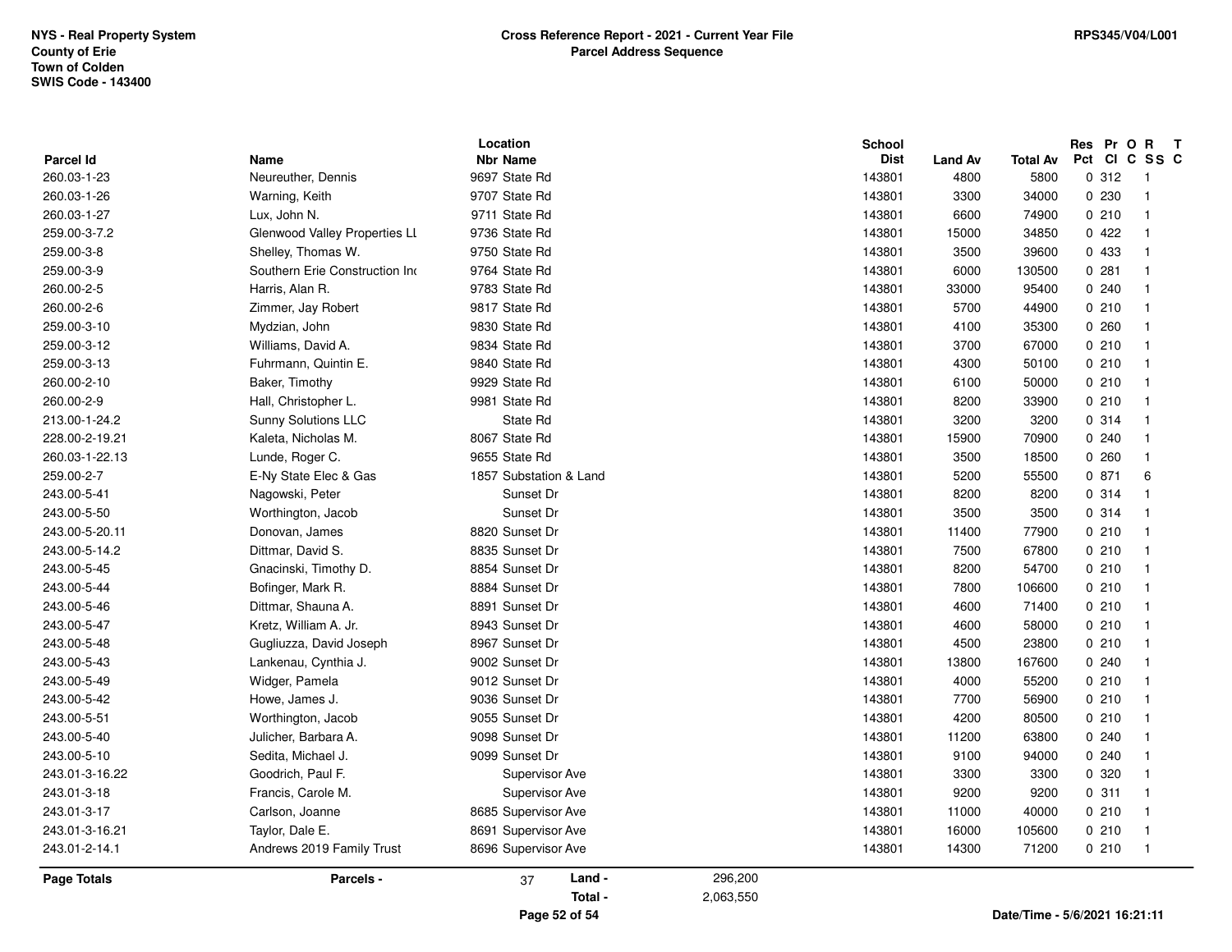NYS - Real Property System
County of Erie
Town of Colden
SWIS Code - 143400

**Cross Reference Report - 2021 - Current Year File**
**Parcel Address Sequence**

RPS345/V04/L001

| Parcel Id | Name | Location Nbr | Location Name | School Dist | Land Av | Total Av | Res Pct | Pr Cl | O C | R SS | T C |
|---|---|---|---|---|---|---|---|---|---|---|---|
| 260.03-1-23 | Neureuther, Dennis | 9697 | State Rd | 143801 | 4800 | 5800 | 0 | 312 | | 1 | |
| 260.03-1-26 | Warning, Keith | 9707 | State Rd | 143801 | 3300 | 34000 | 0 | 230 | | 1 | |
| 260.03-1-27 | Lux, John N. | 9711 | State Rd | 143801 | 6600 | 74900 | 0 | 210 | | 1 | |
| 259.00-3-7.2 | Glenwood Valley Properties LL | 9736 | State Rd | 143801 | 15000 | 34850 | 0 | 422 | | 1 | |
| 259.00-3-8 | Shelley, Thomas W. | 9750 | State Rd | 143801 | 3500 | 39600 | 0 | 433 | | 1 | |
| 259.00-3-9 | Southern Erie Construction Inc | 9764 | State Rd | 143801 | 6000 | 130500 | 0 | 281 | | 1 | |
| 260.00-2-5 | Harris, Alan R. | 9783 | State Rd | 143801 | 33000 | 95400 | 0 | 240 | | 1 | |
| 260.00-2-6 | Zimmer, Jay Robert | 9817 | State Rd | 143801 | 5700 | 44900 | 0 | 210 | | 1 | |
| 259.00-3-10 | Mydzian, John | 9830 | State Rd | 143801 | 4100 | 35300 | 0 | 260 | | 1 | |
| 259.00-3-12 | Williams, David A. | 9834 | State Rd | 143801 | 3700 | 67000 | 0 | 210 | | 1 | |
| 259.00-3-13 | Fuhrmann, Quintin E. | 9840 | State Rd | 143801 | 4300 | 50100 | 0 | 210 | | 1 | |
| 260.00-2-10 | Baker, Timothy | 9929 | State Rd | 143801 | 6100 | 50000 | 0 | 210 | | 1 | |
| 260.00-2-9 | Hall, Christopher L. | 9981 | State Rd | 143801 | 8200 | 33900 | 0 | 210 | | 1 | |
| 213.00-1-24.2 | Sunny Solutions LLC | | State Rd | 143801 | 3200 | 3200 | 0 | 314 | | 1 | |
| 228.00-2-19.21 | Kaleta, Nicholas M. | 8067 | State Rd | 143801 | 15900 | 70900 | 0 | 240 | | 1 | |
| 260.03-1-22.13 | Lunde, Roger C. | 9655 | State Rd | 143801 | 3500 | 18500 | 0 | 260 | | 1 | |
| 259.00-2-7 | E-Ny State Elec & Gas | 1857 | Substation & Land | 143801 | 5200 | 55500 | 0 | 871 | | 6 | |
| 243.00-5-41 | Nagowski, Peter | | Sunset Dr | 143801 | 8200 | 8200 | 0 | 314 | | 1 | |
| 243.00-5-50 | Worthington, Jacob | | Sunset Dr | 143801 | 3500 | 3500 | 0 | 314 | | 1 | |
| 243.00-5-20.11 | Donovan, James | 8820 | Sunset Dr | 143801 | 11400 | 77900 | 0 | 210 | | 1 | |
| 243.00-5-14.2 | Dittmar, David S. | 8835 | Sunset Dr | 143801 | 7500 | 67800 | 0 | 210 | | 1 | |
| 243.00-5-45 | Gnacinski, Timothy D. | 8854 | Sunset Dr | 143801 | 8200 | 54700 | 0 | 210 | | 1 | |
| 243.00-5-44 | Bofinger, Mark R. | 8884 | Sunset Dr | 143801 | 7800 | 106600 | 0 | 210 | | 1 | |
| 243.00-5-46 | Dittmar, Shauna A. | 8891 | Sunset Dr | 143801 | 4600 | 71400 | 0 | 210 | | 1 | |
| 243.00-5-47 | Kretz, William A. Jr. | 8943 | Sunset Dr | 143801 | 4600 | 58000 | 0 | 210 | | 1 | |
| 243.00-5-48 | Gugliuzza, David Joseph | 8967 | Sunset Dr | 143801 | 4500 | 23800 | 0 | 210 | | 1 | |
| 243.00-5-43 | Lankenau, Cynthia J. | 9002 | Sunset Dr | 143801 | 13800 | 167600 | 0 | 240 | | 1 | |
| 243.00-5-49 | Widger, Pamela | 9012 | Sunset Dr | 143801 | 4000 | 55200 | 0 | 210 | | 1 | |
| 243.00-5-42 | Howe, James J. | 9036 | Sunset Dr | 143801 | 7700 | 56900 | 0 | 210 | | 1 | |
| 243.00-5-51 | Worthington, Jacob | 9055 | Sunset Dr | 143801 | 4200 | 80500 | 0 | 210 | | 1 | |
| 243.00-5-40 | Julicher, Barbara A. | 9098 | Sunset Dr | 143801 | 11200 | 63800 | 0 | 240 | | 1 | |
| 243.00-5-10 | Sedita, Michael J. | 9099 | Sunset Dr | 143801 | 9100 | 94000 | 0 | 240 | | 1 | |
| 243.01-3-16.22 | Goodrich, Paul F. | | Supervisor Ave | 143801 | 3300 | 3300 | 0 | 320 | | 1 | |
| 243.01-3-18 | Francis, Carole M. | | Supervisor Ave | 143801 | 9200 | 9200 | 0 | 311 | | 1 | |
| 243.01-3-17 | Carlson, Joanne | 8685 | Supervisor Ave | 143801 | 11000 | 40000 | 0 | 210 | | 1 | |
| 243.01-3-16.21 | Taylor, Dale E. | 8691 | Supervisor Ave | 143801 | 16000 | 105600 | 0 | 210 | | 1 | |
| 243.01-2-14.1 | Andrews 2019 Family Trust | 8696 | Supervisor Ave | 143801 | 14300 | 71200 | 0 | 210 | | 1 | |

**Page Totals** — Parcels - 37 — Land - 296,200 — Total - 2,063,550

Date/Time - 5/6/2021 16:21:11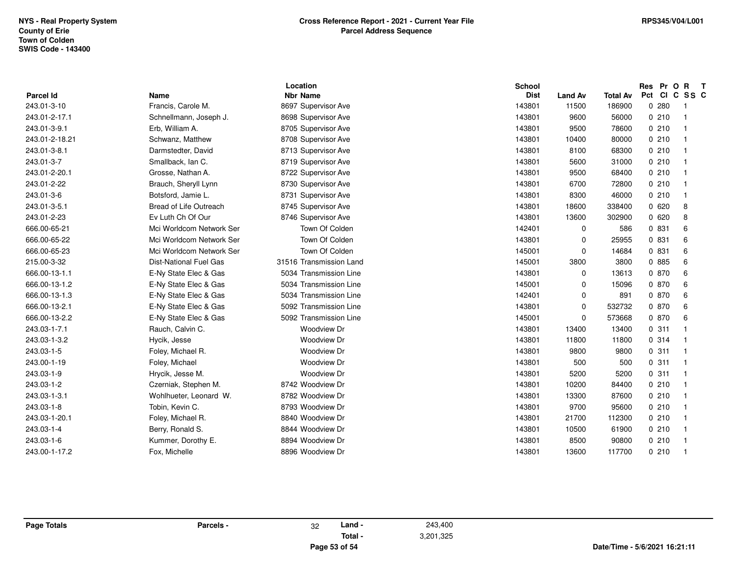NYS - Real Property System
County of Erie
Town of Colden
SWIS Code - 143400

**Cross Reference Report - 2021 - Current Year File**
**Parcel Address Sequence**

RPS345/V04/L001

| Parcel Id | Name | Location Nbr | Location Name | School Dist | Land Av | Total Av | Res Pct | Pr Cl | O C | R SS | T C |
|---|---|---|---|---|---|---|---|---|---|---|---|
| 243.01-3-10 | Francis, Carole M. | 8697 | Supervisor Ave | 143801 | 11500 | 186900 | 0 | 280 | | 1 | |
| 243.01-2-17.1 | Schnellmann, Joseph J. | 8698 | Supervisor Ave | 143801 | 9600 | 56000 | 0 | 210 | | 1 | |
| 243.01-3-9.1 | Erb, William A. | 8705 | Supervisor Ave | 143801 | 9500 | 78600 | 0 | 210 | | 1 | |
| 243.01-2-18.21 | Schwanz, Matthew | 8708 | Supervisor Ave | 143801 | 10400 | 80000 | 0 | 210 | | 1 | |
| 243.01-3-8.1 | Darmstedter, David | 8713 | Supervisor Ave | 143801 | 8100 | 68300 | 0 | 210 | | 1 | |
| 243.01-3-7 | Smallback, Ian C. | 8719 | Supervisor Ave | 143801 | 5600 | 31000 | 0 | 210 | | 1 | |
| 243.01-2-20.1 | Grosse, Nathan A. | 8722 | Supervisor Ave | 143801 | 9500 | 68400 | 0 | 210 | | 1 | |
| 243.01-2-22 | Brauch, Sheryll Lynn | 8730 | Supervisor Ave | 143801 | 6700 | 72800 | 0 | 210 | | 1 | |
| 243.01-3-6 | Botsford, Jamie L. | 8731 | Supervisor Ave | 143801 | 8300 | 46000 | 0 | 210 | | 1 | |
| 243.01-3-5.1 | Bread of Life Outreach | 8745 | Supervisor Ave | 143801 | 18600 | 338400 | 0 | 620 | | 8 | |
| 243.01-2-23 | Ev Luth Ch Of Our | 8746 | Supervisor Ave | 143801 | 13600 | 302900 | 0 | 620 | | 8 | |
| 666.00-65-21 | Mci Worldcom Network Ser | | Town Of Colden | 142401 | 0 | 586 | 0 | 831 | | 6 | |
| 666.00-65-22 | Mci Worldcom Network Ser | | Town Of Colden | 143801 | 0 | 25955 | 0 | 831 | | 6 | |
| 666.00-65-23 | Mci Worldcom Network Ser | | Town Of Colden | 145001 | 0 | 14684 | 0 | 831 | | 6 | |
| 215.00-3-32 | Dist-National Fuel Gas | 31516 | Transmission Land | 145001 | 3800 | 3800 | 0 | 885 | | 6 | |
| 666.00-13-1.1 | E-Ny State Elec & Gas | 5034 | Transmission Line | 143801 | 0 | 13613 | 0 | 870 | | 6 | |
| 666.00-13-1.2 | E-Ny State Elec & Gas | 5034 | Transmission Line | 145001 | 0 | 15096 | 0 | 870 | | 6 | |
| 666.00-13-1.3 | E-Ny State Elec & Gas | 5034 | Transmission Line | 142401 | 0 | 891 | 0 | 870 | | 6 | |
| 666.00-13-2.1 | E-Ny State Elec & Gas | 5092 | Transmission Line | 143801 | 0 | 532732 | 0 | 870 | | 6 | |
| 666.00-13-2.2 | E-Ny State Elec & Gas | 5092 | Transmission Line | 145001 | 0 | 573668 | 0 | 870 | | 6 | |
| 243.03-1-7.1 | Rauch, Calvin C. | | Woodview Dr | 143801 | 13400 | 13400 | 0 | 311 | | 1 | |
| 243.03-1-3.2 | Hycik, Jesse | | Woodview Dr | 143801 | 11800 | 11800 | 0 | 314 | | 1 | |
| 243.03-1-5 | Foley, Michael R. | | Woodview Dr | 143801 | 9800 | 9800 | 0 | 311 | | 1 | |
| 243.00-1-19 | Foley, Michael | | Woodview Dr | 143801 | 500 | 500 | 0 | 311 | | 1 | |
| 243.03-1-9 | Hrycik, Jesse M. | | Woodview Dr | 143801 | 5200 | 5200 | 0 | 311 | | 1 | |
| 243.03-1-2 | Czerniak, Stephen M. | 8742 | Woodview Dr | 143801 | 10200 | 84400 | 0 | 210 | | 1 | |
| 243.03-1-3.1 | Wohlhueter, Leonard W. | 8782 | Woodview Dr | 143801 | 13300 | 87600 | 0 | 210 | | 1 | |
| 243.03-1-8 | Tobin, Kevin C. | 8793 | Woodview Dr | 143801 | 9700 | 95600 | 0 | 210 | | 1 | |
| 243.03-1-20.1 | Foley, Michael R. | 8840 | Woodview Dr | 143801 | 21700 | 112300 | 0 | 210 | | 1 | |
| 243.03-1-4 | Berry, Ronald S. | 8844 | Woodview Dr | 143801 | 10500 | 61900 | 0 | 210 | | 1 | |
| 243.03-1-6 | Kummer, Dorothy E. | 8894 | Woodview Dr | 143801 | 8500 | 90800 | 0 | 210 | | 1 | |
| 243.00-1-17.2 | Fox, Michelle | 8896 | Woodview Dr | 143801 | 13600 | 117700 | 0 | 210 | | 1 | |

**Page Totals** **Parcels -** 32 **Land -** 243,400 **Total -** 3,201,325

**Date/Time - 5/6/2021 16:21:11**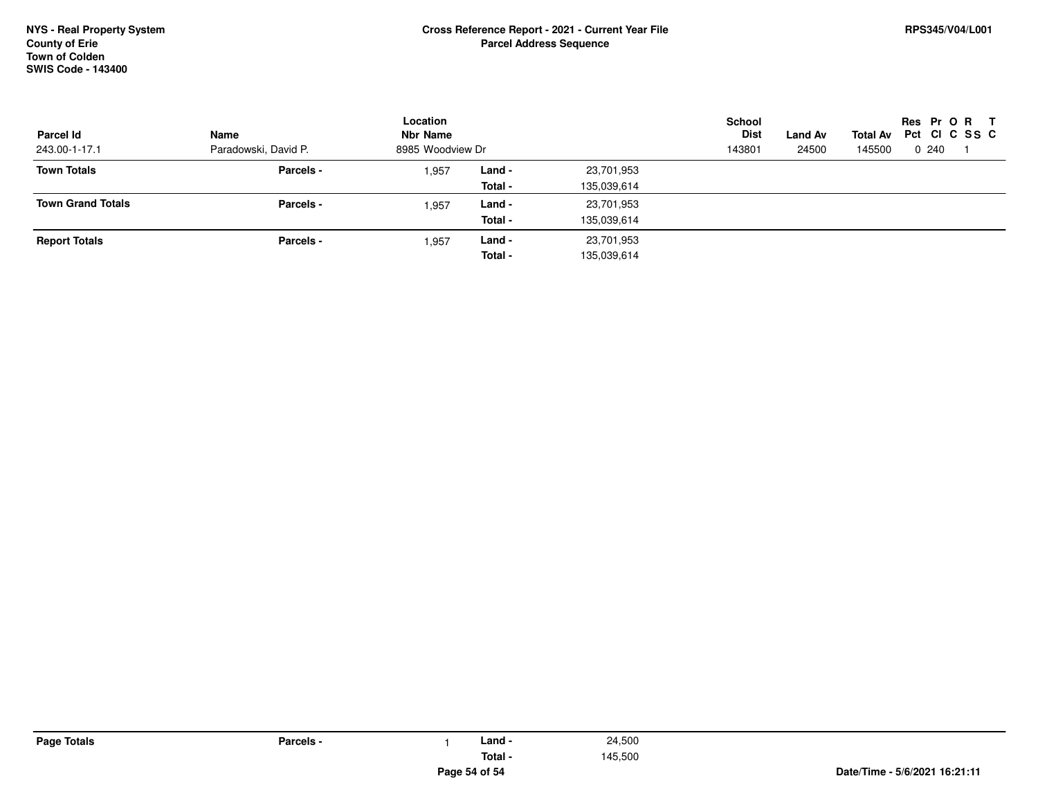NYS - Real Property System
County of Erie
Town of Colden
SWIS Code - 143400

**Cross Reference Report - 2021 - Current Year File**
**Parcel Address Sequence**

RPS345/V04/L001

| Parcel Id | Name | Location Nbr Name | School Dist | Land Av | Total Av | Res Pct | Pr Cl | O C | R SS | T C |
|---|---|---|---|---|---|---|---|---|---|---|
| 243.00-1-17.1 | Paradowski, David P. | 8985 Woodview Dr | 143801 | 24500 | 145500 | 0 | 240 | | 1 | |

| | | | | |
|---|---|---|---|---|
| **Town Totals** | **Parcels -** | 1,957 | **Land -** | 23,701,953 |
| | | | **Total -** | 135,039,614 |
| **Town Grand Totals** | **Parcels -** | 1,957 | **Land -** | 23,701,953 |
| | | | **Total -** | 135,039,614 |
| **Report Totals** | **Parcels -** | 1,957 | **Land -** | 23,701,953 |
| | | | **Total -** | 135,039,614 |

| | | | | |
|---|---|---|---|---|
| **Page Totals** | **Parcels -** | 1 | **Land -** | 24,500 |
| | | | **Total -** | 145,500 |

**Date/Time - 5/6/2021 16:21:11**